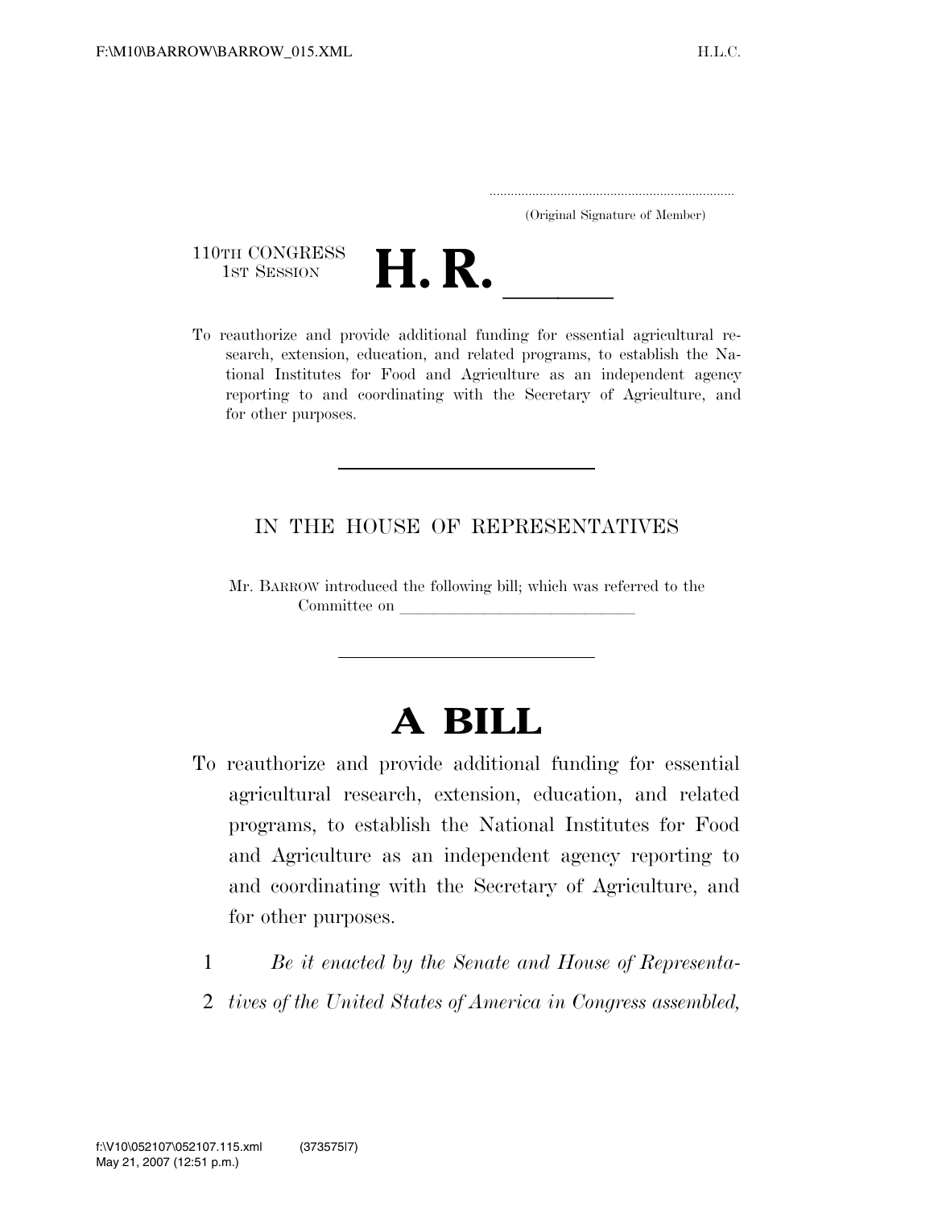.....................................................................

(Original Signature of Member)

110TH CONGRESS
1ST SESSION

# H. R. \_\_\_\_\_\_

To reauthorize and provide additional funding for essential agricultural research, extension, education, and related programs, to establish the National Institutes for Food and Agriculture as an independent agency reporting to and coordinating with the Secretary of Agriculture, and for other purposes.

---

IN THE HOUSE OF REPRESENTATIVES

Mr. BARROW introduced the following bill; which was referred to the Committee on \_\_\_\_\_\_\_\_\_\_\_\_\_\_\_\_\_\_\_\_\_\_\_\_\_\_\_\_\_\_

---

# A BILL

To reauthorize and provide additional funding for essential agricultural research, extension, education, and related programs, to establish the National Institutes for Food and Agriculture as an independent agency reporting to and coordinating with the Secretary of Agriculture, and for other purposes.

1 *Be it enacted by the Senate and House of Representa-*
2 *tives of the United States of America in Congress assembled,*

f:\V10\052107\052107.115.xml (373575|7)
May 21, 2007 (12:51 p.m.)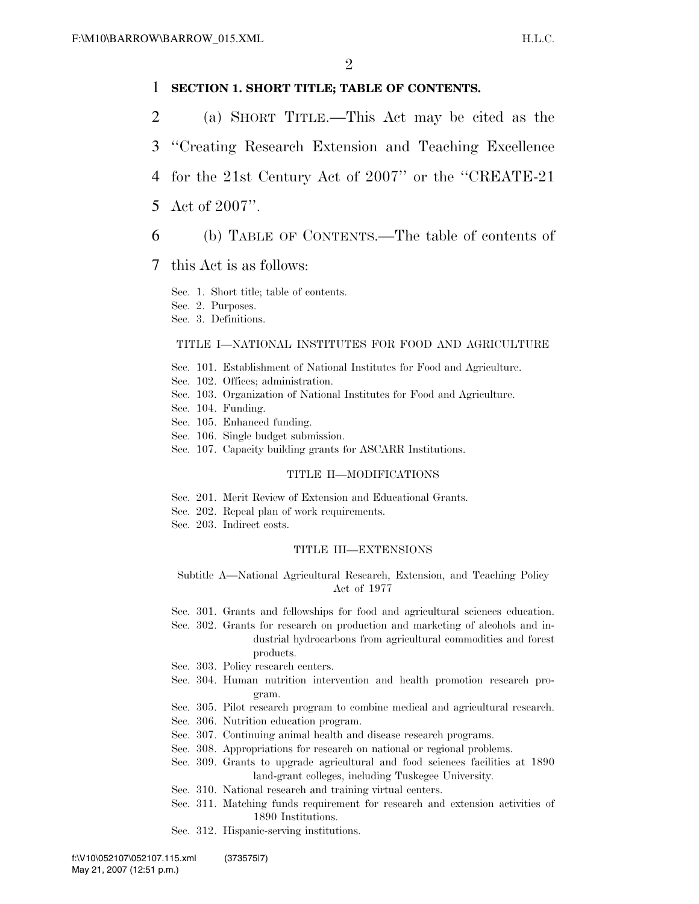**SECTION 1. SHORT TITLE; TABLE OF CONTENTS.**

(a) SHORT TITLE.—This Act may be cited as the ''Creating Research Extension and Teaching Excellence for the 21st Century Act of 2007'' or the ''CREATE-21 Act of 2007''.

(b) TABLE OF CONTENTS.—The table of contents of this Act is as follows:

Sec. 1. Short title; table of contents.
Sec. 2. Purposes.
Sec. 3. Definitions.

TITLE I—NATIONAL INSTITUTES FOR FOOD AND AGRICULTURE

Sec. 101. Establishment of National Institutes for Food and Agriculture.
Sec. 102. Offices; administration.
Sec. 103. Organization of National Institutes for Food and Agriculture.
Sec. 104. Funding.
Sec. 105. Enhanced funding.
Sec. 106. Single budget submission.
Sec. 107. Capacity building grants for ASCARR Institutions.

TITLE II—MODIFICATIONS

Sec. 201. Merit Review of Extension and Educational Grants.
Sec. 202. Repeal plan of work requirements.
Sec. 203. Indirect costs.

TITLE III—EXTENSIONS

Subtitle A—National Agricultural Research, Extension, and Teaching Policy Act of 1977

Sec. 301. Grants and fellowships for food and agricultural sciences education.
Sec. 302. Grants for research on production and marketing of alcohols and industrial hydrocarbons from agricultural commodities and forest products.
Sec. 303. Policy research centers.
Sec. 304. Human nutrition intervention and health promotion research program.
Sec. 305. Pilot research program to combine medical and agricultural research.
Sec. 306. Nutrition education program.
Sec. 307. Continuing animal health and disease research programs.
Sec. 308. Appropriations for research on national or regional problems.
Sec. 309. Grants to upgrade agricultural and food sciences facilities at 1890 land-grant colleges, including Tuskegee University.
Sec. 310. National research and training virtual centers.
Sec. 311. Matching funds requirement for research and extension activities of 1890 Institutions.
Sec. 312. Hispanic-serving institutions.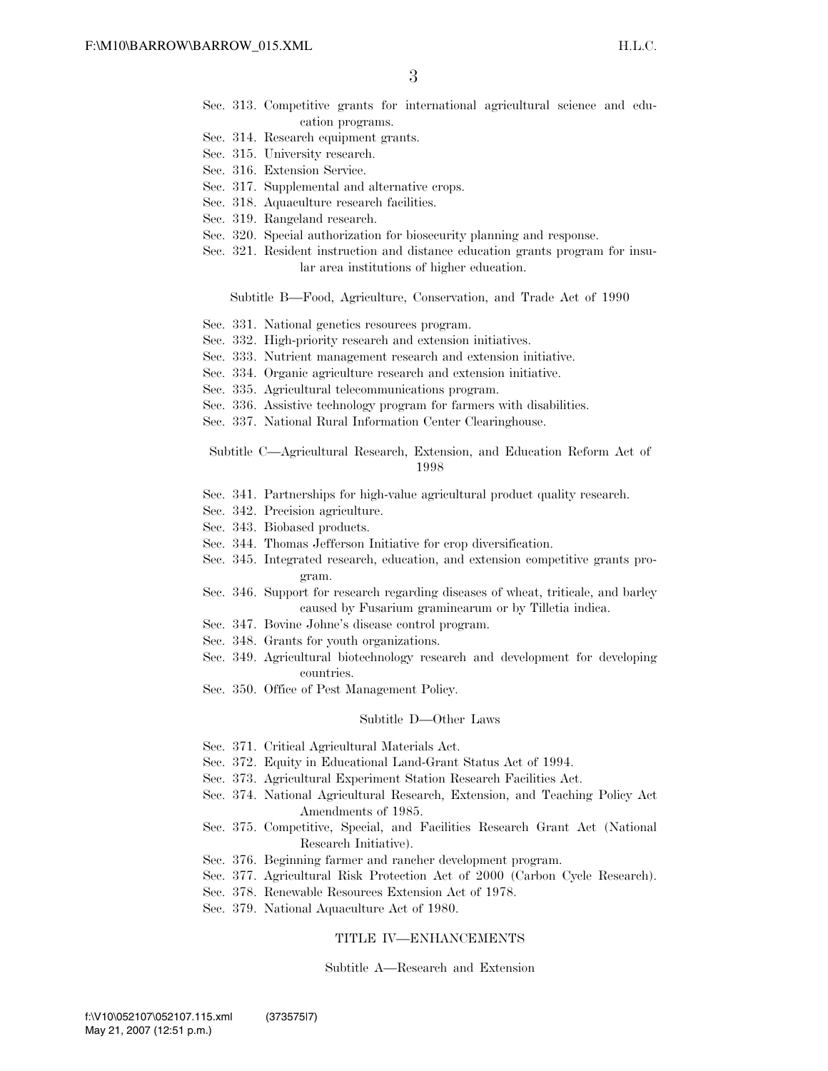Sec. 313. Competitive grants for international agricultural science and education programs.
Sec. 314. Research equipment grants.
Sec. 315. University research.
Sec. 316. Extension Service.
Sec. 317. Supplemental and alternative crops.
Sec. 318. Aquaculture research facilities.
Sec. 319. Rangeland research.
Sec. 320. Special authorization for biosecurity planning and response.
Sec. 321. Resident instruction and distance education grants program for insular area institutions of higher education.

Subtitle B—Food, Agriculture, Conservation, and Trade Act of 1990

Sec. 331. National genetics resources program.
Sec. 332. High-priority research and extension initiatives.
Sec. 333. Nutrient management research and extension initiative.
Sec. 334. Organic agriculture research and extension initiative.
Sec. 335. Agricultural telecommunications program.
Sec. 336. Assistive technology program for farmers with disabilities.
Sec. 337. National Rural Information Center Clearinghouse.

Subtitle C—Agricultural Research, Extension, and Education Reform Act of 1998

Sec. 341. Partnerships for high-value agricultural product quality research.
Sec. 342. Precision agriculture.
Sec. 343. Biobased products.
Sec. 344. Thomas Jefferson Initiative for crop diversification.
Sec. 345. Integrated research, education, and extension competitive grants program.
Sec. 346. Support for research regarding diseases of wheat, triticale, and barley caused by Fusarium graminearum or by Tilletia indica.
Sec. 347. Bovine Johne's disease control program.
Sec. 348. Grants for youth organizations.
Sec. 349. Agricultural biotechnology research and development for developing countries.
Sec. 350. Office of Pest Management Policy.

Subtitle D—Other Laws

Sec. 371. Critical Agricultural Materials Act.
Sec. 372. Equity in Educational Land-Grant Status Act of 1994.
Sec. 373. Agricultural Experiment Station Research Facilities Act.
Sec. 374. National Agricultural Research, Extension, and Teaching Policy Act Amendments of 1985.
Sec. 375. Competitive, Special, and Facilities Research Grant Act (National Research Initiative).
Sec. 376. Beginning farmer and rancher development program.
Sec. 377. Agricultural Risk Protection Act of 2000 (Carbon Cycle Research).
Sec. 378. Renewable Resources Extension Act of 1978.
Sec. 379. National Aquaculture Act of 1980.

TITLE IV—ENHANCEMENTS

Subtitle A—Research and Extension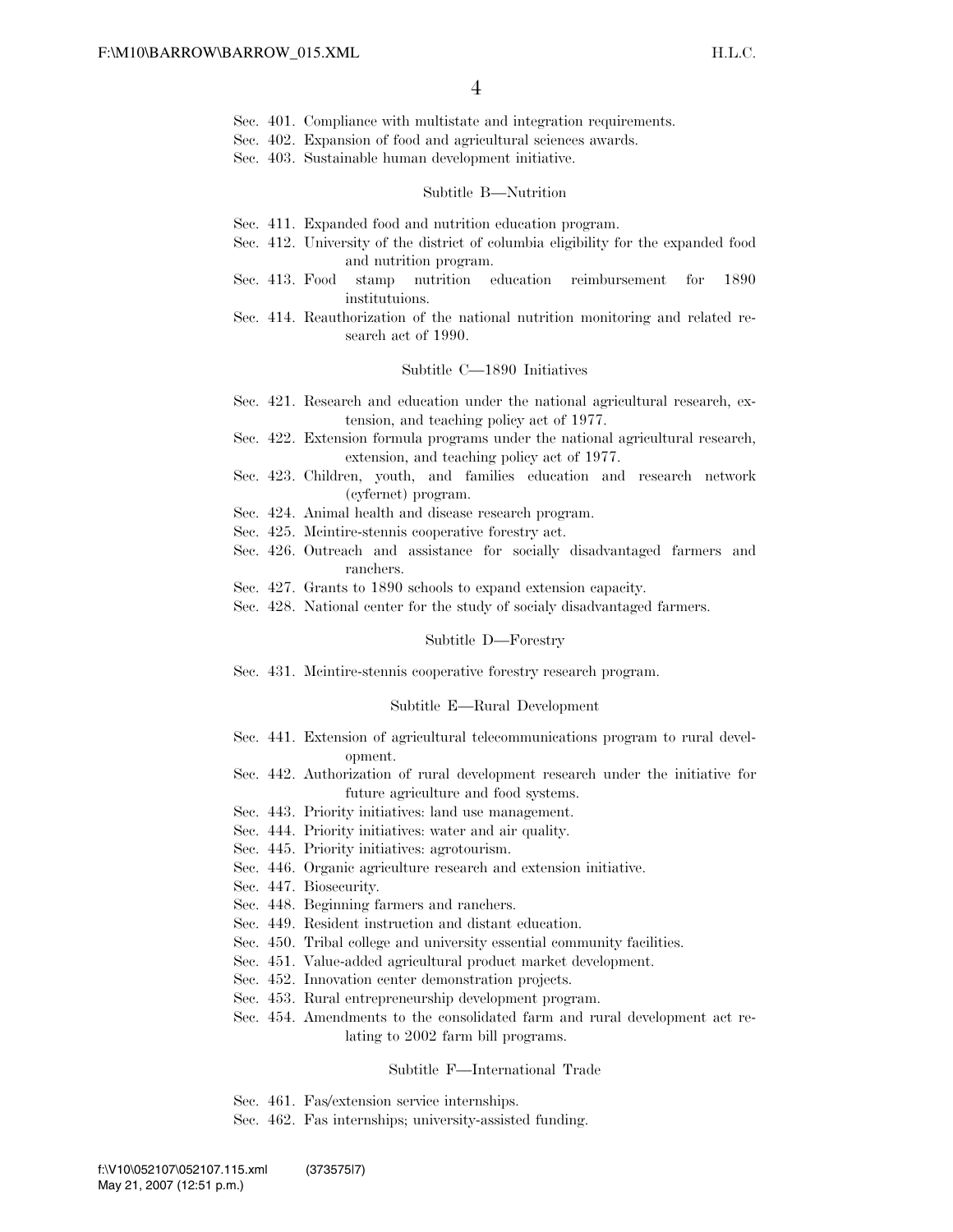Sec. 401. Compliance with multistate and integration requirements.
Sec. 402. Expansion of food and agricultural sciences awards.
Sec. 403. Sustainable human development initiative.

Subtitle B—Nutrition

Sec. 411. Expanded food and nutrition education program.
Sec. 412. University of the district of columbia eligibility for the expanded food and nutrition program.
Sec. 413. Food stamp nutrition education reimbursement for 1890 institutuions.
Sec. 414. Reauthorization of the national nutrition monitoring and related research act of 1990.

Subtitle C—1890 Initiatives

Sec. 421. Research and education under the national agricultural research, extension, and teaching policy act of 1977.
Sec. 422. Extension formula programs under the national agricultural research, extension, and teaching policy act of 1977.
Sec. 423. Children, youth, and families education and research network (cyfernet) program.
Sec. 424. Animal health and disease research program.
Sec. 425. Mcintire-stennis cooperative forestry act.
Sec. 426. Outreach and assistance for socially disadvantaged farmers and ranchers.
Sec. 427. Grants to 1890 schools to expand extension capacity.
Sec. 428. National center for the study of socialy disadvantaged farmers.

Subtitle D—Forestry

Sec. 431. Mcintire-stennis cooperative forestry research program.

Subtitle E—Rural Development

Sec. 441. Extension of agricultural telecommunications program to rural development.
Sec. 442. Authorization of rural development research under the initiative for future agriculture and food systems.
Sec. 443. Priority initiatives: land use management.
Sec. 444. Priority initiatives: water and air quality.
Sec. 445. Priority initiatives: agrotourism.
Sec. 446. Organic agriculture research and extension initiative.
Sec. 447. Biosecurity.
Sec. 448. Beginning farmers and ranchers.
Sec. 449. Resident instruction and distant education.
Sec. 450. Tribal college and university essential community facilities.
Sec. 451. Value-added agricultural product market development.
Sec. 452. Innovation center demonstration projects.
Sec. 453. Rural entrepreneurship development program.
Sec. 454. Amendments to the consolidated farm and rural development act relating to 2002 farm bill programs.

Subtitle F—International Trade

Sec. 461. Fas/extension service internships.
Sec. 462. Fas internships; university-assisted funding.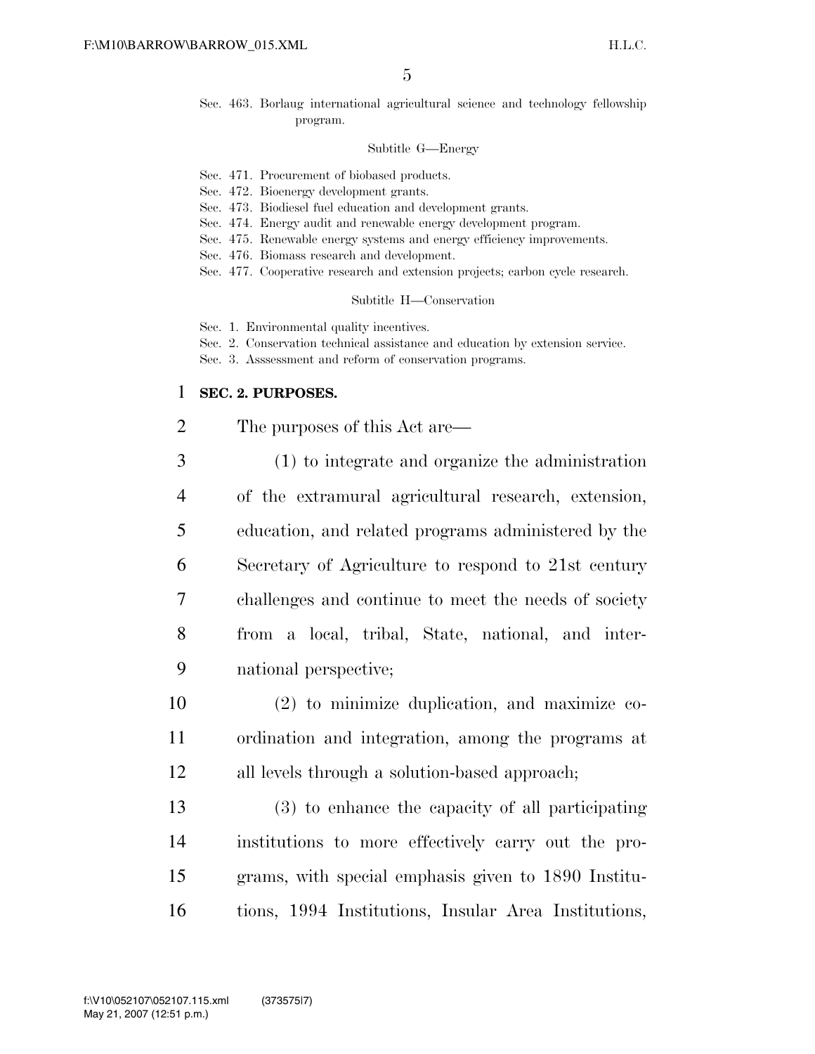Sec. 463. Borlaug international agricultural science and technology fellowship program.

Subtitle G—Energy

Sec. 471. Procurement of biobased products.
Sec. 472. Bioenergy development grants.
Sec. 473. Biodiesel fuel education and development grants.
Sec. 474. Energy audit and renewable energy development program.
Sec. 475. Renewable energy systems and energy efficiency improvements.
Sec. 476. Biomass research and development.
Sec. 477. Cooperative research and extension projects; carbon cycle research.

Subtitle H—Conservation

Sec. 1. Environmental quality incentives.
Sec. 2. Conservation technical assistance and education by extension service.
Sec. 3. Asssessment and reform of conservation programs.

**SEC. 2. PURPOSES.**

The purposes of this Act are—

(1) to integrate and organize the administration of the extramural agricultural research, extension, education, and related programs administered by the Secretary of Agriculture to respond to 21st century challenges and continue to meet the needs of society from a local, tribal, State, national, and international perspective;

(2) to minimize duplication, and maximize coordination and integration, among the programs at all levels through a solution-based approach;

(3) to enhance the capacity of all participating institutions to more effectively carry out the programs, with special emphasis given to 1890 Institutions, 1994 Institutions, Insular Area Institutions,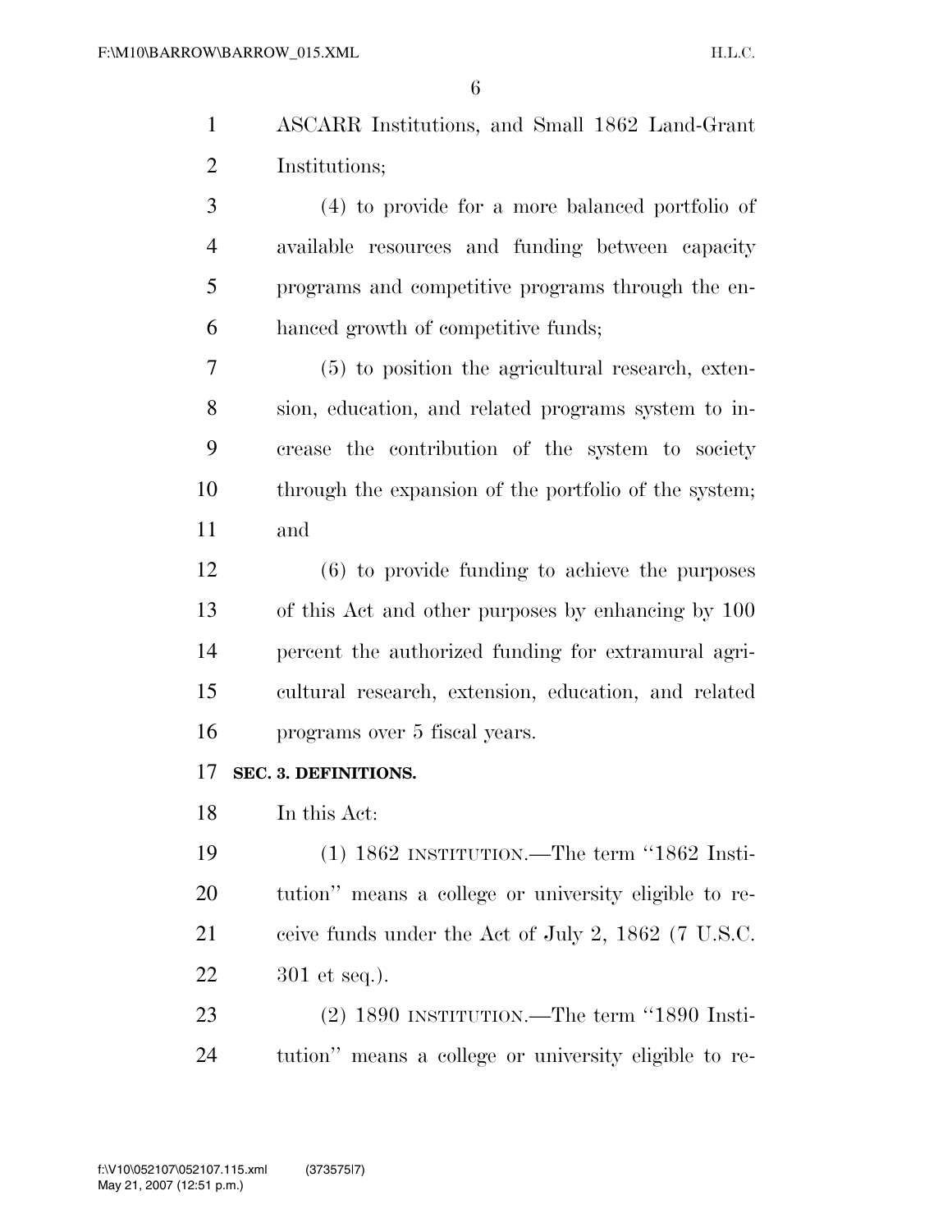ASCARR Institutions, and Small 1862 Land-Grant Institutions;

(4) to provide for a more balanced portfolio of available resources and funding between capacity programs and competitive programs through the enhanced growth of competitive funds;

(5) to position the agricultural research, extension, education, and related programs system to increase the contribution of the system to society through the expansion of the portfolio of the system; and

(6) to provide funding to achieve the purposes of this Act and other purposes by enhancing by 100 percent the authorized funding for extramural agricultural research, extension, education, and related programs over 5 fiscal years.

**SEC. 3. DEFINITIONS.**

In this Act:

(1) 1862 INSTITUTION.—The term ''1862 Institution'' means a college or university eligible to receive funds under the Act of July 2, 1862 (7 U.S.C. 301 et seq.).

(2) 1890 INSTITUTION.—The term ''1890 Institution'' means a college or university eligible to re-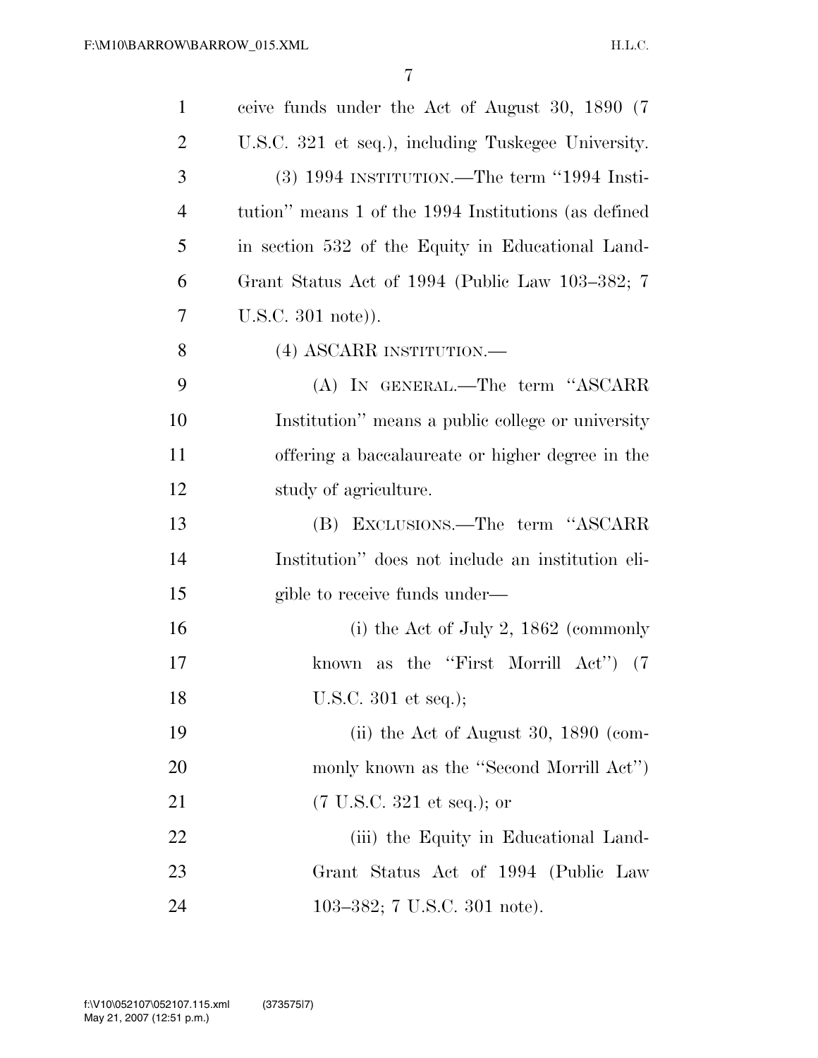ceive funds under the Act of August 30, 1890 (7 U.S.C. 321 et seq.), including Tuskegee University.

(3) 1994 INSTITUTION.—The term ''1994 Institution'' means 1 of the 1994 Institutions (as defined in section 532 of the Equity in Educational Land-Grant Status Act of 1994 (Public Law 103–382; 7 U.S.C. 301 note)).

(4) ASCARR INSTITUTION.—

(A) IN GENERAL.—The term ''ASCARR Institution'' means a public college or university offering a baccalaureate or higher degree in the study of agriculture.

(B) EXCLUSIONS.—The term ''ASCARR Institution'' does not include an institution eligible to receive funds under—

(i) the Act of July 2, 1862 (commonly known as the ''First Morrill Act'') (7 U.S.C. 301 et seq.);

(ii) the Act of August 30, 1890 (commonly known as the ''Second Morrill Act'') (7 U.S.C. 321 et seq.); or

(iii) the Equity in Educational Land-Grant Status Act of 1994 (Public Law 103–382; 7 U.S.C. 301 note).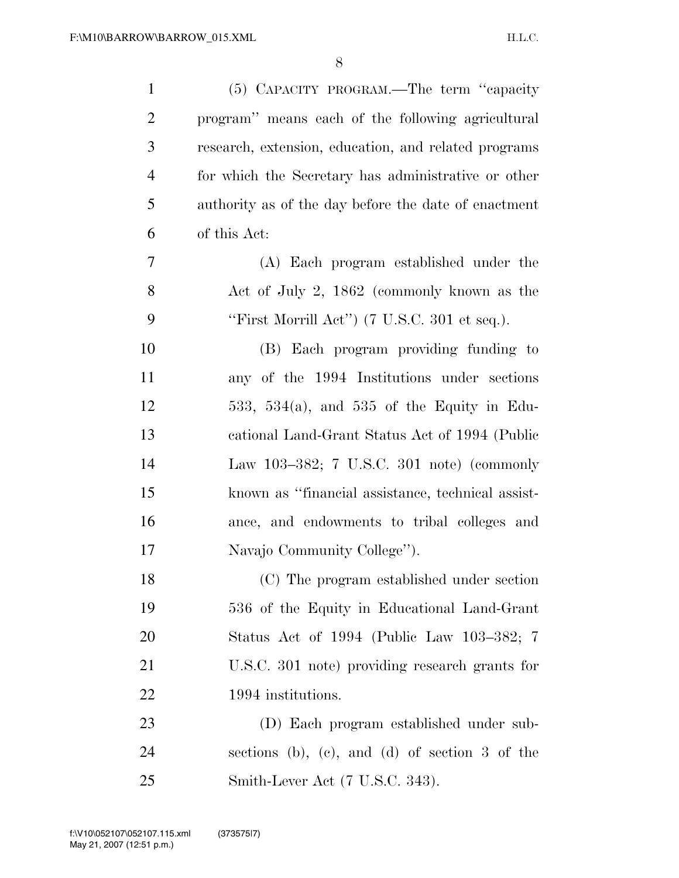(5) CAPACITY PROGRAM.—The term ''capacity program'' means each of the following agricultural research, extension, education, and related programs for which the Secretary has administrative or other authority as of the day before the date of enactment of this Act:

(A) Each program established under the Act of July 2, 1862 (commonly known as the ''First Morrill Act'') (7 U.S.C. 301 et seq.).

(B) Each program providing funding to any of the 1994 Institutions under sections 533, 534(a), and 535 of the Equity in Educational Land-Grant Status Act of 1994 (Public Law 103–382; 7 U.S.C. 301 note) (commonly known as ''financial assistance, technical assistance, and endowments to tribal colleges and Navajo Community College'').

(C) The program established under section 536 of the Equity in Educational Land-Grant Status Act of 1994 (Public Law 103–382; 7 U.S.C. 301 note) providing research grants for 1994 institutions.

(D) Each program established under subsections (b), (c), and (d) of section 3 of the Smith-Lever Act (7 U.S.C. 343).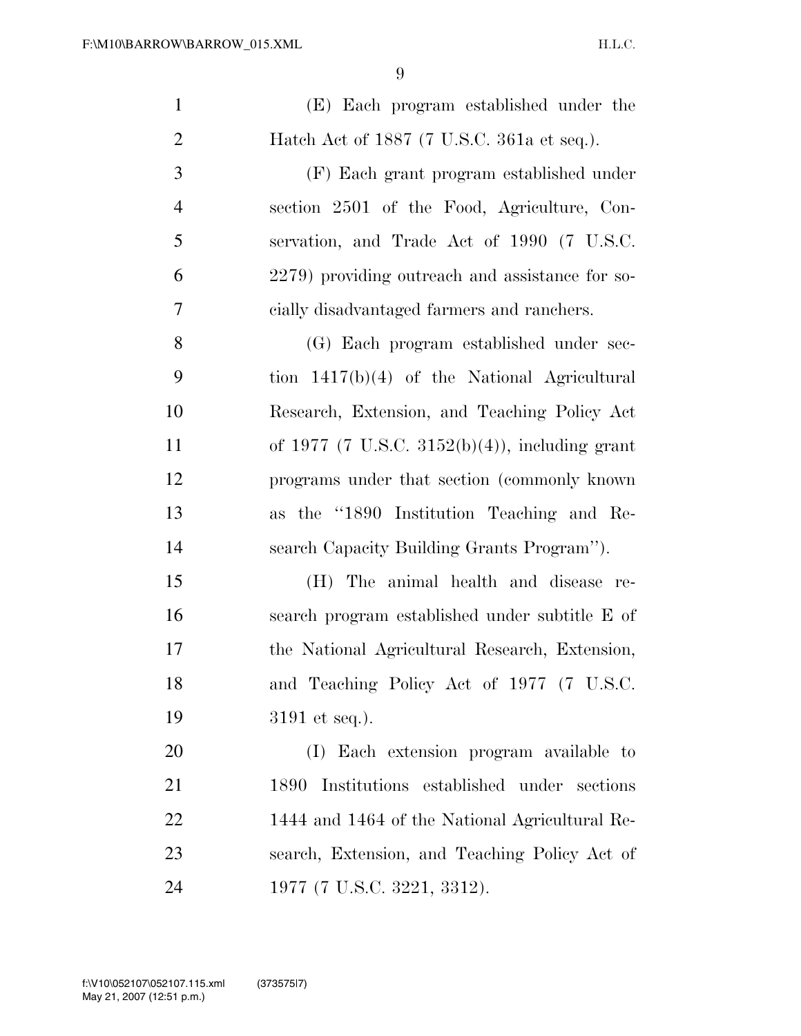(E) Each program established under the Hatch Act of 1887 (7 U.S.C. 361a et seq.).

(F) Each grant program established under section 2501 of the Food, Agriculture, Conservation, and Trade Act of 1990 (7 U.S.C. 2279) providing outreach and assistance for socially disadvantaged farmers and ranchers.

(G) Each program established under section 1417(b)(4) of the National Agricultural Research, Extension, and Teaching Policy Act of 1977 (7 U.S.C. 3152(b)(4)), including grant programs under that section (commonly known as the "1890 Institution Teaching and Research Capacity Building Grants Program").

(H) The animal health and disease research program established under subtitle E of the National Agricultural Research, Extension, and Teaching Policy Act of 1977 (7 U.S.C. 3191 et seq.).

(I) Each extension program available to 1890 Institutions established under sections 1444 and 1464 of the National Agricultural Research, Extension, and Teaching Policy Act of 1977 (7 U.S.C. 3221, 3312).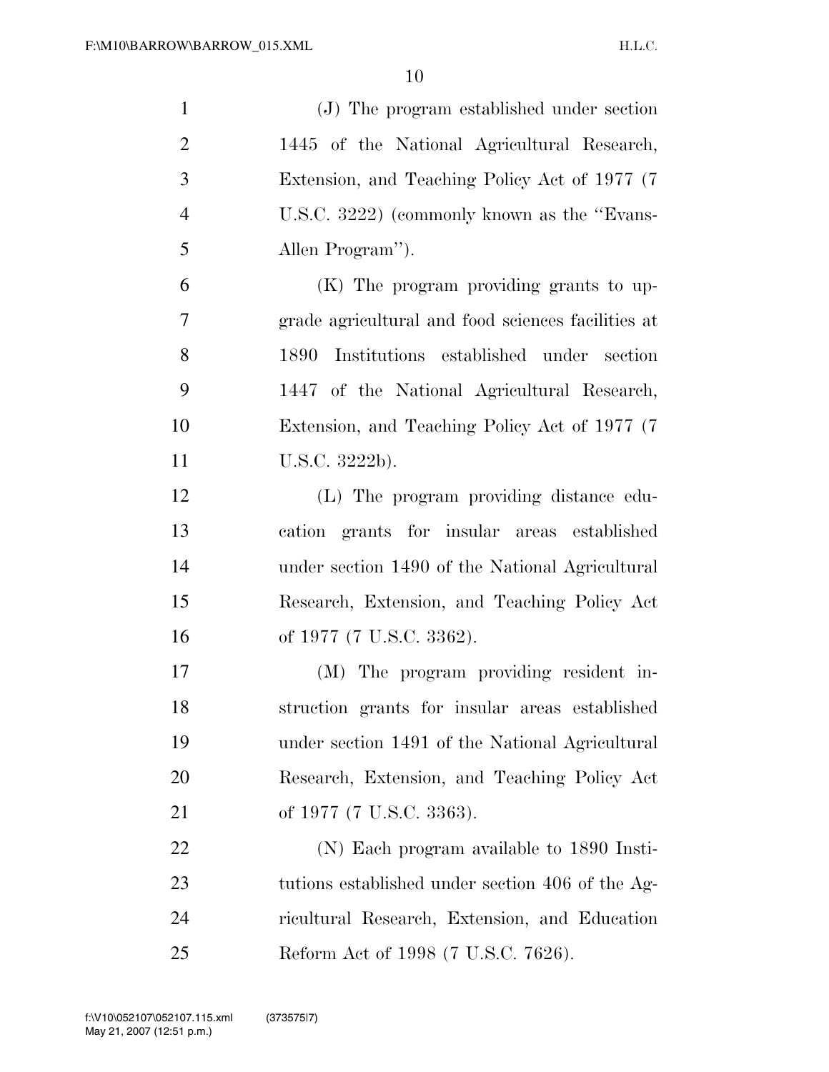(J) The program established under section 1445 of the National Agricultural Research, Extension, and Teaching Policy Act of 1977 (7 U.S.C. 3222) (commonly known as the ''Evans-Allen Program'').

(K) The program providing grants to upgrade agricultural and food sciences facilities at 1890 Institutions established under section 1447 of the National Agricultural Research, Extension, and Teaching Policy Act of 1977 (7 U.S.C. 3222b).

(L) The program providing distance education grants for insular areas established under section 1490 of the National Agricultural Research, Extension, and Teaching Policy Act of 1977 (7 U.S.C. 3362).

(M) The program providing resident instruction grants for insular areas established under section 1491 of the National Agricultural Research, Extension, and Teaching Policy Act of 1977 (7 U.S.C. 3363).

(N) Each program available to 1890 Institutions established under section 406 of the Agricultural Research, Extension, and Education Reform Act of 1998 (7 U.S.C. 7626).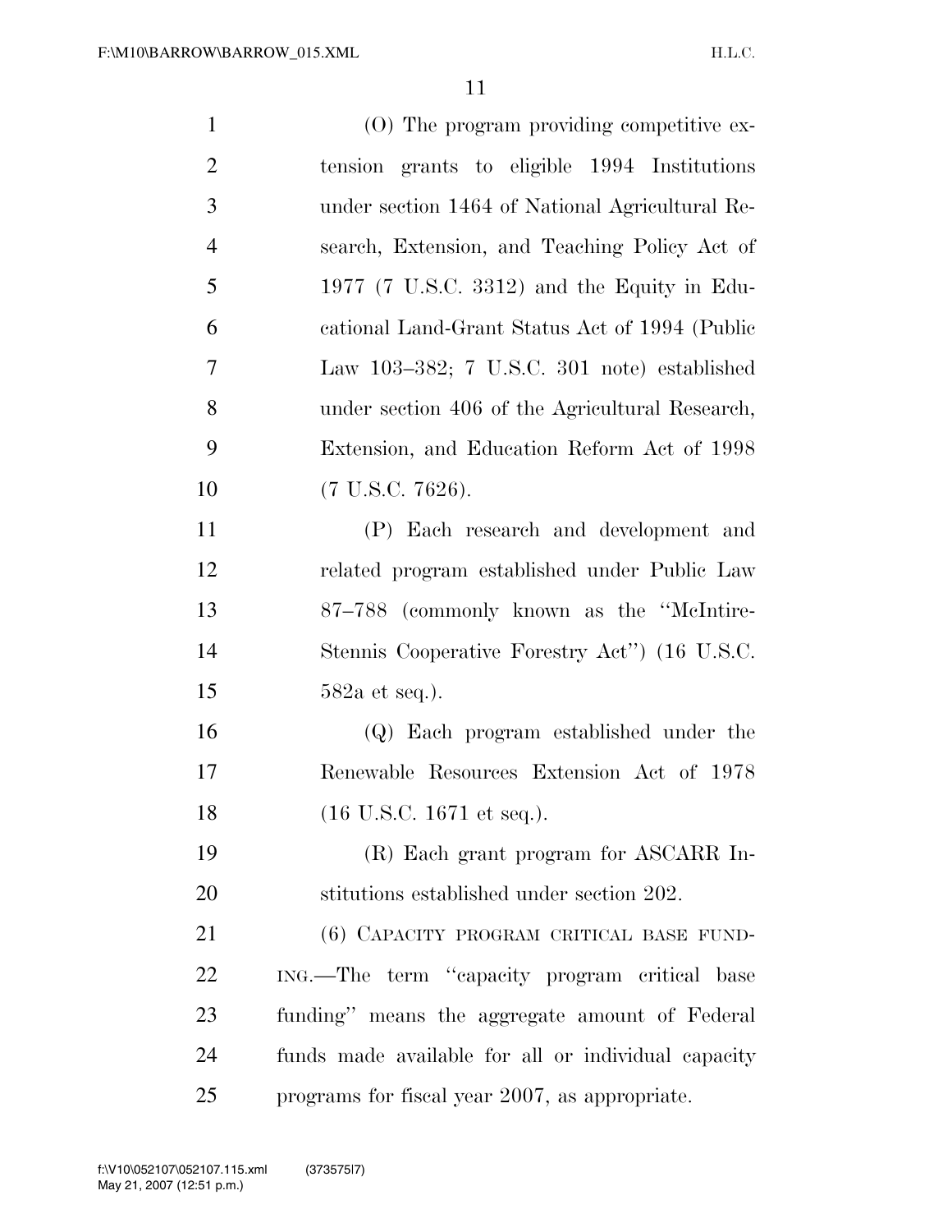(O) The program providing competitive extension grants to eligible 1994 Institutions under section 1464 of National Agricultural Research, Extension, and Teaching Policy Act of 1977 (7 U.S.C. 3312) and the Equity in Educational Land-Grant Status Act of 1994 (Public Law 103–382; 7 U.S.C. 301 note) established under section 406 of the Agricultural Research, Extension, and Education Reform Act of 1998 (7 U.S.C. 7626).

(P) Each research and development and related program established under Public Law 87–788 (commonly known as the ''McIntire-Stennis Cooperative Forestry Act'') (16 U.S.C. 582a et seq.).

(Q) Each program established under the Renewable Resources Extension Act of 1978 (16 U.S.C. 1671 et seq.).

(R) Each grant program for ASCARR Institutions established under section 202.

(6) CAPACITY PROGRAM CRITICAL BASE FUNDING.—The term ''capacity program critical base funding'' means the aggregate amount of Federal funds made available for all or individual capacity programs for fiscal year 2007, as appropriate.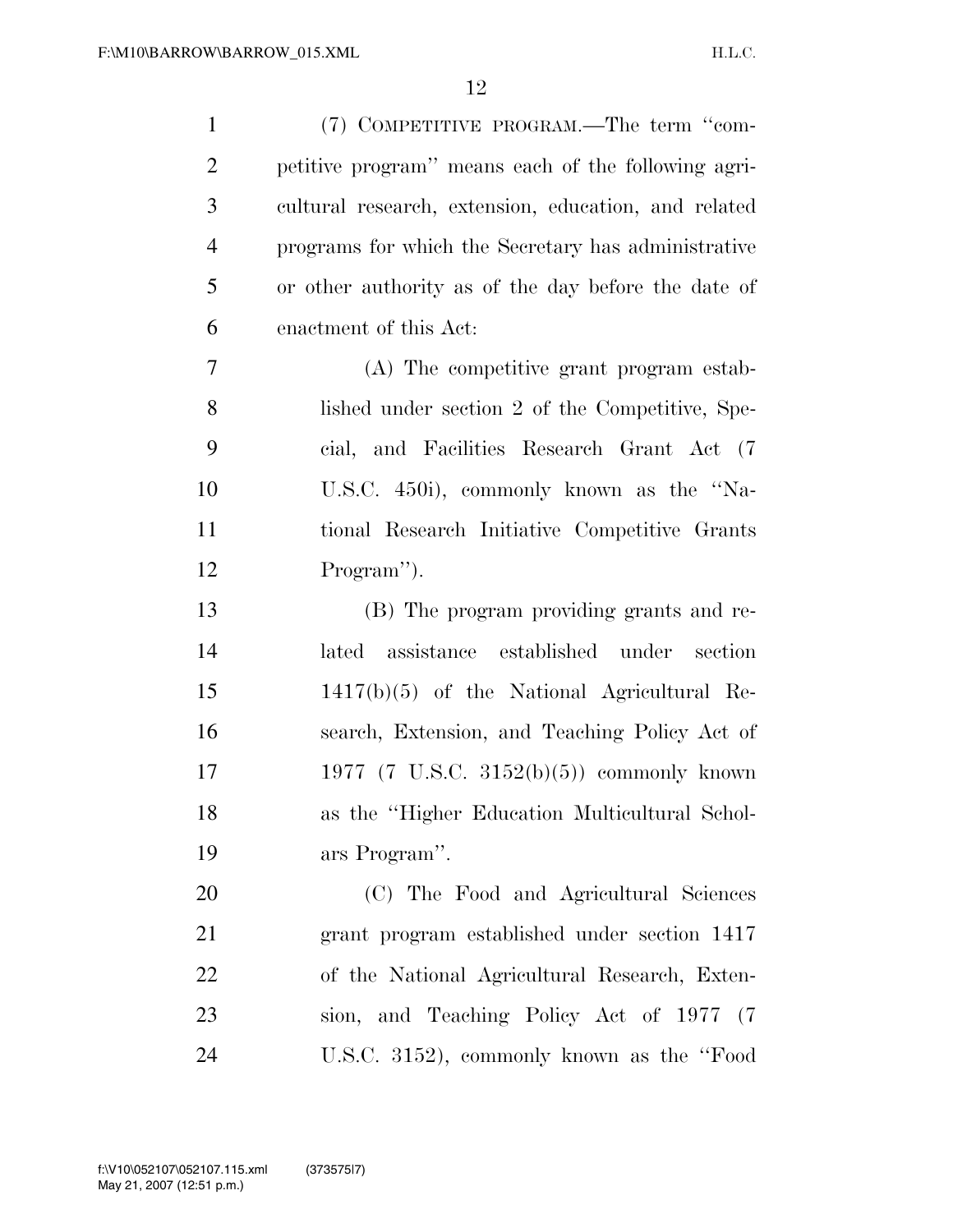(7) COMPETITIVE PROGRAM.—The term ''competitive program'' means each of the following agricultural research, extension, education, and related programs for which the Secretary has administrative or other authority as of the day before the date of enactment of this Act:

(A) The competitive grant program established under section 2 of the Competitive, Special, and Facilities Research Grant Act (7 U.S.C. 450i), commonly known as the ''National Research Initiative Competitive Grants Program'').

(B) The program providing grants and related assistance established under section 1417(b)(5) of the National Agricultural Research, Extension, and Teaching Policy Act of 1977 (7 U.S.C. 3152(b)(5)) commonly known as the ''Higher Education Multicultural Scholars Program''.

(C) The Food and Agricultural Sciences grant program established under section 1417 of the National Agricultural Research, Extension, and Teaching Policy Act of 1977 (7 U.S.C. 3152), commonly known as the ''Food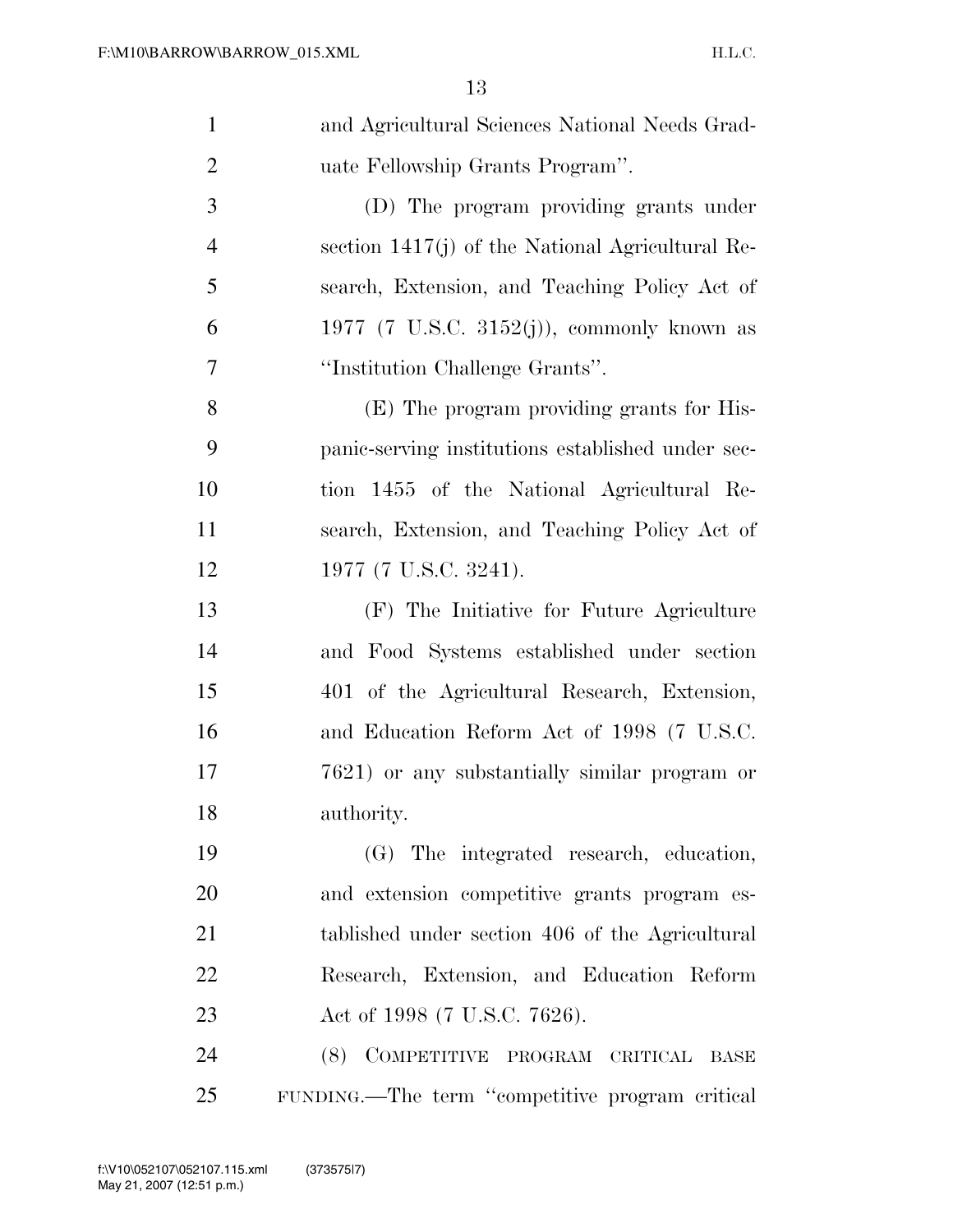and Agricultural Sciences National Needs Graduate Fellowship Grants Program''.

(D) The program providing grants under section 1417(j) of the National Agricultural Research, Extension, and Teaching Policy Act of 1977 (7 U.S.C. 3152(j)), commonly known as ''Institution Challenge Grants''.

(E) The program providing grants for Hispanic-serving institutions established under section 1455 of the National Agricultural Research, Extension, and Teaching Policy Act of 1977 (7 U.S.C. 3241).

(F) The Initiative for Future Agriculture and Food Systems established under section 401 of the Agricultural Research, Extension, and Education Reform Act of 1998 (7 U.S.C. 7621) or any substantially similar program or authority.

(G) The integrated research, education, and extension competitive grants program established under section 406 of the Agricultural Research, Extension, and Education Reform Act of 1998 (7 U.S.C. 7626).

(8) COMPETITIVE PROGRAM CRITICAL BASE FUNDING.—The term ''competitive program critical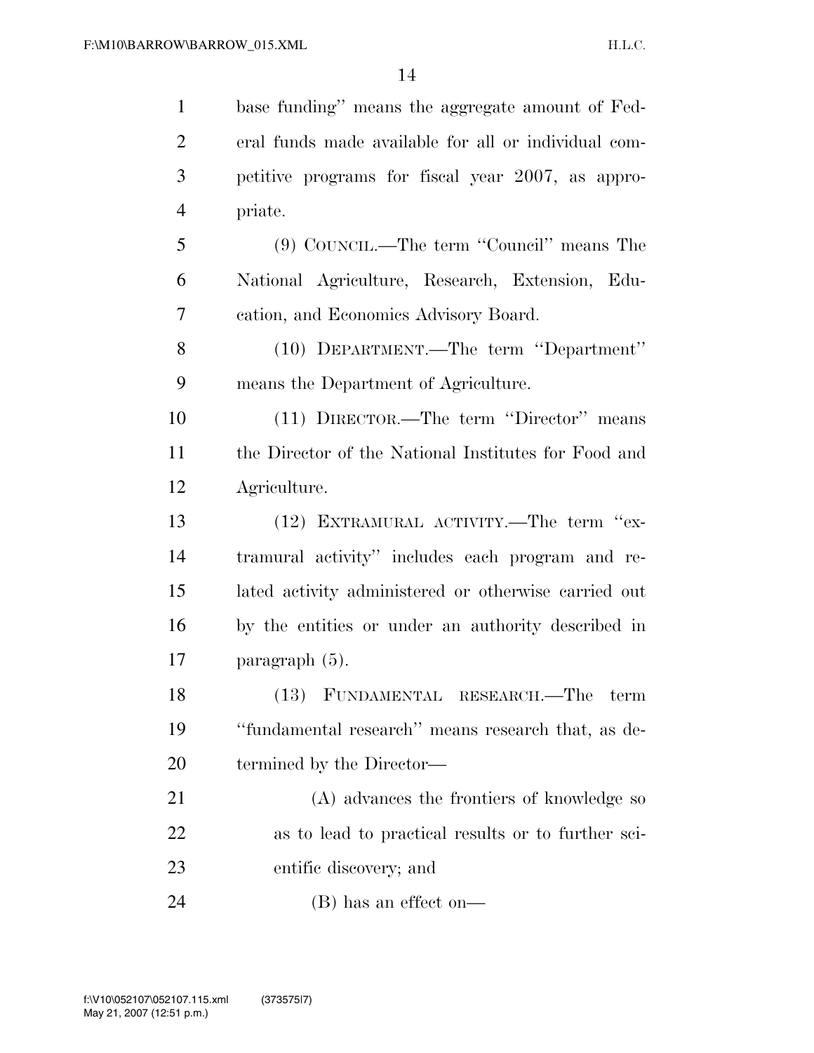base funding'' means the aggregate amount of Federal funds made available for all or individual competitive programs for fiscal year 2007, as appropriate.

(9) COUNCIL.—The term ''Council'' means The National Agriculture, Research, Extension, Education, and Economics Advisory Board.

(10) DEPARTMENT.—The term ''Department'' means the Department of Agriculture.

(11) DIRECTOR.—The term ''Director'' means the Director of the National Institutes for Food and Agriculture.

(12) EXTRAMURAL ACTIVITY.—The term ''extramural activity'' includes each program and related activity administered or otherwise carried out by the entities or under an authority described in paragraph (5).

(13) FUNDAMENTAL RESEARCH.—The term ''fundamental research'' means research that, as determined by the Director—

(A) advances the frontiers of knowledge so as to lead to practical results or to further scientific discovery; and

(B) has an effect on—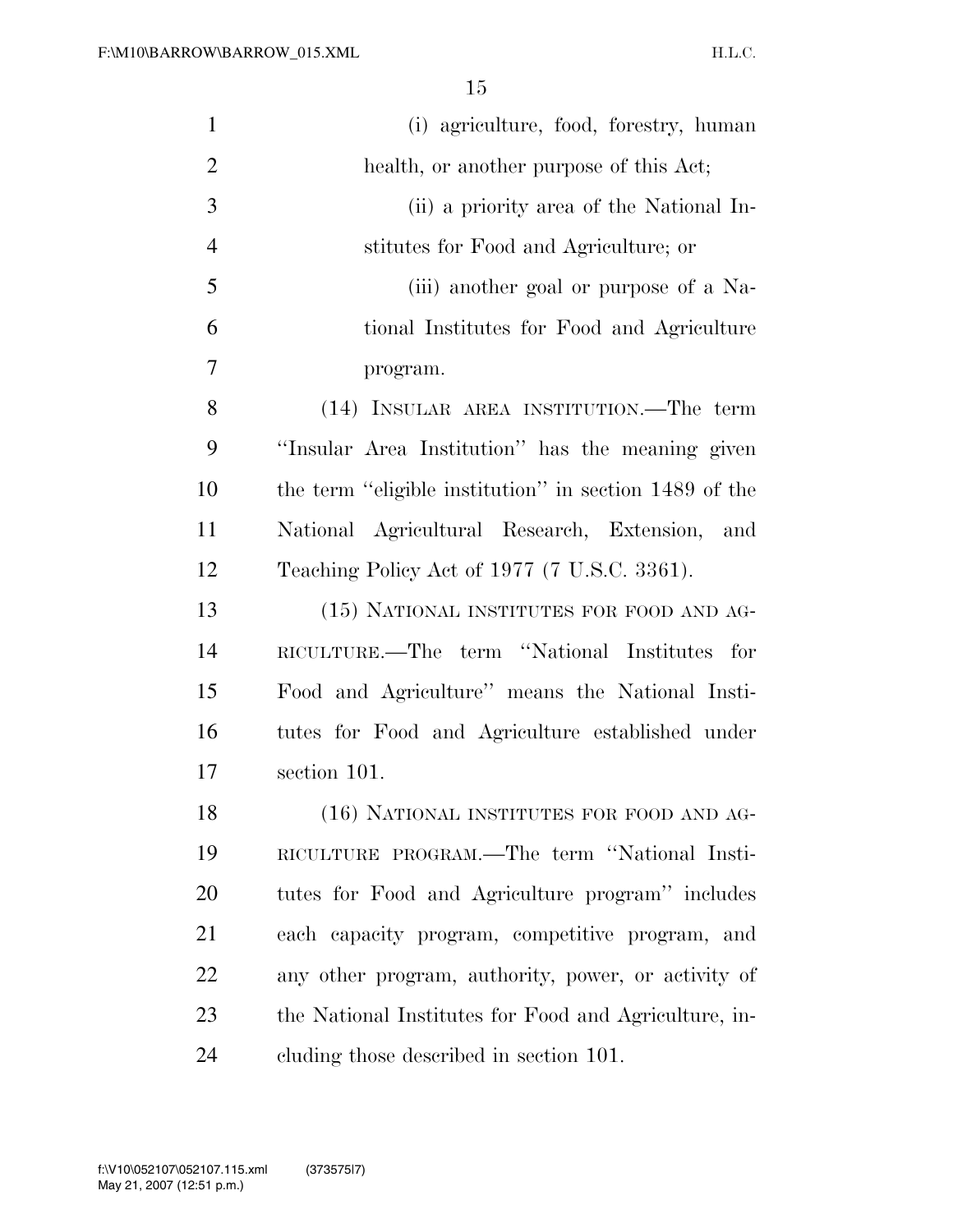(i) agriculture, food, forestry, human health, or another purpose of this Act;

(ii) a priority area of the National Institutes for Food and Agriculture; or

(iii) another goal or purpose of a National Institutes for Food and Agriculture program.

(14) INSULAR AREA INSTITUTION.—The term ''Insular Area Institution'' has the meaning given the term ''eligible institution'' in section 1489 of the National Agricultural Research, Extension, and Teaching Policy Act of 1977 (7 U.S.C. 3361).

(15) NATIONAL INSTITUTES FOR FOOD AND AGRICULTURE.—The term ''National Institutes for Food and Agriculture'' means the National Institutes for Food and Agriculture established under section 101.

(16) NATIONAL INSTITUTES FOR FOOD AND AGRICULTURE PROGRAM.—The term ''National Institutes for Food and Agriculture program'' includes each capacity program, competitive program, and any other program, authority, power, or activity of the National Institutes for Food and Agriculture, including those described in section 101.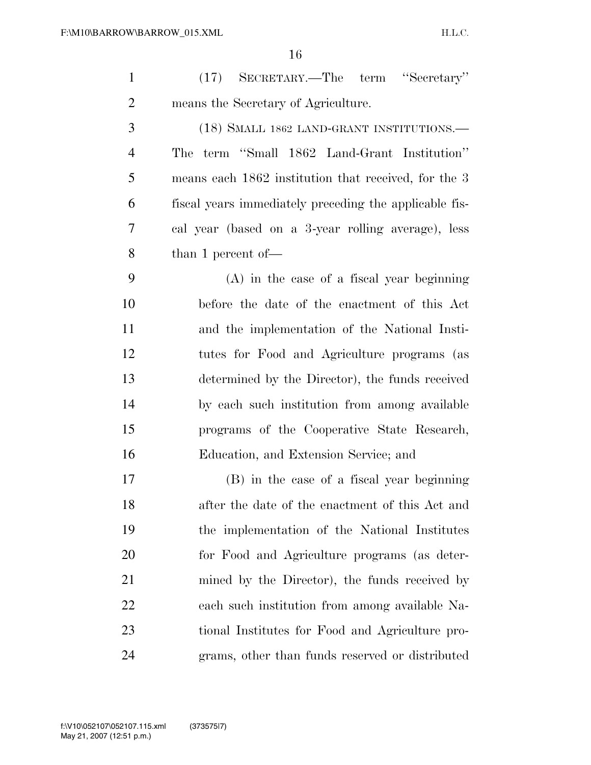(17) SECRETARY.—The term ''Secretary'' means the Secretary of Agriculture.

(18) SMALL 1862 LAND-GRANT INSTITUTIONS.—The term ''Small 1862 Land-Grant Institution'' means each 1862 institution that received, for the 3 fiscal years immediately preceding the applicable fiscal year (based on a 3-year rolling average), less than 1 percent of—

(A) in the case of a fiscal year beginning before the date of the enactment of this Act and the implementation of the National Institutes for Food and Agriculture programs (as determined by the Director), the funds received by each such institution from among available programs of the Cooperative State Research, Education, and Extension Service; and

(B) in the case of a fiscal year beginning after the date of the enactment of this Act and the implementation of the National Institutes for Food and Agriculture programs (as determined by the Director), the funds received by each such institution from among available National Institutes for Food and Agriculture programs, other than funds reserved or distributed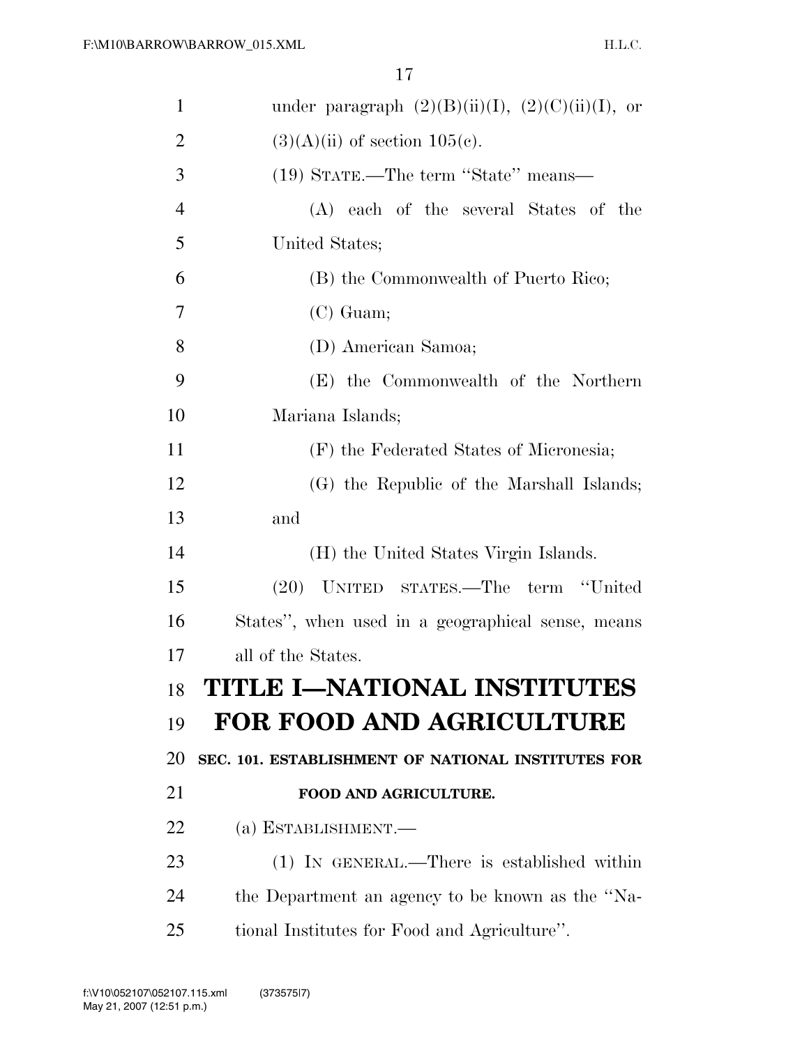under paragraph (2)(B)(ii)(I), (2)(C)(ii)(I), or (3)(A)(ii) of section 105(c).

(19) STATE.—The term "State" means—

(A) each of the several States of the United States;

(B) the Commonwealth of Puerto Rico;

(C) Guam;

(D) American Samoa;

(E) the Commonwealth of the Northern Mariana Islands;

(F) the Federated States of Micronesia;

(G) the Republic of the Marshall Islands; and

(H) the United States Virgin Islands.

(20) UNITED STATES.—The term "United States", when used in a geographical sense, means all of the States.

# TITLE I—NATIONAL INSTITUTES FOR FOOD AND AGRICULTURE

## SEC. 101. ESTABLISHMENT OF NATIONAL INSTITUTES FOR FOOD AND AGRICULTURE.

(a) ESTABLISHMENT.—

(1) IN GENERAL.—There is established within the Department an agency to be known as the "National Institutes for Food and Agriculture".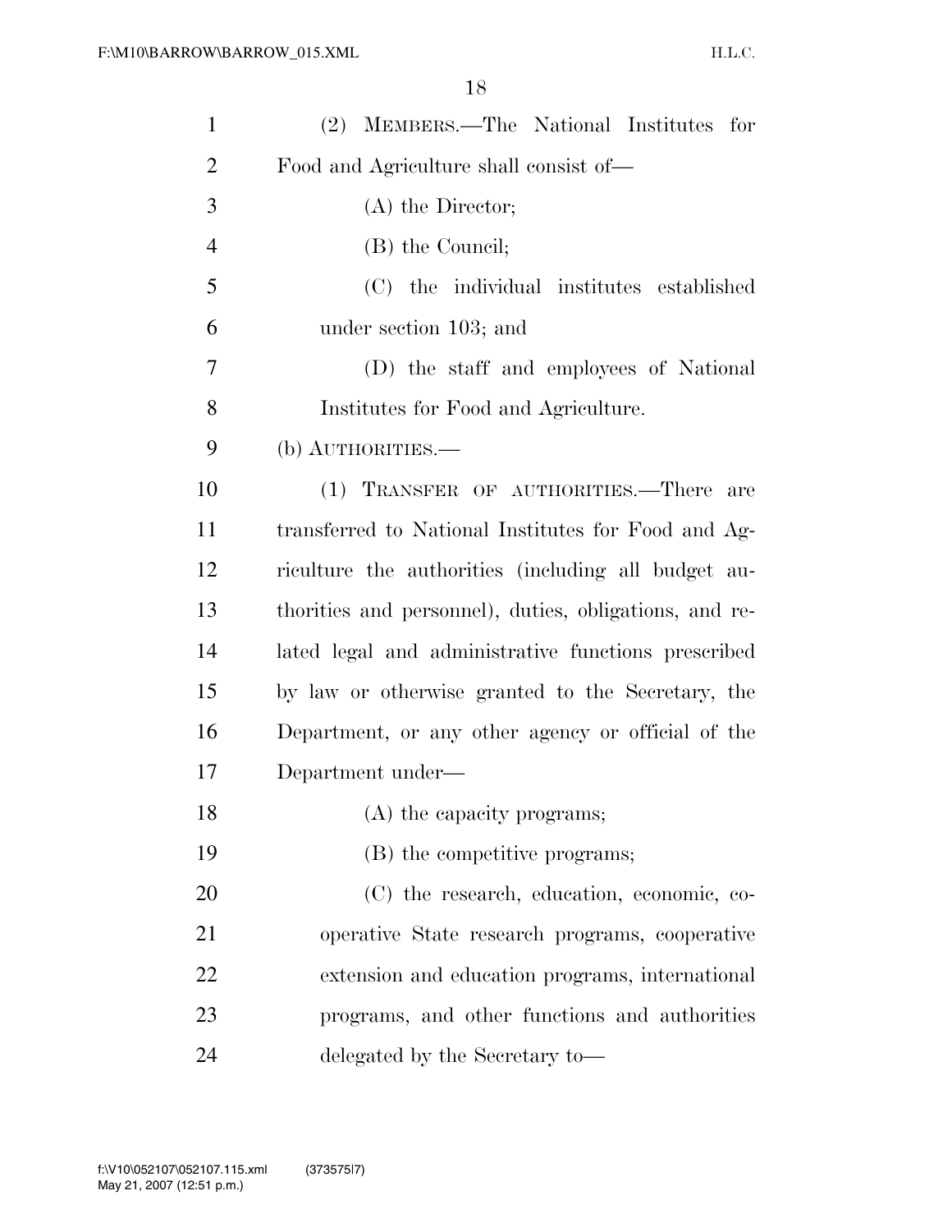(2) MEMBERS.—The National Institutes for Food and Agriculture shall consist of—

(A) the Director;

(B) the Council;

(C) the individual institutes established under section 103; and

(D) the staff and employees of National Institutes for Food and Agriculture.

(b) AUTHORITIES.—

(1) TRANSFER OF AUTHORITIES.—There are transferred to National Institutes for Food and Agriculture the authorities (including all budget authorities and personnel), duties, obligations, and related legal and administrative functions prescribed by law or otherwise granted to the Secretary, the Department, or any other agency or official of the Department under—

(A) the capacity programs;

(B) the competitive programs;

(C) the research, education, economic, cooperative State research programs, cooperative extension and education programs, international programs, and other functions and authorities delegated by the Secretary to—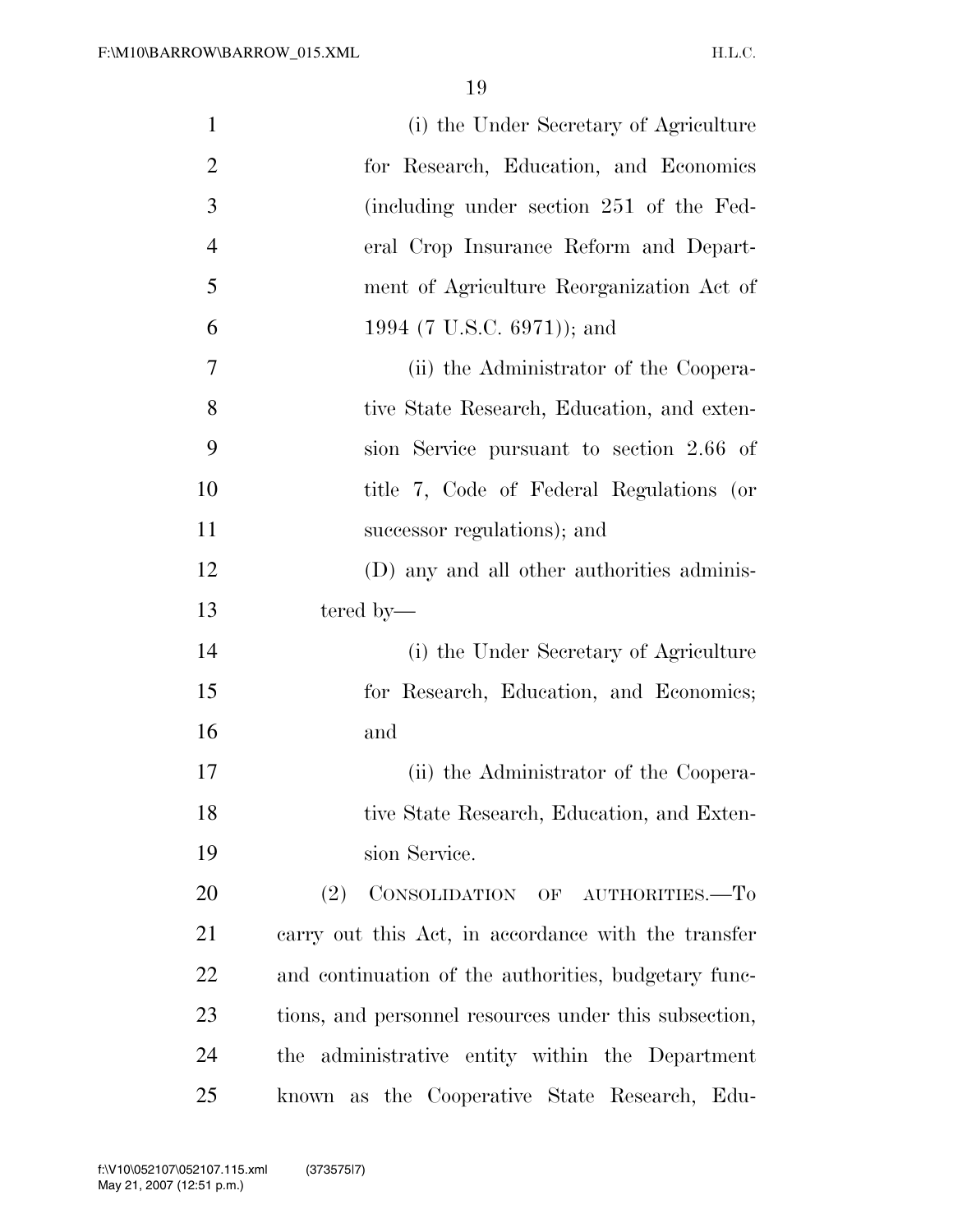(i) the Under Secretary of Agriculture for Research, Education, and Economics (including under section 251 of the Federal Crop Insurance Reform and Department of Agriculture Reorganization Act of 1994 (7 U.S.C. 6971)); and

(ii) the Administrator of the Cooperative State Research, Education, and extension Service pursuant to section 2.66 of title 7, Code of Federal Regulations (or successor regulations); and

(D) any and all other authorities administered by—

(i) the Under Secretary of Agriculture for Research, Education, and Economics; and

(ii) the Administrator of the Cooperative State Research, Education, and Extension Service.

(2) CONSOLIDATION OF AUTHORITIES.—To carry out this Act, in accordance with the transfer and continuation of the authorities, budgetary functions, and personnel resources under this subsection, the administrative entity within the Department known as the Cooperative State Research, Edu-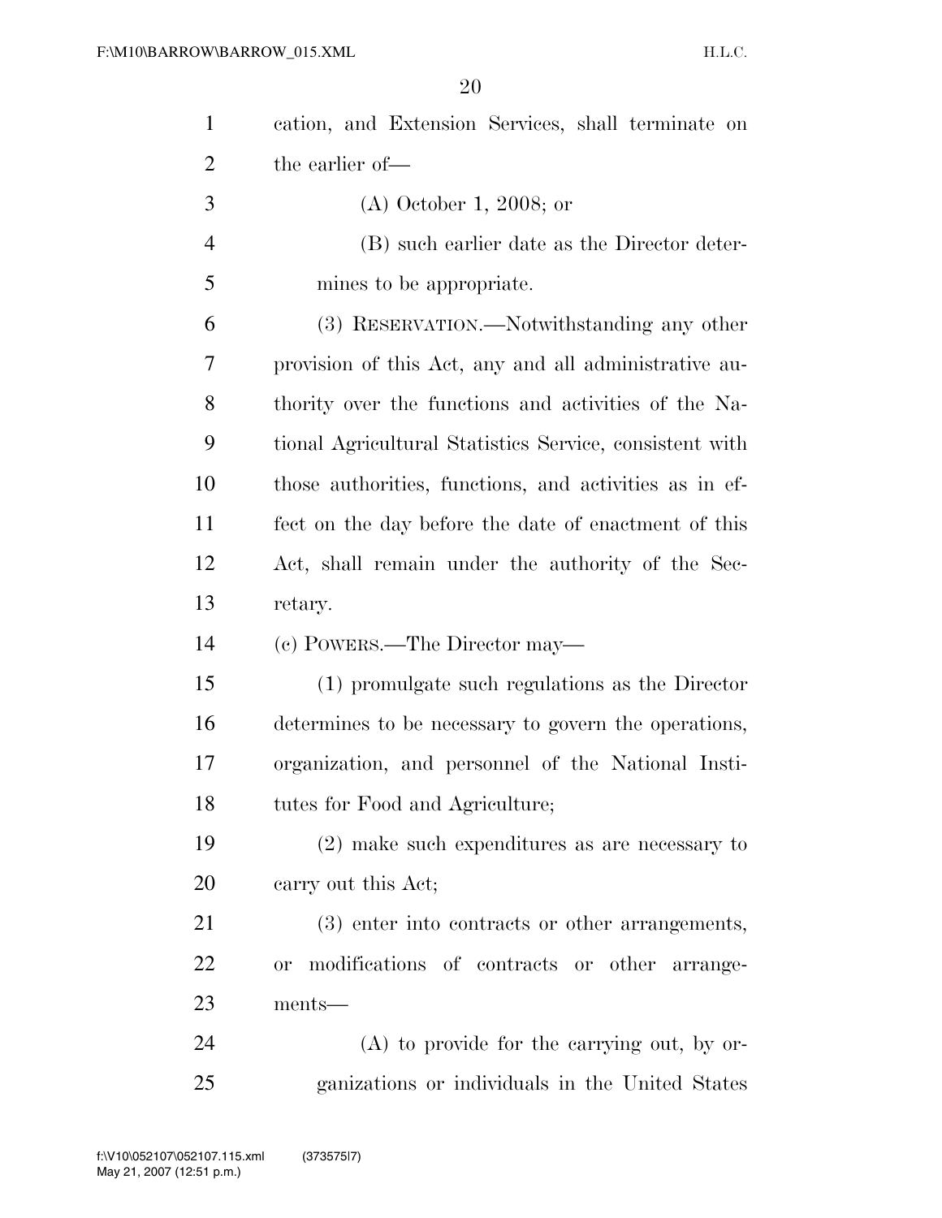cation, and Extension Services, shall terminate on the earlier of—

(A) October 1, 2008; or

(B) such earlier date as the Director determines to be appropriate.

(3) RESERVATION.—Notwithstanding any other provision of this Act, any and all administrative authority over the functions and activities of the National Agricultural Statistics Service, consistent with those authorities, functions, and activities as in effect on the day before the date of enactment of this Act, shall remain under the authority of the Secretary.

(c) POWERS.—The Director may—

(1) promulgate such regulations as the Director determines to be necessary to govern the operations, organization, and personnel of the National Institutes for Food and Agriculture;

(2) make such expenditures as are necessary to carry out this Act;

(3) enter into contracts or other arrangements, or modifications of contracts or other arrangements—

(A) to provide for the carrying out, by organizations or individuals in the United States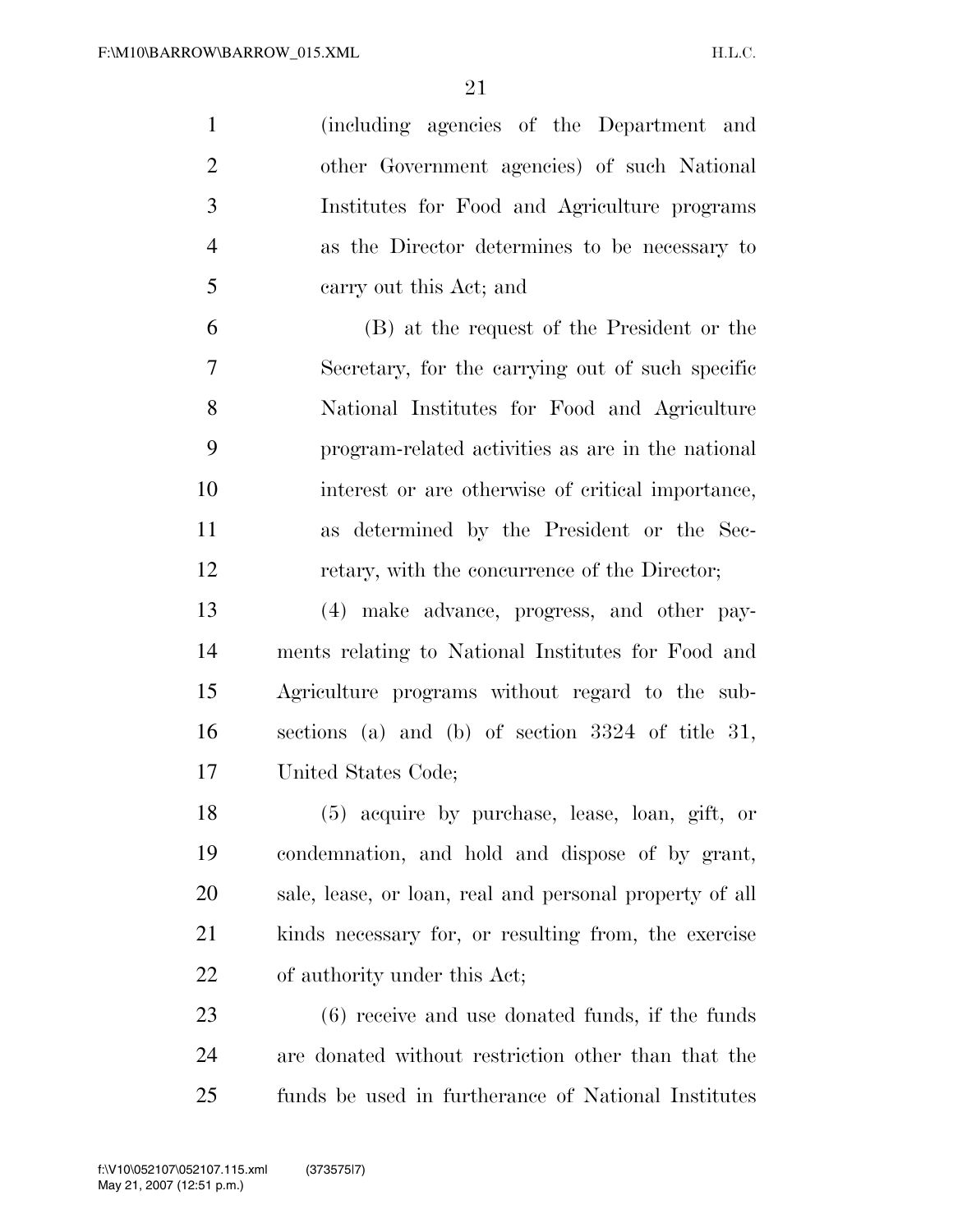(including agencies of the Department and other Government agencies) of such National Institutes for Food and Agriculture programs as the Director determines to be necessary to carry out this Act; and

(B) at the request of the President or the Secretary, for the carrying out of such specific National Institutes for Food and Agriculture program-related activities as are in the national interest or are otherwise of critical importance, as determined by the President or the Secretary, with the concurrence of the Director;

(4) make advance, progress, and other payments relating to National Institutes for Food and Agriculture programs without regard to the subsections (a) and (b) of section 3324 of title 31, United States Code;

(5) acquire by purchase, lease, loan, gift, or condemnation, and hold and dispose of by grant, sale, lease, or loan, real and personal property of all kinds necessary for, or resulting from, the exercise of authority under this Act;

(6) receive and use donated funds, if the funds are donated without restriction other than that the funds be used in furtherance of National Institutes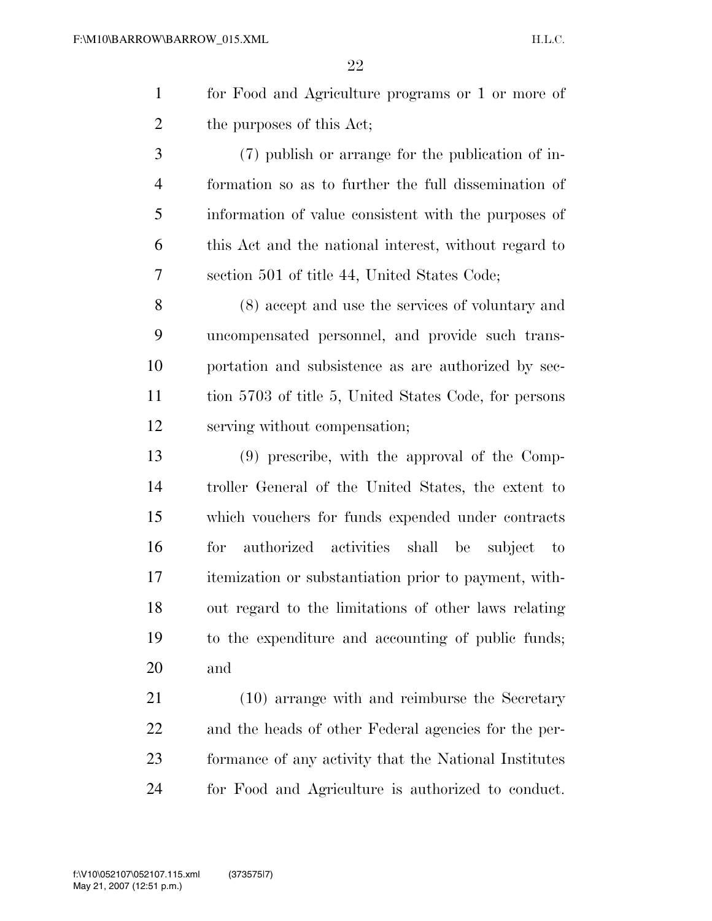for Food and Agriculture programs or 1 or more of the purposes of this Act;

(7) publish or arrange for the publication of information so as to further the full dissemination of information of value consistent with the purposes of this Act and the national interest, without regard to section 501 of title 44, United States Code;

(8) accept and use the services of voluntary and uncompensated personnel, and provide such transportation and subsistence as are authorized by section 5703 of title 5, United States Code, for persons serving without compensation;

(9) prescribe, with the approval of the Comptroller General of the United States, the extent to which vouchers for funds expended under contracts for authorized activities shall be subject to itemization or substantiation prior to payment, without regard to the limitations of other laws relating to the expenditure and accounting of public funds; and

(10) arrange with and reimburse the Secretary and the heads of other Federal agencies for the performance of any activity that the National Institutes for Food and Agriculture is authorized to conduct.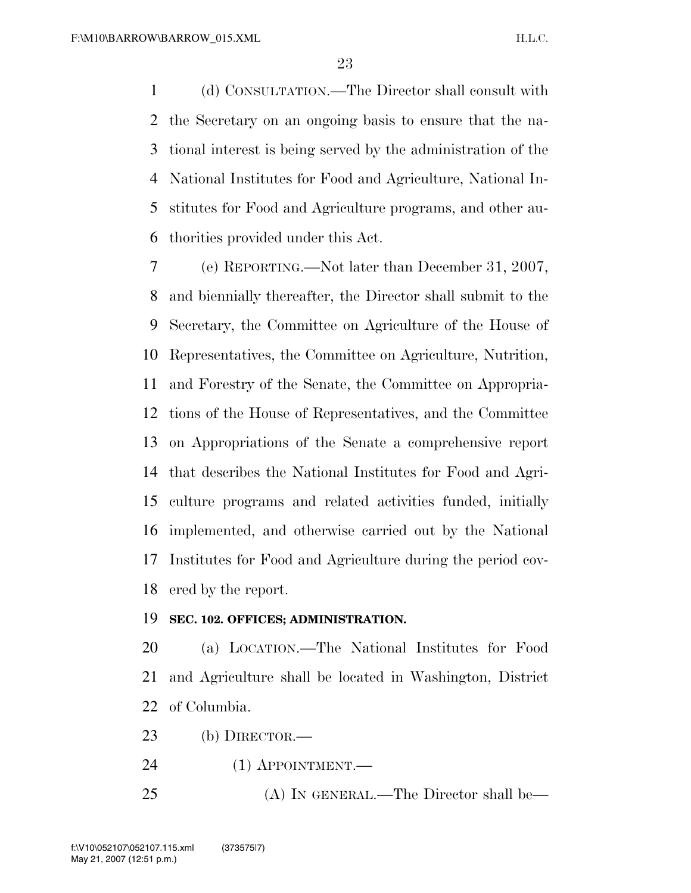(d) CONSULTATION.—The Director shall consult with the Secretary on an ongoing basis to ensure that the national interest is being served by the administration of the National Institutes for Food and Agriculture, National Institutes for Food and Agriculture programs, and other authorities provided under this Act.

(e) REPORTING.—Not later than December 31, 2007, and biennially thereafter, the Director shall submit to the Secretary, the Committee on Agriculture of the House of Representatives, the Committee on Agriculture, Nutrition, and Forestry of the Senate, the Committee on Appropriations of the House of Representatives, and the Committee on Appropriations of the Senate a comprehensive report that describes the National Institutes for Food and Agriculture programs and related activities funded, initially implemented, and otherwise carried out by the National Institutes for Food and Agriculture during the period covered by the report.

**SEC. 102. OFFICES; ADMINISTRATION.**

(a) LOCATION.—The National Institutes for Food and Agriculture shall be located in Washington, District of Columbia.

(b) DIRECTOR.—

(1) APPOINTMENT.—

(A) IN GENERAL.—The Director shall be—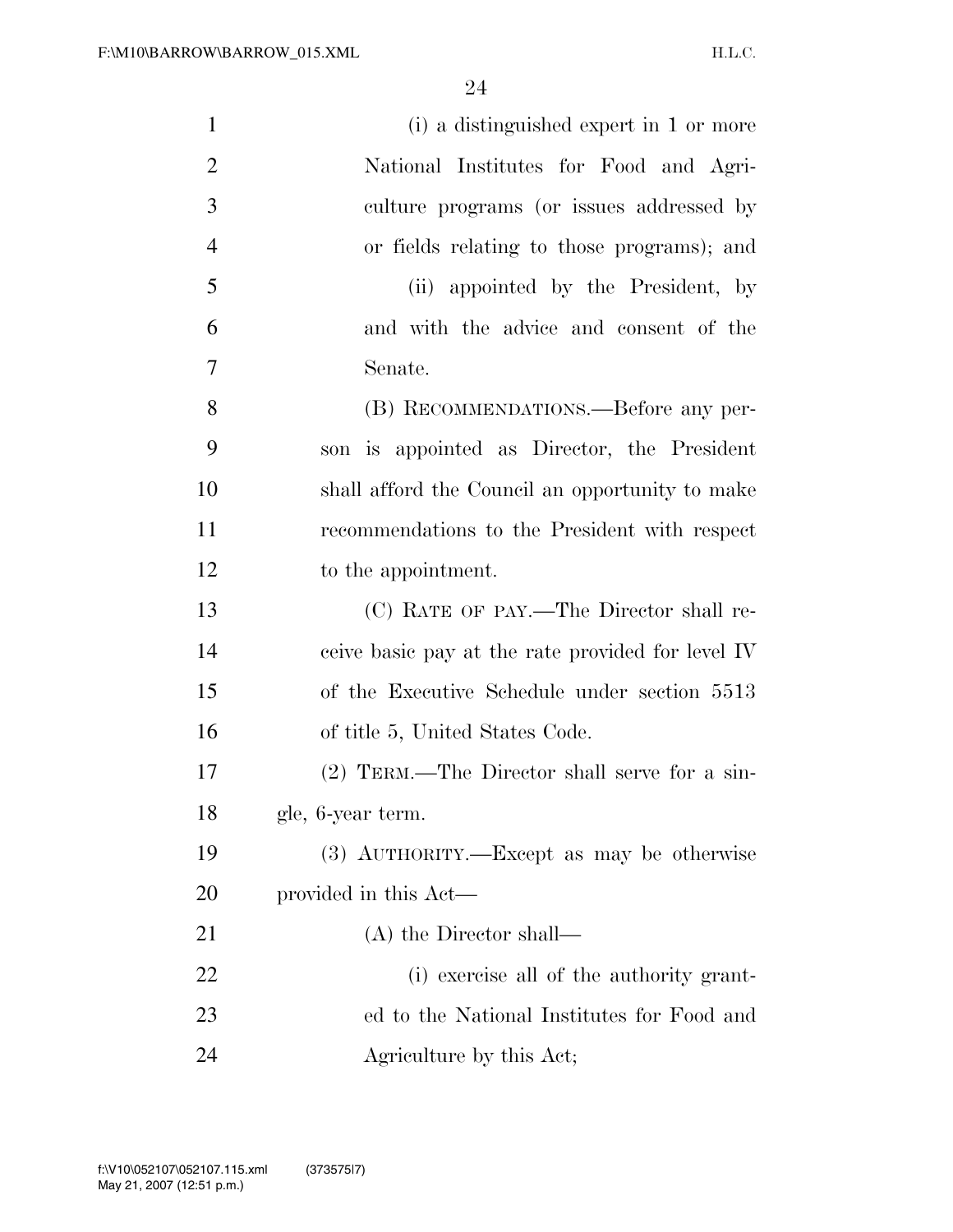(i) a distinguished expert in 1 or more National Institutes for Food and Agriculture programs (or issues addressed by or fields relating to those programs); and

(ii) appointed by the President, by and with the advice and consent of the Senate.

(B) RECOMMENDATIONS.—Before any person is appointed as Director, the President shall afford the Council an opportunity to make recommendations to the President with respect to the appointment.

(C) RATE OF PAY.—The Director shall receive basic pay at the rate provided for level IV of the Executive Schedule under section 5513 of title 5, United States Code.

(2) TERM.—The Director shall serve for a single, 6-year term.

(3) AUTHORITY.—Except as may be otherwise provided in this Act—

(A) the Director shall—

(i) exercise all of the authority granted to the National Institutes for Food and Agriculture by this Act;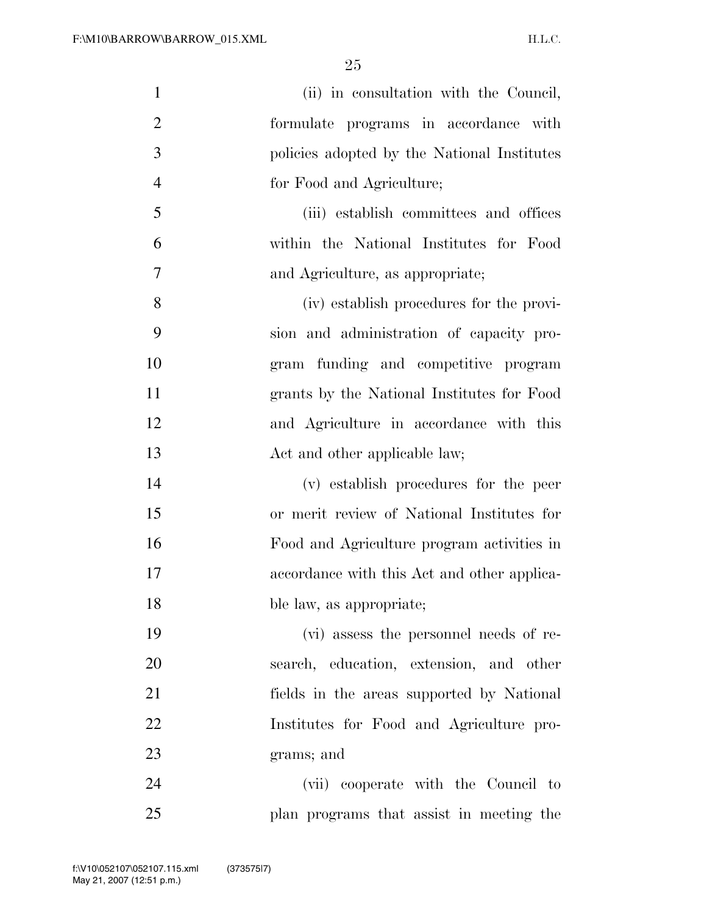(ii) in consultation with the Council, formulate programs in accordance with policies adopted by the National Institutes for Food and Agriculture;

(iii) establish committees and offices within the National Institutes for Food and Agriculture, as appropriate;

(iv) establish procedures for the provision and administration of capacity program funding and competitive program grants by the National Institutes for Food and Agriculture in accordance with this Act and other applicable law;

(v) establish procedures for the peer or merit review of National Institutes for Food and Agriculture program activities in accordance with this Act and other applicable law, as appropriate;

(vi) assess the personnel needs of research, education, extension, and other fields in the areas supported by National Institutes for Food and Agriculture programs; and

(vii) cooperate with the Council to plan programs that assist in meeting the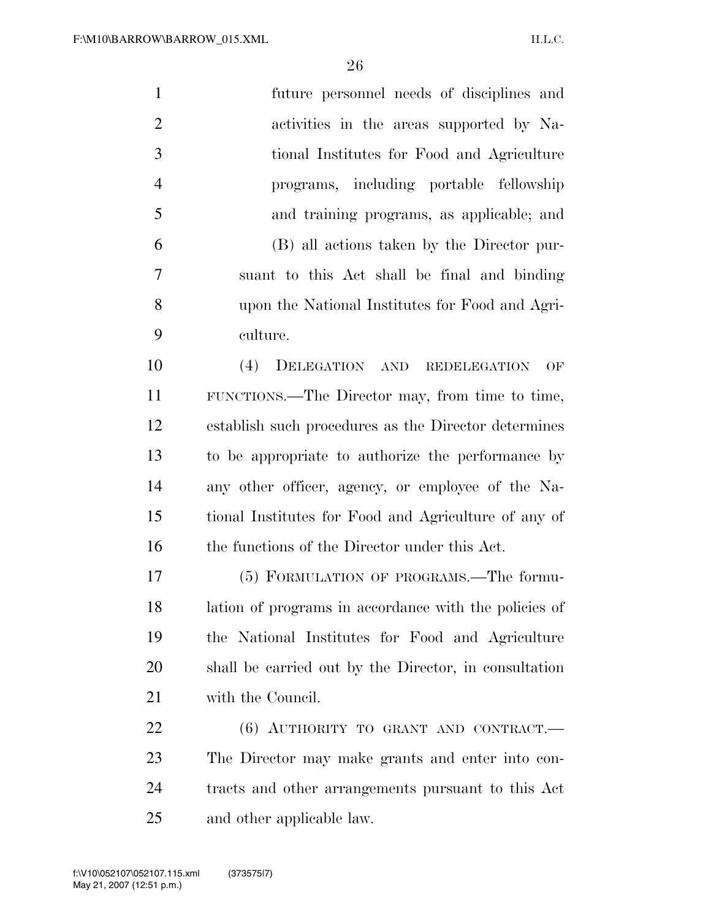future personnel needs of disciplines and activities in the areas supported by National Institutes for Food and Agriculture programs, including portable fellowship and training programs, as applicable; and

(B) all actions taken by the Director pursuant to this Act shall be final and binding upon the National Institutes for Food and Agriculture.

(4) DELEGATION AND REDELEGATION OF FUNCTIONS.—The Director may, from time to time, establish such procedures as the Director determines to be appropriate to authorize the performance by any other officer, agency, or employee of the National Institutes for Food and Agriculture of any of the functions of the Director under this Act.

(5) FORMULATION OF PROGRAMS.—The formulation of programs in accordance with the policies of the National Institutes for Food and Agriculture shall be carried out by the Director, in consultation with the Council.

(6) AUTHORITY TO GRANT AND CONTRACT.—The Director may make grants and enter into contracts and other arrangements pursuant to this Act and other applicable law.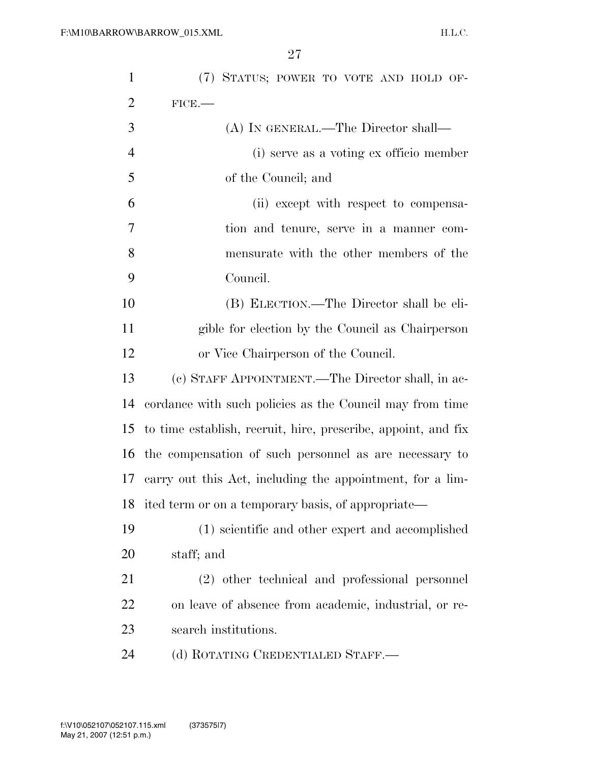(7) STATUS; POWER TO VOTE AND HOLD OFFICE.—

(A) IN GENERAL.—The Director shall—

(i) serve as a voting ex officio member of the Council; and

(ii) except with respect to compensation and tenure, serve in a manner commensurate with the other members of the Council.

(B) ELECTION.—The Director shall be eligible for election by the Council as Chairperson or Vice Chairperson of the Council.

(c) STAFF APPOINTMENT.—The Director shall, in accordance with such policies as the Council may from time to time establish, recruit, hire, prescribe, appoint, and fix the compensation of such personnel as are necessary to carry out this Act, including the appointment, for a limited term or on a temporary basis, of appropriate—

(1) scientific and other expert and accomplished staff; and

(2) other technical and professional personnel on leave of absence from academic, industrial, or research institutions.

(d) ROTATING CREDENTIALED STAFF.—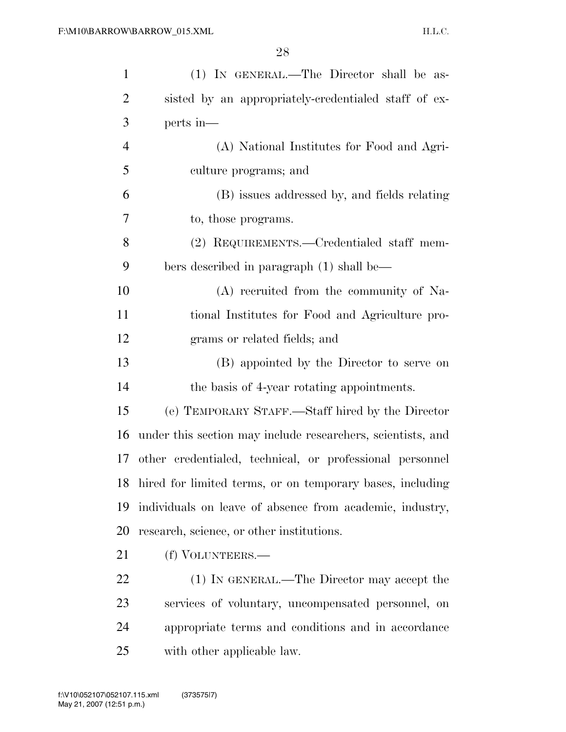(1) IN GENERAL.—The Director shall be assisted by an appropriately-credentialed staff of experts in—

(A) National Institutes for Food and Agriculture programs; and

(B) issues addressed by, and fields relating to, those programs.

(2) REQUIREMENTS.—Credentialed staff members described in paragraph (1) shall be—

(A) recruited from the community of National Institutes for Food and Agriculture programs or related fields; and

(B) appointed by the Director to serve on the basis of 4-year rotating appointments.

(e) TEMPORARY STAFF.—Staff hired by the Director under this section may include researchers, scientists, and other credentialed, technical, or professional personnel hired for limited terms, or on temporary bases, including individuals on leave of absence from academic, industry, research, science, or other institutions.

(f) VOLUNTEERS.—

(1) IN GENERAL.—The Director may accept the services of voluntary, uncompensated personnel, on appropriate terms and conditions and in accordance with other applicable law.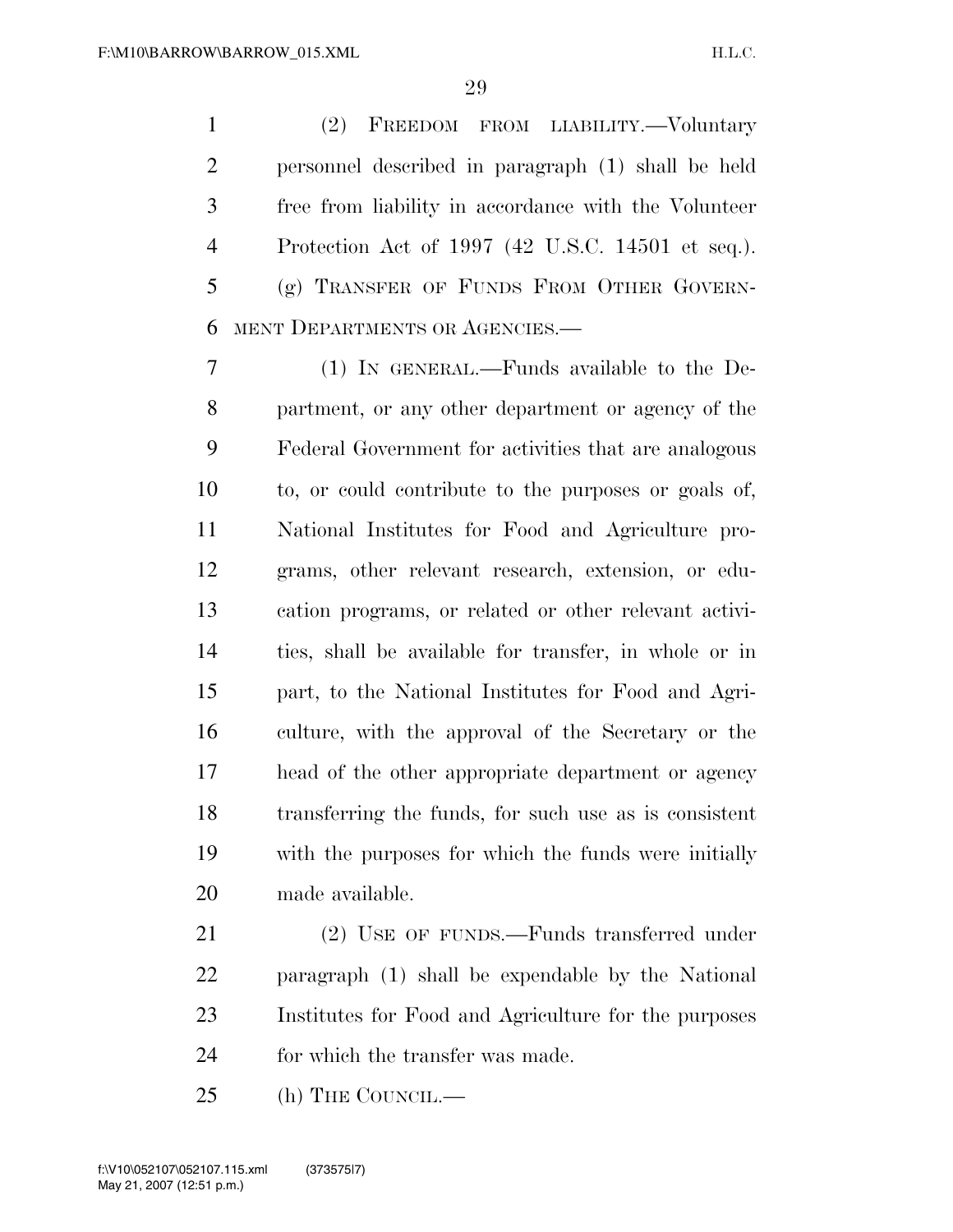(2) FREEDOM FROM LIABILITY.—Voluntary personnel described in paragraph (1) shall be held free from liability in accordance with the Volunteer Protection Act of 1997 (42 U.S.C. 14501 et seq.).

(g) TRANSFER OF FUNDS FROM OTHER GOVERNMENT DEPARTMENTS OR AGENCIES.—

(1) IN GENERAL.—Funds available to the Department, or any other department or agency of the Federal Government for activities that are analogous to, or could contribute to the purposes or goals of, National Institutes for Food and Agriculture programs, other relevant research, extension, or education programs, or related or other relevant activities, shall be available for transfer, in whole or in part, to the National Institutes for Food and Agriculture, with the approval of the Secretary or the head of the other appropriate department or agency transferring the funds, for such use as is consistent with the purposes for which the funds were initially made available.

(2) USE OF FUNDS.—Funds transferred under paragraph (1) shall be expendable by the National Institutes for Food and Agriculture for the purposes for which the transfer was made.

(h) THE COUNCIL.—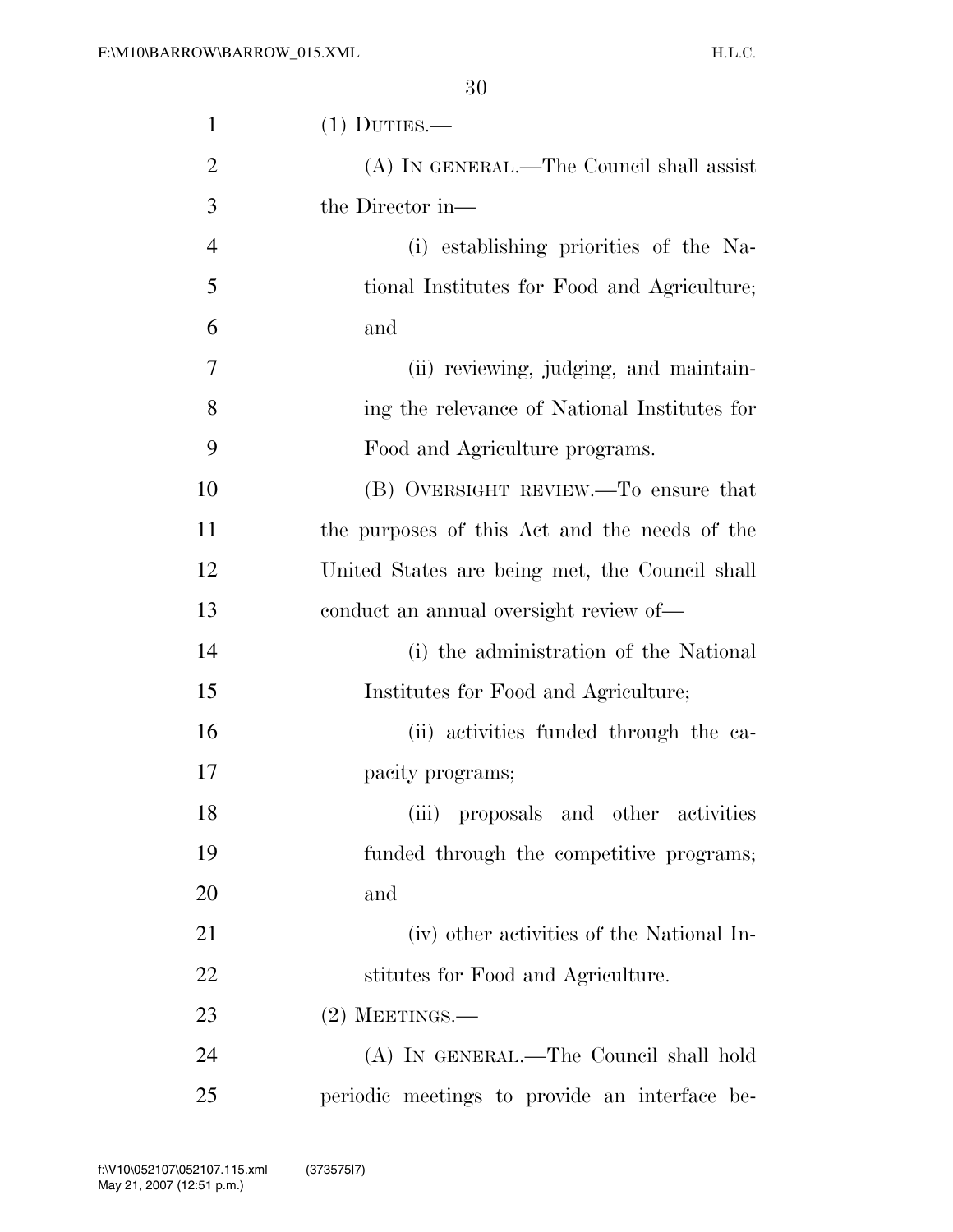(1) DUTIES.—

(A) IN GENERAL.—The Council shall assist the Director in—

(i) establishing priorities of the National Institutes for Food and Agriculture; and

(ii) reviewing, judging, and maintaining the relevance of National Institutes for Food and Agriculture programs.

(B) OVERSIGHT REVIEW.—To ensure that the purposes of this Act and the needs of the United States are being met, the Council shall conduct an annual oversight review of—

(i) the administration of the National Institutes for Food and Agriculture;

(ii) activities funded through the capacity programs;

(iii) proposals and other activities funded through the competitive programs; and

(iv) other activities of the National Institutes for Food and Agriculture.

(2) MEETINGS.—

(A) IN GENERAL.—The Council shall hold periodic meetings to provide an interface be-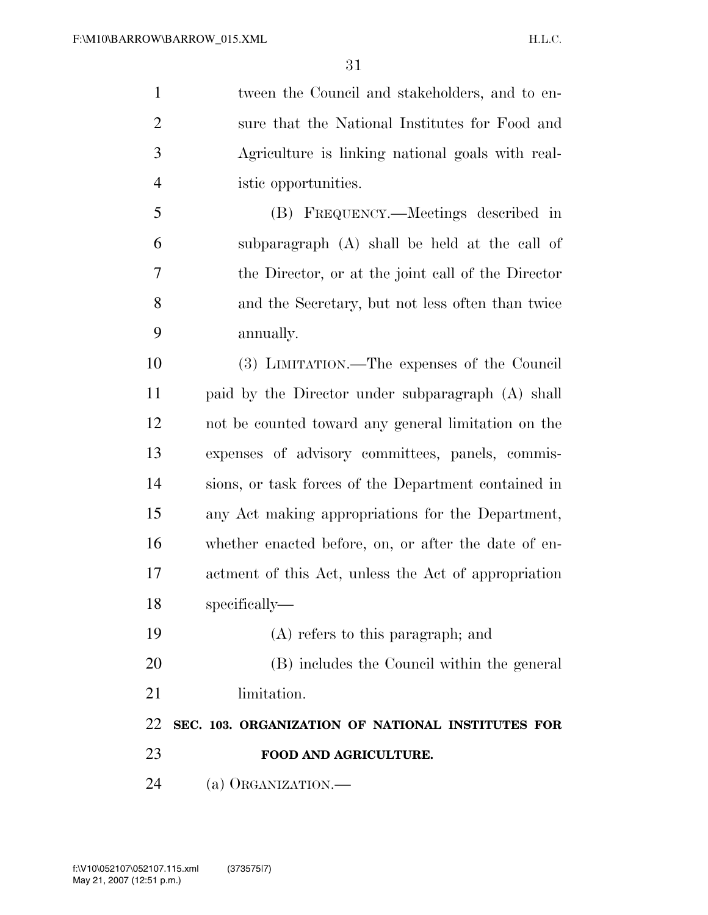tween the Council and stakeholders, and to ensure that the National Institutes for Food and Agriculture is linking national goals with realistic opportunities.

(B) FREQUENCY.—Meetings described in subparagraph (A) shall be held at the call of the Director, or at the joint call of the Director and the Secretary, but not less often than twice annually.

(3) LIMITATION.—The expenses of the Council paid by the Director under subparagraph (A) shall not be counted toward any general limitation on the expenses of advisory committees, panels, commissions, or task forces of the Department contained in any Act making appropriations for the Department, whether enacted before, on, or after the date of enactment of this Act, unless the Act of appropriation specifically—

(A) refers to this paragraph; and

(B) includes the Council within the general limitation.

**SEC. 103. ORGANIZATION OF NATIONAL INSTITUTES FOR FOOD AND AGRICULTURE.**

(a) ORGANIZATION.—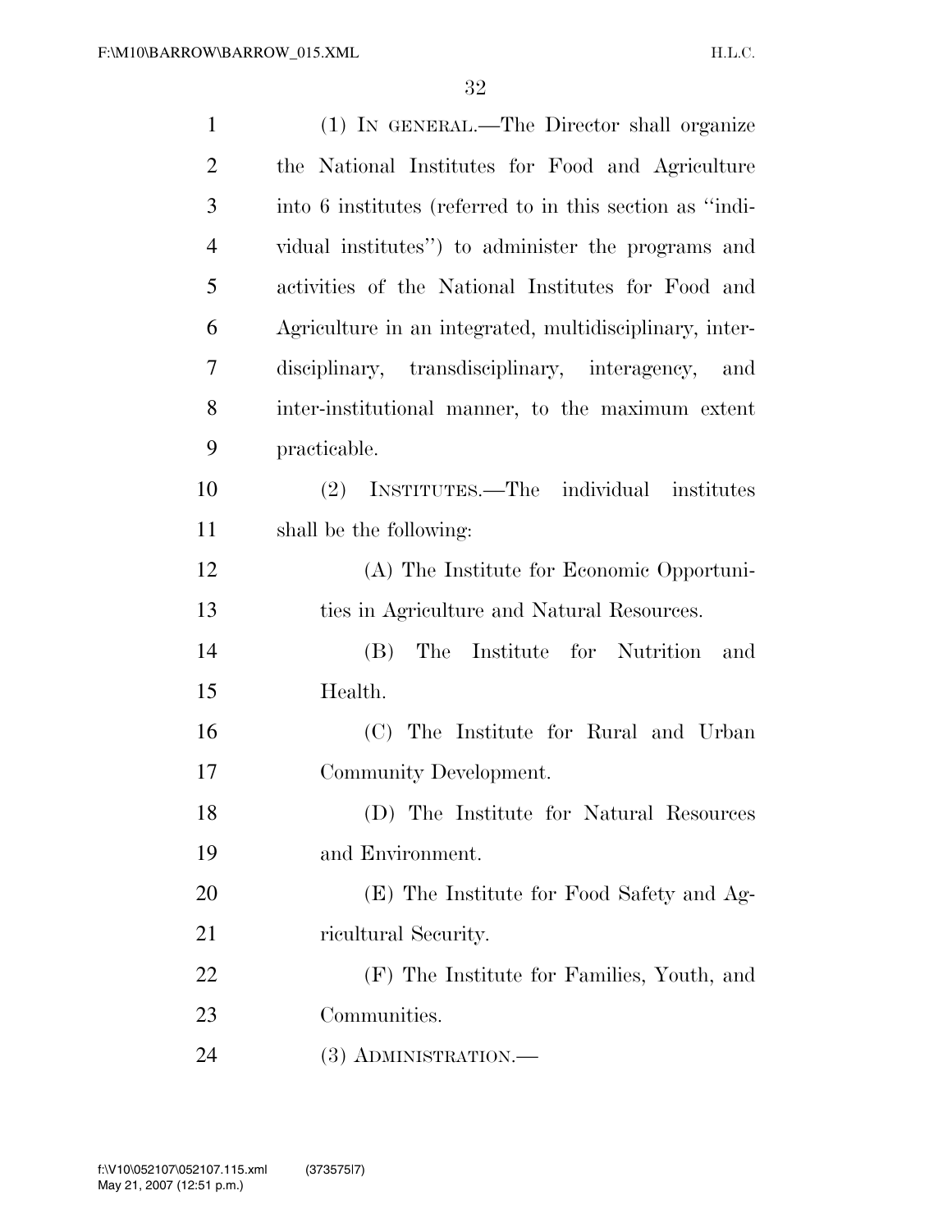(1) IN GENERAL.—The Director shall organize the National Institutes for Food and Agriculture into 6 institutes (referred to in this section as ''individual institutes'') to administer the programs and activities of the National Institutes for Food and Agriculture in an integrated, multidisciplinary, interdisciplinary, transdisciplinary, interagency, and inter-institutional manner, to the maximum extent practicable.

(2) INSTITUTES.—The individual institutes shall be the following:

(A) The Institute for Economic Opportunities in Agriculture and Natural Resources.

(B) The Institute for Nutrition and Health.

(C) The Institute for Rural and Urban Community Development.

(D) The Institute for Natural Resources and Environment.

(E) The Institute for Food Safety and Agricultural Security.

(F) The Institute for Families, Youth, and Communities.

(3) ADMINISTRATION.—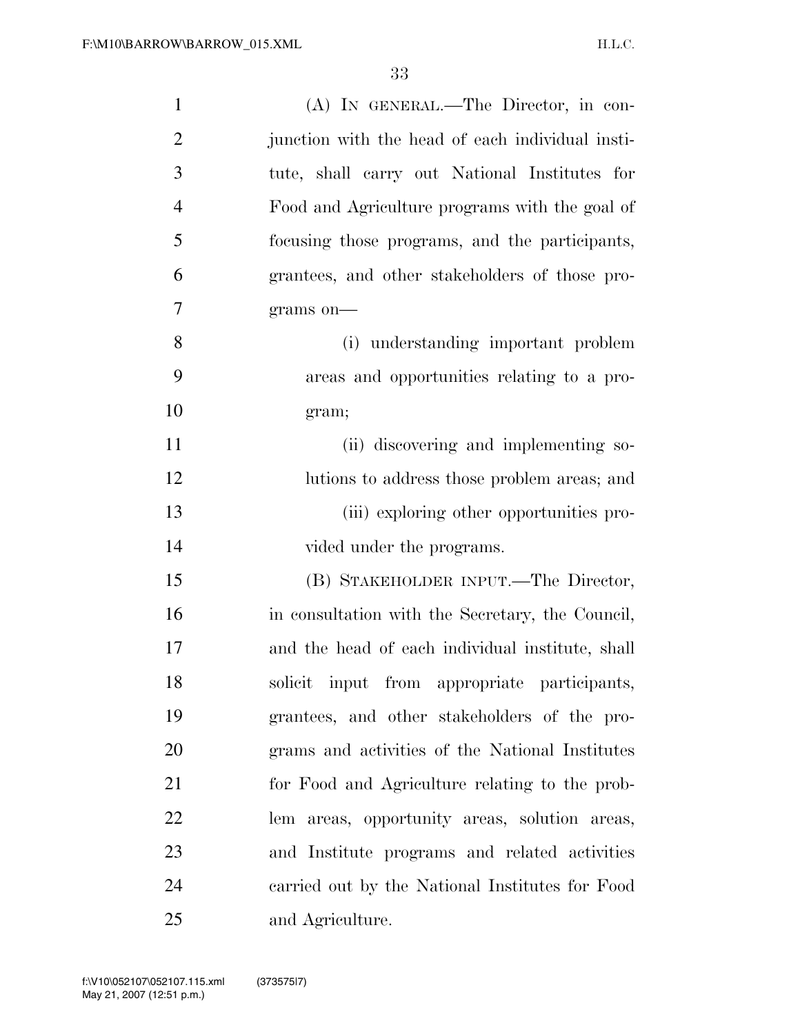(A) IN GENERAL.—The Director, in conjunction with the head of each individual institute, shall carry out National Institutes for Food and Agriculture programs with the goal of focusing those programs, and the participants, grantees, and other stakeholders of those programs on—

(i) understanding important problem areas and opportunities relating to a program;

(ii) discovering and implementing solutions to address those problem areas; and

(iii) exploring other opportunities provided under the programs.

(B) STAKEHOLDER INPUT.—The Director, in consultation with the Secretary, the Council, and the head of each individual institute, shall solicit input from appropriate participants, grantees, and other stakeholders of the programs and activities of the National Institutes for Food and Agriculture relating to the problem areas, opportunity areas, solution areas, and Institute programs and related activities carried out by the National Institutes for Food and Agriculture.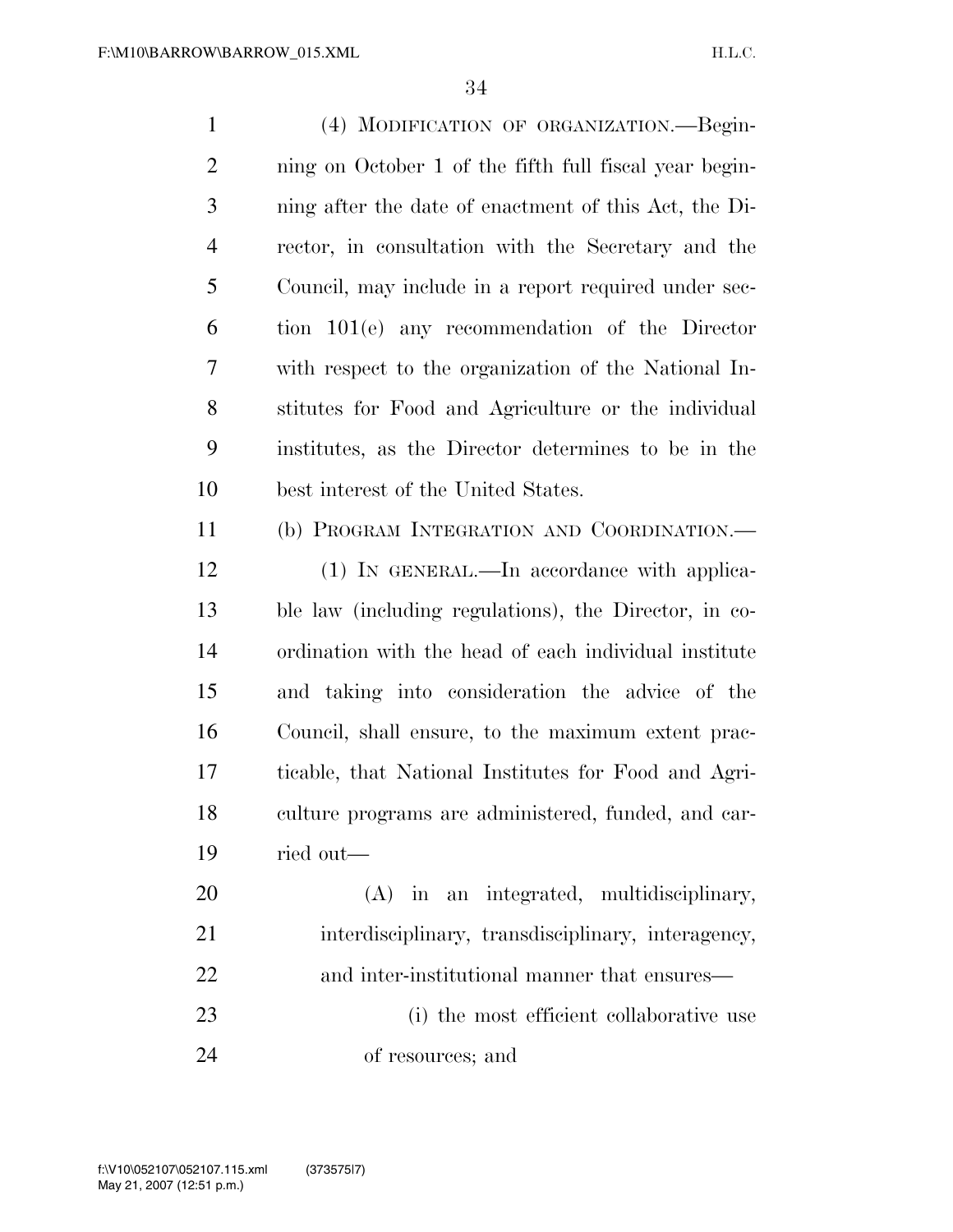(4) MODIFICATION OF ORGANIZATION.—Beginning on October 1 of the fifth full fiscal year beginning after the date of enactment of this Act, the Director, in consultation with the Secretary and the Council, may include in a report required under section 101(e) any recommendation of the Director with respect to the organization of the National Institutes for Food and Agriculture or the individual institutes, as the Director determines to be in the best interest of the United States.

(b) PROGRAM INTEGRATION AND COORDINATION.—

(1) IN GENERAL.—In accordance with applicable law (including regulations), the Director, in coordination with the head of each individual institute and taking into consideration the advice of the Council, shall ensure, to the maximum extent practicable, that National Institutes for Food and Agriculture programs are administered, funded, and carried out—

(A) in an integrated, multidisciplinary, interdisciplinary, transdisciplinary, interagency, and inter-institutional manner that ensures—

(i) the most efficient collaborative use of resources; and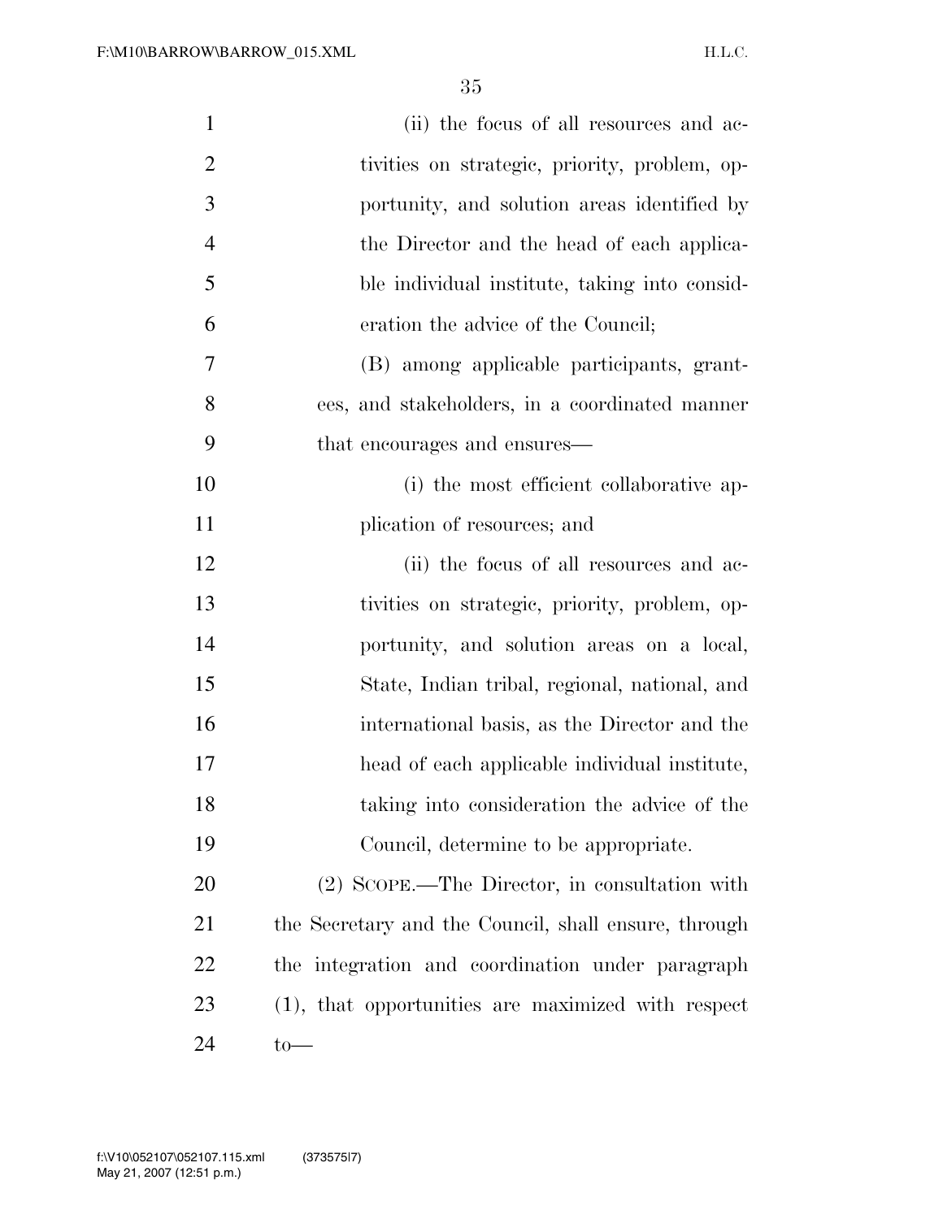(ii) the focus of all resources and activities on strategic, priority, problem, opportunity, and solution areas identified by the Director and the head of each applicable individual institute, taking into consideration the advice of the Council;

(B) among applicable participants, grantees, and stakeholders, in a coordinated manner that encourages and ensures—

(i) the most efficient collaborative application of resources; and

(ii) the focus of all resources and activities on strategic, priority, problem, opportunity, and solution areas on a local, State, Indian tribal, regional, national, and international basis, as the Director and the head of each applicable individual institute, taking into consideration the advice of the Council, determine to be appropriate.

(2) SCOPE.—The Director, in consultation with the Secretary and the Council, shall ensure, through the integration and coordination under paragraph (1), that opportunities are maximized with respect to—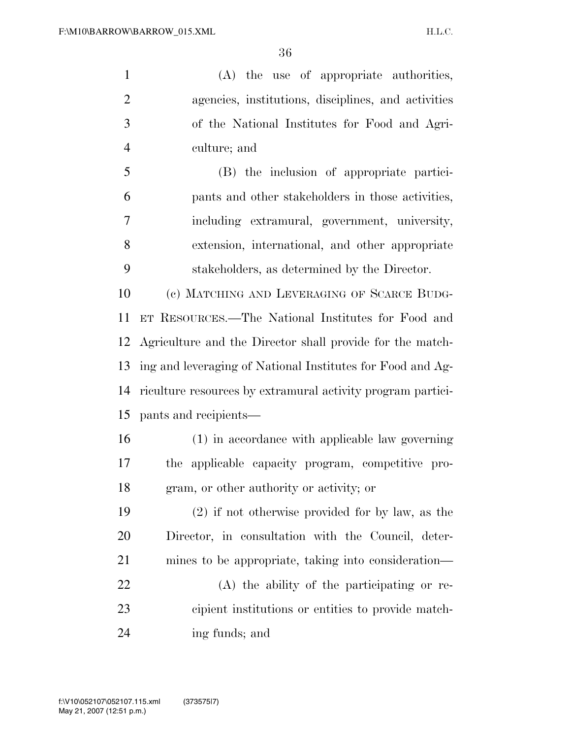(A) the use of appropriate authorities, agencies, institutions, disciplines, and activities of the National Institutes for Food and Agriculture; and

(B) the inclusion of appropriate participants and other stakeholders in those activities, including extramural, government, university, extension, international, and other appropriate stakeholders, as determined by the Director.

(c) MATCHING AND LEVERAGING OF SCARCE BUDGET RESOURCES.—The National Institutes for Food and Agriculture and the Director shall provide for the matching and leveraging of National Institutes for Food and Agriculture resources by extramural activity program participants and recipients—

(1) in accordance with applicable law governing the applicable capacity program, competitive program, or other authority or activity; or

(2) if not otherwise provided for by law, as the Director, in consultation with the Council, determines to be appropriate, taking into consideration—

(A) the ability of the participating or recipient institutions or entities to provide matching funds; and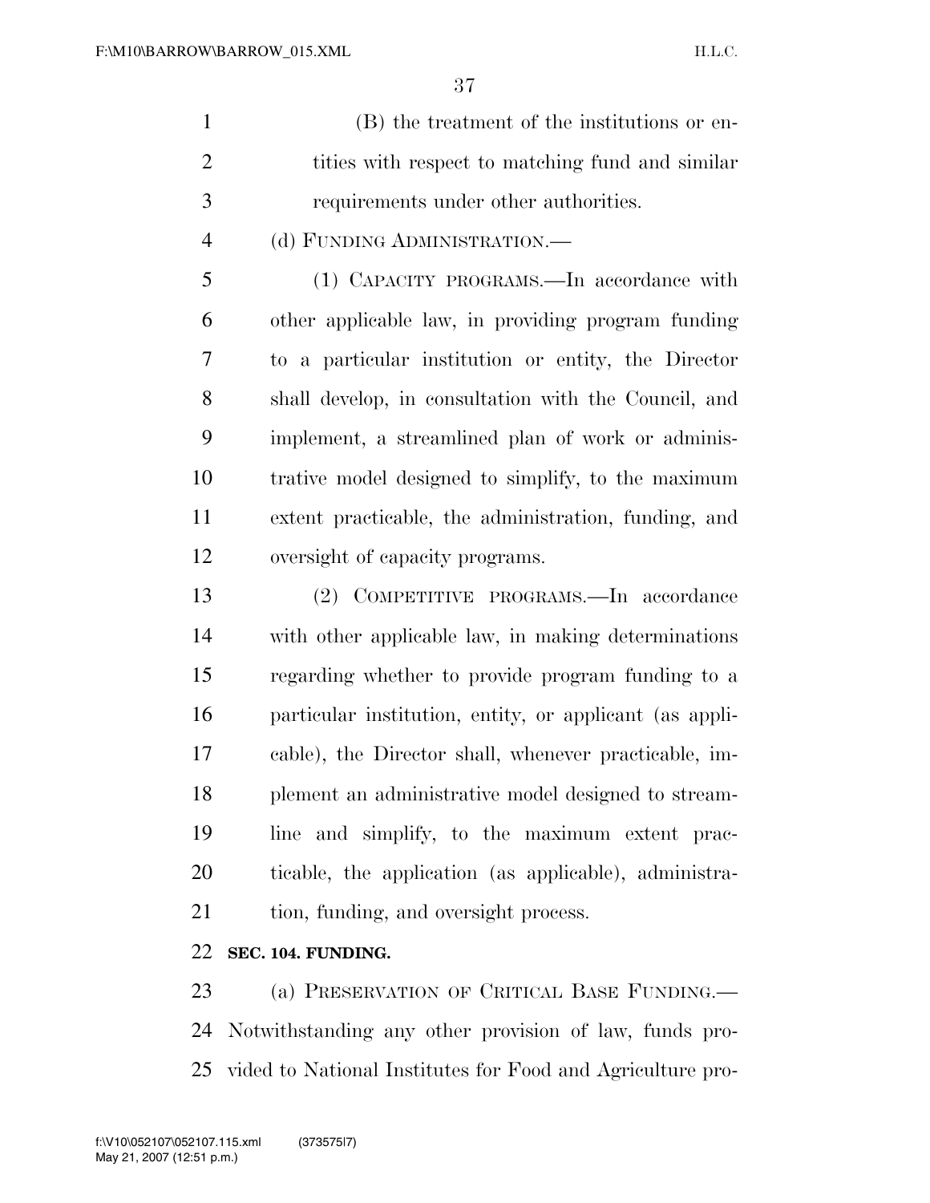(B) the treatment of the institutions or entities with respect to matching fund and similar requirements under other authorities.

(d) FUNDING ADMINISTRATION.—

(1) CAPACITY PROGRAMS.—In accordance with other applicable law, in providing program funding to a particular institution or entity, the Director shall develop, in consultation with the Council, and implement, a streamlined plan of work or administrative model designed to simplify, to the maximum extent practicable, the administration, funding, and oversight of capacity programs.

(2) COMPETITIVE PROGRAMS.—In accordance with other applicable law, in making determinations regarding whether to provide program funding to a particular institution, entity, or applicant (as applicable), the Director shall, whenever practicable, implement an administrative model designed to streamline and simplify, to the maximum extent practicable, the application (as applicable), administration, funding, and oversight process.

**SEC. 104. FUNDING.**

(a) PRESERVATION OF CRITICAL BASE FUNDING.—Notwithstanding any other provision of law, funds provided to National Institutes for Food and Agriculture pro-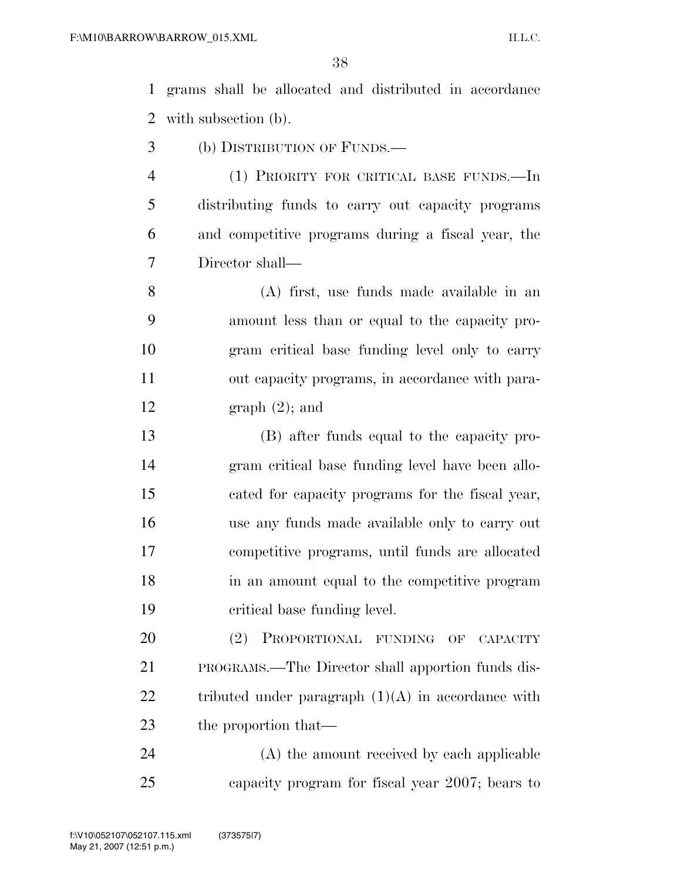grams shall be allocated and distributed in accordance with subsection (b).

(b) DISTRIBUTION OF FUNDS.—

(1) PRIORITY FOR CRITICAL BASE FUNDS.—In distributing funds to carry out capacity programs and competitive programs during a fiscal year, the Director shall—

(A) first, use funds made available in an amount less than or equal to the capacity program critical base funding level only to carry out capacity programs, in accordance with paragraph (2); and

(B) after funds equal to the capacity program critical base funding level have been allocated for capacity programs for the fiscal year, use any funds made available only to carry out competitive programs, until funds are allocated in an amount equal to the competitive program critical base funding level.

(2) PROPORTIONAL FUNDING OF CAPACITY PROGRAMS.—The Director shall apportion funds distributed under paragraph (1)(A) in accordance with the proportion that—

(A) the amount received by each applicable capacity program for fiscal year 2007; bears to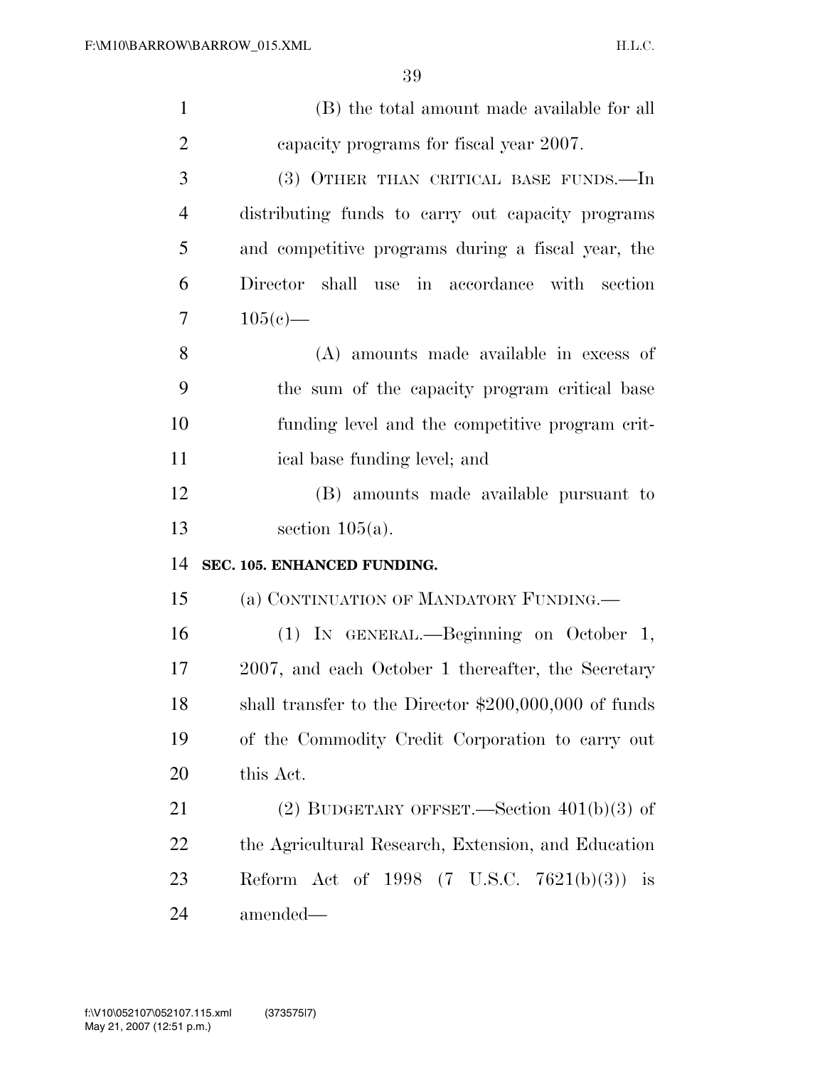(B) the total amount made available for all capacity programs for fiscal year 2007.

(3) OTHER THAN CRITICAL BASE FUNDS.—In distributing funds to carry out capacity programs and competitive programs during a fiscal year, the Director shall use in accordance with section 105(c)—

(A) amounts made available in excess of the sum of the capacity program critical base funding level and the competitive program critical base funding level; and

(B) amounts made available pursuant to section 105(a).

**SEC. 105. ENHANCED FUNDING.**

(a) CONTINUATION OF MANDATORY FUNDING.—

(1) IN GENERAL.—Beginning on October 1, 2007, and each October 1 thereafter, the Secretary shall transfer to the Director $200,000,000 of funds of the Commodity Credit Corporation to carry out this Act.

(2) BUDGETARY OFFSET.—Section 401(b)(3) of the Agricultural Research, Extension, and Education Reform Act of 1998 (7 U.S.C. 7621(b)(3)) is amended—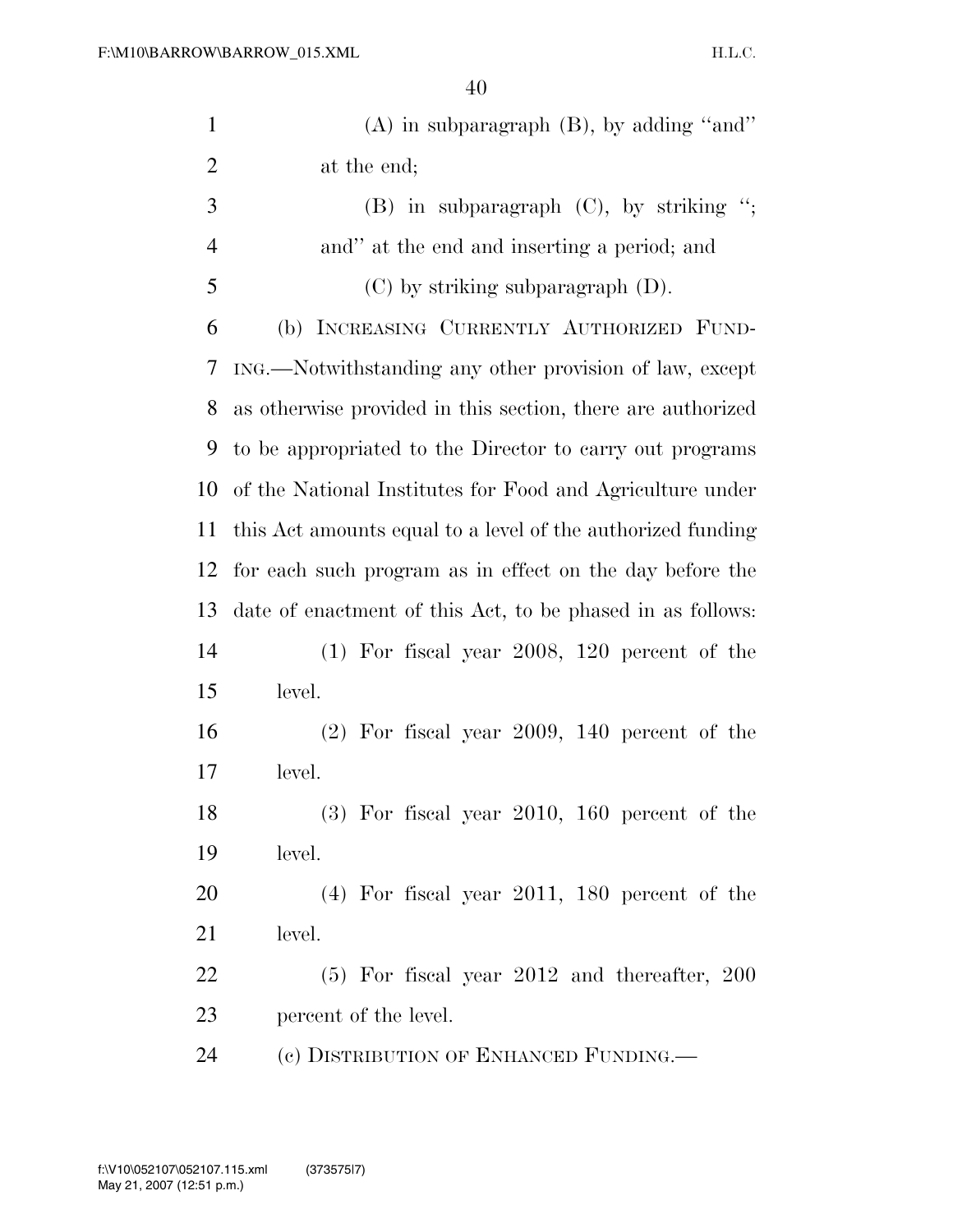(A) in subparagraph (B), by adding "and" at the end;

(B) in subparagraph (C), by striking "; and" at the end and inserting a period; and

(C) by striking subparagraph (D).

(b) INCREASING CURRENTLY AUTHORIZED FUNDING.—Notwithstanding any other provision of law, except as otherwise provided in this section, there are authorized to be appropriated to the Director to carry out programs of the National Institutes for Food and Agriculture under this Act amounts equal to a level of the authorized funding for each such program as in effect on the day before the date of enactment of this Act, to be phased in as follows:

(1) For fiscal year 2008, 120 percent of the level.

(2) For fiscal year 2009, 140 percent of the level.

(3) For fiscal year 2010, 160 percent of the level.

(4) For fiscal year 2011, 180 percent of the level.

(5) For fiscal year 2012 and thereafter, 200 percent of the level.

(c) DISTRIBUTION OF ENHANCED FUNDING.—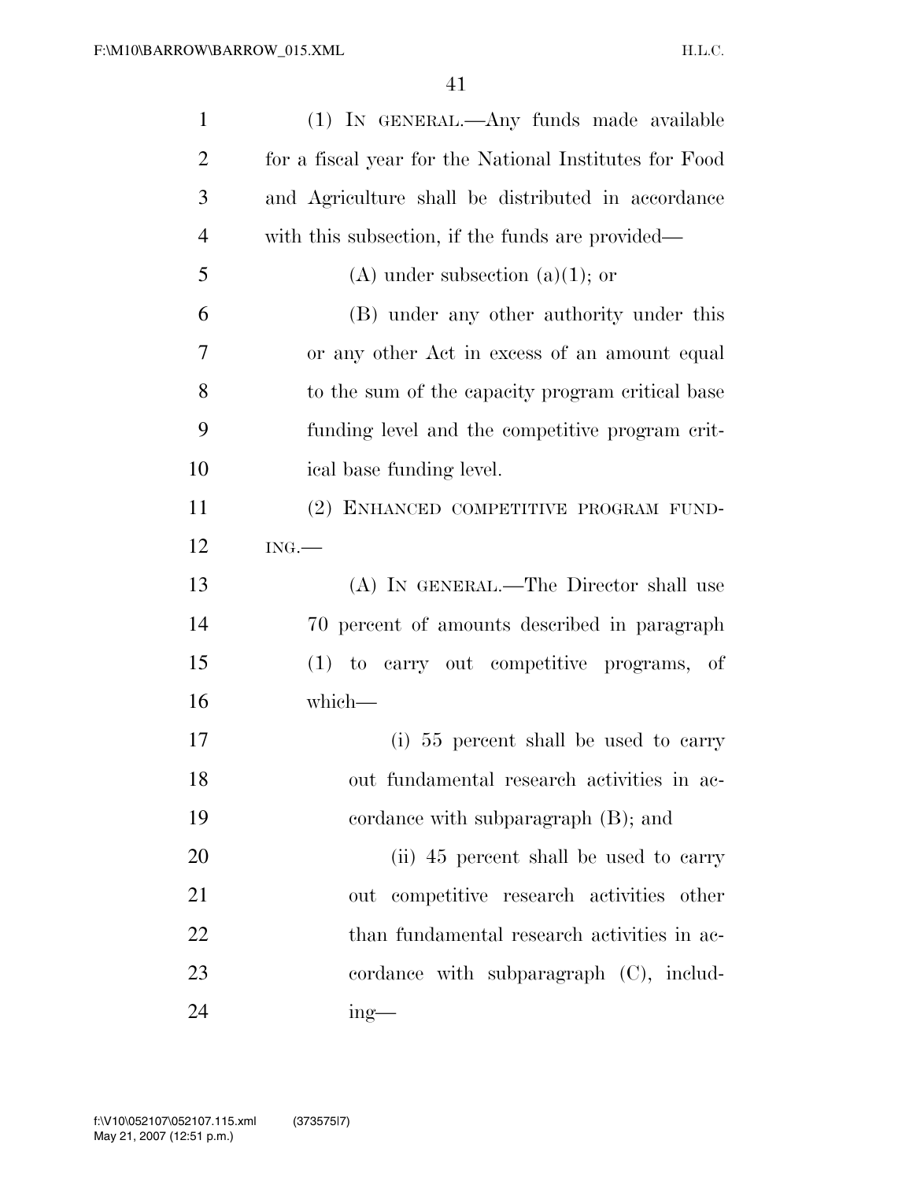(1) IN GENERAL.—Any funds made available for a fiscal year for the National Institutes for Food and Agriculture shall be distributed in accordance with this subsection, if the funds are provided—

(A) under subsection (a)(1); or

(B) under any other authority under this or any other Act in excess of an amount equal to the sum of the capacity program critical base funding level and the competitive program critical base funding level.

(2) ENHANCED COMPETITIVE PROGRAM FUNDING.—

(A) IN GENERAL.—The Director shall use 70 percent of amounts described in paragraph (1) to carry out competitive programs, of which—

(i) 55 percent shall be used to carry out fundamental research activities in accordance with subparagraph (B); and

(ii) 45 percent shall be used to carry out competitive research activities other than fundamental research activities in accordance with subparagraph (C), including—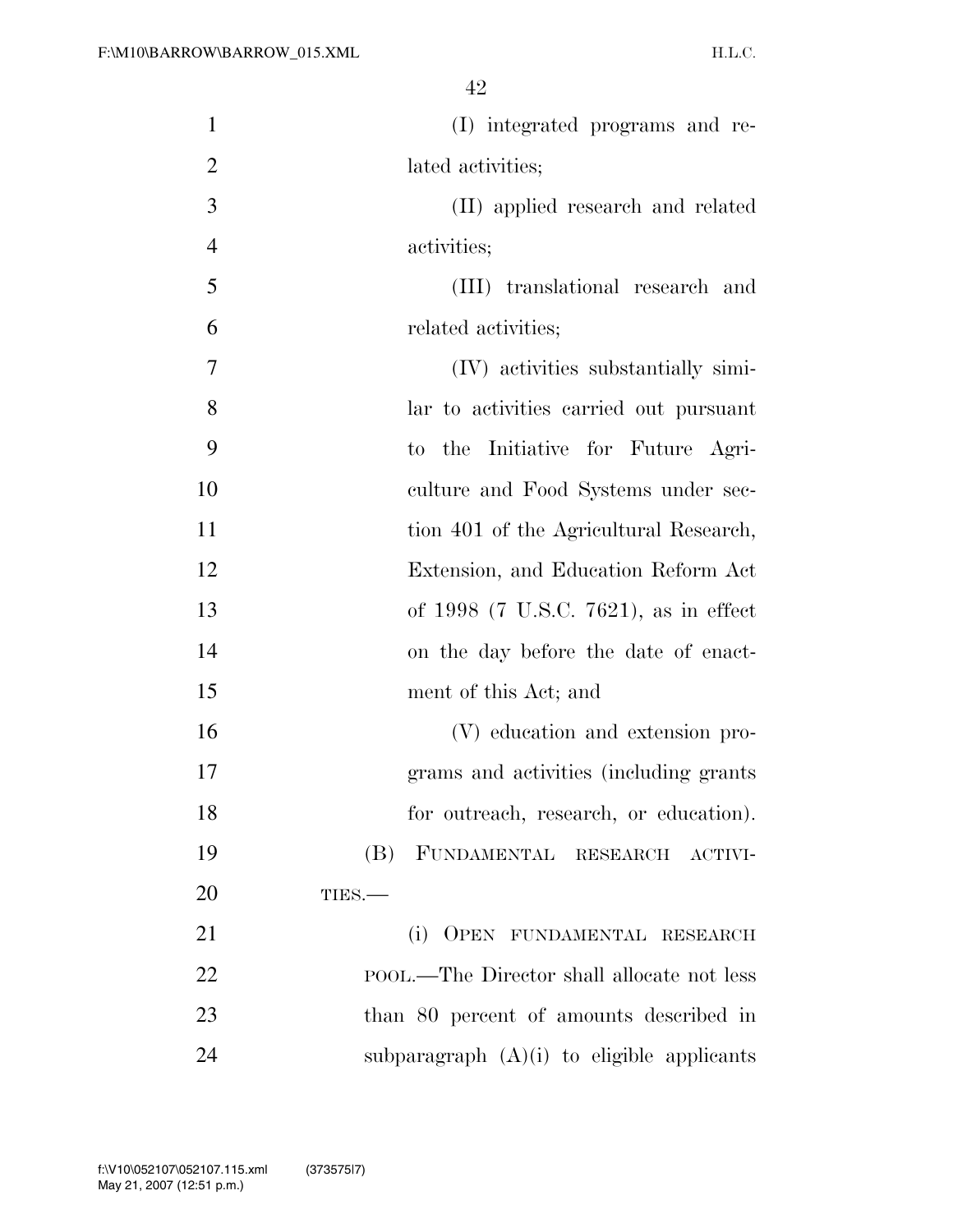(I) integrated programs and related activities;

(II) applied research and related activities;

(III) translational research and related activities;

(IV) activities substantially similar to activities carried out pursuant to the Initiative for Future Agriculture and Food Systems under section 401 of the Agricultural Research, Extension, and Education Reform Act of 1998 (7 U.S.C. 7621), as in effect on the day before the date of enactment of this Act; and

(V) education and extension programs and activities (including grants for outreach, research, or education).

(B) FUNDAMENTAL RESEARCH ACTIVITIES.—

(i) OPEN FUNDAMENTAL RESEARCH POOL.—The Director shall allocate not less than 80 percent of amounts described in subparagraph (A)(i) to eligible applicants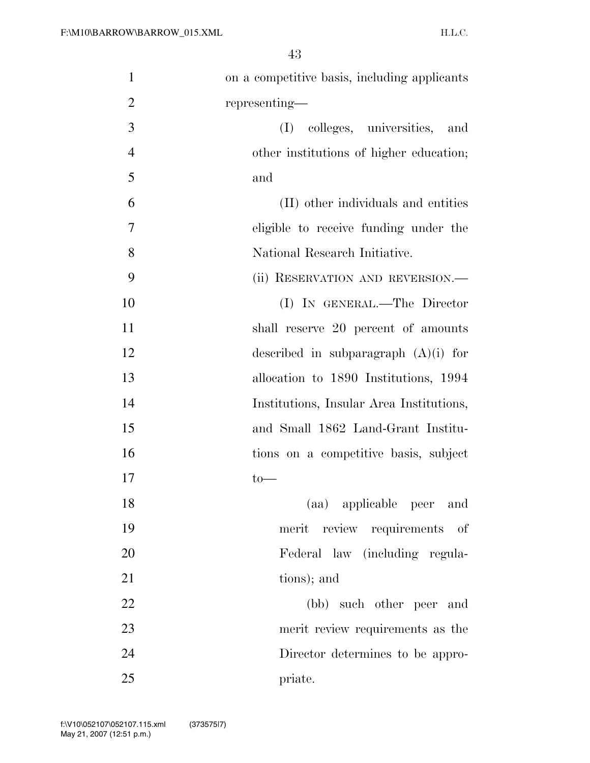on a competitive basis, including applicants representing—

(I) colleges, universities, and other institutions of higher education; and

(II) other individuals and entities eligible to receive funding under the National Research Initiative.

(ii) RESERVATION AND REVERSION.—

(I) IN GENERAL.—The Director shall reserve 20 percent of amounts described in subparagraph (A)(i) for allocation to 1890 Institutions, 1994 Institutions, Insular Area Institutions, and Small 1862 Land-Grant Institutions on a competitive basis, subject to—

(aa) applicable peer and merit review requirements of Federal law (including regulations); and

(bb) such other peer and merit review requirements as the Director determines to be appropriate.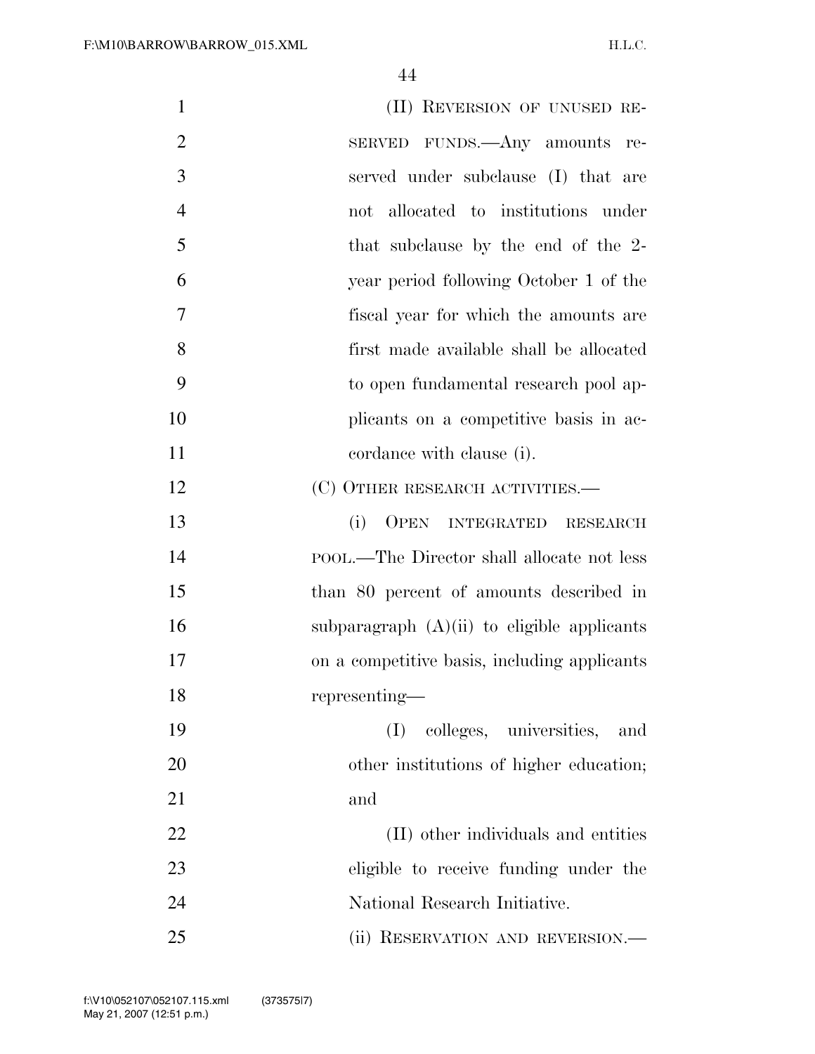(II) REVERSION OF UNUSED RESERVED FUNDS.—Any amounts reserved under subclause (I) that are not allocated to institutions under that subclause by the end of the 2-year period following October 1 of the fiscal year for which the amounts are first made available shall be allocated to open fundamental research pool applicants on a competitive basis in accordance with clause (i).

(C) OTHER RESEARCH ACTIVITIES.—

(i) OPEN INTEGRATED RESEARCH POOL.—The Director shall allocate not less than 80 percent of amounts described in subparagraph (A)(ii) to eligible applicants on a competitive basis, including applicants representing—

(I) colleges, universities, and other institutions of higher education; and

(II) other individuals and entities eligible to receive funding under the National Research Initiative.

(ii) RESERVATION AND REVERSION.—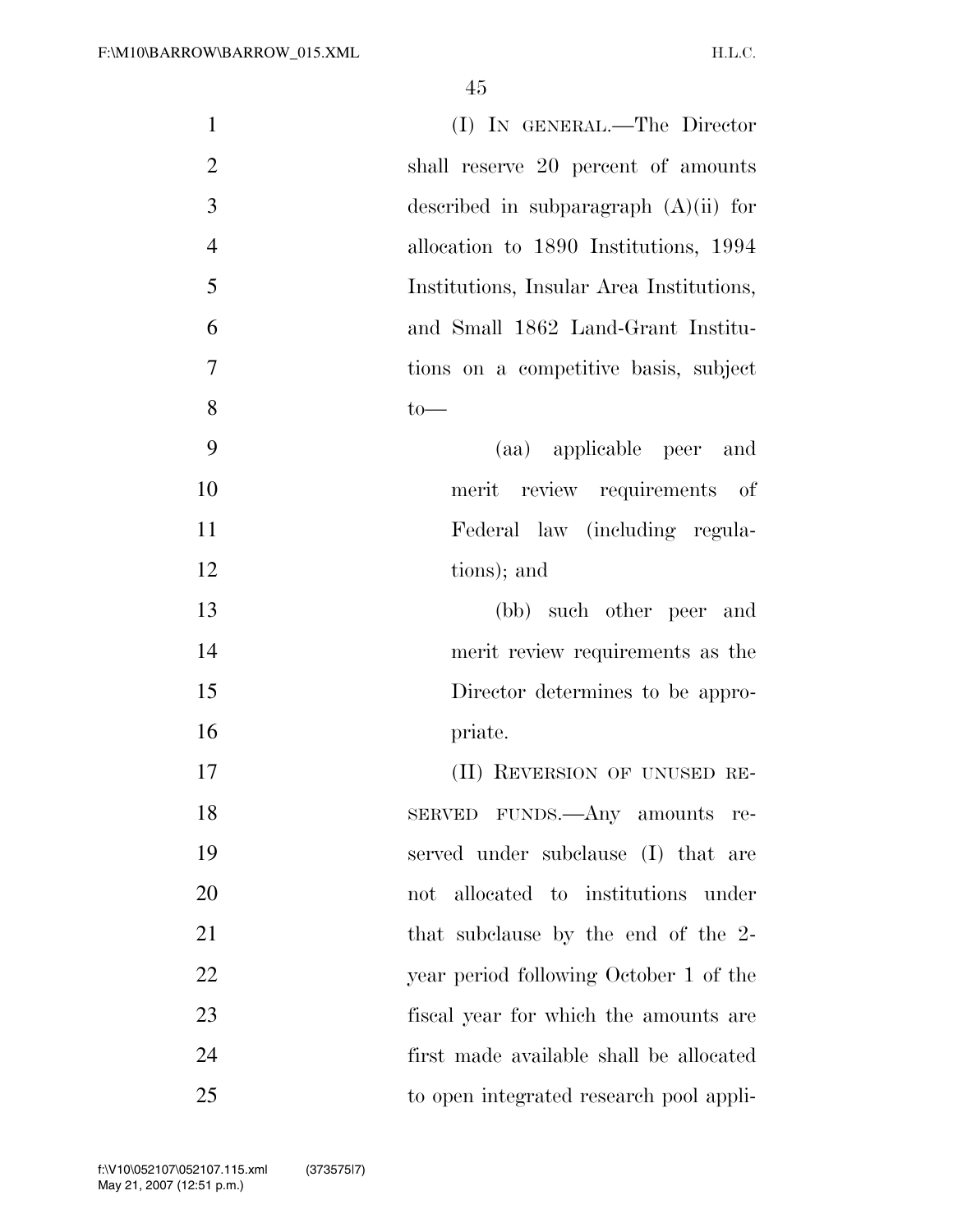(I) IN GENERAL.—The Director shall reserve 20 percent of amounts described in subparagraph (A)(ii) for allocation to 1890 Institutions, 1994 Institutions, Insular Area Institutions, and Small 1862 Land-Grant Institutions on a competitive basis, subject to—

(aa) applicable peer and merit review requirements of Federal law (including regulations); and

(bb) such other peer and merit review requirements as the Director determines to be appropriate.

(II) REVERSION OF UNUSED RESERVED FUNDS.—Any amounts reserved under subclause (I) that are not allocated to institutions under that subclause by the end of the 2-year period following October 1 of the fiscal year for which the amounts are first made available shall be allocated to open integrated research pool appli-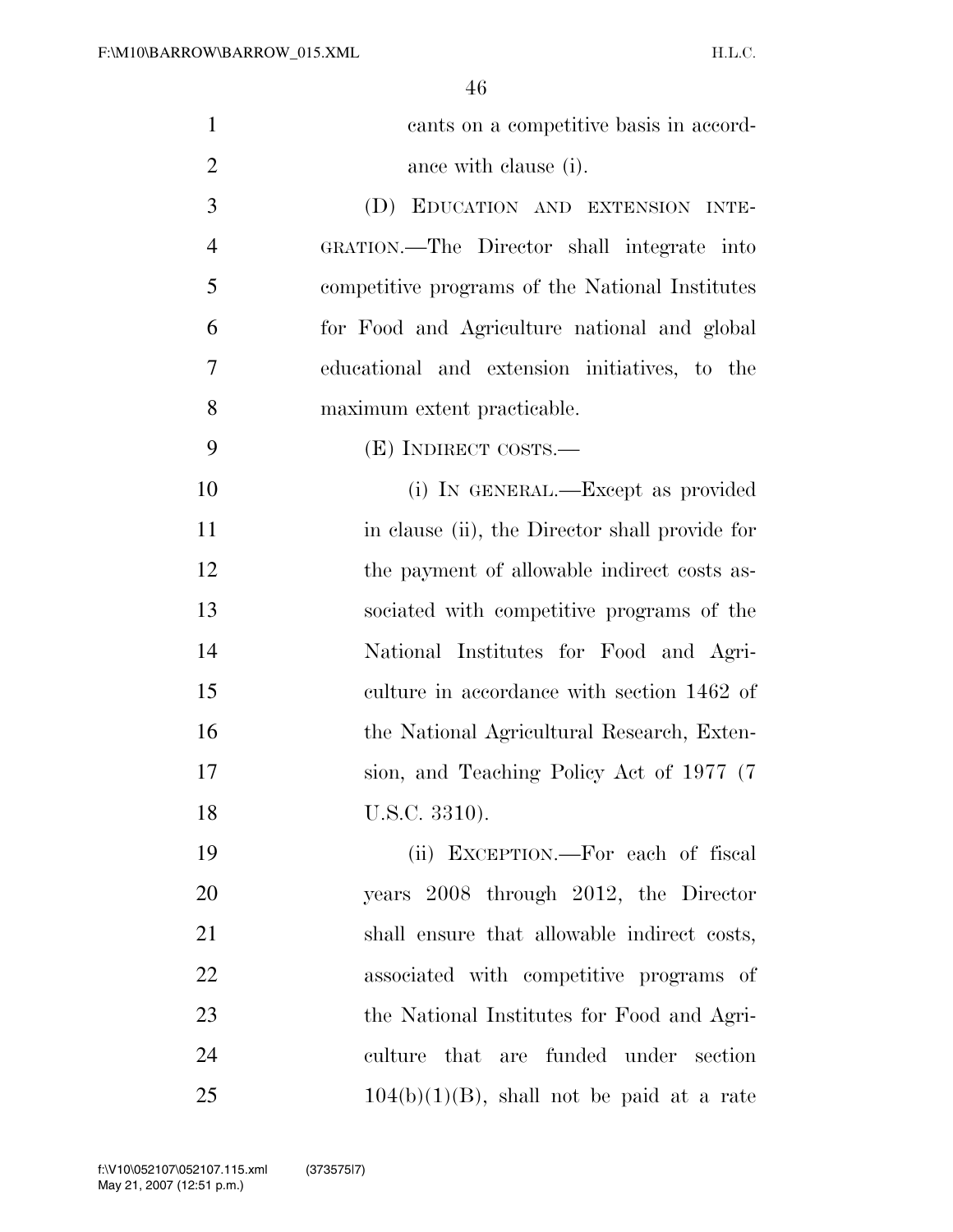cants on a competitive basis in accordance with clause (i).

(D) EDUCATION AND EXTENSION INTEGRATION.—The Director shall integrate into competitive programs of the National Institutes for Food and Agriculture national and global educational and extension initiatives, to the maximum extent practicable.

(E) INDIRECT COSTS.—

(i) IN GENERAL.—Except as provided in clause (ii), the Director shall provide for the payment of allowable indirect costs associated with competitive programs of the National Institutes for Food and Agriculture in accordance with section 1462 of the National Agricultural Research, Extension, and Teaching Policy Act of 1977 (7 U.S.C. 3310).

(ii) EXCEPTION.—For each of fiscal years 2008 through 2012, the Director shall ensure that allowable indirect costs, associated with competitive programs of the National Institutes for Food and Agriculture that are funded under section 104(b)(1)(B), shall not be paid at a rate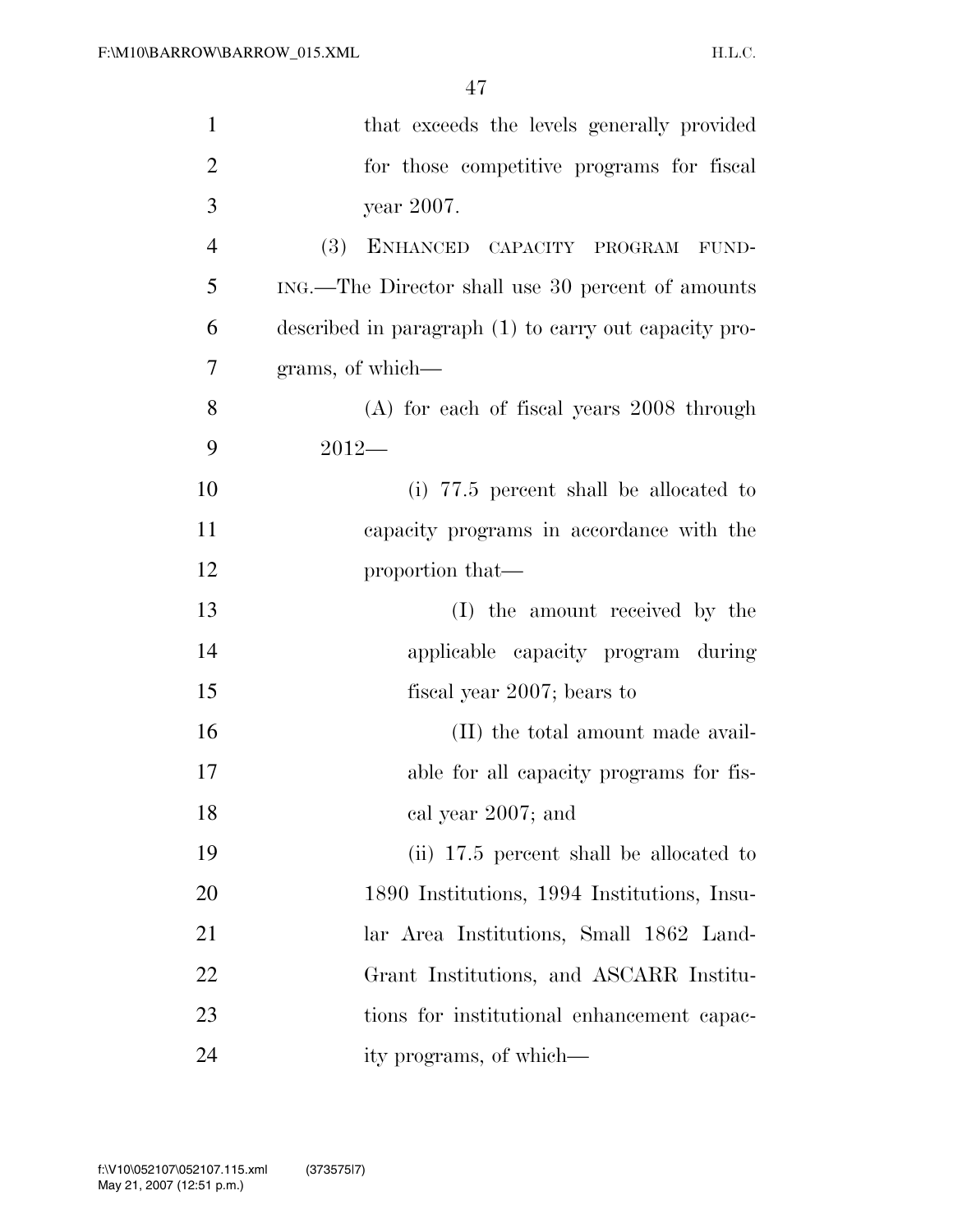that exceeds the levels generally provided for those competitive programs for fiscal year 2007.

(3) ENHANCED CAPACITY PROGRAM FUNDING.—The Director shall use 30 percent of amounts described in paragraph (1) to carry out capacity programs, of which—

(A) for each of fiscal years 2008 through 2012—

(i) 77.5 percent shall be allocated to capacity programs in accordance with the proportion that—

(I) the amount received by the applicable capacity program during fiscal year 2007; bears to

(II) the total amount made available for all capacity programs for fiscal year 2007; and

(ii) 17.5 percent shall be allocated to 1890 Institutions, 1994 Institutions, Insular Area Institutions, Small 1862 Land-Grant Institutions, and ASCARR Institutions for institutional enhancement capacity programs, of which—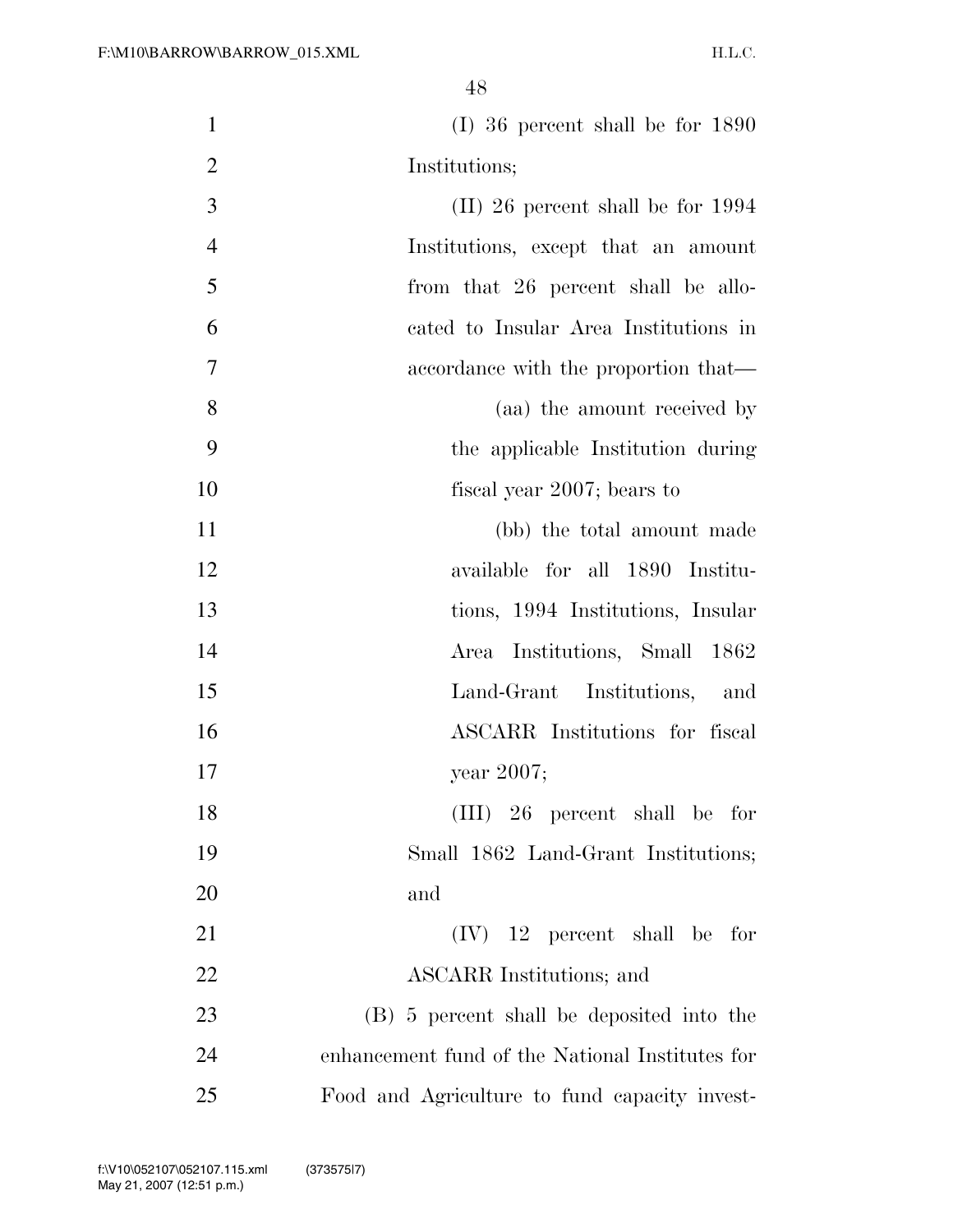(I) 36 percent shall be for 1890 Institutions;

(II) 26 percent shall be for 1994 Institutions, except that an amount from that 26 percent shall be allocated to Insular Area Institutions in accordance with the proportion that—

(aa) the amount received by the applicable Institution during fiscal year 2007; bears to

(bb) the total amount made available for all 1890 Institutions, 1994 Institutions, Insular Area Institutions, Small 1862 Land-Grant Institutions, and ASCARR Institutions for fiscal year 2007;

(III) 26 percent shall be for Small 1862 Land-Grant Institutions; and

(IV) 12 percent shall be for ASCARR Institutions; and

(B) 5 percent shall be deposited into the enhancement fund of the National Institutes for Food and Agriculture to fund capacity invest-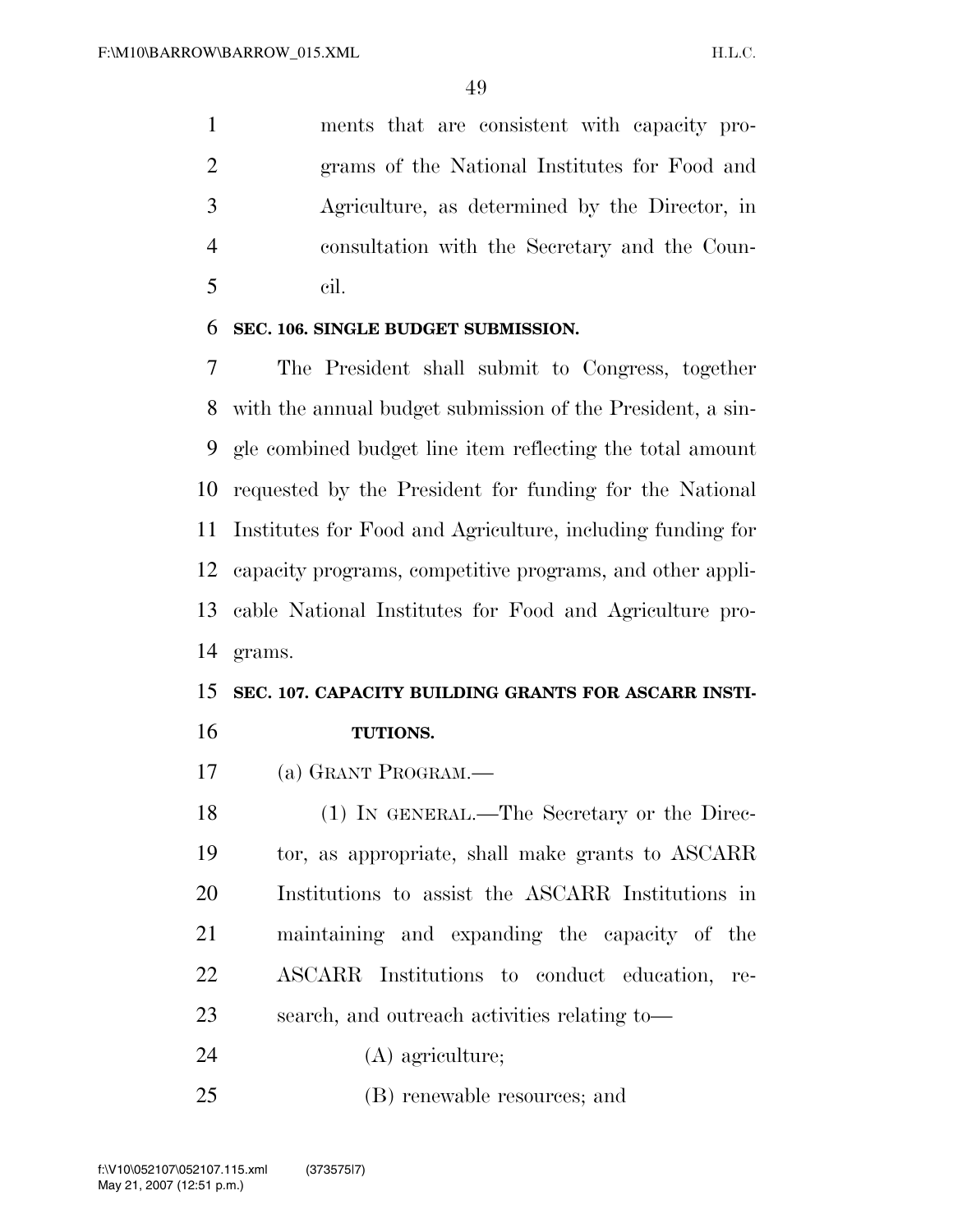ments that are consistent with capacity programs of the National Institutes for Food and Agriculture, as determined by the Director, in consultation with the Secretary and the Council.

**SEC. 106. SINGLE BUDGET SUBMISSION.**

The President shall submit to Congress, together with the annual budget submission of the President, a single combined budget line item reflecting the total amount requested by the President for funding for the National Institutes for Food and Agriculture, including funding for capacity programs, competitive programs, and other applicable National Institutes for Food and Agriculture programs.

**SEC. 107. CAPACITY BUILDING GRANTS FOR ASCARR INSTITUTIONS.**

(a) GRANT PROGRAM.—

(1) IN GENERAL.—The Secretary or the Director, as appropriate, shall make grants to ASCARR Institutions to assist the ASCARR Institutions in maintaining and expanding the capacity of the ASCARR Institutions to conduct education, research, and outreach activities relating to—

(A) agriculture;

(B) renewable resources; and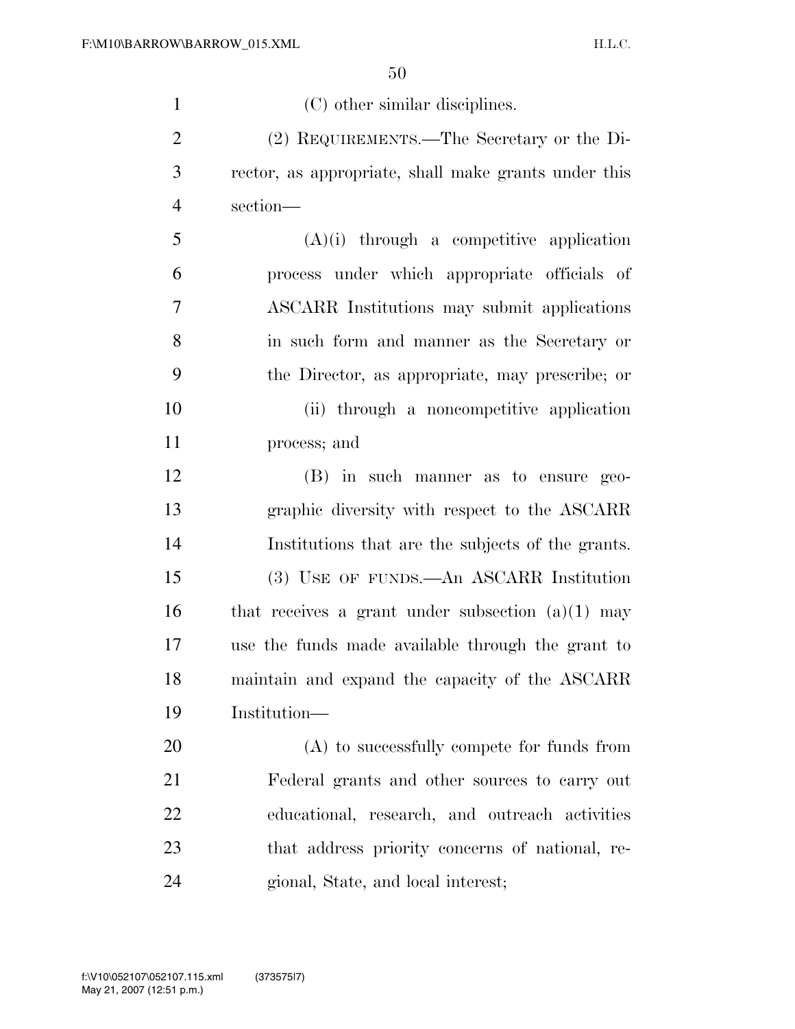(C) other similar disciplines.

(2) REQUIREMENTS.—The Secretary or the Director, as appropriate, shall make grants under this section—

(A)(i) through a competitive application process under which appropriate officials of ASCARR Institutions may submit applications in such form and manner as the Secretary or the Director, as appropriate, may prescribe; or

(ii) through a noncompetitive application process; and

(B) in such manner as to ensure geographic diversity with respect to the ASCARR Institutions that are the subjects of the grants.

(3) USE OF FUNDS.—An ASCARR Institution that receives a grant under subsection (a)(1) may use the funds made available through the grant to maintain and expand the capacity of the ASCARR Institution—

(A) to successfully compete for funds from Federal grants and other sources to carry out educational, research, and outreach activities that address priority concerns of national, regional, State, and local interest;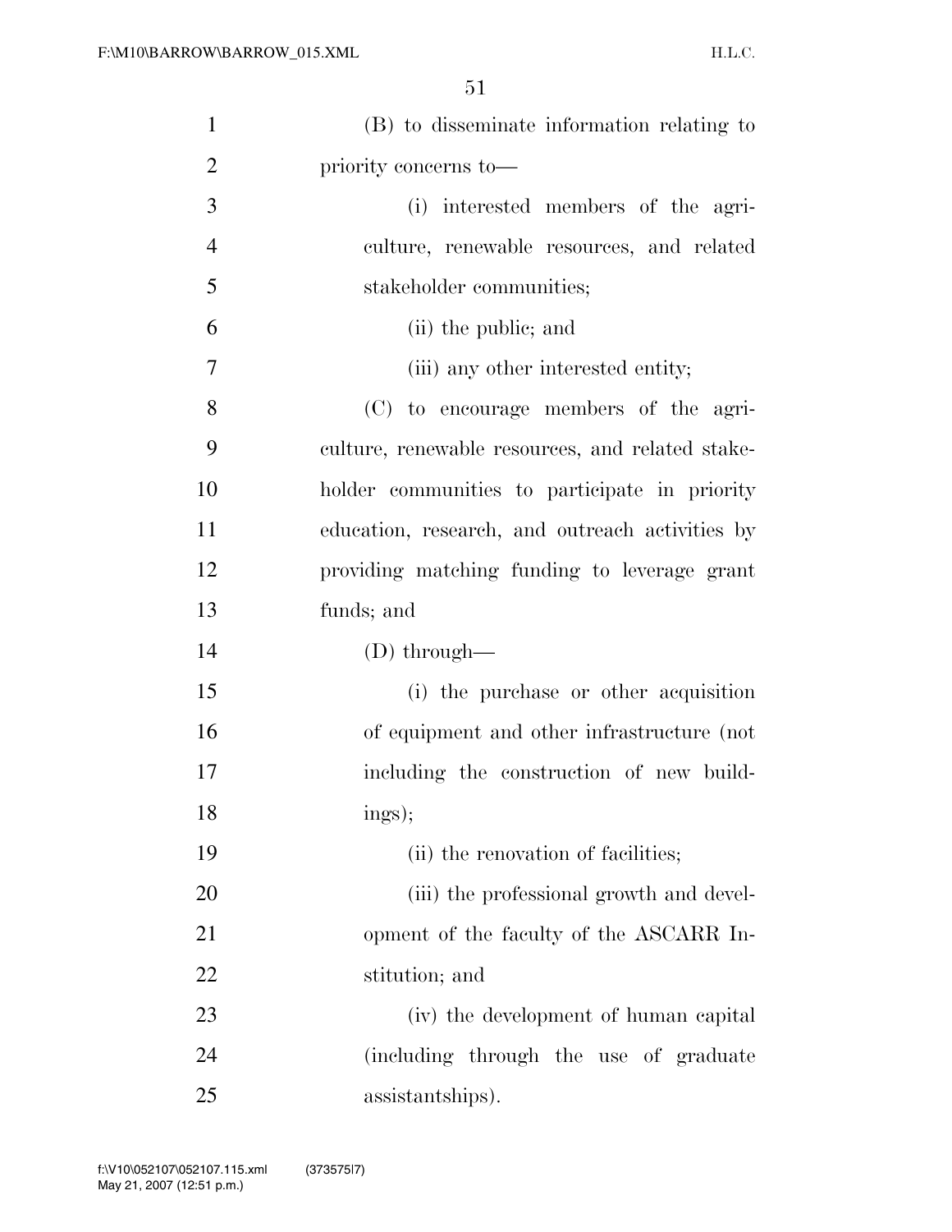(B) to disseminate information relating to priority concerns to—

(i) interested members of the agriculture, renewable resources, and related stakeholder communities;

(ii) the public; and

(iii) any other interested entity;

(C) to encourage members of the agriculture, renewable resources, and related stakeholder communities to participate in priority education, research, and outreach activities by providing matching funding to leverage grant funds; and

(D) through—

(i) the purchase or other acquisition of equipment and other infrastructure (not including the construction of new buildings);

(ii) the renovation of facilities;

(iii) the professional growth and development of the faculty of the ASCARR Institution; and

(iv) the development of human capital (including through the use of graduate assistantships).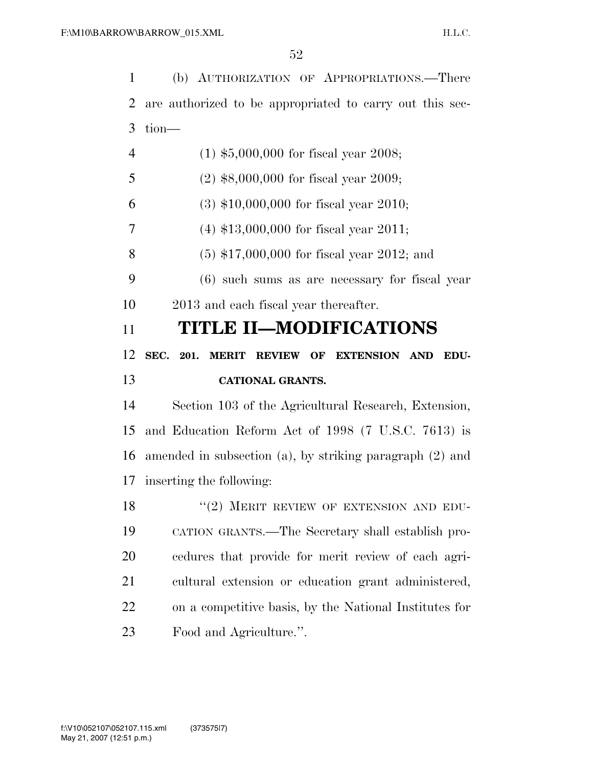(b) AUTHORIZATION OF APPROPRIATIONS.—There are authorized to be appropriated to carry out this section—

(1) $5,000,000 for fiscal year 2008;

(2) $8,000,000 for fiscal year 2009;

(3) $10,000,000 for fiscal year 2010;

(4) $13,000,000 for fiscal year 2011;

(5) $17,000,000 for fiscal year 2012; and

(6) such sums as are necessary for fiscal year 2013 and each fiscal year thereafter.

# TITLE II—MODIFICATIONS

## SEC. 201. MERIT REVIEW OF EXTENSION AND EDUCATIONAL GRANTS.

Section 103 of the Agricultural Research, Extension, and Education Reform Act of 1998 (7 U.S.C. 7613) is amended in subsection (a), by striking paragraph (2) and inserting the following:

"(2) MERIT REVIEW OF EXTENSION AND EDUCATION GRANTS.—The Secretary shall establish procedures that provide for merit review of each agricultural extension or education grant administered, on a competitive basis, by the National Institutes for Food and Agriculture.".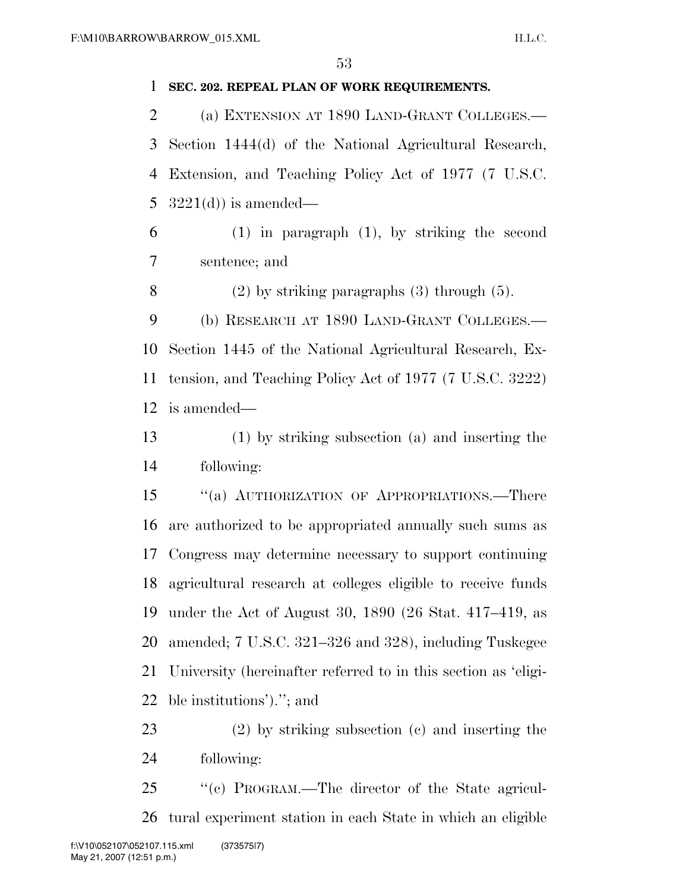**SEC. 202. REPEAL PLAN OF WORK REQUIREMENTS.**

(a) EXTENSION AT 1890 LAND-GRANT COLLEGES.— Section 1444(d) of the National Agricultural Research, Extension, and Teaching Policy Act of 1977 (7 U.S.C. 3221(d)) is amended—

(1) in paragraph (1), by striking the second sentence; and

(2) by striking paragraphs (3) through (5).

(b) RESEARCH AT 1890 LAND-GRANT COLLEGES.— Section 1445 of the National Agricultural Research, Extension, and Teaching Policy Act of 1977 (7 U.S.C. 3222) is amended—

(1) by striking subsection (a) and inserting the following:

''(a) AUTHORIZATION OF APPROPRIATIONS.—There are authorized to be appropriated annually such sums as Congress may determine necessary to support continuing agricultural research at colleges eligible to receive funds under the Act of August 30, 1890 (26 Stat. 417–419, as amended; 7 U.S.C. 321–326 and 328), including Tuskegee University (hereinafter referred to in this section as 'eligible institutions').''; and

(2) by striking subsection (c) and inserting the following:

''(c) PROGRAM.—The director of the State agricultural experiment station in each State in which an eligible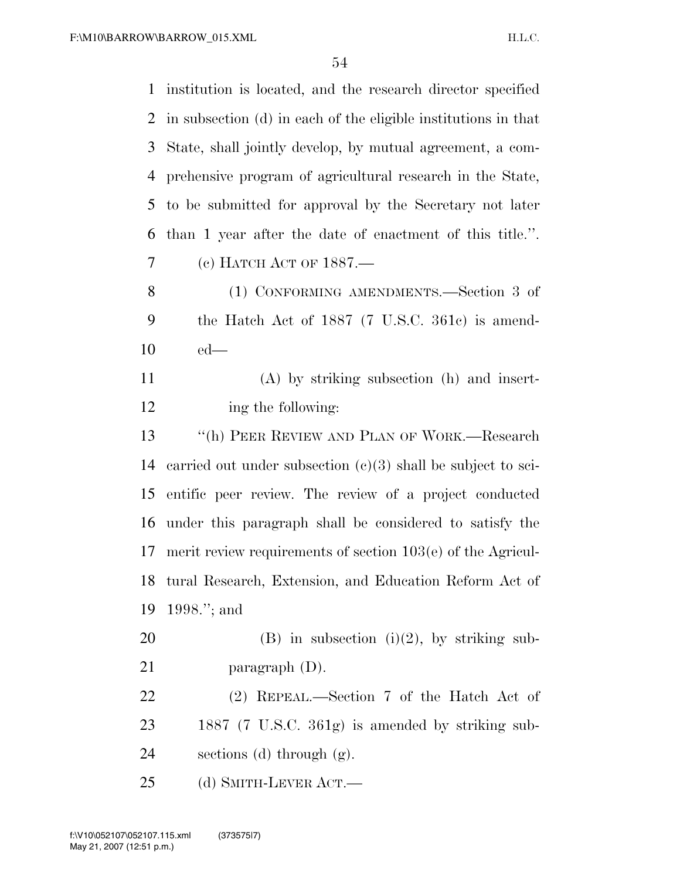institution is located, and the research director specified in subsection (d) in each of the eligible institutions in that State, shall jointly develop, by mutual agreement, a comprehensive program of agricultural research in the State, to be submitted for approval by the Secretary not later than 1 year after the date of enactment of this title.''.

(c) HATCH ACT OF 1887.—

(1) CONFORMING AMENDMENTS.—Section 3 of the Hatch Act of 1887 (7 U.S.C. 361c) is amended—

(A) by striking subsection (h) and inserting the following:

''(h) PEER REVIEW AND PLAN OF WORK.—Research carried out under subsection (c)(3) shall be subject to scientific peer review. The review of a project conducted under this paragraph shall be considered to satisfy the merit review requirements of section 103(e) of the Agricultural Research, Extension, and Education Reform Act of 1998.''; and

(B) in subsection (i)(2), by striking subparagraph (D).

(2) REPEAL.—Section 7 of the Hatch Act of 1887 (7 U.S.C. 361g) is amended by striking subsections (d) through (g).

(d) SMITH-LEVER ACT.—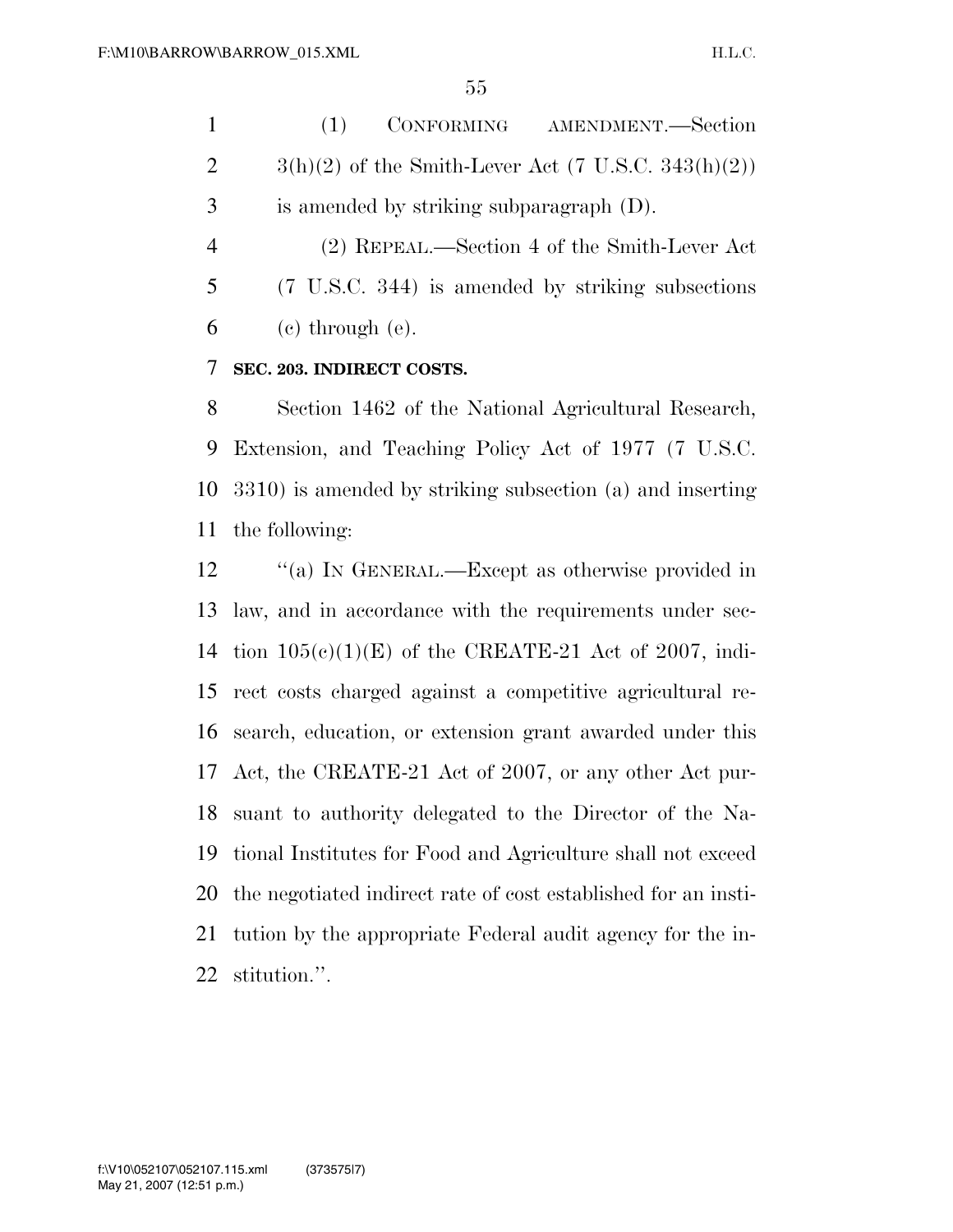(1) CONFORMING AMENDMENT.—Section 3(h)(2) of the Smith-Lever Act (7 U.S.C. 343(h)(2)) is amended by striking subparagraph (D).

(2) REPEAL.—Section 4 of the Smith-Lever Act (7 U.S.C. 344) is amended by striking subsections (c) through (e).

**SEC. 203. INDIRECT COSTS.**

Section 1462 of the National Agricultural Research, Extension, and Teaching Policy Act of 1977 (7 U.S.C. 3310) is amended by striking subsection (a) and inserting the following:

''(a) IN GENERAL.—Except as otherwise provided in law, and in accordance with the requirements under section 105(c)(1)(E) of the CREATE-21 Act of 2007, indirect costs charged against a competitive agricultural research, education, or extension grant awarded under this Act, the CREATE-21 Act of 2007, or any other Act pursuant to authority delegated to the Director of the National Institutes for Food and Agriculture shall not exceed the negotiated indirect rate of cost established for an institution by the appropriate Federal audit agency for the institution.''.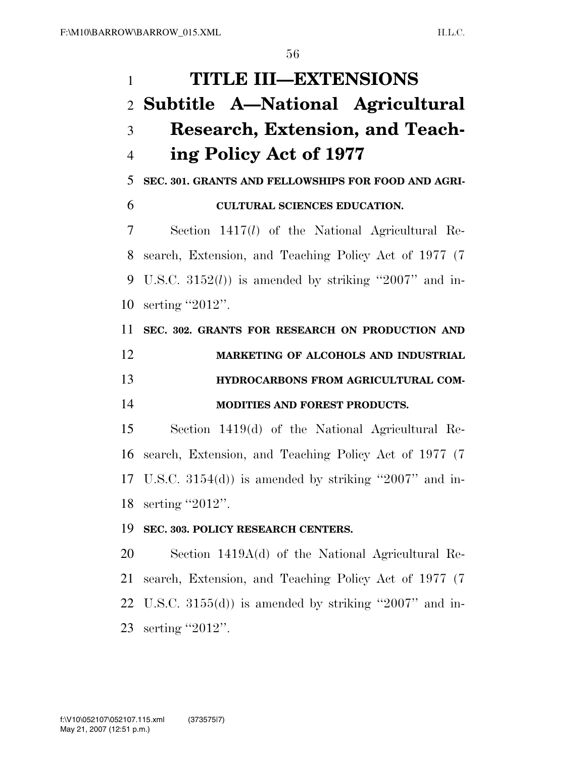# TITLE III—EXTENSIONS

## Subtitle A—National Agricultural Research, Extension, and Teaching Policy Act of 1977

### SEC. 301. GRANTS AND FELLOWSHIPS FOR FOOD AND AGRICULTURAL SCIENCES EDUCATION.

Section 1417(*l*) of the National Agricultural Research, Extension, and Teaching Policy Act of 1977 (7 U.S.C. 3152(*l*)) is amended by striking "2007" and inserting "2012".

### SEC. 302. GRANTS FOR RESEARCH ON PRODUCTION AND MARKETING OF ALCOHOLS AND INDUSTRIAL HYDROCARBONS FROM AGRICULTURAL COMMODITIES AND FOREST PRODUCTS.

Section 1419(d) of the National Agricultural Research, Extension, and Teaching Policy Act of 1977 (7 U.S.C. 3154(d)) is amended by striking "2007" and inserting "2012".

### SEC. 303. POLICY RESEARCH CENTERS.

Section 1419A(d) of the National Agricultural Research, Extension, and Teaching Policy Act of 1977 (7 U.S.C. 3155(d)) is amended by striking "2007" and inserting "2012".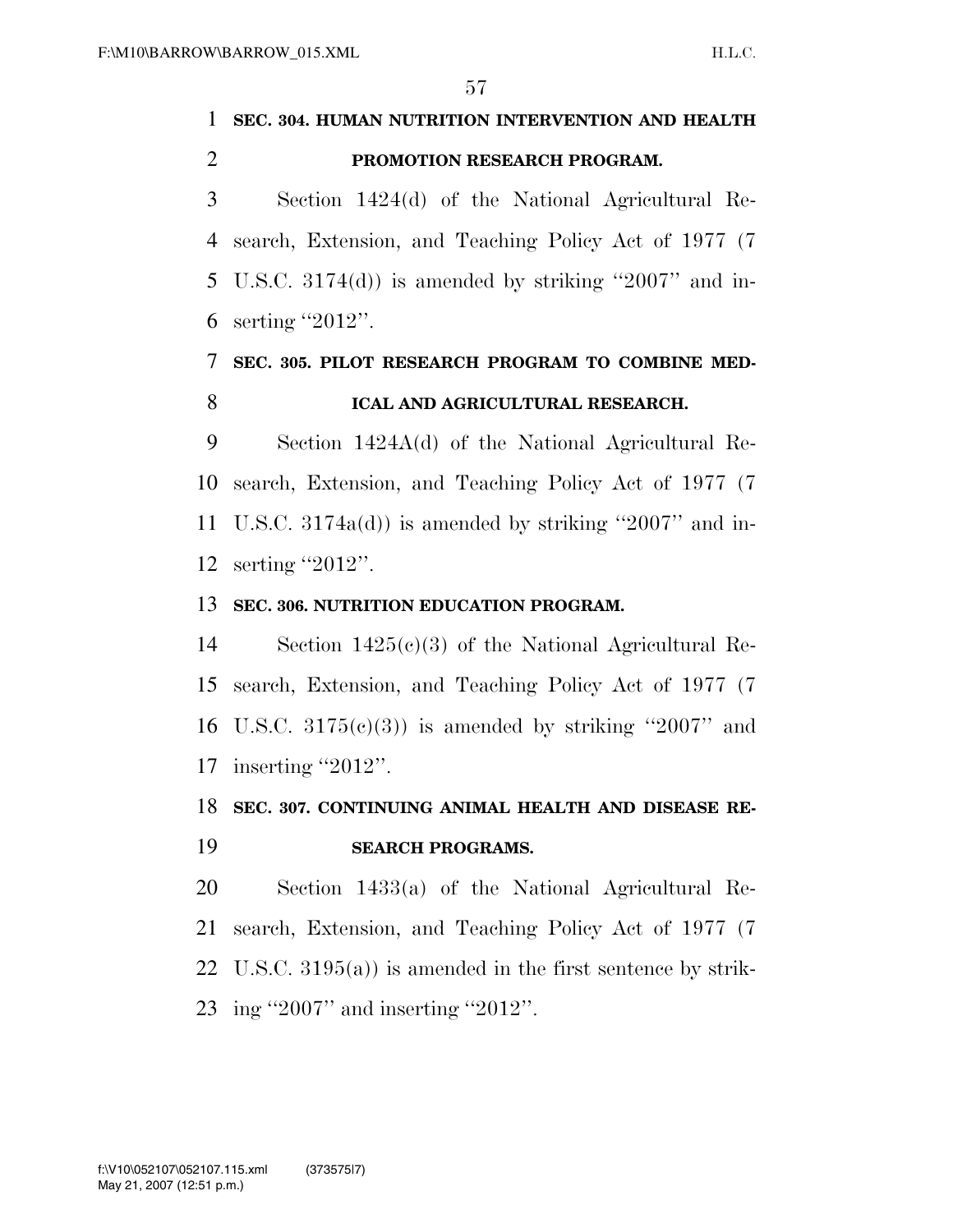**SEC. 304. HUMAN NUTRITION INTERVENTION AND HEALTH PROMOTION RESEARCH PROGRAM.**

Section 1424(d) of the National Agricultural Research, Extension, and Teaching Policy Act of 1977 (7 U.S.C. 3174(d)) is amended by striking "2007" and inserting "2012".

**SEC. 305. PILOT RESEARCH PROGRAM TO COMBINE MEDICAL AND AGRICULTURAL RESEARCH.**

Section 1424A(d) of the National Agricultural Research, Extension, and Teaching Policy Act of 1977 (7 U.S.C. 3174a(d)) is amended by striking "2007" and inserting "2012".

**SEC. 306. NUTRITION EDUCATION PROGRAM.**

Section 1425(c)(3) of the National Agricultural Research, Extension, and Teaching Policy Act of 1977 (7 U.S.C. 3175(c)(3)) is amended by striking "2007" and inserting "2012".

**SEC. 307. CONTINUING ANIMAL HEALTH AND DISEASE RESEARCH PROGRAMS.**

Section 1433(a) of the National Agricultural Research, Extension, and Teaching Policy Act of 1977 (7 U.S.C. 3195(a)) is amended in the first sentence by striking "2007" and inserting "2012".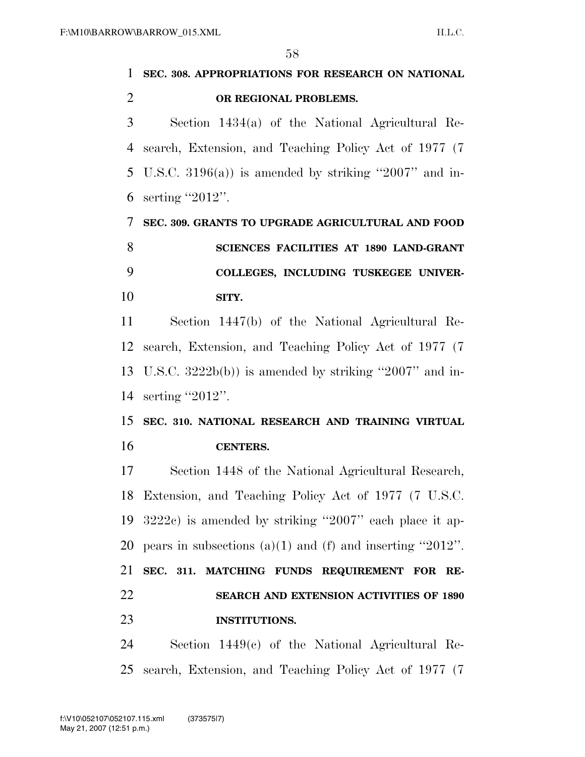**SEC. 308. APPROPRIATIONS FOR RESEARCH ON NATIONAL OR REGIONAL PROBLEMS.**

Section 1434(a) of the National Agricultural Research, Extension, and Teaching Policy Act of 1977 (7 U.S.C. 3196(a)) is amended by striking ''2007'' and inserting ''2012''.

**SEC. 309. GRANTS TO UPGRADE AGRICULTURAL AND FOOD SCIENCES FACILITIES AT 1890 LAND-GRANT COLLEGES, INCLUDING TUSKEGEE UNIVERSITY.**

Section 1447(b) of the National Agricultural Research, Extension, and Teaching Policy Act of 1977 (7 U.S.C. 3222b(b)) is amended by striking ''2007'' and inserting ''2012''.

**SEC. 310. NATIONAL RESEARCH AND TRAINING VIRTUAL CENTERS.**

Section 1448 of the National Agricultural Research, Extension, and Teaching Policy Act of 1977 (7 U.S.C. 3222c) is amended by striking ''2007'' each place it appears in subsections (a)(1) and (f) and inserting ''2012''.

**SEC. 311. MATCHING FUNDS REQUIREMENT FOR RESEARCH AND EXTENSION ACTIVITIES OF 1890 INSTITUTIONS.**

Section 1449(c) of the National Agricultural Research, Extension, and Teaching Policy Act of 1977 (7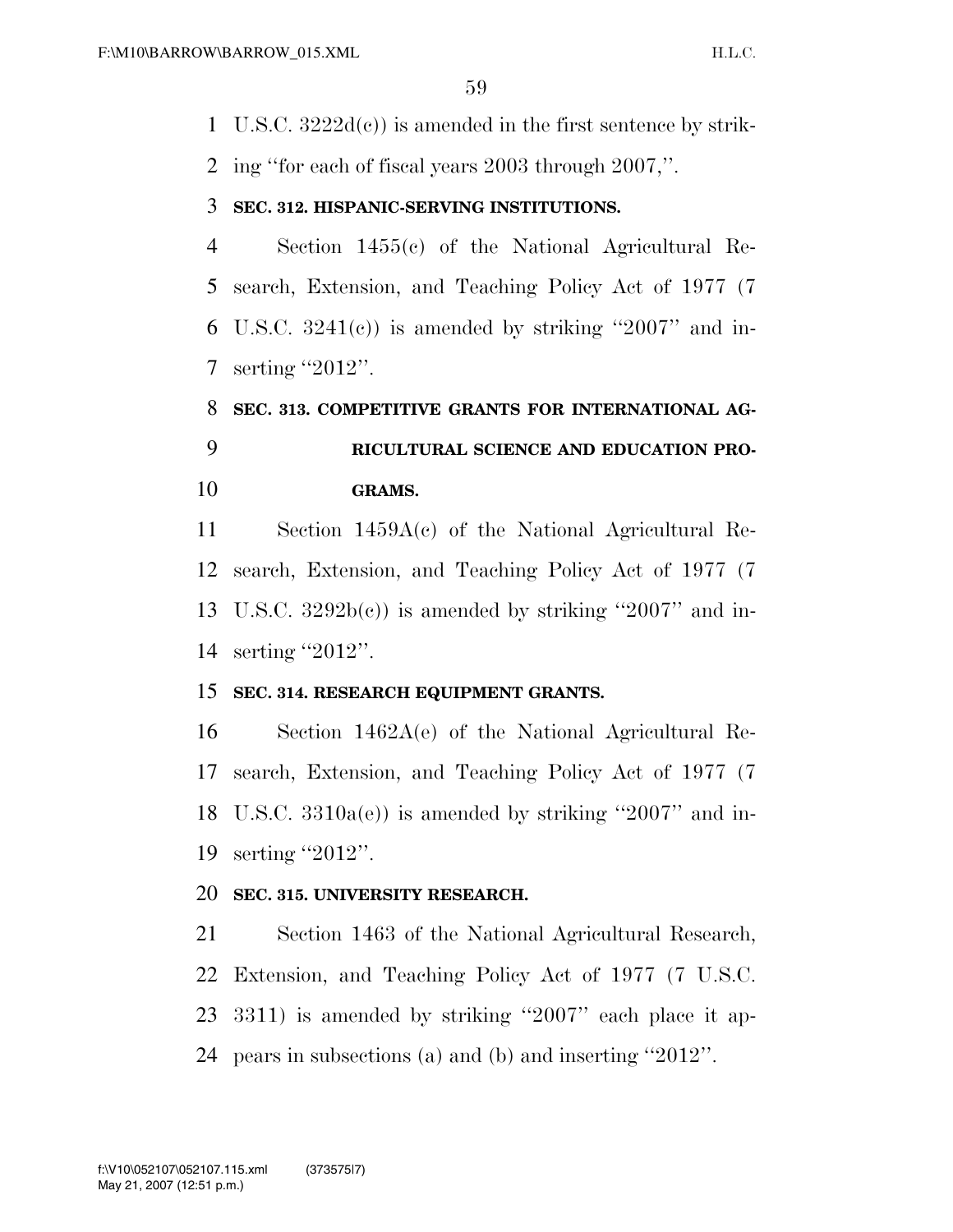U.S.C. 3222d(c)) is amended in the first sentence by striking ''for each of fiscal years 2003 through 2007,''.

**SEC. 312. HISPANIC-SERVING INSTITUTIONS.**

Section 1455(c) of the National Agricultural Research, Extension, and Teaching Policy Act of 1977 (7 U.S.C. 3241(c)) is amended by striking ''2007'' and inserting ''2012''.

**SEC. 313. COMPETITIVE GRANTS FOR INTERNATIONAL AGRICULTURAL SCIENCE AND EDUCATION PROGRAMS.**

Section 1459A(c) of the National Agricultural Research, Extension, and Teaching Policy Act of 1977 (7 U.S.C. 3292b(c)) is amended by striking ''2007'' and inserting ''2012''.

**SEC. 314. RESEARCH EQUIPMENT GRANTS.**

Section 1462A(e) of the National Agricultural Research, Extension, and Teaching Policy Act of 1977 (7 U.S.C. 3310a(e)) is amended by striking ''2007'' and inserting ''2012''.

**SEC. 315. UNIVERSITY RESEARCH.**

Section 1463 of the National Agricultural Research, Extension, and Teaching Policy Act of 1977 (7 U.S.C. 3311) is amended by striking ''2007'' each place it appears in subsections (a) and (b) and inserting ''2012''.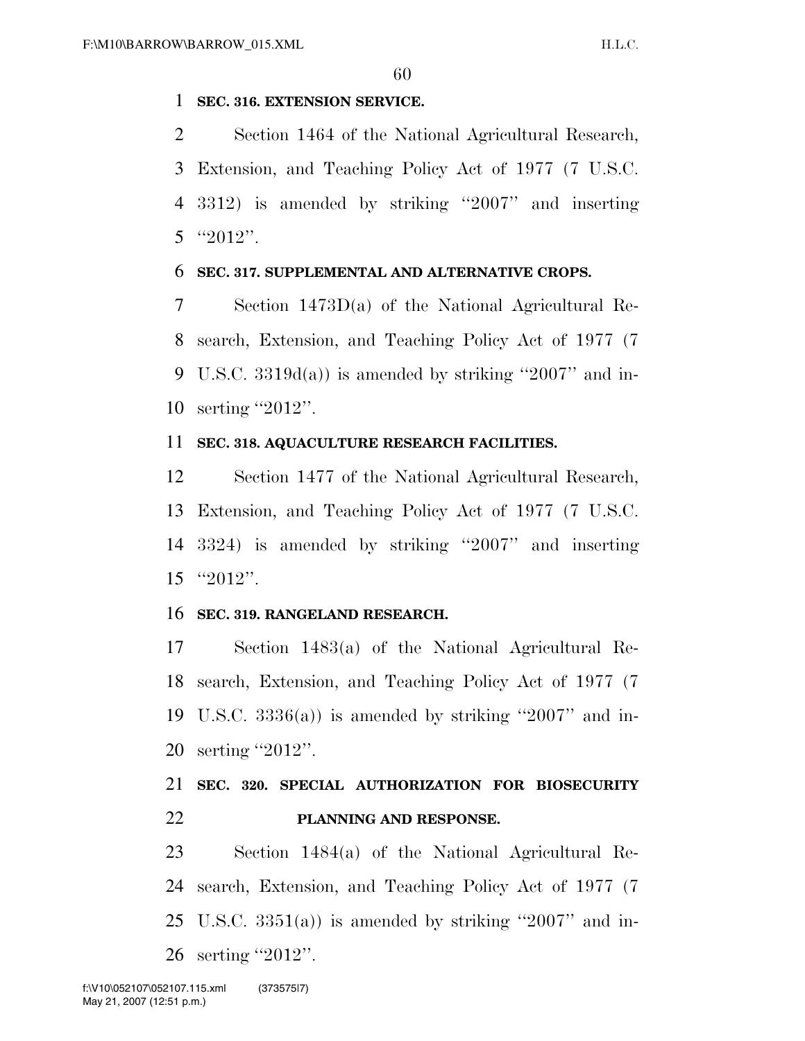**SEC. 316. EXTENSION SERVICE.**

Section 1464 of the National Agricultural Research, Extension, and Teaching Policy Act of 1977 (7 U.S.C. 3312) is amended by striking ''2007'' and inserting ''2012''.

**SEC. 317. SUPPLEMENTAL AND ALTERNATIVE CROPS.**

Section 1473D(a) of the National Agricultural Research, Extension, and Teaching Policy Act of 1977 (7 U.S.C. 3319d(a)) is amended by striking ''2007'' and inserting ''2012''.

**SEC. 318. AQUACULTURE RESEARCH FACILITIES.**

Section 1477 of the National Agricultural Research, Extension, and Teaching Policy Act of 1977 (7 U.S.C. 3324) is amended by striking ''2007'' and inserting ''2012''.

**SEC. 319. RANGELAND RESEARCH.**

Section 1483(a) of the National Agricultural Research, Extension, and Teaching Policy Act of 1977 (7 U.S.C. 3336(a)) is amended by striking ''2007'' and inserting ''2012''.

**SEC. 320. SPECIAL AUTHORIZATION FOR BIOSECURITY PLANNING AND RESPONSE.**

Section 1484(a) of the National Agricultural Research, Extension, and Teaching Policy Act of 1977 (7 U.S.C. 3351(a)) is amended by striking ''2007'' and inserting ''2012''.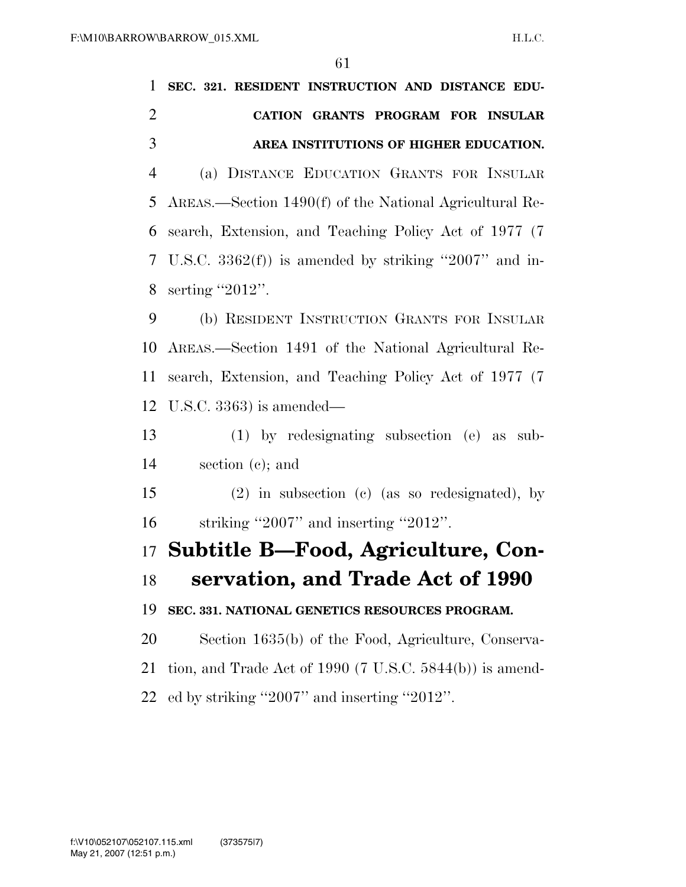**SEC. 321. RESIDENT INSTRUCTION AND DISTANCE EDUCATION GRANTS PROGRAM FOR INSULAR AREA INSTITUTIONS OF HIGHER EDUCATION.**

(a) DISTANCE EDUCATION GRANTS FOR INSULAR AREAS.—Section 1490(f) of the National Agricultural Research, Extension, and Teaching Policy Act of 1977 (7 U.S.C. 3362(f)) is amended by striking ''2007'' and inserting ''2012''.

(b) RESIDENT INSTRUCTION GRANTS FOR INSULAR AREAS.—Section 1491 of the National Agricultural Research, Extension, and Teaching Policy Act of 1977 (7 U.S.C. 3363) is amended—

(1) by redesignating subsection (e) as subsection (c); and

(2) in subsection (c) (as so redesignated), by striking ''2007'' and inserting ''2012''.

## Subtitle B—Food, Agriculture, Conservation, and Trade Act of 1990

**SEC. 331. NATIONAL GENETICS RESOURCES PROGRAM.**

Section 1635(b) of the Food, Agriculture, Conservation, and Trade Act of 1990 (7 U.S.C. 5844(b)) is amended by striking ''2007'' and inserting ''2012''.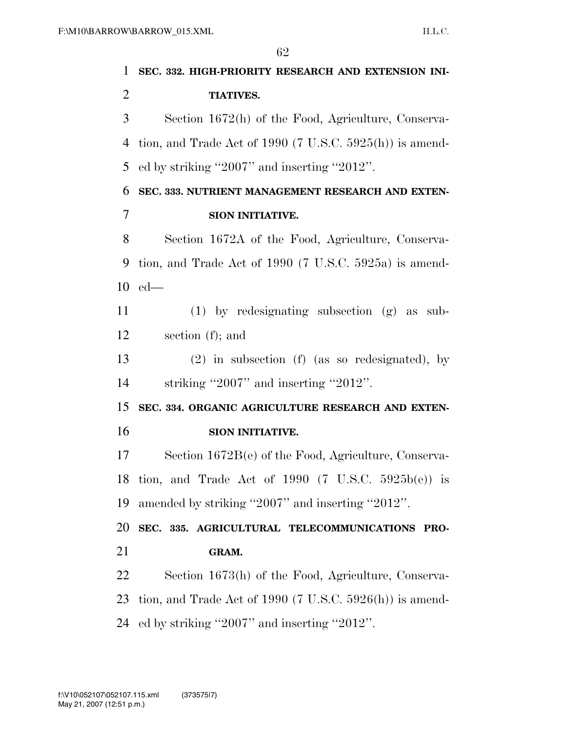**SEC. 332. HIGH-PRIORITY RESEARCH AND EXTENSION INITIATIVES.**

Section 1672(h) of the Food, Agriculture, Conservation, and Trade Act of 1990 (7 U.S.C. 5925(h)) is amended by striking ''2007'' and inserting ''2012''.

**SEC. 333. NUTRIENT MANAGEMENT RESEARCH AND EXTENSION INITIATIVE.**

Section 1672A of the Food, Agriculture, Conservation, and Trade Act of 1990 (7 U.S.C. 5925a) is amended—

(1) by redesignating subsection (g) as subsection (f); and

(2) in subsection (f) (as so redesignated), by striking ''2007'' and inserting ''2012''.

**SEC. 334. ORGANIC AGRICULTURE RESEARCH AND EXTENSION INITIATIVE.**

Section 1672B(e) of the Food, Agriculture, Conservation, and Trade Act of 1990 (7 U.S.C. 5925b(e)) is amended by striking ''2007'' and inserting ''2012''.

**SEC. 335. AGRICULTURAL TELECOMMUNICATIONS PROGRAM.**

Section 1673(h) of the Food, Agriculture, Conservation, and Trade Act of 1990 (7 U.S.C. 5926(h)) is amended by striking ''2007'' and inserting ''2012''.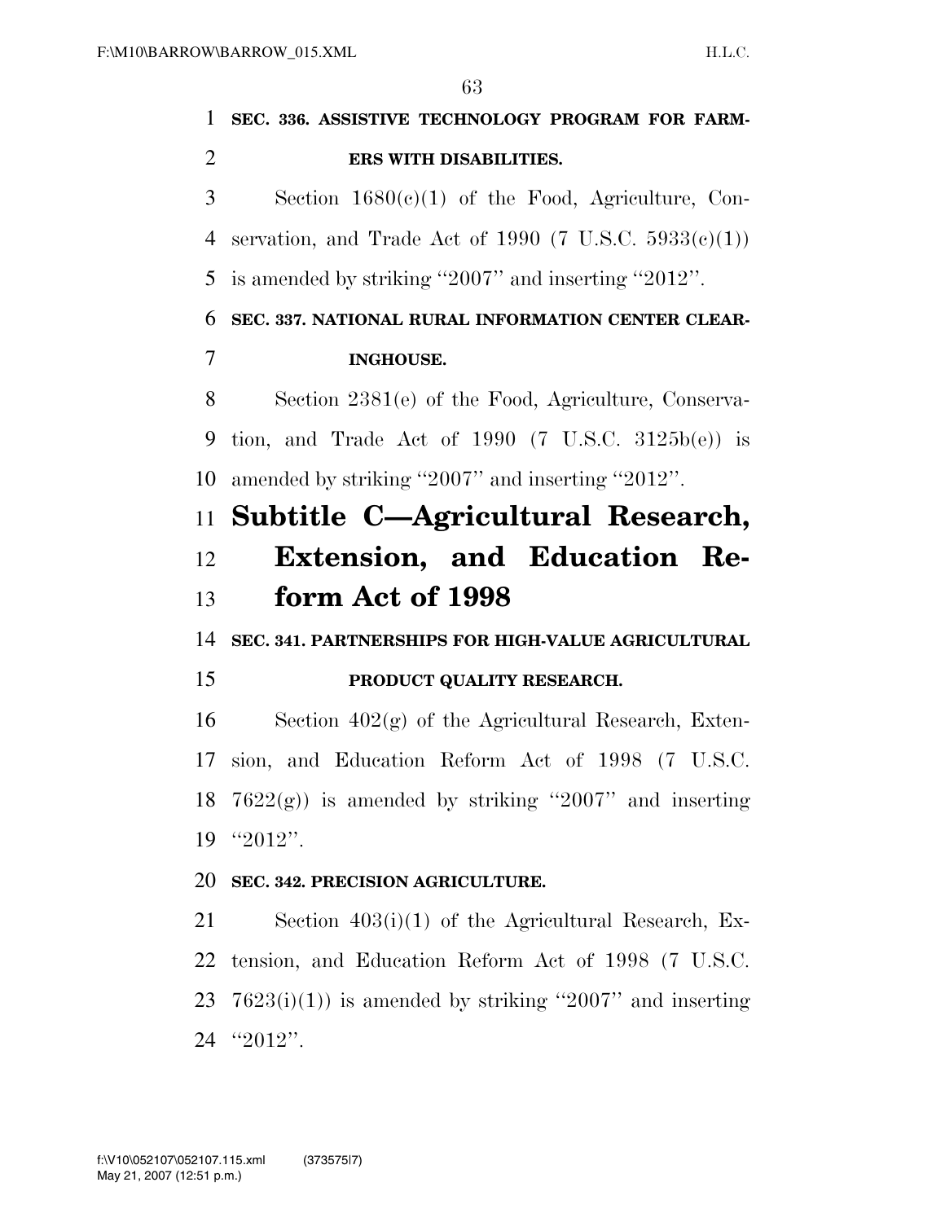**SEC. 336. ASSISTIVE TECHNOLOGY PROGRAM FOR FARMERS WITH DISABILITIES.**

Section 1680(c)(1) of the Food, Agriculture, Conservation, and Trade Act of 1990 (7 U.S.C. 5933(c)(1)) is amended by striking "2007" and inserting "2012".

**SEC. 337. NATIONAL RURAL INFORMATION CENTER CLEARINGHOUSE.**

Section 2381(e) of the Food, Agriculture, Conservation, and Trade Act of 1990 (7 U.S.C. 3125b(e)) is amended by striking "2007" and inserting "2012".

# Subtitle C—Agricultural Research, Extension, and Education Reform Act of 1998

**SEC. 341. PARTNERSHIPS FOR HIGH-VALUE AGRICULTURAL PRODUCT QUALITY RESEARCH.**

Section 402(g) of the Agricultural Research, Extension, and Education Reform Act of 1998 (7 U.S.C. 7622(g)) is amended by striking "2007" and inserting "2012".

**SEC. 342. PRECISION AGRICULTURE.**

Section 403(i)(1) of the Agricultural Research, Extension, and Education Reform Act of 1998 (7 U.S.C. 7623(i)(1)) is amended by striking "2007" and inserting "2012".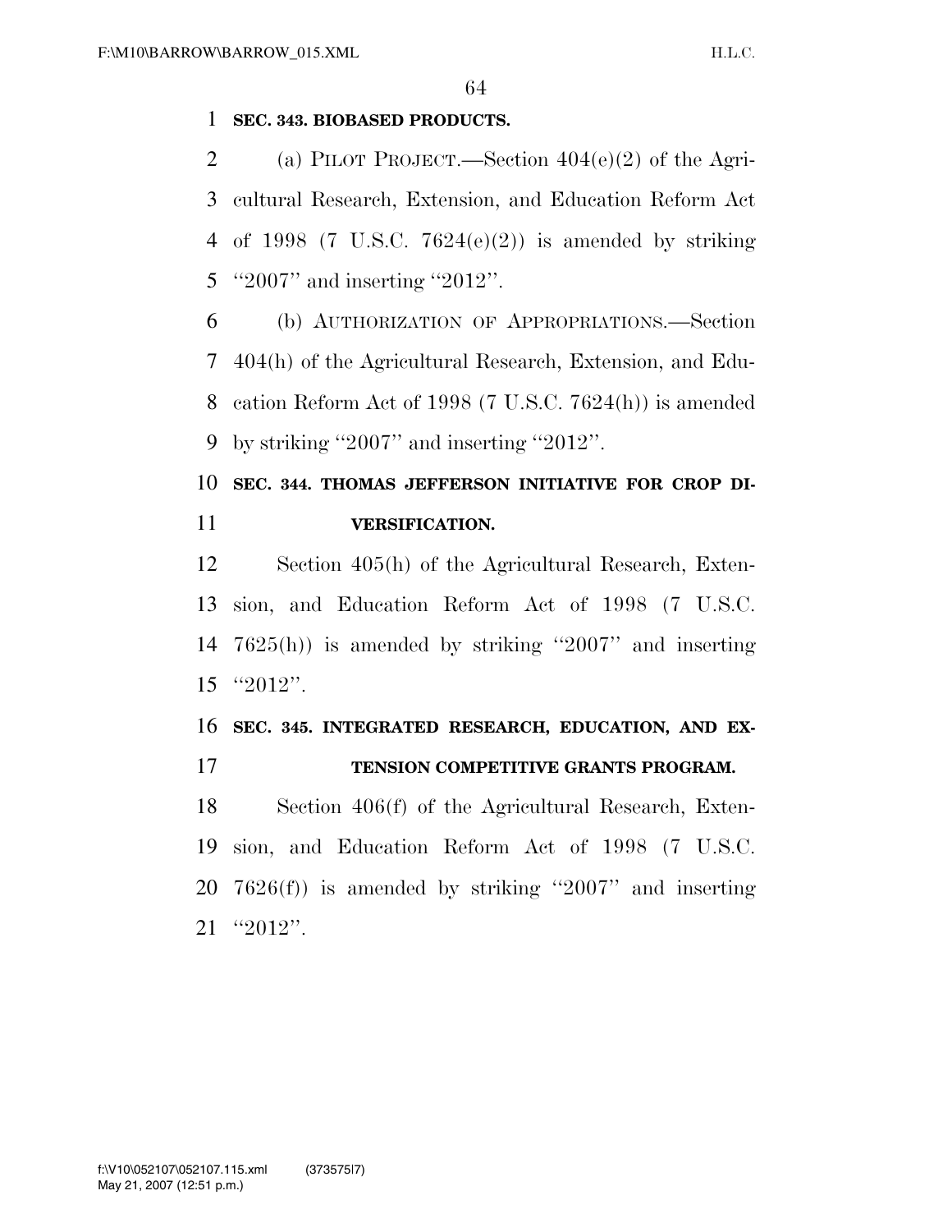**SEC. 343. BIOBASED PRODUCTS.**

(a) PILOT PROJECT.—Section 404(e)(2) of the Agricultural Research, Extension, and Education Reform Act of 1998 (7 U.S.C. 7624(e)(2)) is amended by striking "2007" and inserting "2012".

(b) AUTHORIZATION OF APPROPRIATIONS.—Section 404(h) of the Agricultural Research, Extension, and Education Reform Act of 1998 (7 U.S.C. 7624(h)) is amended by striking "2007" and inserting "2012".

**SEC. 344. THOMAS JEFFERSON INITIATIVE FOR CROP DIVERSIFICATION.**

Section 405(h) of the Agricultural Research, Extension, and Education Reform Act of 1998 (7 U.S.C. 7625(h)) is amended by striking "2007" and inserting "2012".

**SEC. 345. INTEGRATED RESEARCH, EDUCATION, AND EXTENSION COMPETITIVE GRANTS PROGRAM.**

Section 406(f) of the Agricultural Research, Extension, and Education Reform Act of 1998 (7 U.S.C. 7626(f)) is amended by striking "2007" and inserting "2012".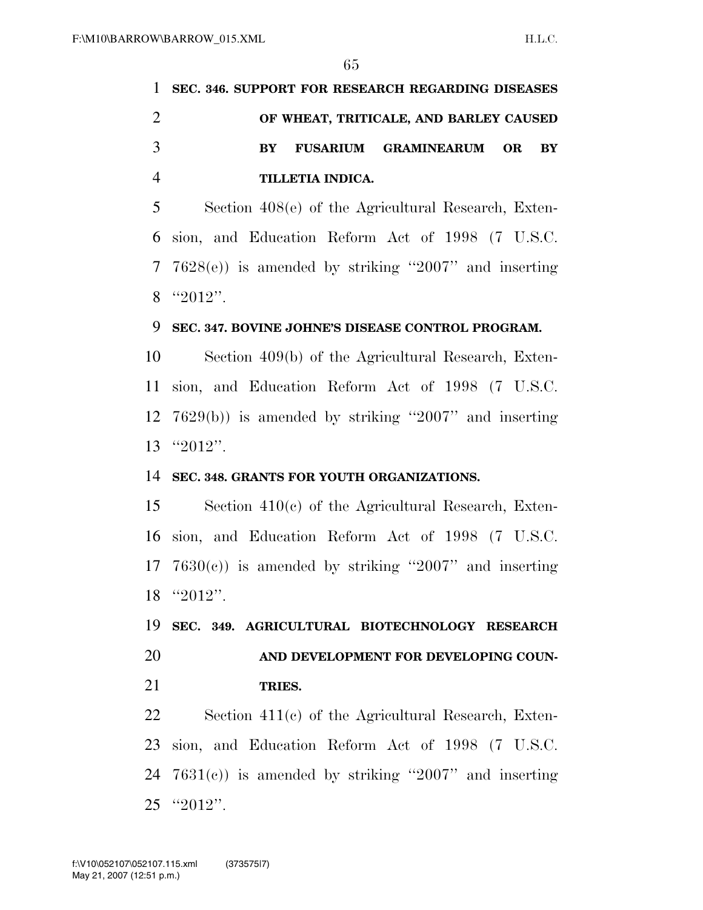**SEC. 346. SUPPORT FOR RESEARCH REGARDING DISEASES OF WHEAT, TRITICALE, AND BARLEY CAUSED BY FUSARIUM GRAMINEARUM OR BY TILLETIA INDICA.**

Section 408(e) of the Agricultural Research, Extension, and Education Reform Act of 1998 (7 U.S.C. 7628(e)) is amended by striking "2007" and inserting "2012".

**SEC. 347. BOVINE JOHNE'S DISEASE CONTROL PROGRAM.**

Section 409(b) of the Agricultural Research, Extension, and Education Reform Act of 1998 (7 U.S.C. 7629(b)) is amended by striking "2007" and inserting "2012".

**SEC. 348. GRANTS FOR YOUTH ORGANIZATIONS.**

Section 410(c) of the Agricultural Research, Extension, and Education Reform Act of 1998 (7 U.S.C. 7630(c)) is amended by striking "2007" and inserting "2012".

**SEC. 349. AGRICULTURAL BIOTECHNOLOGY RESEARCH AND DEVELOPMENT FOR DEVELOPING COUNTRIES.**

Section 411(c) of the Agricultural Research, Extension, and Education Reform Act of 1998 (7 U.S.C. 7631(c)) is amended by striking "2007" and inserting "2012".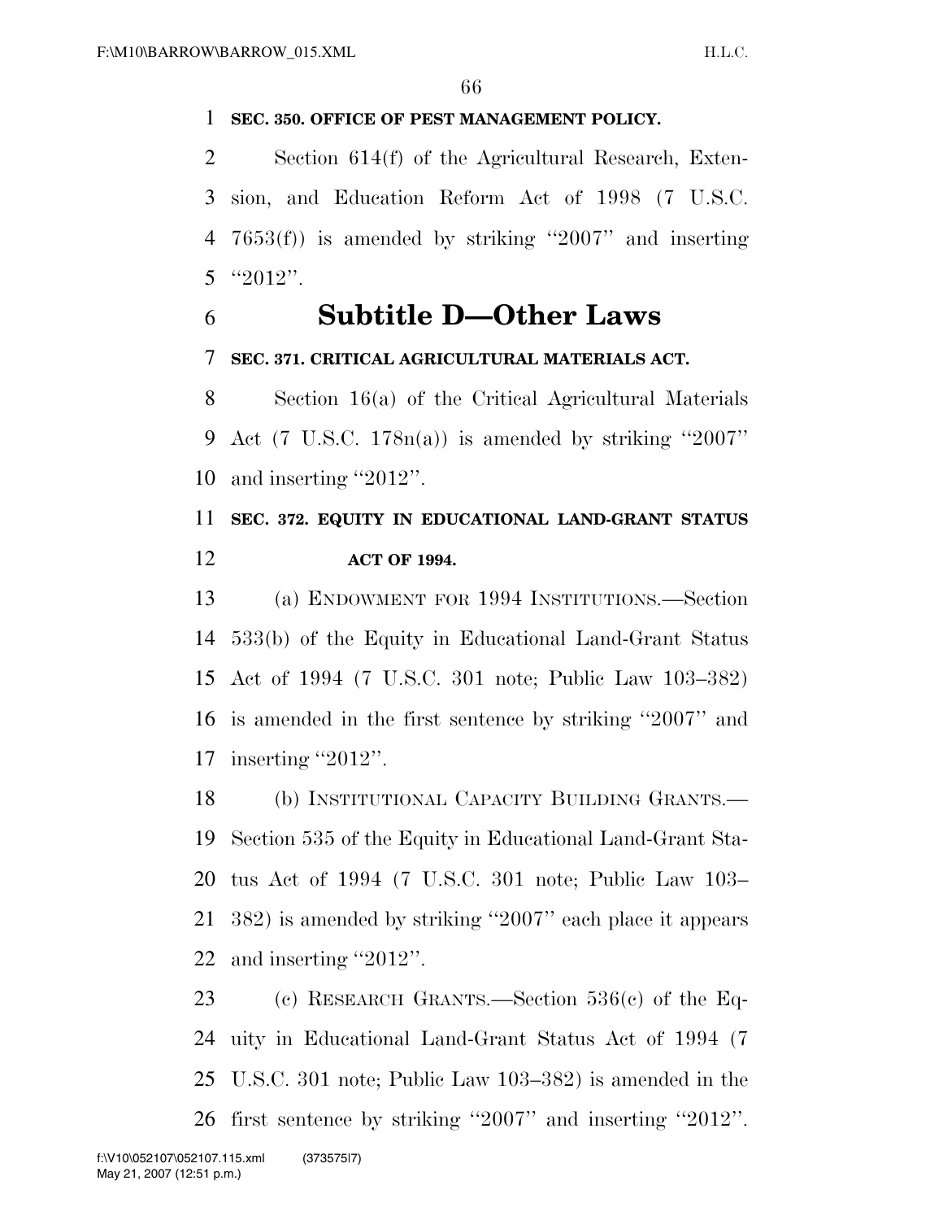**SEC. 350. OFFICE OF PEST MANAGEMENT POLICY.**

Section 614(f) of the Agricultural Research, Extension, and Education Reform Act of 1998 (7 U.S.C. 7653(f)) is amended by striking ''2007'' and inserting ''2012''.

# Subtitle D—Other Laws

**SEC. 371. CRITICAL AGRICULTURAL MATERIALS ACT.**

Section 16(a) of the Critical Agricultural Materials Act (7 U.S.C. 178n(a)) is amended by striking ''2007'' and inserting ''2012''.

**SEC. 372. EQUITY IN EDUCATIONAL LAND-GRANT STATUS ACT OF 1994.**

(a) ENDOWMENT FOR 1994 INSTITUTIONS.—Section 533(b) of the Equity in Educational Land-Grant Status Act of 1994 (7 U.S.C. 301 note; Public Law 103–382) is amended in the first sentence by striking ''2007'' and inserting ''2012''.

(b) INSTITUTIONAL CAPACITY BUILDING GRANTS.—Section 535 of the Equity in Educational Land-Grant Status Act of 1994 (7 U.S.C. 301 note; Public Law 103–382) is amended by striking ''2007'' each place it appears and inserting ''2012''.

(c) RESEARCH GRANTS.—Section 536(c) of the Equity in Educational Land-Grant Status Act of 1994 (7 U.S.C. 301 note; Public Law 103–382) is amended in the first sentence by striking ''2007'' and inserting ''2012''.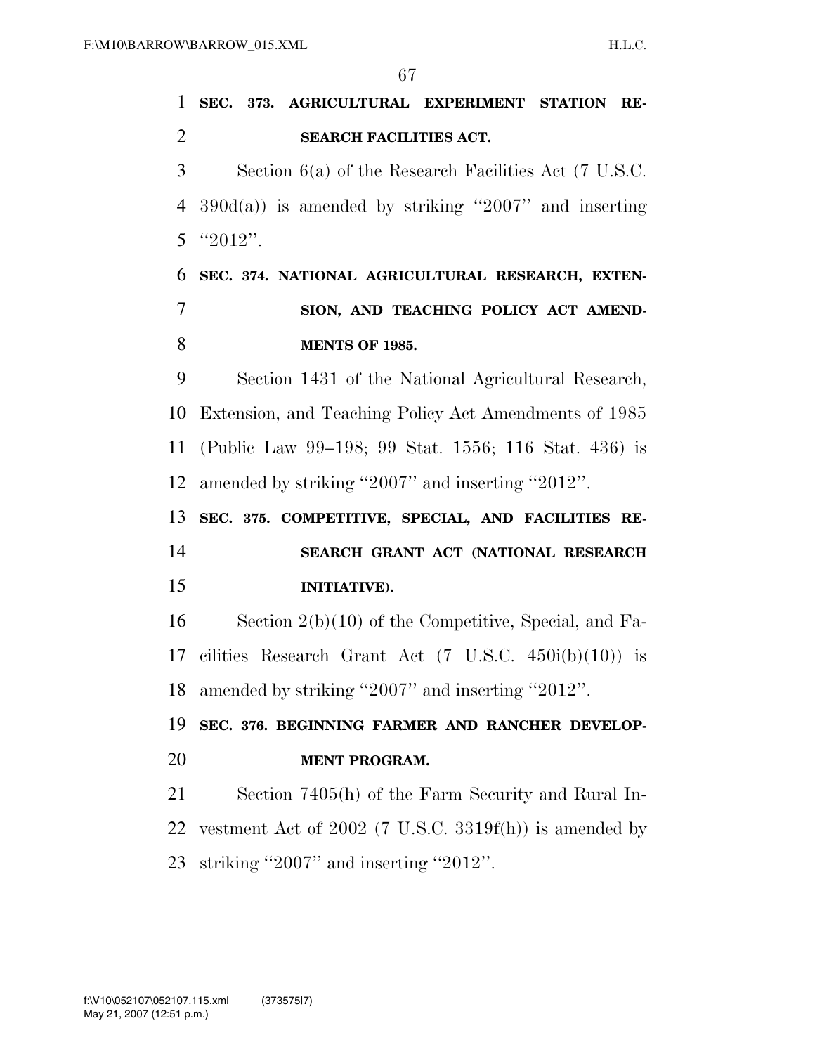**SEC. 373. AGRICULTURAL EXPERIMENT STATION RESEARCH FACILITIES ACT.**

Section 6(a) of the Research Facilities Act (7 U.S.C. 390d(a)) is amended by striking ''2007'' and inserting ''2012''.

**SEC. 374. NATIONAL AGRICULTURAL RESEARCH, EXTENSION, AND TEACHING POLICY ACT AMENDMENTS OF 1985.**

Section 1431 of the National Agricultural Research, Extension, and Teaching Policy Act Amendments of 1985 (Public Law 99–198; 99 Stat. 1556; 116 Stat. 436) is amended by striking ''2007'' and inserting ''2012''.

**SEC. 375. COMPETITIVE, SPECIAL, AND FACILITIES RESEARCH GRANT ACT (NATIONAL RESEARCH INITIATIVE).**

Section 2(b)(10) of the Competitive, Special, and Facilities Research Grant Act (7 U.S.C. 450i(b)(10)) is amended by striking ''2007'' and inserting ''2012''.

**SEC. 376. BEGINNING FARMER AND RANCHER DEVELOPMENT PROGRAM.**

Section 7405(h) of the Farm Security and Rural Investment Act of 2002 (7 U.S.C. 3319f(h)) is amended by striking ''2007'' and inserting ''2012''.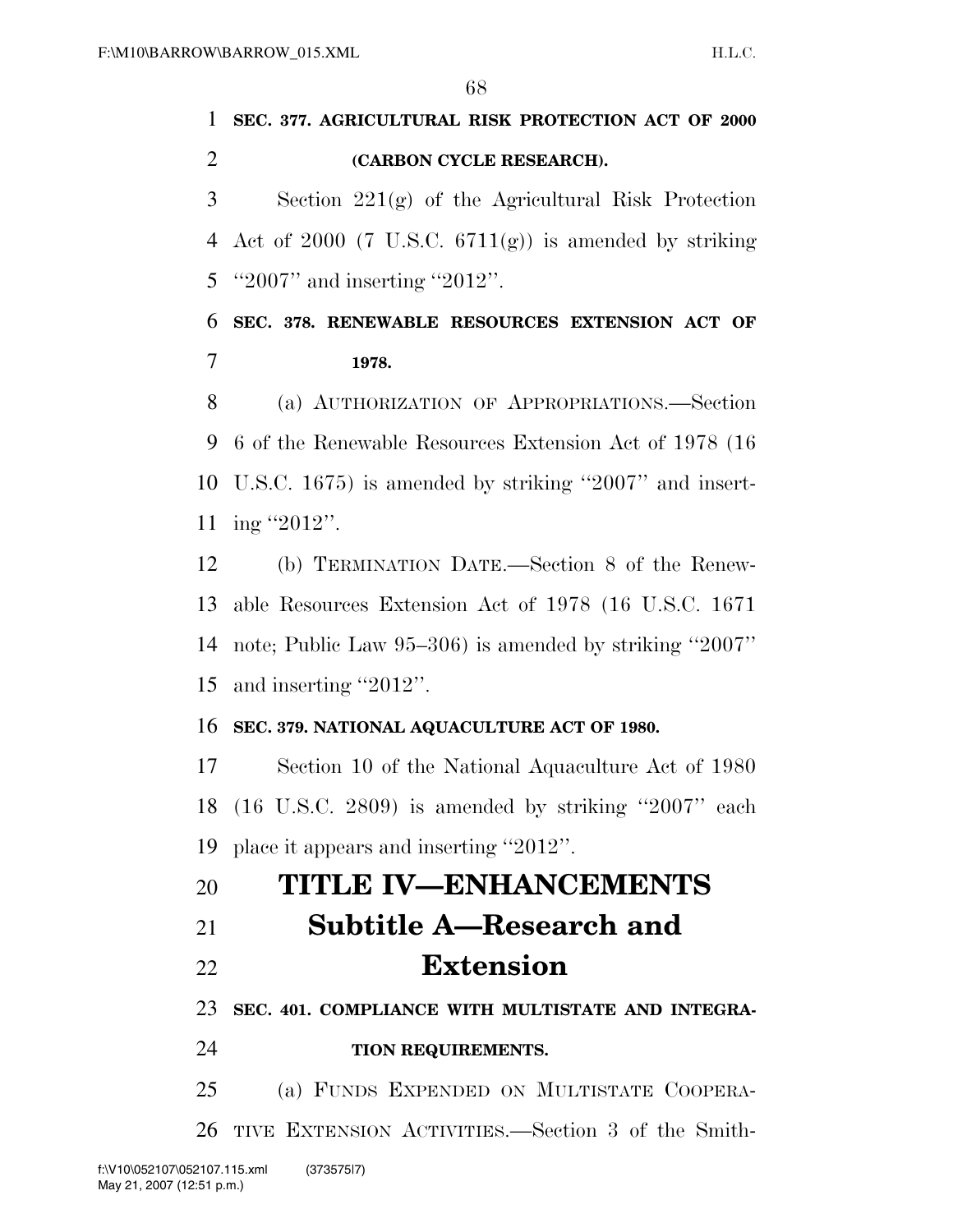**SEC. 377. AGRICULTURAL RISK PROTECTION ACT OF 2000 (CARBON CYCLE RESEARCH).**

Section 221(g) of the Agricultural Risk Protection Act of 2000 (7 U.S.C. 6711(g)) is amended by striking ''2007'' and inserting ''2012''.

**SEC. 378. RENEWABLE RESOURCES EXTENSION ACT OF 1978.**

(a) AUTHORIZATION OF APPROPRIATIONS.—Section 6 of the Renewable Resources Extension Act of 1978 (16 U.S.C. 1675) is amended by striking ''2007'' and inserting ''2012''.

(b) TERMINATION DATE.—Section 8 of the Renewable Resources Extension Act of 1978 (16 U.S.C. 1671 note; Public Law 95–306) is amended by striking ''2007'' and inserting ''2012''.

**SEC. 379. NATIONAL AQUACULTURE ACT OF 1980.**

Section 10 of the National Aquaculture Act of 1980 (16 U.S.C. 2809) is amended by striking ''2007'' each place it appears and inserting ''2012''.

# TITLE IV—ENHANCEMENTS

## Subtitle A—Research and Extension

**SEC. 401. COMPLIANCE WITH MULTISTATE AND INTEGRATION REQUIREMENTS.**

(a) FUNDS EXPENDED ON MULTISTATE COOPERATIVE EXTENSION ACTIVITIES.—Section 3 of the Smith-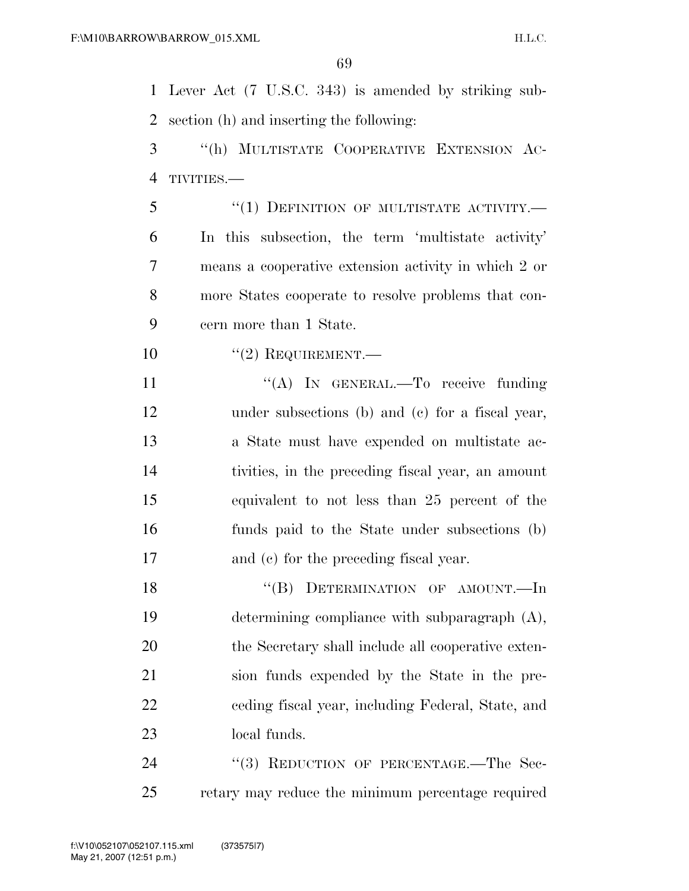Lever Act (7 U.S.C. 343) is amended by striking subsection (h) and inserting the following:

"(h) MULTISTATE COOPERATIVE EXTENSION ACTIVITIES.—

"(1) DEFINITION OF MULTISTATE ACTIVITY.—In this subsection, the term 'multistate activity' means a cooperative extension activity in which 2 or more States cooperate to resolve problems that concern more than 1 State.

"(2) REQUIREMENT.—

"(A) IN GENERAL.—To receive funding under subsections (b) and (c) for a fiscal year, a State must have expended on multistate activities, in the preceding fiscal year, an amount equivalent to not less than 25 percent of the funds paid to the State under subsections (b) and (c) for the preceding fiscal year.

"(B) DETERMINATION OF AMOUNT.—In determining compliance with subparagraph (A), the Secretary shall include all cooperative extension funds expended by the State in the preceding fiscal year, including Federal, State, and local funds.

"(3) REDUCTION OF PERCENTAGE.—The Secretary may reduce the minimum percentage required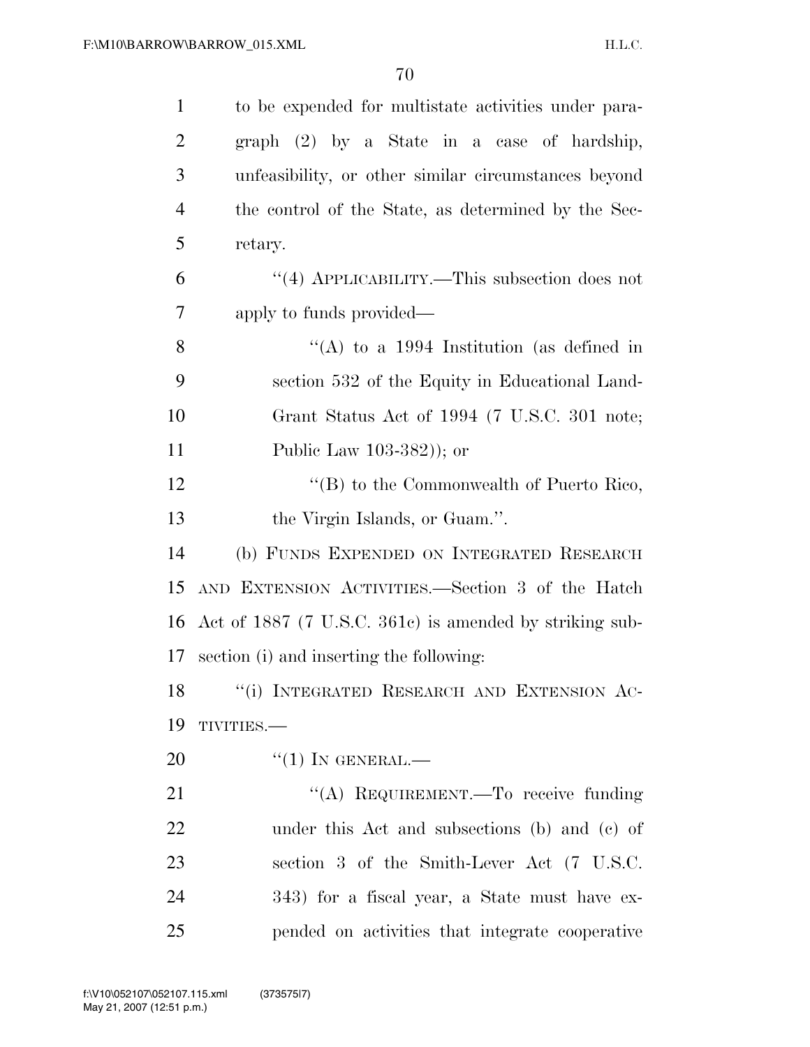to be expended for multistate activities under paragraph (2) by a State in a case of hardship, unfeasibility, or other similar circumstances beyond the control of the State, as determined by the Secretary.

"(4) APPLICABILITY.—This subsection does not apply to funds provided—

"(A) to a 1994 Institution (as defined in section 532 of the Equity in Educational Land-Grant Status Act of 1994 (7 U.S.C. 301 note; Public Law 103-382)); or

"(B) to the Commonwealth of Puerto Rico, the Virgin Islands, or Guam.".

(b) FUNDS EXPENDED ON INTEGRATED RESEARCH AND EXTENSION ACTIVITIES.—Section 3 of the Hatch Act of 1887 (7 U.S.C. 361c) is amended by striking subsection (i) and inserting the following:

"(i) INTEGRATED RESEARCH AND EXTENSION ACTIVITIES.—

"(1) IN GENERAL.—

"(A) REQUIREMENT.—To receive funding under this Act and subsections (b) and (c) of section 3 of the Smith-Lever Act (7 U.S.C. 343) for a fiscal year, a State must have expended on activities that integrate cooperative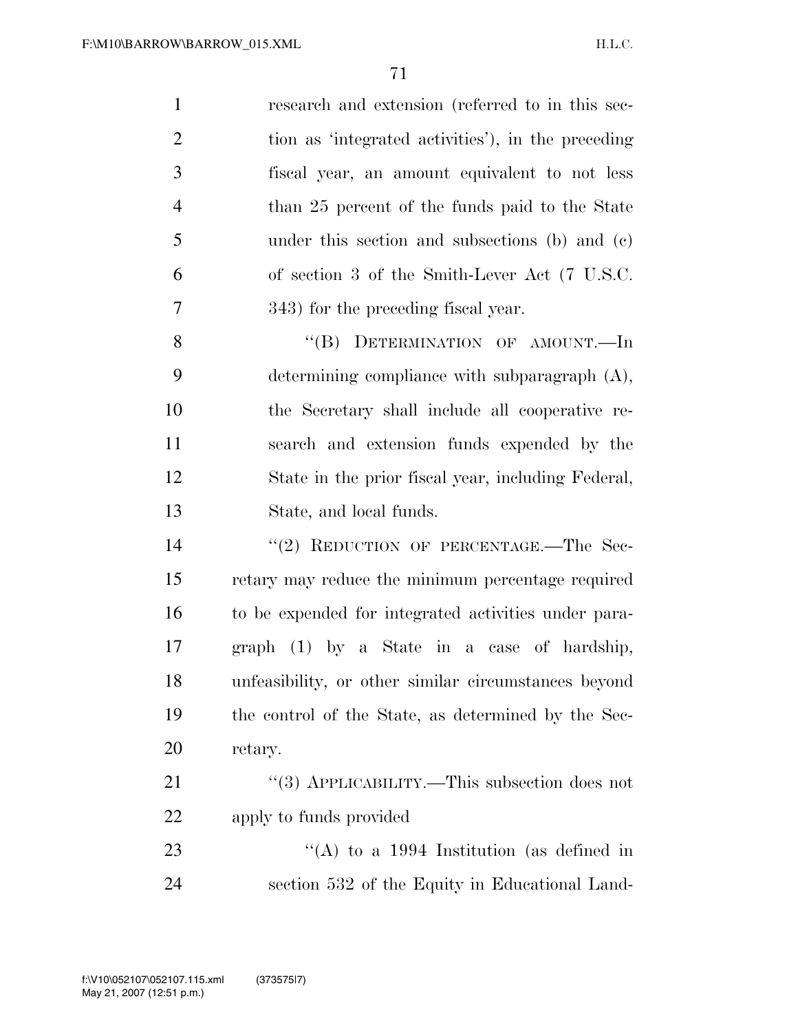research and extension (referred to in this section as 'integrated activities'), in the preceding fiscal year, an amount equivalent to not less than 25 percent of the funds paid to the State under this section and subsections (b) and (c) of section 3 of the Smith-Lever Act (7 U.S.C. 343) for the preceding fiscal year.

"(B) DETERMINATION OF AMOUNT.—In determining compliance with subparagraph (A), the Secretary shall include all cooperative research and extension funds expended by the State in the prior fiscal year, including Federal, State, and local funds.

"(2) REDUCTION OF PERCENTAGE.—The Secretary may reduce the minimum percentage required to be expended for integrated activities under paragraph (1) by a State in a case of hardship, unfeasibility, or other similar circumstances beyond the control of the State, as determined by the Secretary.

"(3) APPLICABILITY.—This subsection does not apply to funds provided

"(A) to a 1994 Institution (as defined in section 532 of the Equity in Educational Land-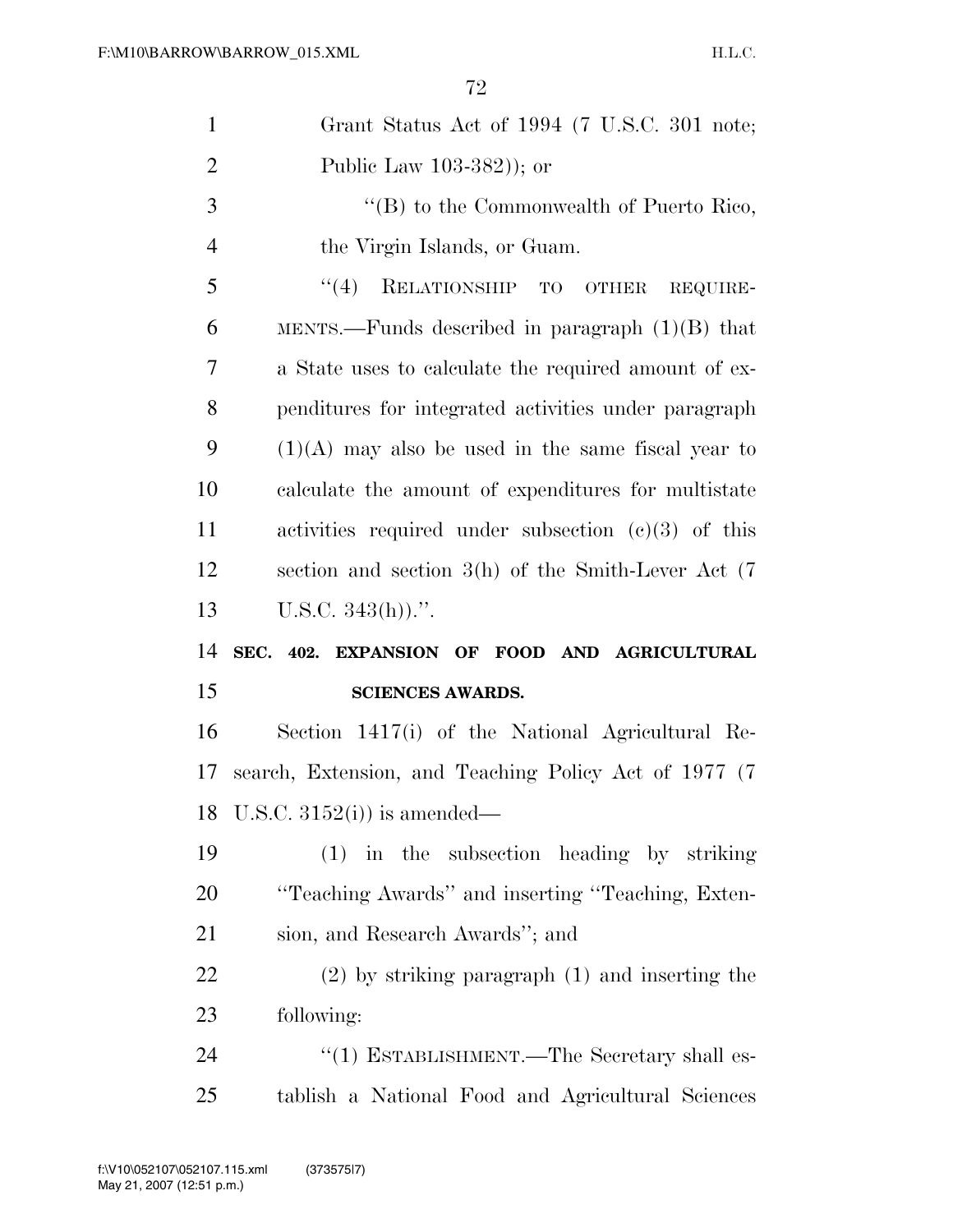Grant Status Act of 1994 (7 U.S.C. 301 note; Public Law 103-382)); or

"(B) to the Commonwealth of Puerto Rico, the Virgin Islands, or Guam.

"(4) RELATIONSHIP TO OTHER REQUIREMENTS.—Funds described in paragraph (1)(B) that a State uses to calculate the required amount of expenditures for integrated activities under paragraph (1)(A) may also be used in the same fiscal year to calculate the amount of expenditures for multistate activities required under subsection (c)(3) of this section and section 3(h) of the Smith-Lever Act (7 U.S.C. 343(h)).".

**SEC. 402. EXPANSION OF FOOD AND AGRICULTURAL SCIENCES AWARDS.**

Section 1417(i) of the National Agricultural Research, Extension, and Teaching Policy Act of 1977 (7 U.S.C. 3152(i)) is amended—

(1) in the subsection heading by striking "Teaching Awards" and inserting "Teaching, Extension, and Research Awards"; and

(2) by striking paragraph (1) and inserting the following:

"(1) ESTABLISHMENT.—The Secretary shall establish a National Food and Agricultural Sciences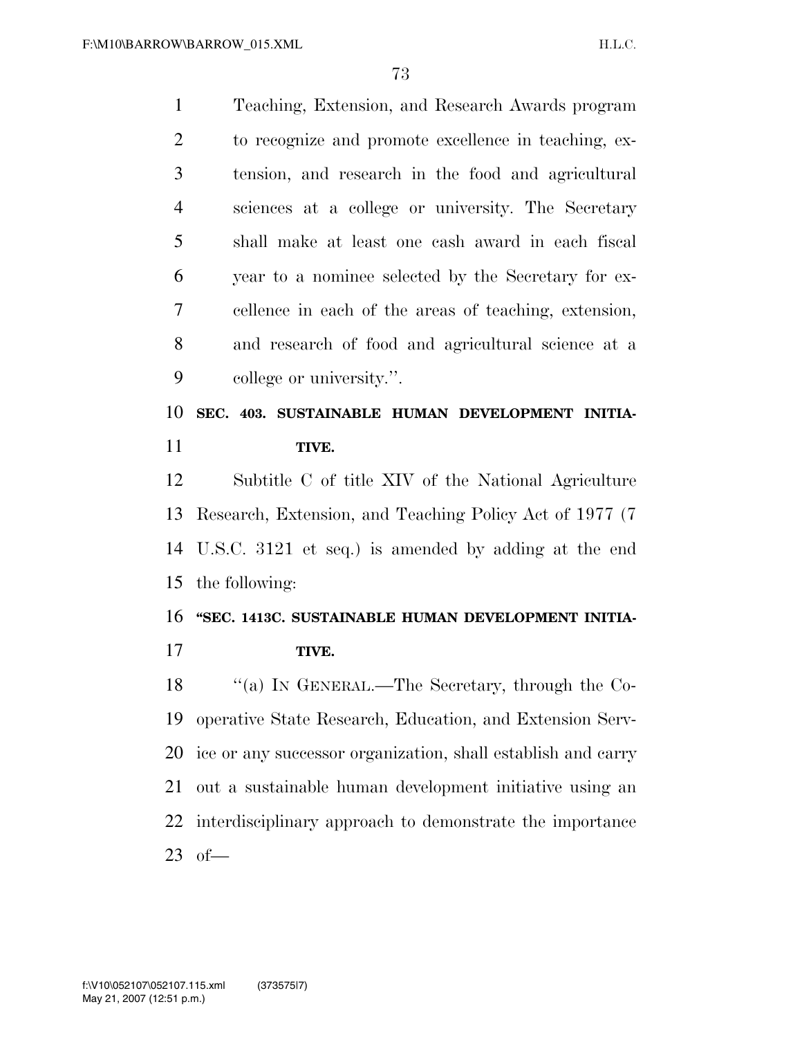Teaching, Extension, and Research Awards program to recognize and promote excellence in teaching, extension, and research in the food and agricultural sciences at a college or university. The Secretary shall make at least one cash award in each fiscal year to a nominee selected by the Secretary for excellence in each of the areas of teaching, extension, and research of food and agricultural science at a college or university.''.

**SEC. 403. SUSTAINABLE HUMAN DEVELOPMENT INITIATIVE.**

Subtitle C of title XIV of the National Agriculture Research, Extension, and Teaching Policy Act of 1977 (7 U.S.C. 3121 et seq.) is amended by adding at the end the following:

**''SEC. 1413C. SUSTAINABLE HUMAN DEVELOPMENT INITIATIVE.**

''(a) IN GENERAL.—The Secretary, through the Cooperative State Research, Education, and Extension Service or any successor organization, shall establish and carry out a sustainable human development initiative using an interdisciplinary approach to demonstrate the importance of—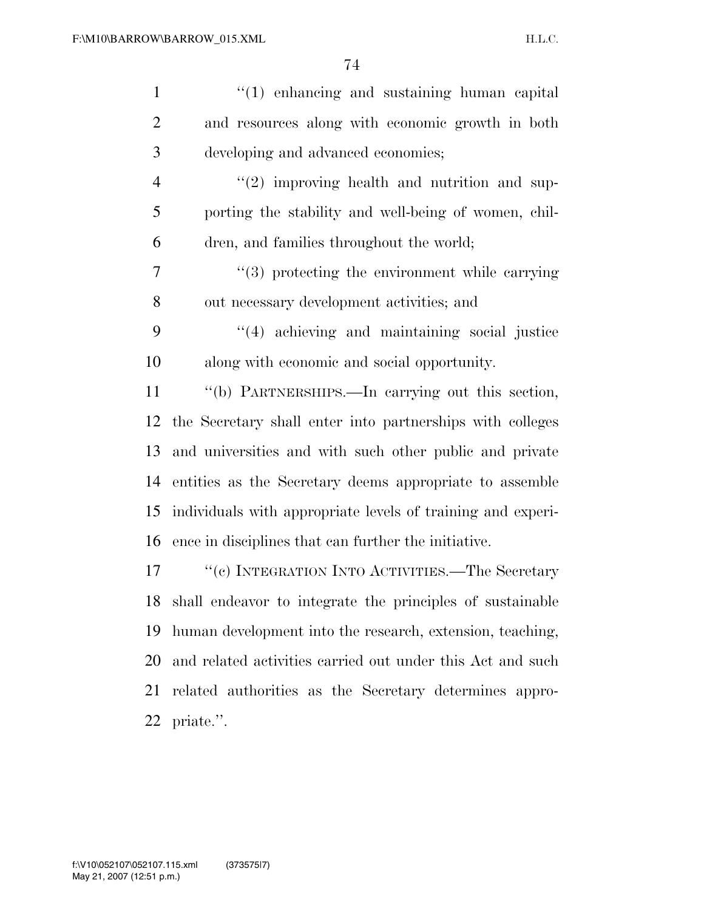"(1) enhancing and sustaining human capital and resources along with economic growth in both developing and advanced economies;

"(2) improving health and nutrition and supporting the stability and well-being of women, children, and families throughout the world;

"(3) protecting the environment while carrying out necessary development activities; and

"(4) achieving and maintaining social justice along with economic and social opportunity.

"(b) PARTNERSHIPS.—In carrying out this section, the Secretary shall enter into partnerships with colleges and universities and with such other public and private entities as the Secretary deems appropriate to assemble individuals with appropriate levels of training and experience in disciplines that can further the initiative.

"(c) INTEGRATION INTO ACTIVITIES.—The Secretary shall endeavor to integrate the principles of sustainable human development into the research, extension, teaching, and related activities carried out under this Act and such related authorities as the Secretary determines appropriate.".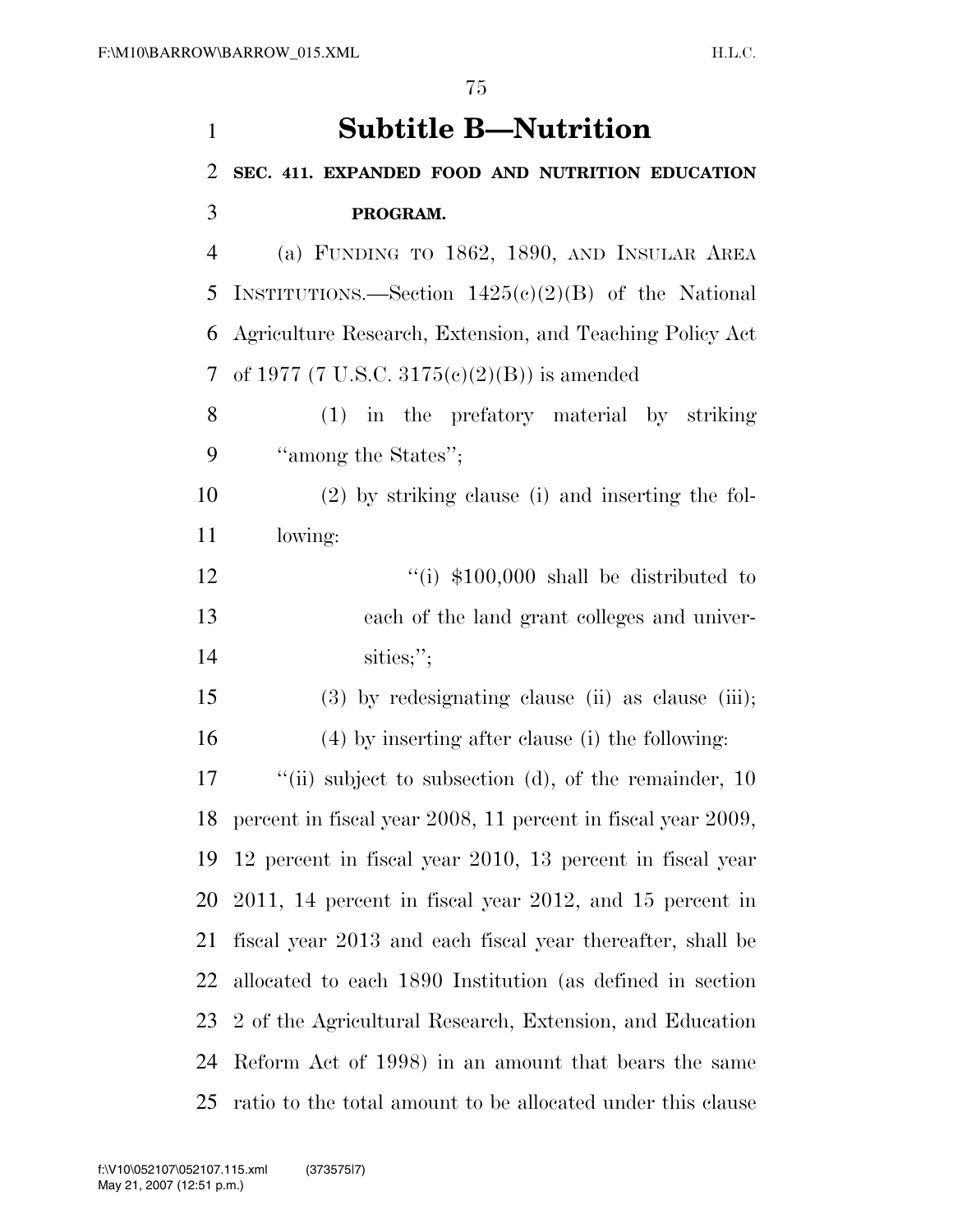# Subtitle B—Nutrition

**SEC. 411. EXPANDED FOOD AND NUTRITION EDUCATION PROGRAM.**

(a) FUNDING TO 1862, 1890, AND INSULAR AREA INSTITUTIONS.—Section 1425(c)(2)(B) of the National Agriculture Research, Extension, and Teaching Policy Act of 1977 (7 U.S.C. 3175(c)(2)(B)) is amended

(1) in the prefatory material by striking "among the States";

(2) by striking clause (i) and inserting the following:

"(i) $100,000 shall be distributed to each of the land grant colleges and universities;";

(3) by redesignating clause (ii) as clause (iii);

(4) by inserting after clause (i) the following:

"(ii) subject to subsection (d), of the remainder, 10 percent in fiscal year 2008, 11 percent in fiscal year 2009, 12 percent in fiscal year 2010, 13 percent in fiscal year 2011, 14 percent in fiscal year 2012, and 15 percent in fiscal year 2013 and each fiscal year thereafter, shall be allocated to each 1890 Institution (as defined in section 2 of the Agricultural Research, Extension, and Education Reform Act of 1998) in an amount that bears the same ratio to the total amount to be allocated under this clause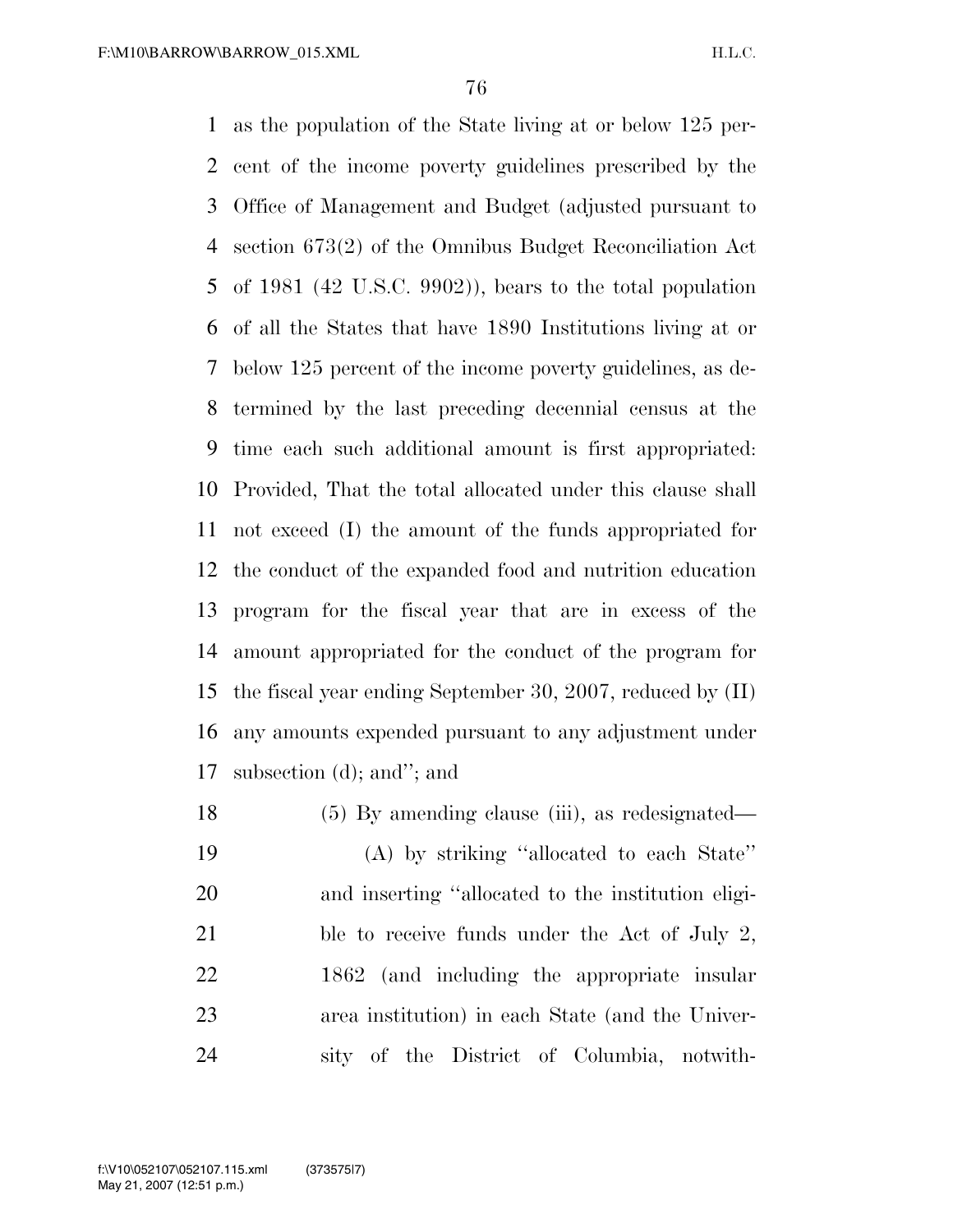as the population of the State living at or below 125 percent of the income poverty guidelines prescribed by the Office of Management and Budget (adjusted pursuant to section 673(2) of the Omnibus Budget Reconciliation Act of 1981 (42 U.S.C. 9902)), bears to the total population of all the States that have 1890 Institutions living at or below 125 percent of the income poverty guidelines, as determined by the last preceding decennial census at the time each such additional amount is first appropriated: Provided, That the total allocated under this clause shall not exceed (I) the amount of the funds appropriated for the conduct of the expanded food and nutrition education program for the fiscal year that are in excess of the amount appropriated for the conduct of the program for the fiscal year ending September 30, 2007, reduced by (II) any amounts expended pursuant to any adjustment under subsection (d); and''; and

(5) By amending clause (iii), as redesignated—

(A) by striking ''allocated to each State'' and inserting ''allocated to the institution eligible to receive funds under the Act of July 2, 1862 (and including the appropriate insular area institution) in each State (and the University of the District of Columbia, notwith-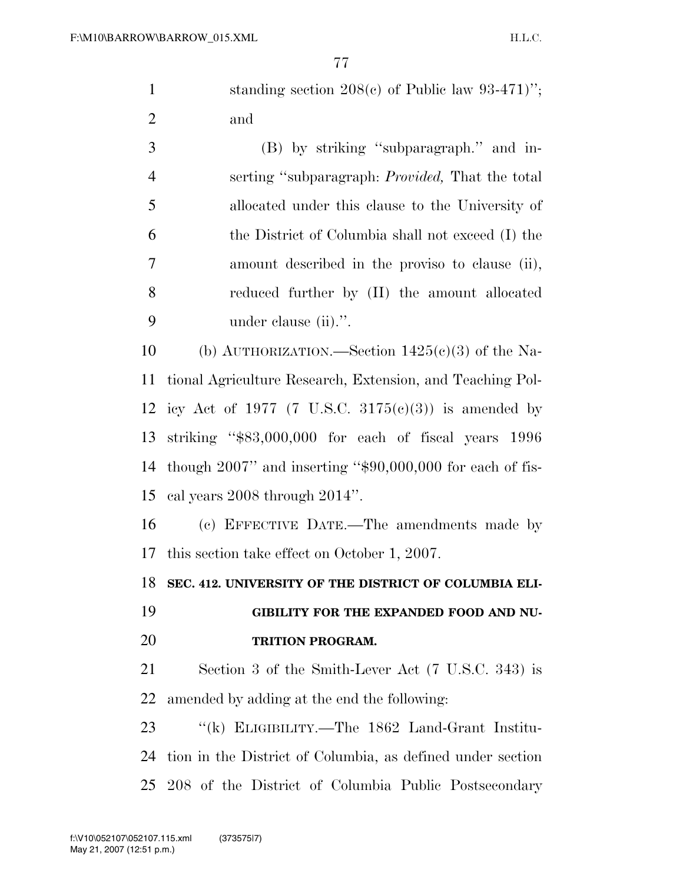standing section 208(c) of Public law 93-471)''; and

(B) by striking ''subparagraph.'' and inserting ''subparagraph: *Provided,* That the total allocated under this clause to the University of the District of Columbia shall not exceed (I) the amount described in the proviso to clause (ii), reduced further by (II) the amount allocated under clause (ii).''.

(b) AUTHORIZATION.—Section 1425(c)(3) of the National Agriculture Research, Extension, and Teaching Policy Act of 1977 (7 U.S.C. 3175(c)(3)) is amended by striking ''$83,000,000 for each of fiscal years 1996 though 2007'' and inserting ''$90,000,000 for each of fiscal years 2008 through 2014''.

(c) EFFECTIVE DATE.—The amendments made by this section take effect on October 1, 2007.

**SEC. 412. UNIVERSITY OF THE DISTRICT OF COLUMBIA ELIGIBILITY FOR THE EXPANDED FOOD AND NUTRITION PROGRAM.**

Section 3 of the Smith-Lever Act (7 U.S.C. 343) is amended by adding at the end the following:

''(k) ELIGIBILITY.—The 1862 Land-Grant Institution in the District of Columbia, as defined under section 208 of the District of Columbia Public Postsecondary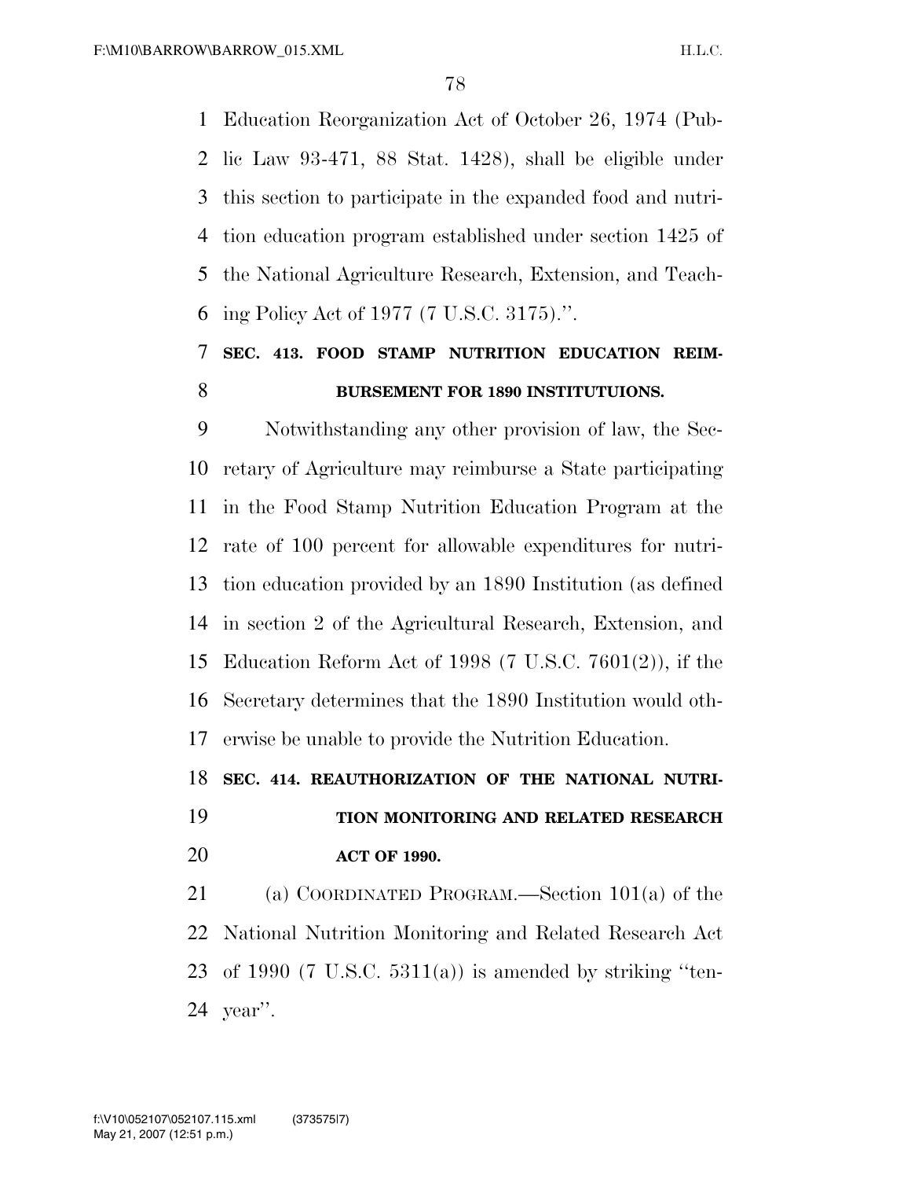Education Reorganization Act of October 26, 1974 (Public Law 93-471, 88 Stat. 1428), shall be eligible under this section to participate in the expanded food and nutrition education program established under section 1425 of the National Agriculture Research, Extension, and Teaching Policy Act of 1977 (7 U.S.C. 3175).''.

### SEC. 413. FOOD STAMP NUTRITION EDUCATION REIMBURSEMENT FOR 1890 INSTITUTUIONS.

Notwithstanding any other provision of law, the Secretary of Agriculture may reimburse a State participating in the Food Stamp Nutrition Education Program at the rate of 100 percent for allowable expenditures for nutrition education provided by an 1890 Institution (as defined in section 2 of the Agricultural Research, Extension, and Education Reform Act of 1998 (7 U.S.C. 7601(2)), if the Secretary determines that the 1890 Institution would otherwise be unable to provide the Nutrition Education.

### SEC. 414. REAUTHORIZATION OF THE NATIONAL NUTRITION MONITORING AND RELATED RESEARCH ACT OF 1990.

(a) COORDINATED PROGRAM.—Section 101(a) of the National Nutrition Monitoring and Related Research Act of 1990 (7 U.S.C. 5311(a)) is amended by striking ''ten-year''.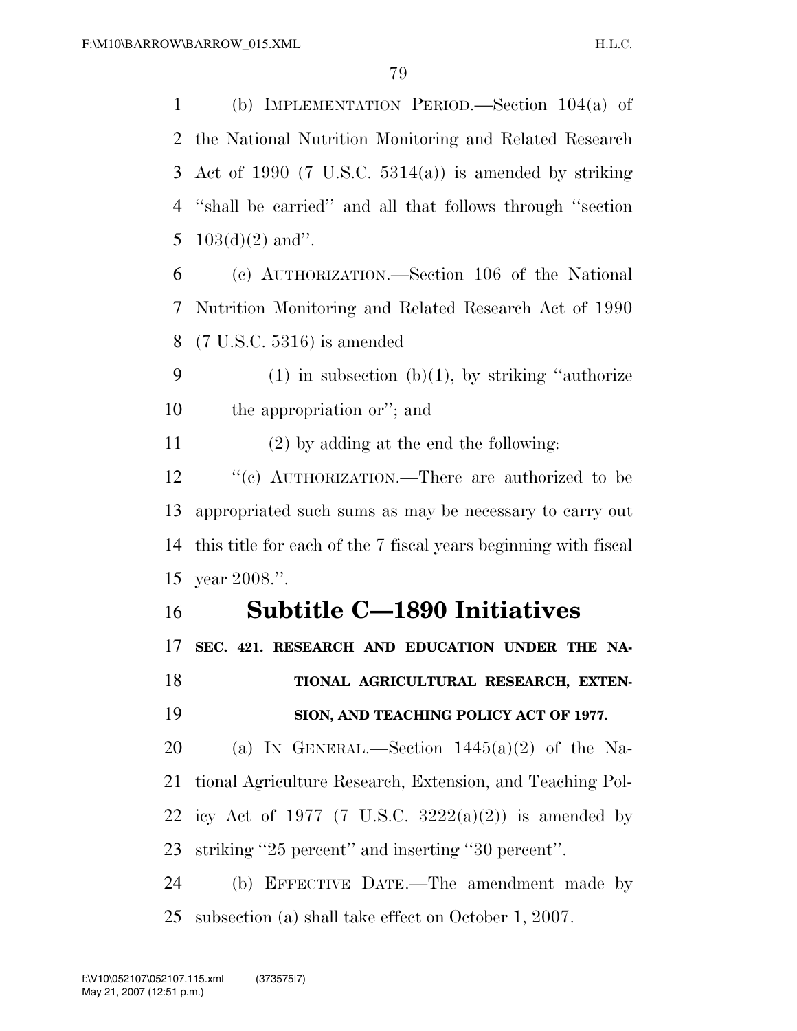(b) IMPLEMENTATION PERIOD.—Section 104(a) of the National Nutrition Monitoring and Related Research Act of 1990 (7 U.S.C. 5314(a)) is amended by striking ''shall be carried'' and all that follows through ''section 103(d)(2) and''.

(c) AUTHORIZATION.—Section 106 of the National Nutrition Monitoring and Related Research Act of 1990 (7 U.S.C. 5316) is amended

(1) in subsection (b)(1), by striking ''authorize the appropriation or''; and

(2) by adding at the end the following:

''(c) AUTHORIZATION.—There are authorized to be appropriated such sums as may be necessary to carry out this title for each of the 7 fiscal years beginning with fiscal year 2008.''.

## Subtitle C—1890 Initiatives

**SEC. 421. RESEARCH AND EDUCATION UNDER THE NATIONAL AGRICULTURAL RESEARCH, EXTENSION, AND TEACHING POLICY ACT OF 1977.**

(a) IN GENERAL.—Section 1445(a)(2) of the National Agriculture Research, Extension, and Teaching Policy Act of 1977 (7 U.S.C. 3222(a)(2)) is amended by striking ''25 percent'' and inserting ''30 percent''.

(b) EFFECTIVE DATE.—The amendment made by subsection (a) shall take effect on October 1, 2007.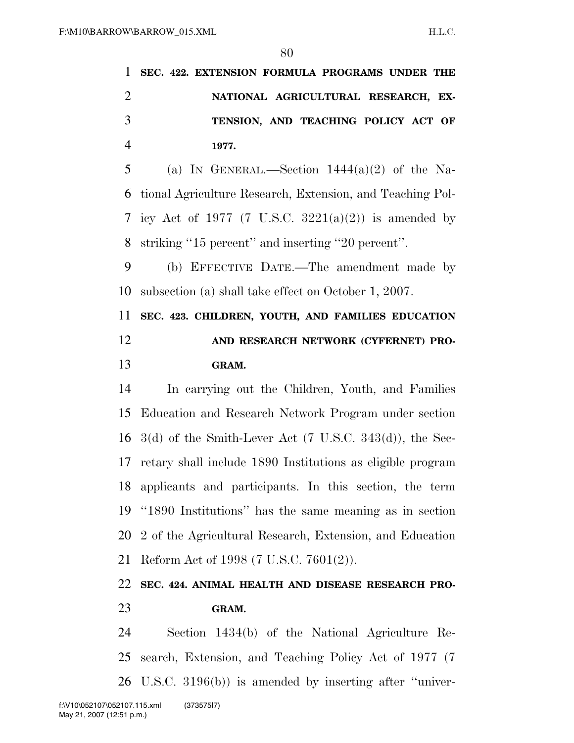**SEC. 422. EXTENSION FORMULA PROGRAMS UNDER THE NATIONAL AGRICULTURAL RESEARCH, EXTENSION, AND TEACHING POLICY ACT OF 1977.**

(a) IN GENERAL.—Section 1444(a)(2) of the National Agriculture Research, Extension, and Teaching Policy Act of 1977 (7 U.S.C. 3221(a)(2)) is amended by striking "15 percent" and inserting "20 percent".

(b) EFFECTIVE DATE.—The amendment made by subsection (a) shall take effect on October 1, 2007.

**SEC. 423. CHILDREN, YOUTH, AND FAMILIES EDUCATION AND RESEARCH NETWORK (CYFERNET) PROGRAM.**

In carrying out the Children, Youth, and Families Education and Research Network Program under section 3(d) of the Smith-Lever Act (7 U.S.C. 343(d)), the Secretary shall include 1890 Institutions as eligible program applicants and participants. In this section, the term "1890 Institutions" has the same meaning as in section 2 of the Agricultural Research, Extension, and Education Reform Act of 1998 (7 U.S.C. 7601(2)).

**SEC. 424. ANIMAL HEALTH AND DISEASE RESEARCH PROGRAM.**

Section 1434(b) of the National Agriculture Research, Extension, and Teaching Policy Act of 1977 (7 U.S.C. 3196(b)) is amended by inserting after "univer-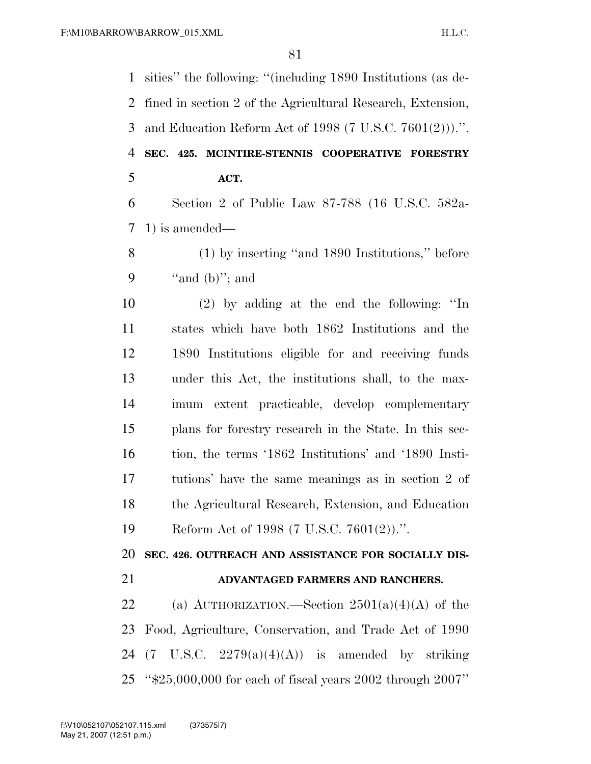sities'' the following: ''(including 1890 Institutions (as defined in section 2 of the Agricultural Research, Extension, and Education Reform Act of 1998 (7 U.S.C. 7601(2))).''.

**SEC. 425. MCINTIRE-STENNIS COOPERATIVE FORESTRY ACT.**

Section 2 of Public Law 87-788 (16 U.S.C. 582a-1) is amended—

(1) by inserting ''and 1890 Institutions,'' before ''and (b)''; and

(2) by adding at the end the following: ''In states which have both 1862 Institutions and the 1890 Institutions eligible for and receiving funds under this Act, the institutions shall, to the maximum extent practicable, develop complementary plans for forestry research in the State. In this section, the terms '1862 Institutions' and '1890 Institutions' have the same meanings as in section 2 of the Agricultural Research, Extension, and Education Reform Act of 1998 (7 U.S.C. 7601(2)).''.

**SEC. 426. OUTREACH AND ASSISTANCE FOR SOCIALLY DISADVANTAGED FARMERS AND RANCHERS.**

(a) AUTHORIZATION.—Section 2501(a)(4)(A) of the Food, Agriculture, Conservation, and Trade Act of 1990 (7 U.S.C. 2279(a)(4)(A)) is amended by striking ''$25,000,000 for each of fiscal years 2002 through 2007''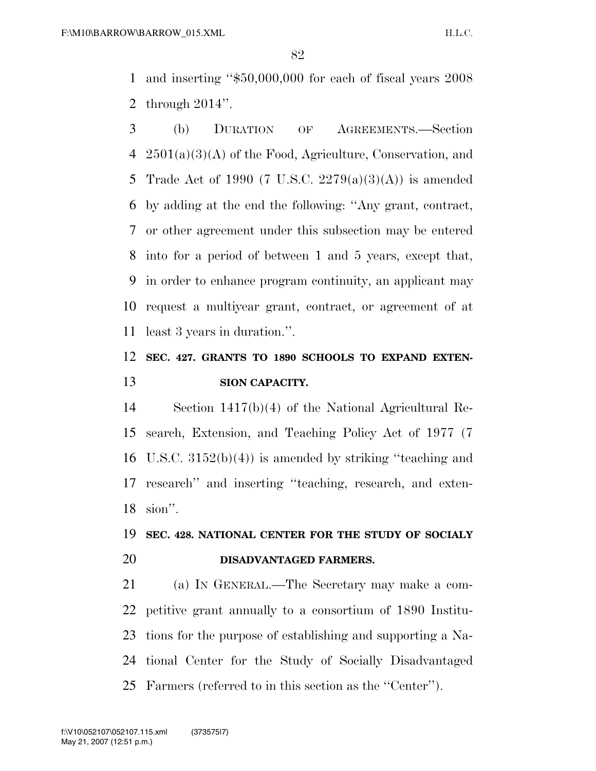and inserting "$50,000,000 for each of fiscal years 2008 through 2014".

(b) DURATION OF AGREEMENTS.—Section 2501(a)(3)(A) of the Food, Agriculture, Conservation, and Trade Act of 1990 (7 U.S.C. 2279(a)(3)(A)) is amended by adding at the end the following: "Any grant, contract, or other agreement under this subsection may be entered into for a period of between 1 and 5 years, except that, in order to enhance program continuity, an applicant may request a multiyear grant, contract, or agreement of at least 3 years in duration.".

**SEC. 427. GRANTS TO 1890 SCHOOLS TO EXPAND EXTENSION CAPACITY.**

Section 1417(b)(4) of the National Agricultural Research, Extension, and Teaching Policy Act of 1977 (7 U.S.C. 3152(b)(4)) is amended by striking "teaching and research" and inserting "teaching, research, and extension".

**SEC. 428. NATIONAL CENTER FOR THE STUDY OF SOCIALY DISADVANTAGED FARMERS.**

(a) IN GENERAL.—The Secretary may make a competitive grant annually to a consortium of 1890 Institutions for the purpose of establishing and supporting a National Center for the Study of Socially Disadvantaged Farmers (referred to in this section as the "Center").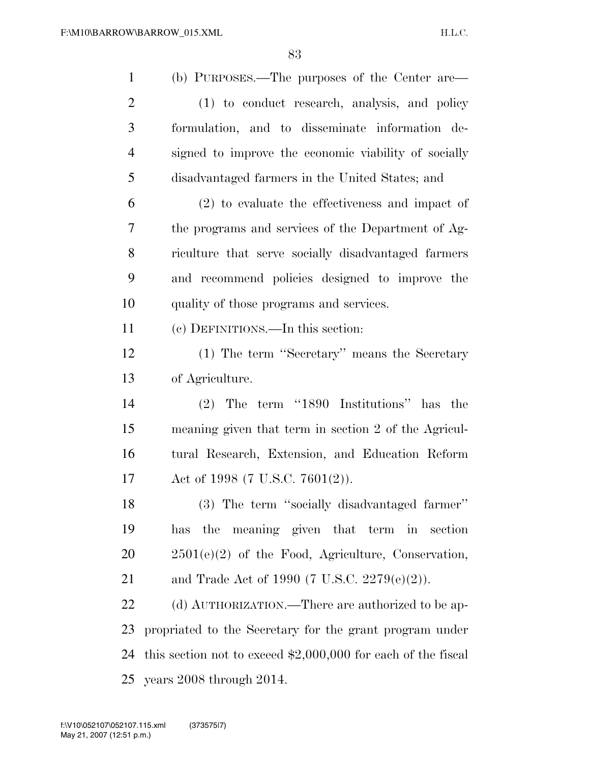(b) PURPOSES.—The purposes of the Center are—

(1) to conduct research, analysis, and policy formulation, and to disseminate information designed to improve the economic viability of socially disadvantaged farmers in the United States; and

(2) to evaluate the effectiveness and impact of the programs and services of the Department of Agriculture that serve socially disadvantaged farmers and recommend policies designed to improve the quality of those programs and services.

(c) DEFINITIONS.—In this section:

(1) The term ''Secretary'' means the Secretary of Agriculture.

(2) The term ''1890 Institutions'' has the meaning given that term in section 2 of the Agricultural Research, Extension, and Education Reform Act of 1998 (7 U.S.C. 7601(2)).

(3) The term ''socially disadvantaged farmer'' has the meaning given that term in section 2501(e)(2) of the Food, Agriculture, Conservation, and Trade Act of 1990 (7 U.S.C. 2279(e)(2)).

(d) AUTHORIZATION.—There are authorized to be appropriated to the Secretary for the grant program under this section not to exceed $2,000,000 for each of the fiscal years 2008 through 2014.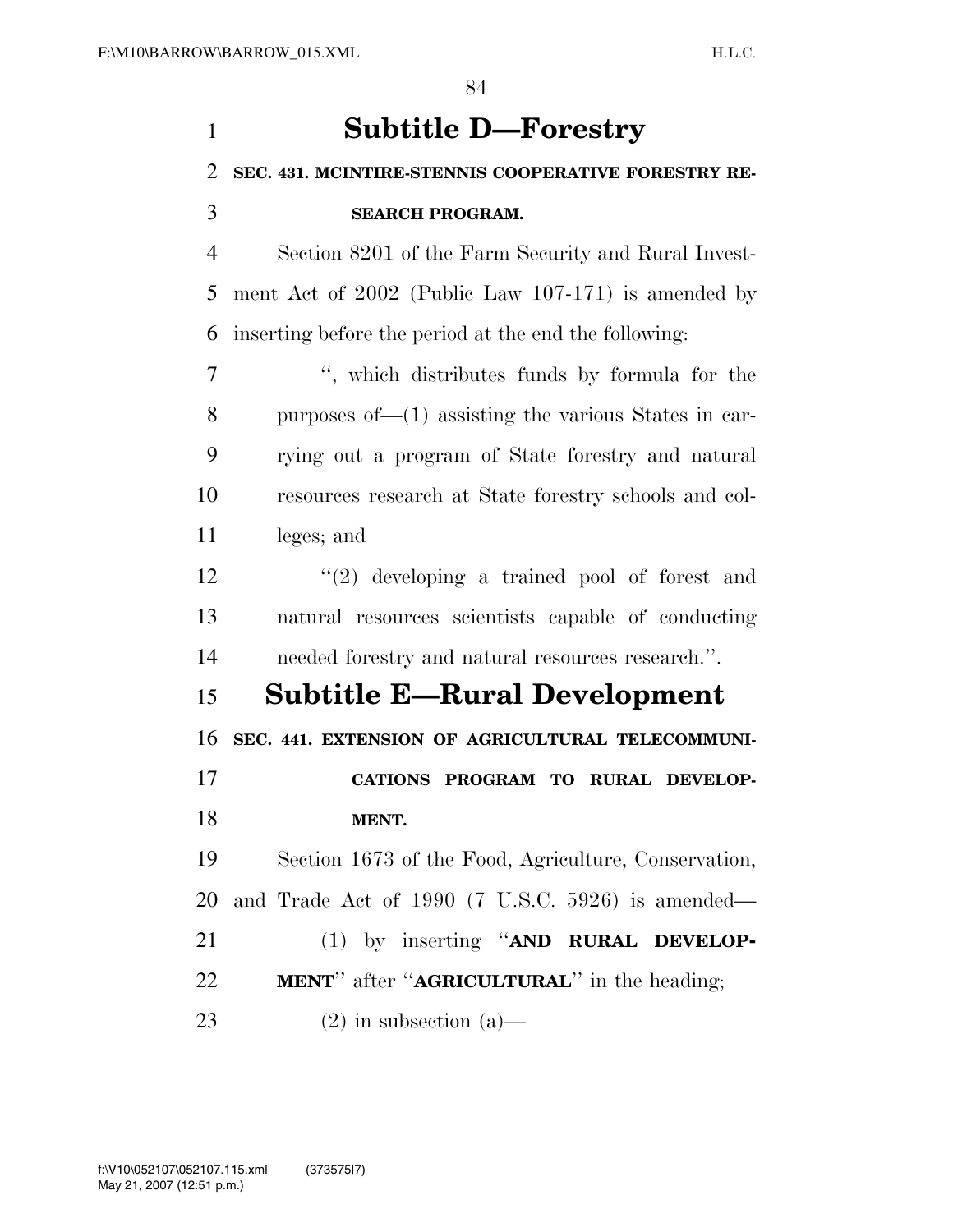## Subtitle D—Forestry

**SEC. 431. MCINTIRE-STENNIS COOPERATIVE FORESTRY RESEARCH PROGRAM.**

Section 8201 of the Farm Security and Rural Investment Act of 2002 (Public Law 107-171) is amended by inserting before the period at the end the following:

> '', which distributes funds by formula for the purposes of—(1) assisting the various States in carrying out a program of State forestry and natural resources research at State forestry schools and colleges; and
>
> ''(2) developing a trained pool of forest and natural resources scientists capable of conducting needed forestry and natural resources research.''.

## Subtitle E—Rural Development

**SEC. 441. EXTENSION OF AGRICULTURAL TELECOMMUNICATIONS PROGRAM TO RURAL DEVELOPMENT.**

Section 1673 of the Food, Agriculture, Conservation, and Trade Act of 1990 (7 U.S.C. 5926) is amended—

(1) by inserting ''**AND RURAL DEVELOPMENT**'' after ''**AGRICULTURAL**'' in the heading;

(2) in subsection (a)—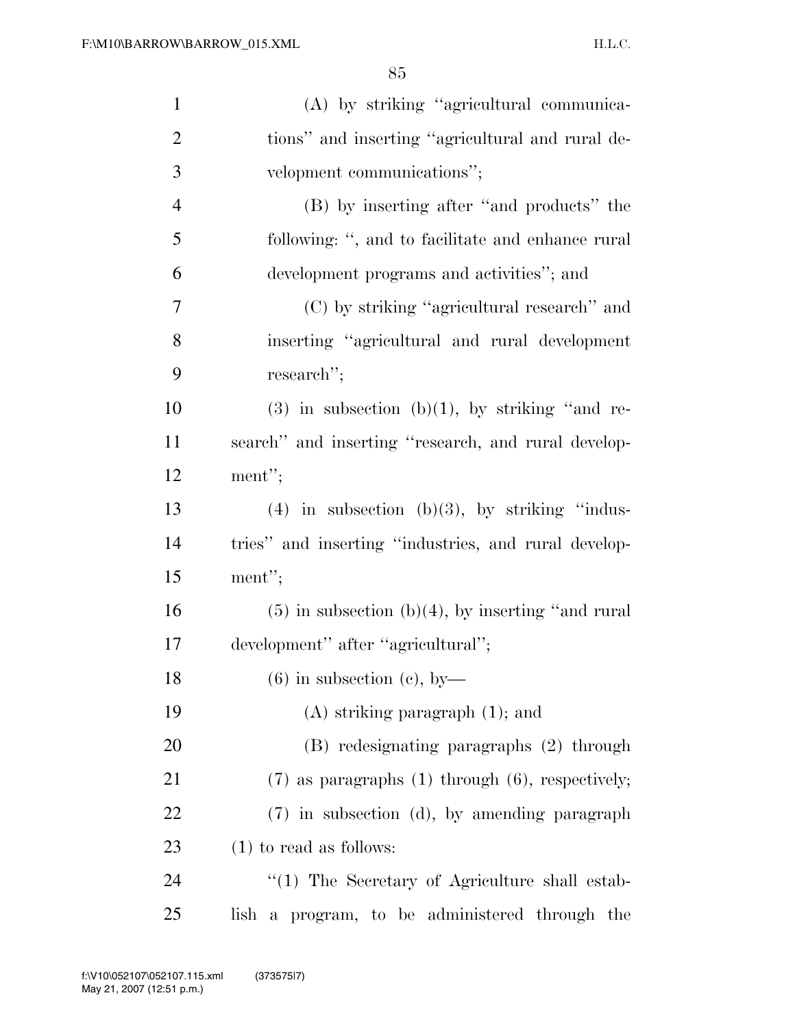(A) by striking "agricultural communications" and inserting "agricultural and rural development communications";

(B) by inserting after "and products" the following: ", and to facilitate and enhance rural development programs and activities"; and

(C) by striking "agricultural research" and inserting "agricultural and rural development research";

(3) in subsection (b)(1), by striking "and research" and inserting "research, and rural development";

(4) in subsection (b)(3), by striking "industries" and inserting "industries, and rural development";

(5) in subsection (b)(4), by inserting "and rural development" after "agricultural";

(6) in subsection (c), by—

(A) striking paragraph (1); and

(B) redesignating paragraphs (2) through (7) as paragraphs (1) through (6), respectively;

(7) in subsection (d), by amending paragraph (1) to read as follows:

"(1) The Secretary of Agriculture shall establish a program, to be administered through the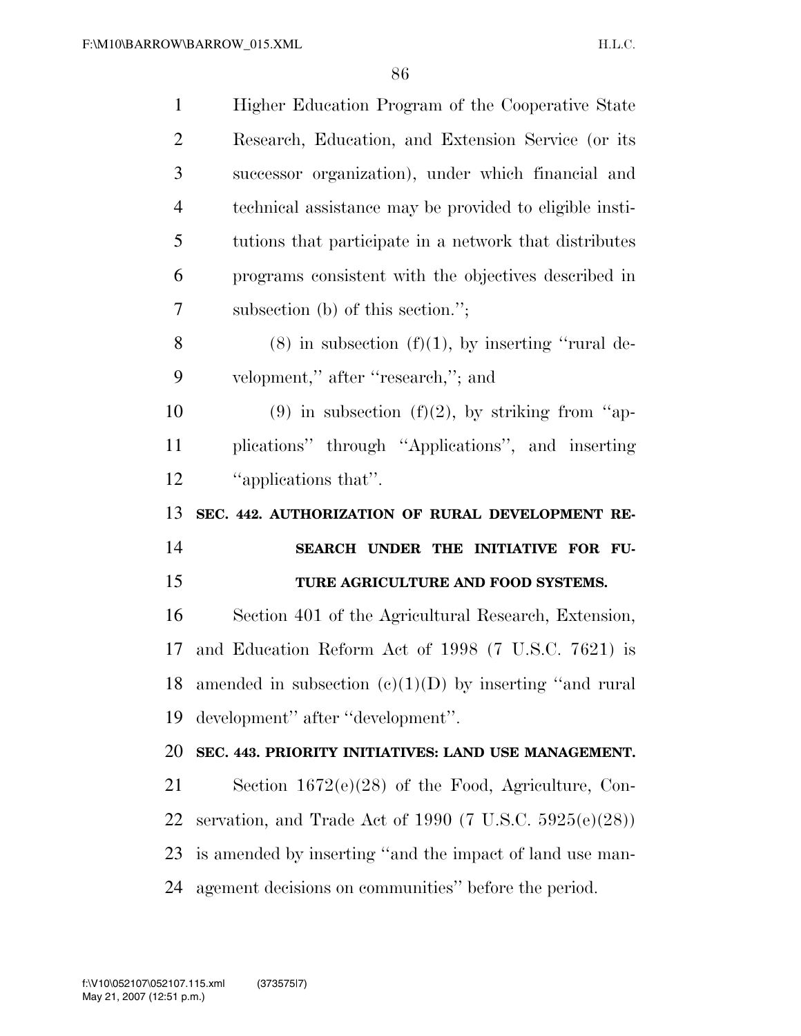Higher Education Program of the Cooperative State Research, Education, and Extension Service (or its successor organization), under which financial and technical assistance may be provided to eligible institutions that participate in a network that distributes programs consistent with the objectives described in subsection (b) of this section.'';

(8) in subsection (f)(1), by inserting ''rural development,'' after ''research,''; and

(9) in subsection (f)(2), by striking from ''applications'' through ''Applications'', and inserting ''applications that''.

**SEC. 442. AUTHORIZATION OF RURAL DEVELOPMENT RESEARCH UNDER THE INITIATIVE FOR FUTURE AGRICULTURE AND FOOD SYSTEMS.**

Section 401 of the Agricultural Research, Extension, and Education Reform Act of 1998 (7 U.S.C. 7621) is amended in subsection (c)(1)(D) by inserting ''and rural development'' after ''development''.

**SEC. 443. PRIORITY INITIATIVES: LAND USE MANAGEMENT.**

Section 1672(e)(28) of the Food, Agriculture, Conservation, and Trade Act of 1990 (7 U.S.C. 5925(e)(28)) is amended by inserting ''and the impact of land use management decisions on communities'' before the period.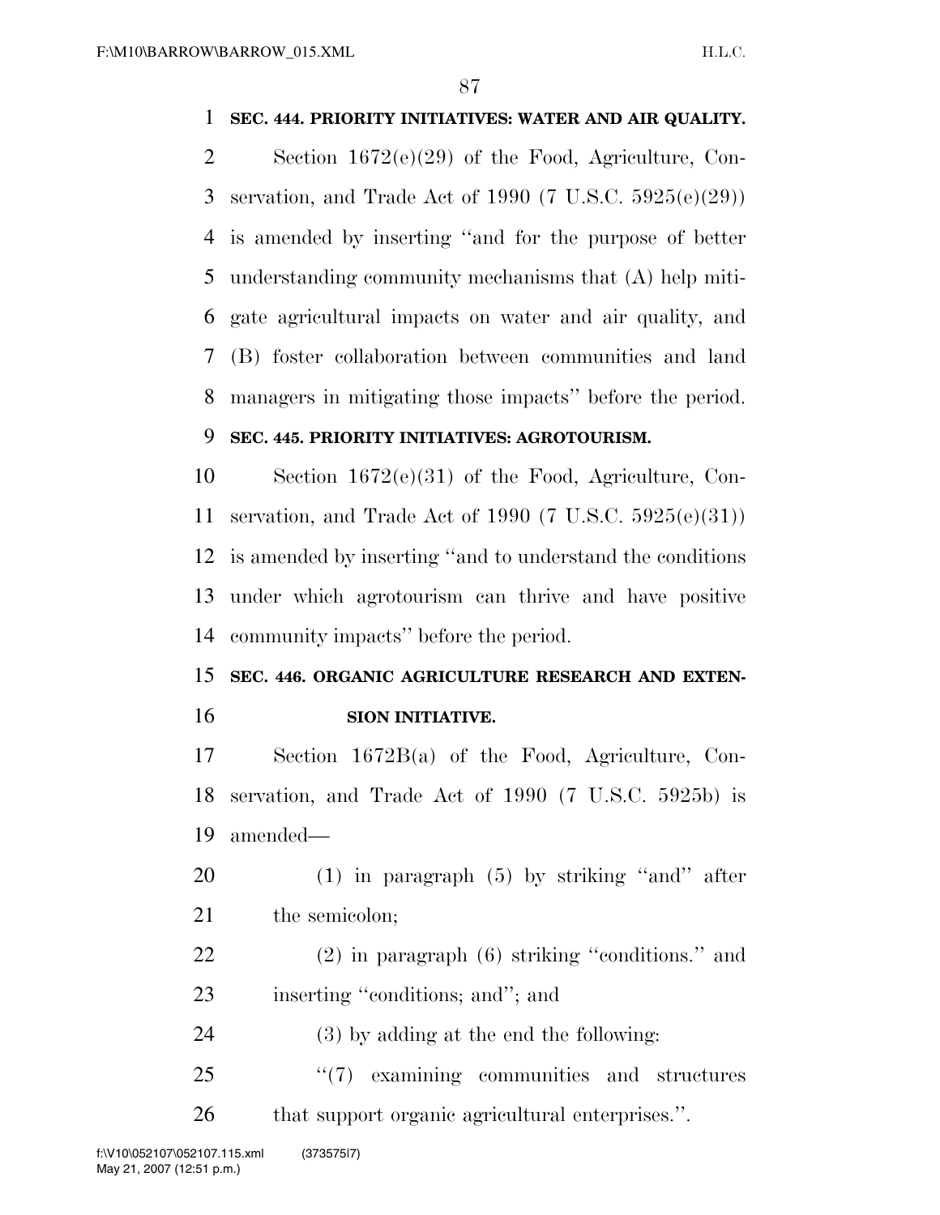**SEC. 444. PRIORITY INITIATIVES: WATER AND AIR QUALITY.**

Section 1672(e)(29) of the Food, Agriculture, Conservation, and Trade Act of 1990 (7 U.S.C. 5925(e)(29)) is amended by inserting ''and for the purpose of better understanding community mechanisms that (A) help mitigate agricultural impacts on water and air quality, and (B) foster collaboration between communities and land managers in mitigating those impacts'' before the period.

**SEC. 445. PRIORITY INITIATIVES: AGROTOURISM.**

Section 1672(e)(31) of the Food, Agriculture, Conservation, and Trade Act of 1990 (7 U.S.C. 5925(e)(31)) is amended by inserting ''and to understand the conditions under which agrotourism can thrive and have positive community impacts'' before the period.

**SEC. 446. ORGANIC AGRICULTURE RESEARCH AND EXTENSION INITIATIVE.**

Section 1672B(a) of the Food, Agriculture, Conservation, and Trade Act of 1990 (7 U.S.C. 5925b) is amended—

(1) in paragraph (5) by striking ''and'' after the semicolon;

(2) in paragraph (6) striking ''conditions.'' and inserting ''conditions; and''; and

(3) by adding at the end the following:

''(7) examining communities and structures that support organic agricultural enterprises.''.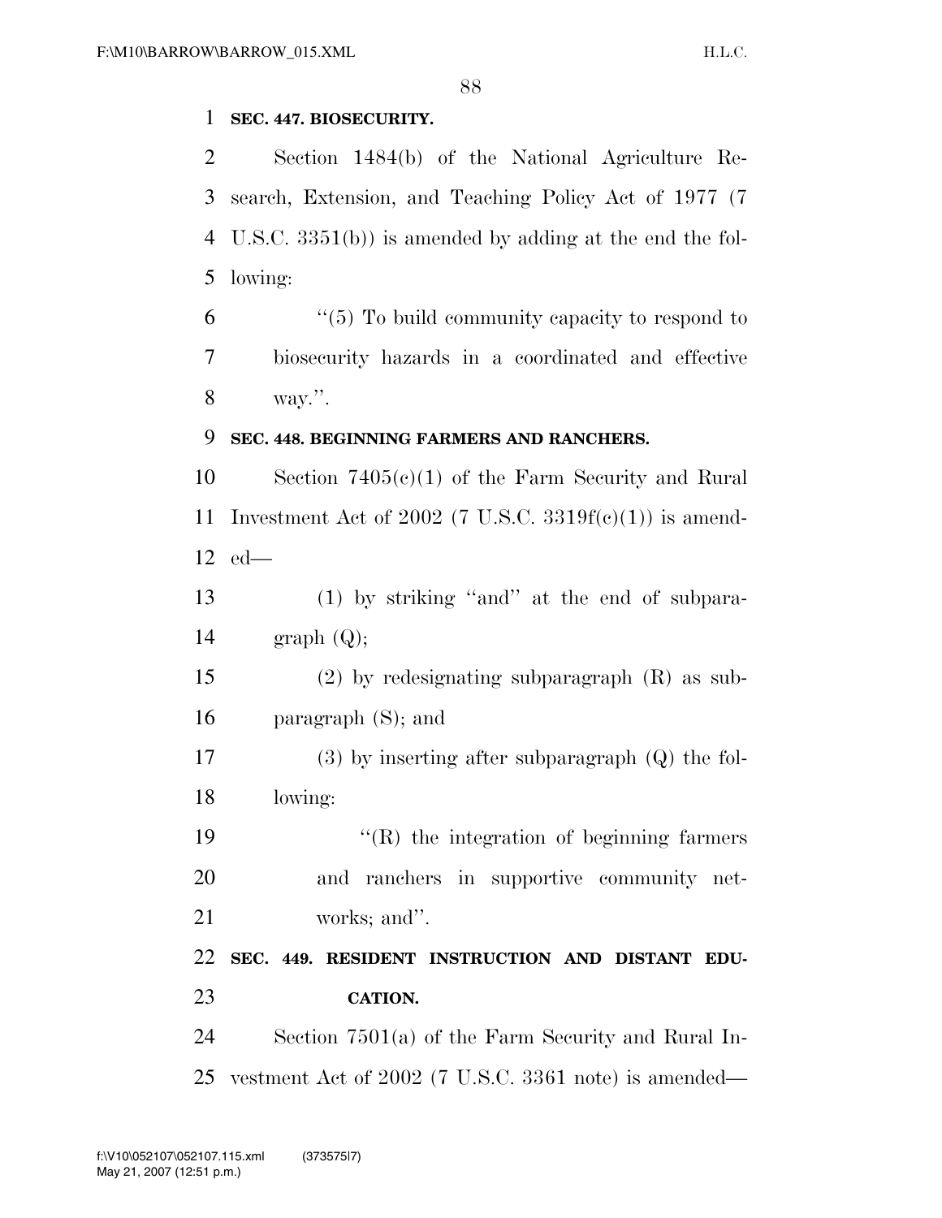**SEC. 447. BIOSECURITY.**

Section 1484(b) of the National Agriculture Research, Extension, and Teaching Policy Act of 1977 (7 U.S.C. 3351(b)) is amended by adding at the end the following:

> ''(5) To build community capacity to respond to biosecurity hazards in a coordinated and effective way.''.

**SEC. 448. BEGINNING FARMERS AND RANCHERS.**

Section 7405(c)(1) of the Farm Security and Rural Investment Act of 2002 (7 U.S.C. 3319f(c)(1)) is amended—

(1) by striking ''and'' at the end of subparagraph (Q);

(2) by redesignating subparagraph (R) as subparagraph (S); and

(3) by inserting after subparagraph (Q) the following:

> ''(R) the integration of beginning farmers and ranchers in supportive community networks; and''.

**SEC. 449. RESIDENT INSTRUCTION AND DISTANT EDUCATION.**

Section 7501(a) of the Farm Security and Rural Investment Act of 2002 (7 U.S.C. 3361 note) is amended—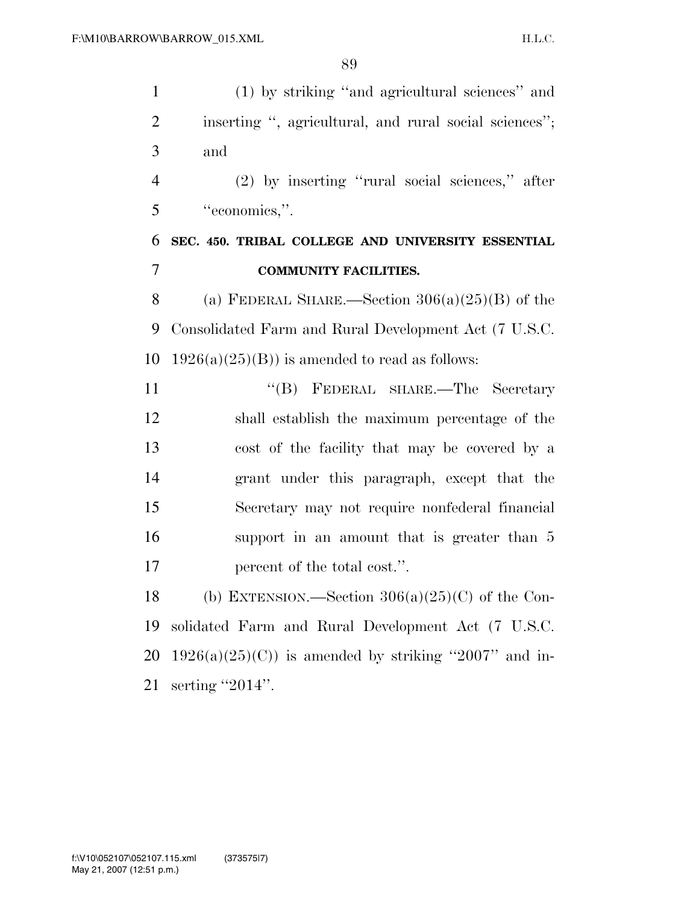(1) by striking "and agricultural sciences" and inserting ", agricultural, and rural social sciences"; and

(2) by inserting "rural social sciences," after "economics,".

**SEC. 450. TRIBAL COLLEGE AND UNIVERSITY ESSENTIAL COMMUNITY FACILITIES.**

(a) FEDERAL SHARE.—Section 306(a)(25)(B) of the Consolidated Farm and Rural Development Act (7 U.S.C. 1926(a)(25)(B)) is amended to read as follows:

"(B) FEDERAL SHARE.—The Secretary shall establish the maximum percentage of the cost of the facility that may be covered by a grant under this paragraph, except that the Secretary may not require nonfederal financial support in an amount that is greater than 5 percent of the total cost.".

(b) EXTENSION.—Section 306(a)(25)(C) of the Consolidated Farm and Rural Development Act (7 U.S.C. 1926(a)(25)(C)) is amended by striking "2007" and inserting "2014".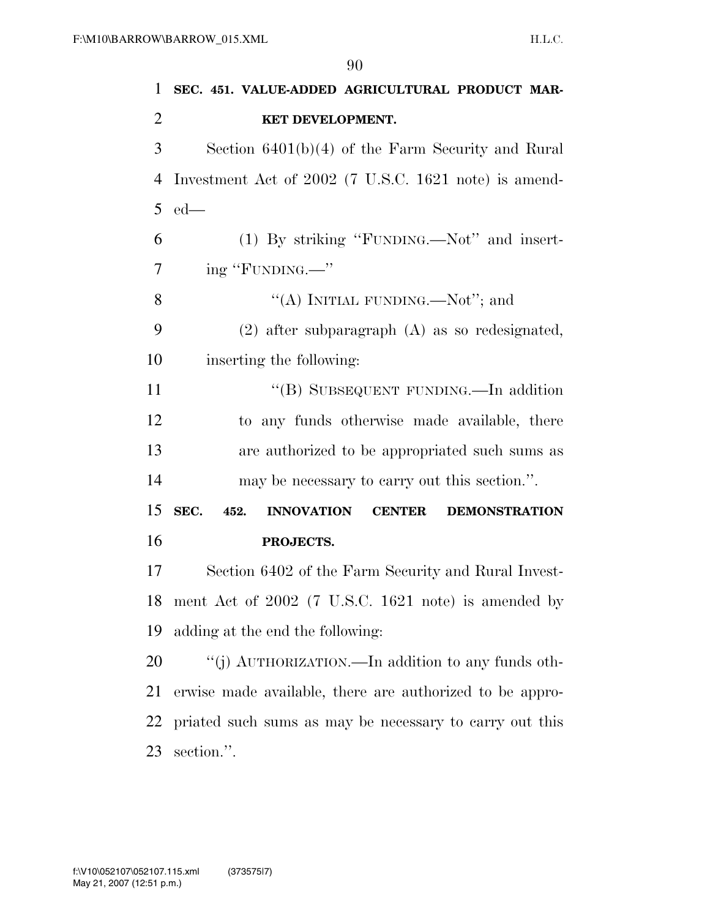**SEC. 451. VALUE-ADDED AGRICULTURAL PRODUCT MARKET DEVELOPMENT.**

Section 6401(b)(4) of the Farm Security and Rural Investment Act of 2002 (7 U.S.C. 1621 note) is amended—

(1) By striking "FUNDING.—Not" and inserting "FUNDING.—"

"(A) INITIAL FUNDING.—Not"; and

(2) after subparagraph (A) as so redesignated, inserting the following:

"(B) SUBSEQUENT FUNDING.—In addition to any funds otherwise made available, there are authorized to be appropriated such sums as may be necessary to carry out this section.".

**SEC. 452. INNOVATION CENTER DEMONSTRATION PROJECTS.**

Section 6402 of the Farm Security and Rural Investment Act of 2002 (7 U.S.C. 1621 note) is amended by adding at the end the following:

"(j) AUTHORIZATION.—In addition to any funds otherwise made available, there are authorized to be appropriated such sums as may be necessary to carry out this section.".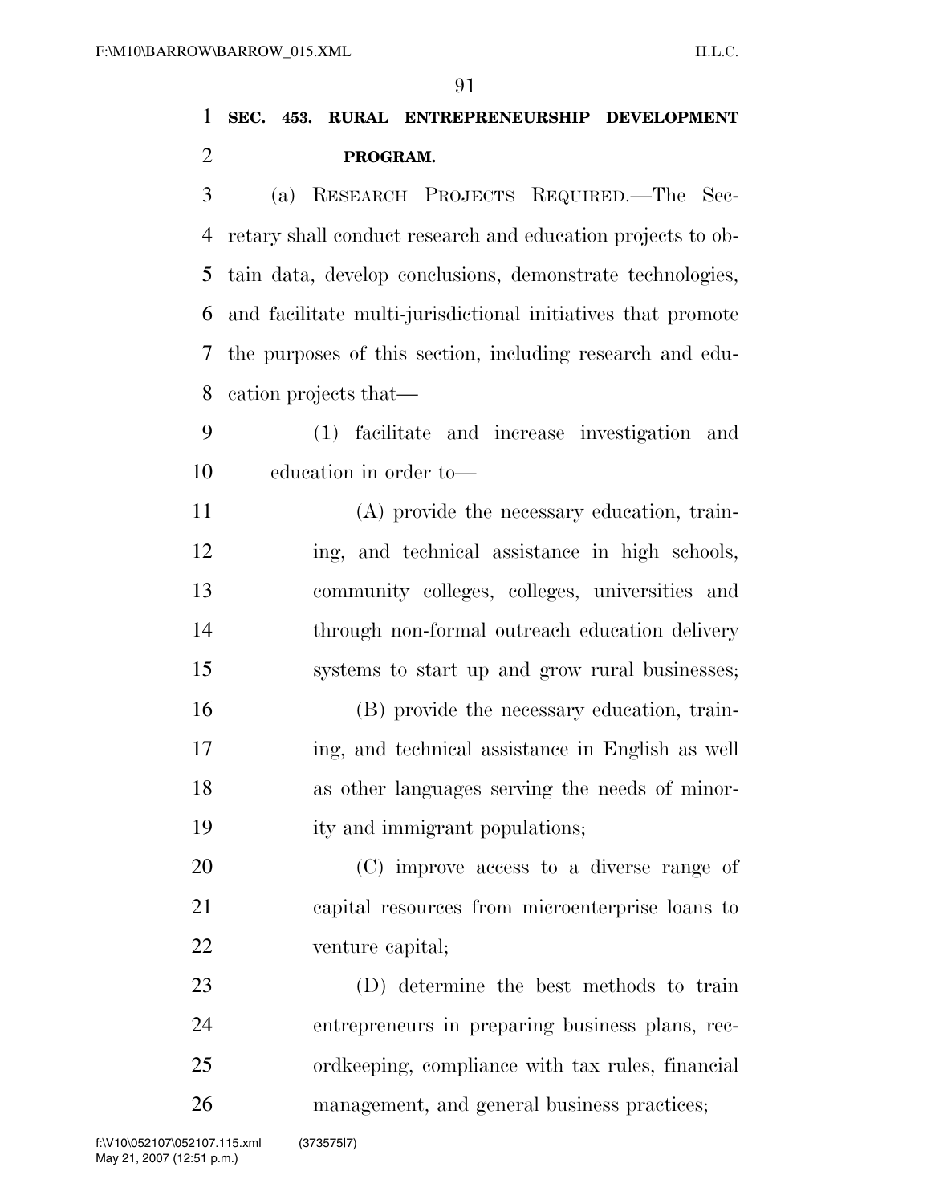**SEC. 453. RURAL ENTREPRENEURSHIP DEVELOPMENT PROGRAM.**

(a) RESEARCH PROJECTS REQUIRED.—The Secretary shall conduct research and education projects to obtain data, develop conclusions, demonstrate technologies, and facilitate multi-jurisdictional initiatives that promote the purposes of this section, including research and education projects that—

(1) facilitate and increase investigation and education in order to—

(A) provide the necessary education, training, and technical assistance in high schools, community colleges, colleges, universities and through non-formal outreach education delivery systems to start up and grow rural businesses;

(B) provide the necessary education, training, and technical assistance in English as well as other languages serving the needs of minority and immigrant populations;

(C) improve access to a diverse range of capital resources from microenterprise loans to venture capital;

(D) determine the best methods to train entrepreneurs in preparing business plans, recordkeeping, compliance with tax rules, financial management, and general business practices;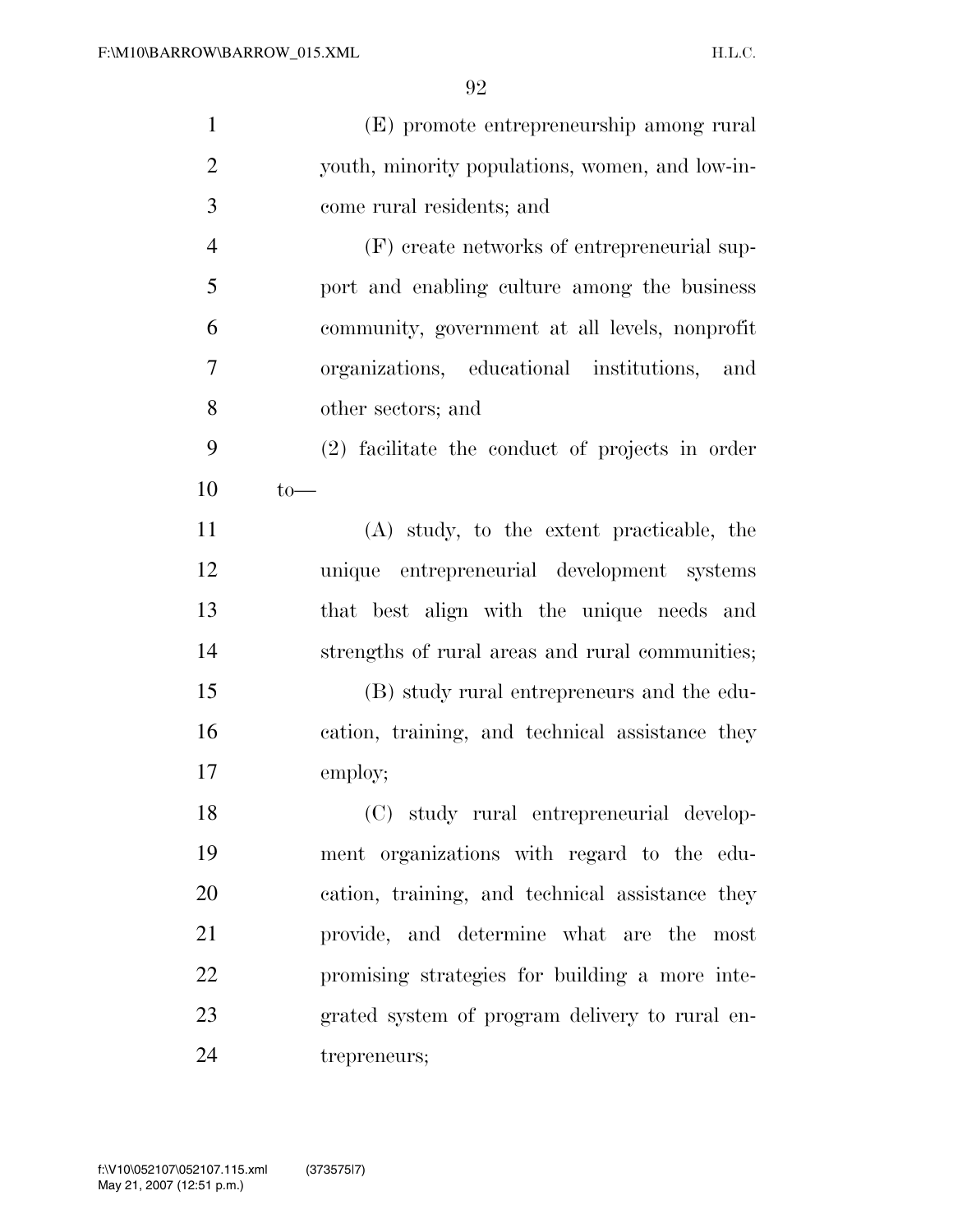(E) promote entrepreneurship among rural youth, minority populations, women, and low-income rural residents; and

(F) create networks of entrepreneurial support and enabling culture among the business community, government at all levels, nonprofit organizations, educational institutions, and other sectors; and

(2) facilitate the conduct of projects in order to—

(A) study, to the extent practicable, the unique entrepreneurial development systems that best align with the unique needs and strengths of rural areas and rural communities;

(B) study rural entrepreneurs and the education, training, and technical assistance they employ;

(C) study rural entrepreneurial development organizations with regard to the education, training, and technical assistance they provide, and determine what are the most promising strategies for building a more integrated system of program delivery to rural entrepreneurs;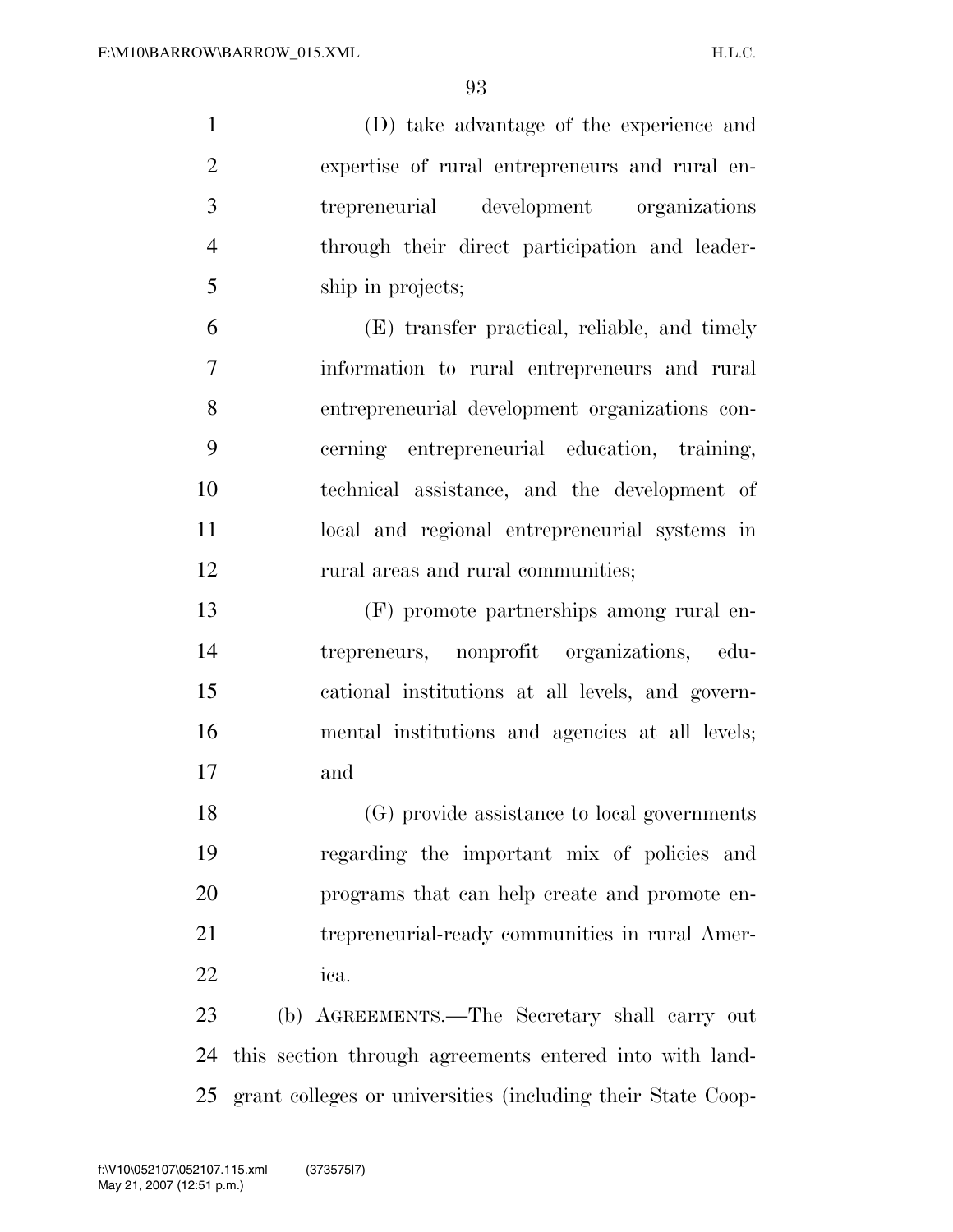(D) take advantage of the experience and expertise of rural entrepreneurs and rural entrepreneurial development organizations through their direct participation and leadership in projects;

(E) transfer practical, reliable, and timely information to rural entrepreneurs and rural entrepreneurial development organizations concerning entrepreneurial education, training, technical assistance, and the development of local and regional entrepreneurial systems in rural areas and rural communities;

(F) promote partnerships among rural entrepreneurs, nonprofit organizations, educational institutions at all levels, and governmental institutions and agencies at all levels; and

(G) provide assistance to local governments regarding the important mix of policies and programs that can help create and promote entrepreneurial-ready communities in rural America.

(b) AGREEMENTS.—The Secretary shall carry out this section through agreements entered into with land-grant colleges or universities (including their State Coop-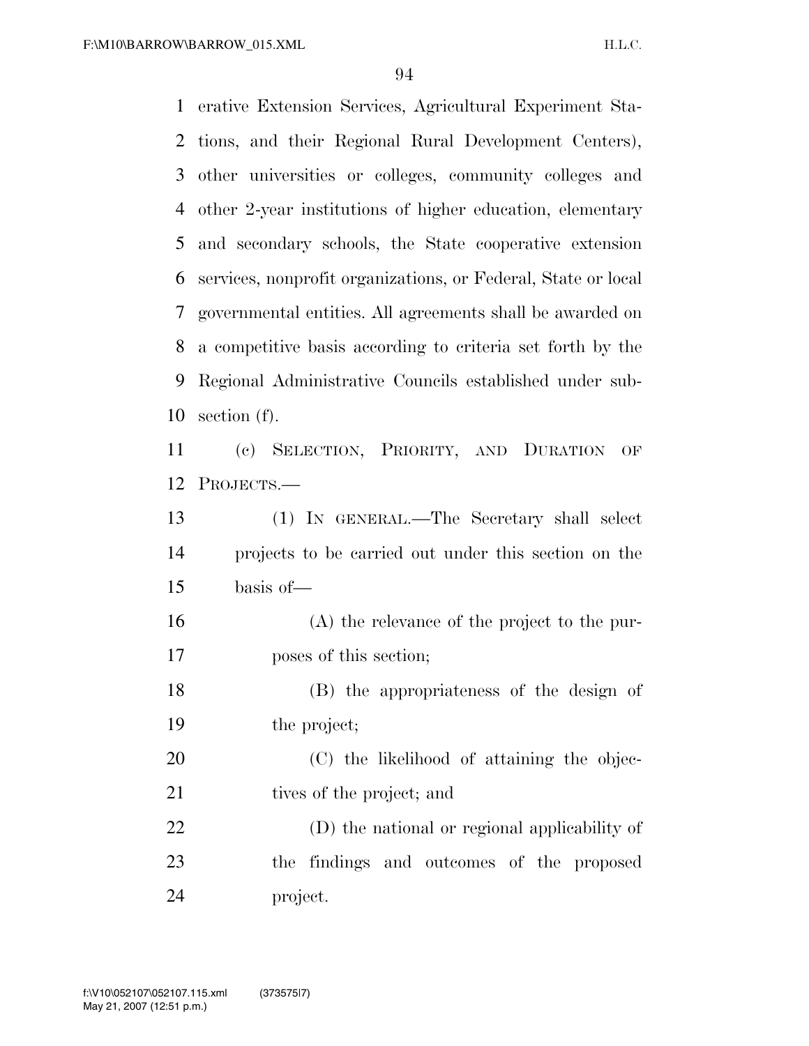erative Extension Services, Agricultural Experiment Stations, and their Regional Rural Development Centers), other universities or colleges, community colleges and other 2-year institutions of higher education, elementary and secondary schools, the State cooperative extension services, nonprofit organizations, or Federal, State or local governmental entities. All agreements shall be awarded on a competitive basis according to criteria set forth by the Regional Administrative Councils established under subsection (f).

(c) SELECTION, PRIORITY, AND DURATION OF PROJECTS.—

(1) IN GENERAL.—The Secretary shall select projects to be carried out under this section on the basis of—

(A) the relevance of the project to the purposes of this section;

(B) the appropriateness of the design of the project;

(C) the likelihood of attaining the objectives of the project; and

(D) the national or regional applicability of the findings and outcomes of the proposed project.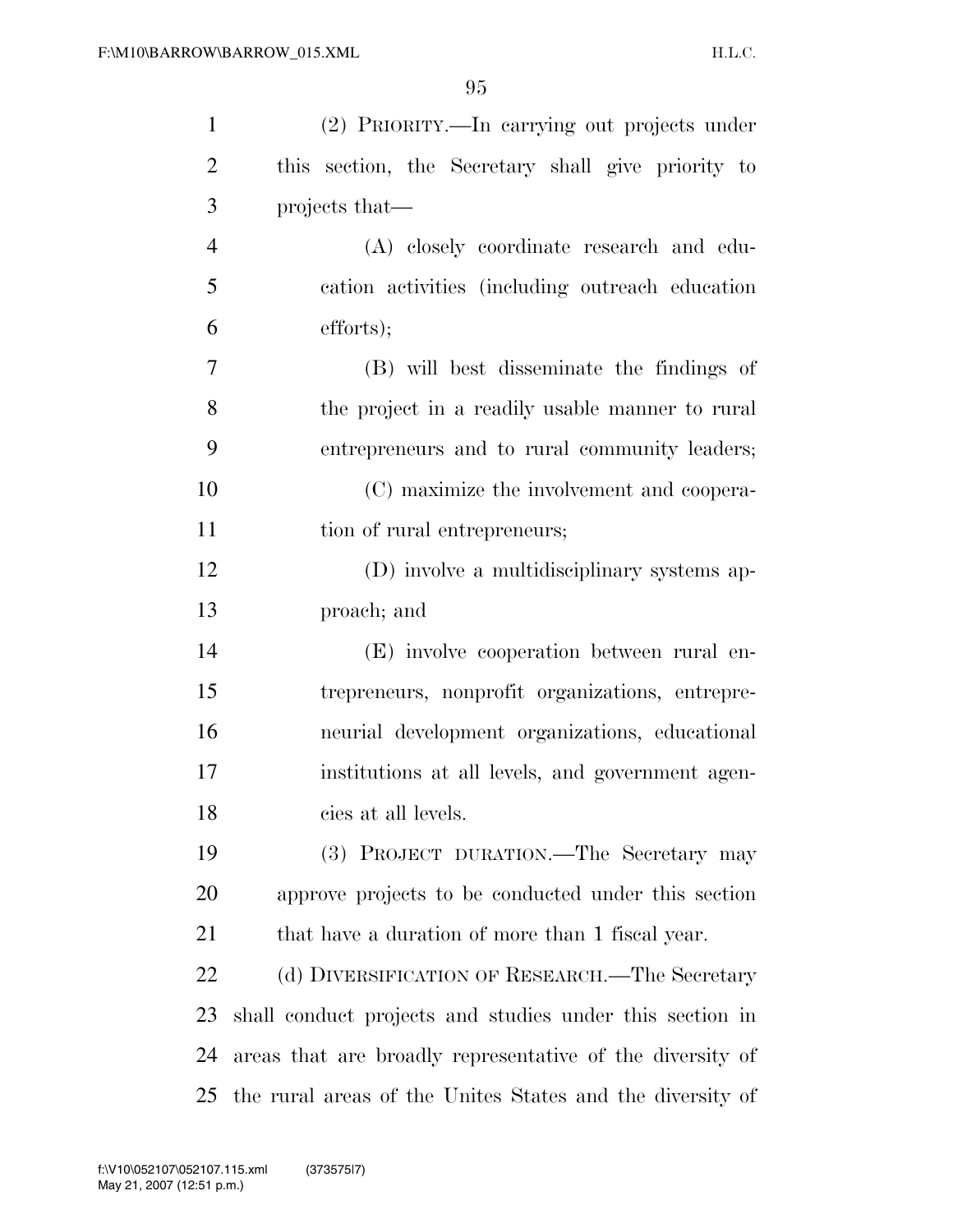(2) PRIORITY.—In carrying out projects under this section, the Secretary shall give priority to projects that—

(A) closely coordinate research and education activities (including outreach education efforts);

(B) will best disseminate the findings of the project in a readily usable manner to rural entrepreneurs and to rural community leaders;

(C) maximize the involvement and cooperation of rural entrepreneurs;

(D) involve a multidisciplinary systems approach; and

(E) involve cooperation between rural entrepreneurs, nonprofit organizations, entrepreneurial development organizations, educational institutions at all levels, and government agencies at all levels.

(3) PROJECT DURATION.—The Secretary may approve projects to be conducted under this section that have a duration of more than 1 fiscal year.

(d) DIVERSIFICATION OF RESEARCH.—The Secretary shall conduct projects and studies under this section in areas that are broadly representative of the diversity of the rural areas of the Unites States and the diversity of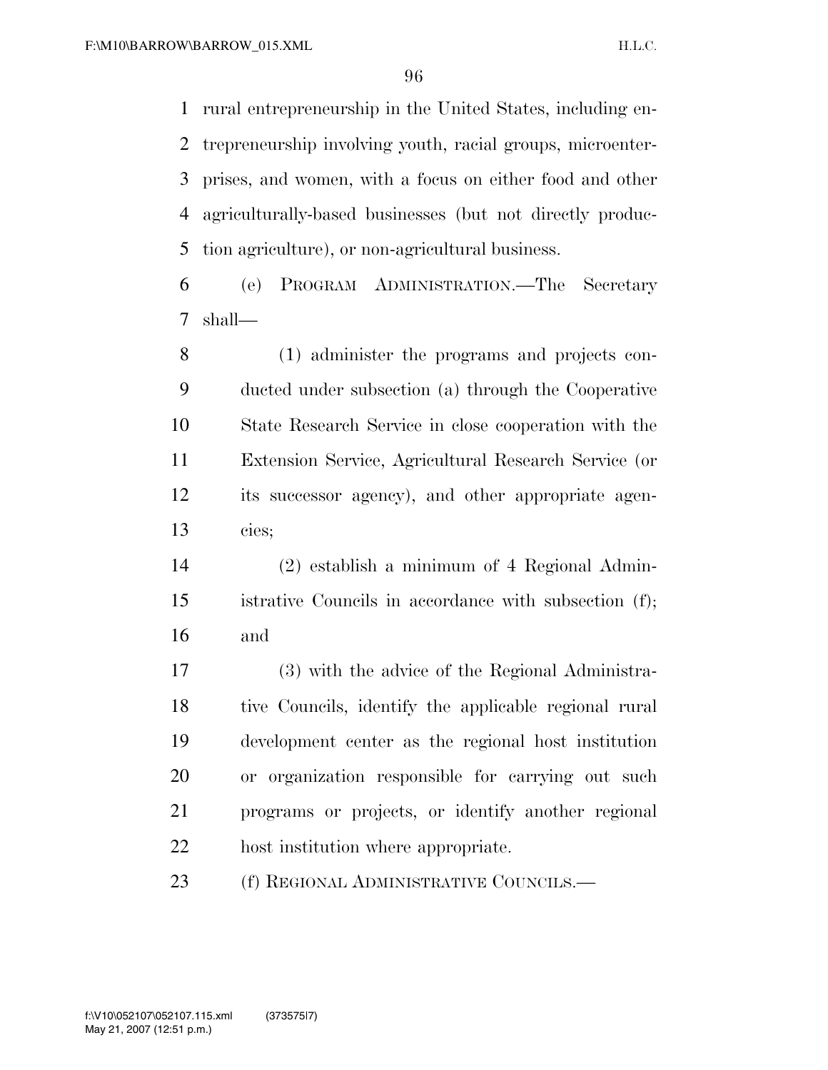rural entrepreneurship in the United States, including entrepreneurship involving youth, racial groups, microenterprises, and women, with a focus on either food and other agriculturally-based businesses (but not directly production agriculture), or non-agricultural business.

(e) PROGRAM ADMINISTRATION.—The Secretary shall—

(1) administer the programs and projects conducted under subsection (a) through the Cooperative State Research Service in close cooperation with the Extension Service, Agricultural Research Service (or its successor agency), and other appropriate agencies;

(2) establish a minimum of 4 Regional Administrative Councils in accordance with subsection (f); and

(3) with the advice of the Regional Administrative Councils, identify the applicable regional rural development center as the regional host institution or organization responsible for carrying out such programs or projects, or identify another regional host institution where appropriate.

(f) REGIONAL ADMINISTRATIVE COUNCILS.—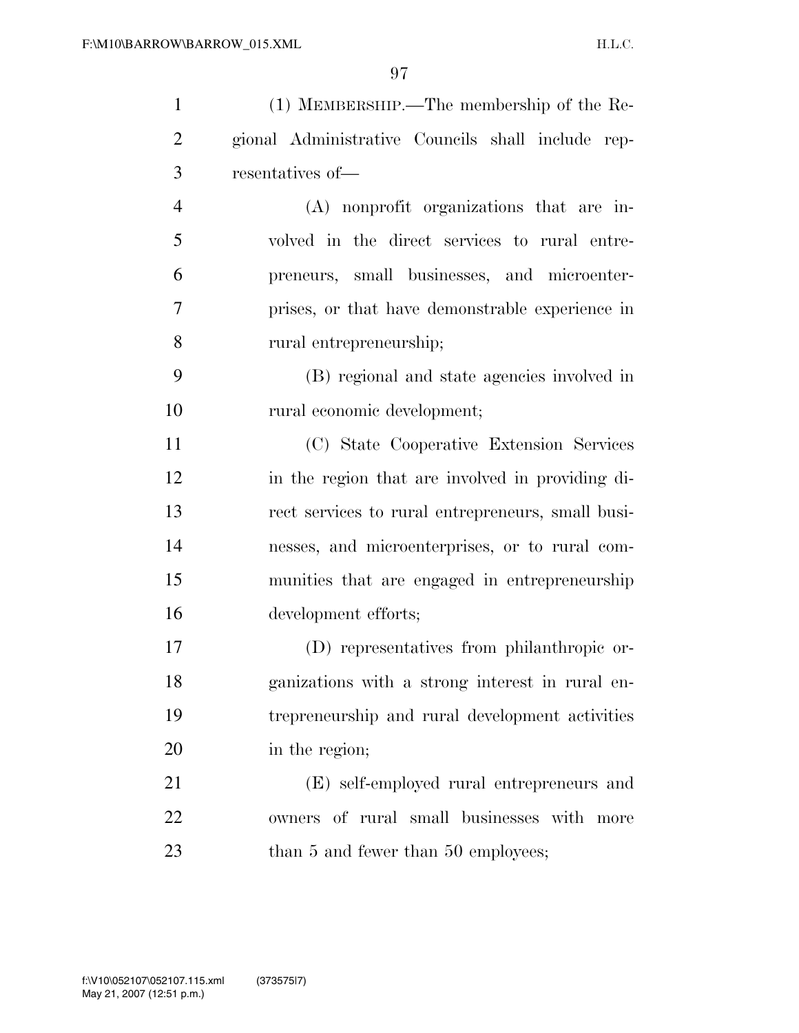(1) MEMBERSHIP.—The membership of the Regional Administrative Councils shall include representatives of—

(A) nonprofit organizations that are involved in the direct services to rural entrepreneurs, small businesses, and microenterprises, or that have demonstrable experience in rural entrepreneurship;

(B) regional and state agencies involved in rural economic development;

(C) State Cooperative Extension Services in the region that are involved in providing direct services to rural entrepreneurs, small businesses, and microenterprises, or to rural communities that are engaged in entrepreneurship development efforts;

(D) representatives from philanthropic organizations with a strong interest in rural entrepreneurship and rural development activities in the region;

(E) self-employed rural entrepreneurs and owners of rural small businesses with more than 5 and fewer than 50 employees;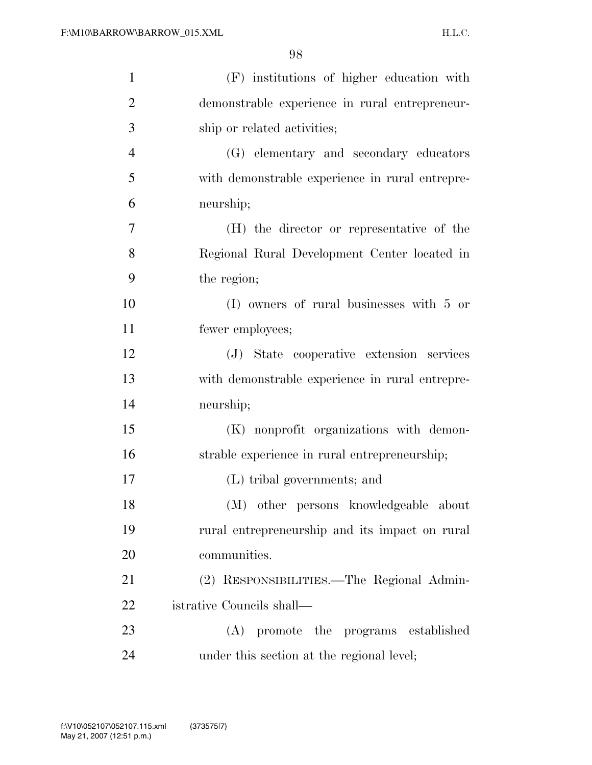(F) institutions of higher education with demonstrable experience in rural entrepreneurship or related activities;

(G) elementary and secondary educators with demonstrable experience in rural entrepreneurship;

(H) the director or representative of the Regional Rural Development Center located in the region;

(I) owners of rural businesses with 5 or fewer employees;

(J) State cooperative extension services with demonstrable experience in rural entrepreneurship;

(K) nonprofit organizations with demonstrable experience in rural entrepreneurship;

(L) tribal governments; and

(M) other persons knowledgeable about rural entrepreneurship and its impact on rural communities.

(2) RESPONSIBILITIES.—The Regional Administrative Councils shall—

(A) promote the programs established under this section at the regional level;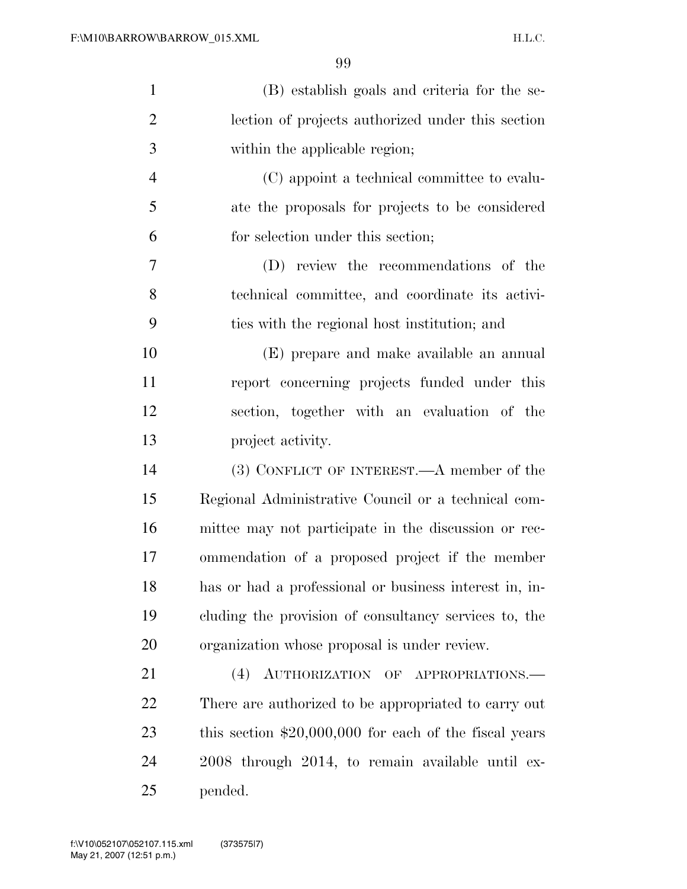(B) establish goals and criteria for the selection of projects authorized under this section within the applicable region;

(C) appoint a technical committee to evaluate the proposals for projects to be considered for selection under this section;

(D) review the recommendations of the technical committee, and coordinate its activities with the regional host institution; and

(E) prepare and make available an annual report concerning projects funded under this section, together with an evaluation of the project activity.

(3) CONFLICT OF INTEREST.—A member of the Regional Administrative Council or a technical committee may not participate in the discussion or recommendation of a proposed project if the member has or had a professional or business interest in, including the provision of consultancy services to, the organization whose proposal is under review.

(4) AUTHORIZATION OF APPROPRIATIONS.—There are authorized to be appropriated to carry out this section $20,000,000 for each of the fiscal years 2008 through 2014, to remain available until expended.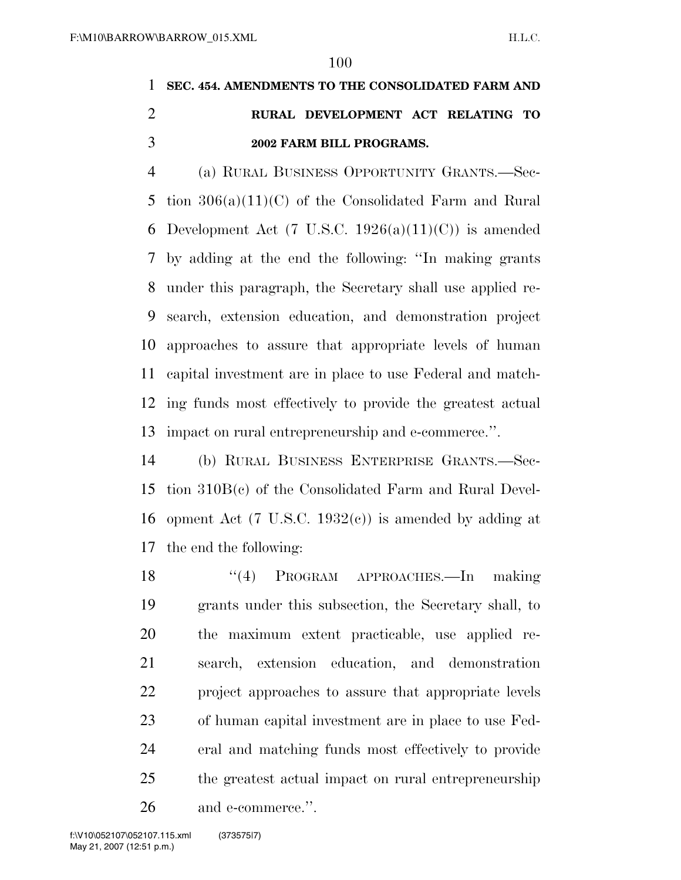**SEC. 454. AMENDMENTS TO THE CONSOLIDATED FARM AND RURAL DEVELOPMENT ACT RELATING TO 2002 FARM BILL PROGRAMS.**

(a) RURAL BUSINESS OPPORTUNITY GRANTS.—Section 306(a)(11)(C) of the Consolidated Farm and Rural Development Act (7 U.S.C. 1926(a)(11)(C)) is amended by adding at the end the following: ''In making grants under this paragraph, the Secretary shall use applied research, extension education, and demonstration project approaches to assure that appropriate levels of human capital investment are in place to use Federal and matching funds most effectively to provide the greatest actual impact on rural entrepreneurship and e-commerce.''.

(b) RURAL BUSINESS ENTERPRISE GRANTS.—Section 310B(c) of the Consolidated Farm and Rural Development Act (7 U.S.C. 1932(c)) is amended by adding at the end the following:

''(4) PROGRAM APPROACHES.—In making grants under this subsection, the Secretary shall, to the maximum extent practicable, use applied research, extension education, and demonstration project approaches to assure that appropriate levels of human capital investment are in place to use Federal and matching funds most effectively to provide the greatest actual impact on rural entrepreneurship and e-commerce.''.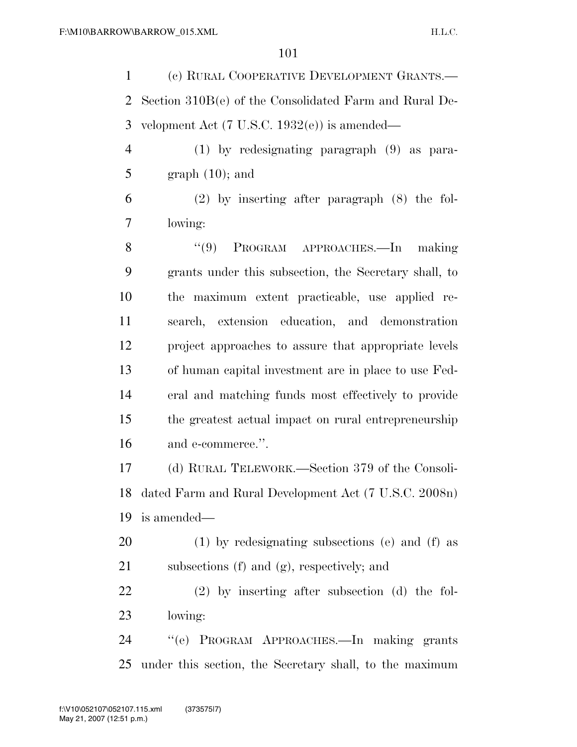(c) RURAL COOPERATIVE DEVELOPMENT GRANTS.—Section 310B(e) of the Consolidated Farm and Rural Development Act (7 U.S.C. 1932(e)) is amended—

(1) by redesignating paragraph (9) as paragraph (10); and

(2) by inserting after paragraph (8) the following:

"(9) PROGRAM APPROACHES.—In making grants under this subsection, the Secretary shall, to the maximum extent practicable, use applied research, extension education, and demonstration project approaches to assure that appropriate levels of human capital investment are in place to use Federal and matching funds most effectively to provide the greatest actual impact on rural entrepreneurship and e-commerce.".

(d) RURAL TELEWORK.—Section 379 of the Consolidated Farm and Rural Development Act (7 U.S.C. 2008n) is amended—

(1) by redesignating subsections (e) and (f) as subsections (f) and (g), respectively; and

(2) by inserting after subsection (d) the following:

"(e) PROGRAM APPROACHES.—In making grants under this section, the Secretary shall, to the maximum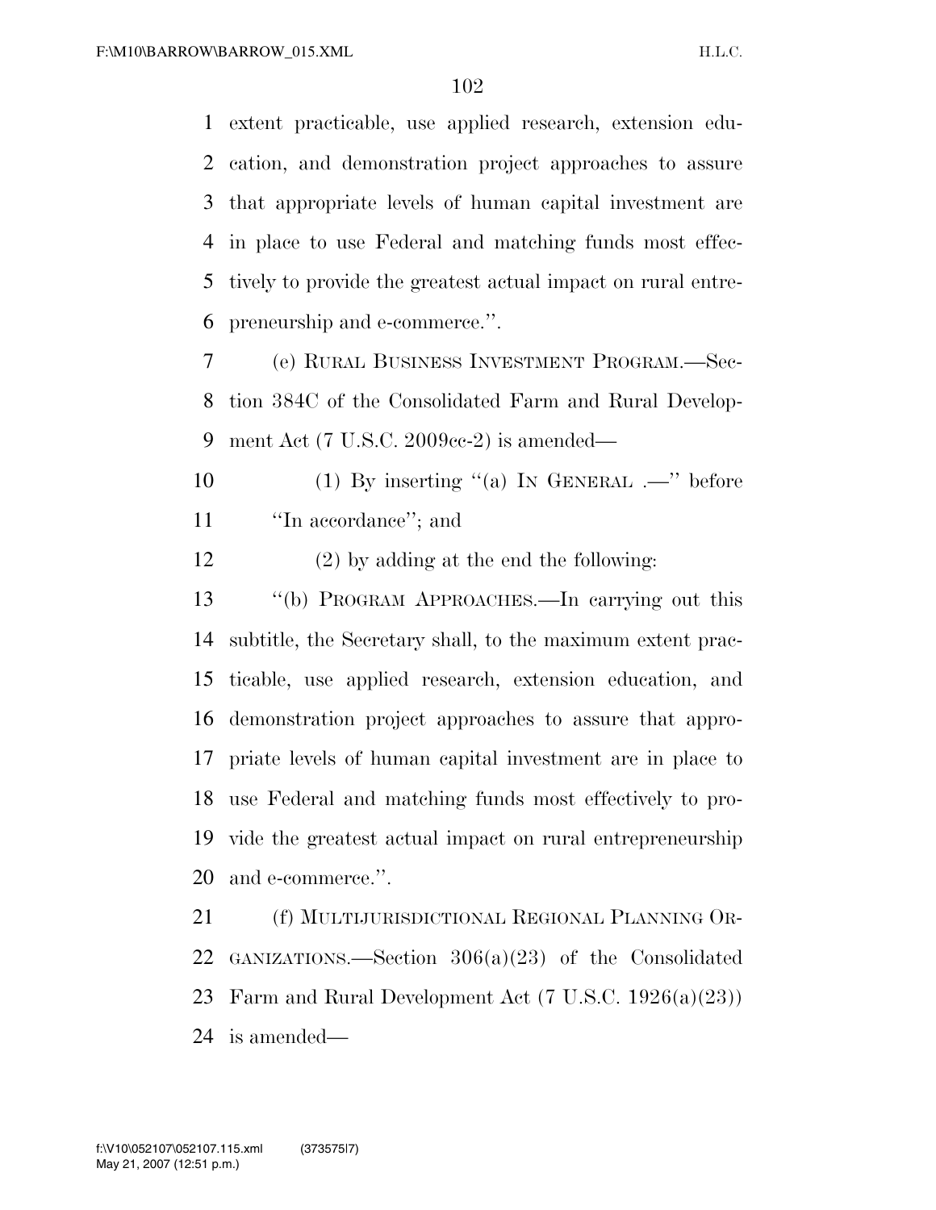extent practicable, use applied research, extension education, and demonstration project approaches to assure that appropriate levels of human capital investment are in place to use Federal and matching funds most effectively to provide the greatest actual impact on rural entrepreneurship and e-commerce.''.

(e) RURAL BUSINESS INVESTMENT PROGRAM.—Section 384C of the Consolidated Farm and Rural Development Act (7 U.S.C. 2009cc-2) is amended—

(1) By inserting ''(a) IN GENERAL .—'' before ''In accordance''; and

(2) by adding at the end the following:

''(b) PROGRAM APPROACHES.—In carrying out this subtitle, the Secretary shall, to the maximum extent practicable, use applied research, extension education, and demonstration project approaches to assure that appropriate levels of human capital investment are in place to use Federal and matching funds most effectively to provide the greatest actual impact on rural entrepreneurship and e-commerce.''.

(f) MULTIJURISDICTIONAL REGIONAL PLANNING ORGANIZATIONS.—Section 306(a)(23) of the Consolidated Farm and Rural Development Act (7 U.S.C. 1926(a)(23)) is amended—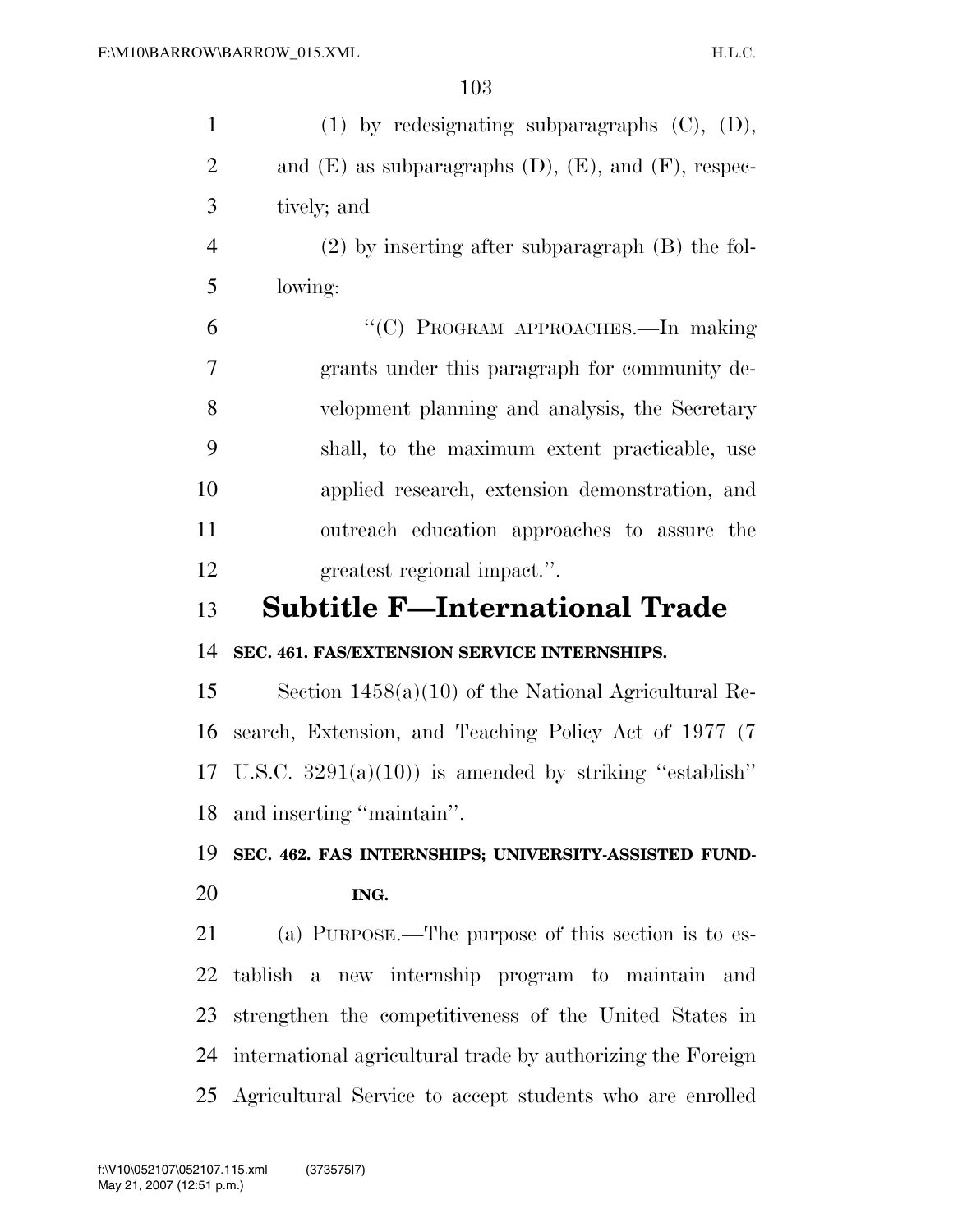(1) by redesignating subparagraphs (C), (D), and (E) as subparagraphs (D), (E), and (F), respectively; and

(2) by inserting after subparagraph (B) the following:

"(C) PROGRAM APPROACHES.—In making grants under this paragraph for community development planning and analysis, the Secretary shall, to the maximum extent practicable, use applied research, extension demonstration, and outreach education approaches to assure the greatest regional impact.".

## Subtitle F—International Trade

**SEC. 461. FAS/EXTENSION SERVICE INTERNSHIPS.**

Section 1458(a)(10) of the National Agricultural Research, Extension, and Teaching Policy Act of 1977 (7 U.S.C. 3291(a)(10)) is amended by striking "establish" and inserting "maintain".

**SEC. 462. FAS INTERNSHIPS; UNIVERSITY-ASSISTED FUNDING.**

(a) PURPOSE.—The purpose of this section is to establish a new internship program to maintain and strengthen the competitiveness of the United States in international agricultural trade by authorizing the Foreign Agricultural Service to accept students who are enrolled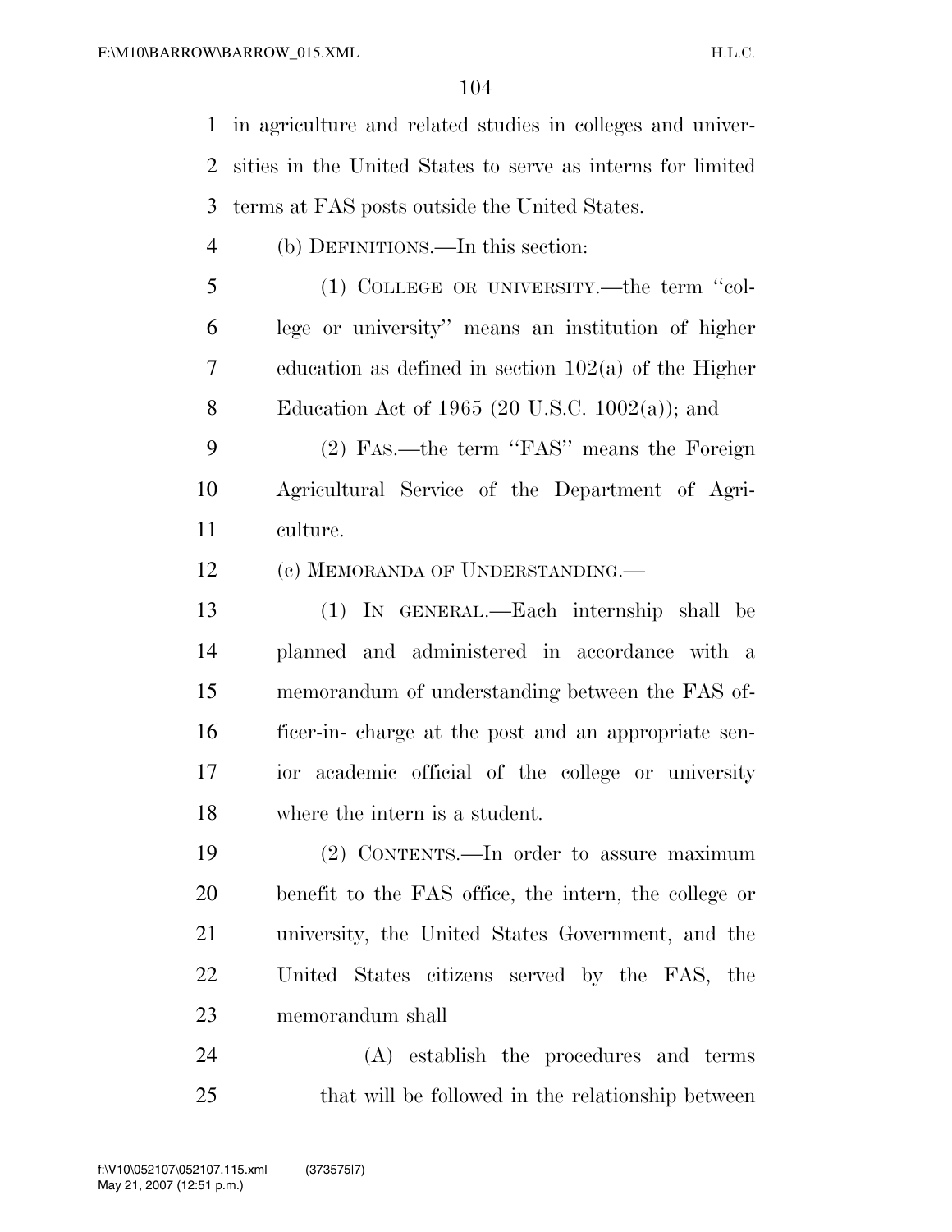in agriculture and related studies in colleges and universities in the United States to serve as interns for limited terms at FAS posts outside the United States.

(b) DEFINITIONS.—In this section:

(1) COLLEGE OR UNIVERSITY.—the term ''college or university'' means an institution of higher education as defined in section 102(a) of the Higher Education Act of 1965 (20 U.S.C. 1002(a)); and

(2) FAS.—the term ''FAS'' means the Foreign Agricultural Service of the Department of Agriculture.

(c) MEMORANDA OF UNDERSTANDING.—

(1) IN GENERAL.—Each internship shall be planned and administered in accordance with a memorandum of understanding between the FAS officer-in- charge at the post and an appropriate senior academic official of the college or university where the intern is a student.

(2) CONTENTS.—In order to assure maximum benefit to the FAS office, the intern, the college or university, the United States Government, and the United States citizens served by the FAS, the memorandum shall

(A) establish the procedures and terms that will be followed in the relationship between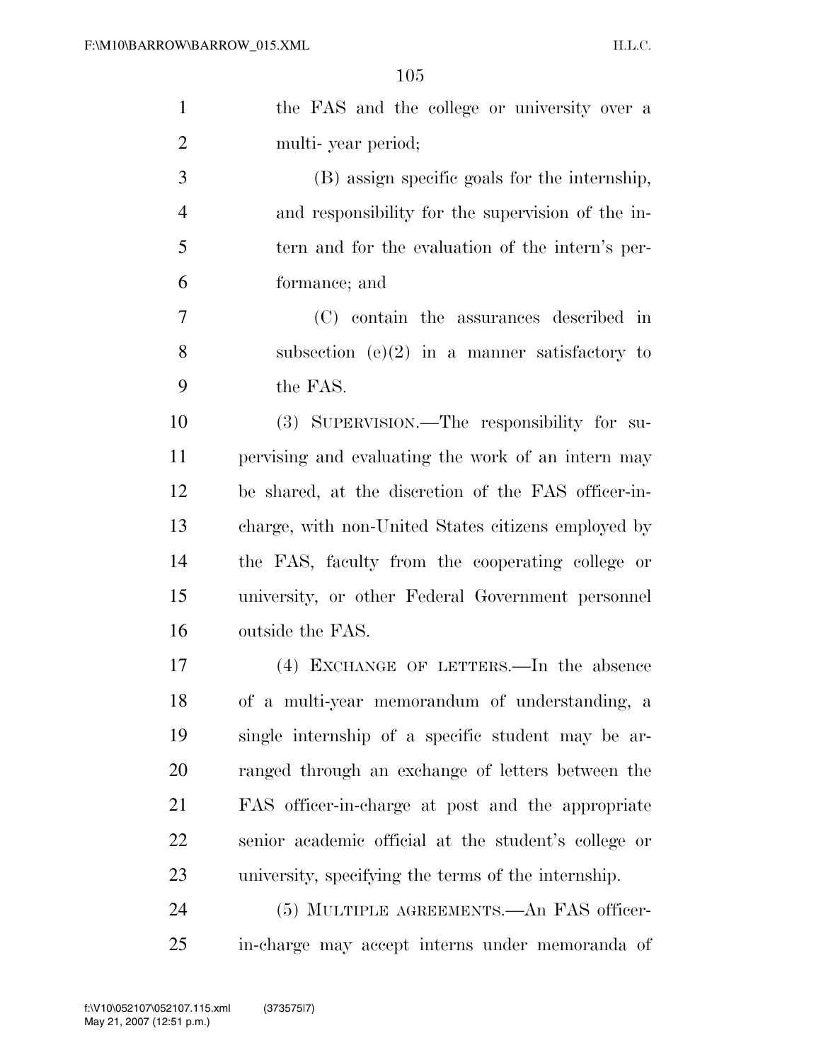the FAS and the college or university over a multi- year period;

(B) assign specific goals for the internship, and responsibility for the supervision of the intern and for the evaluation of the intern's performance; and

(C) contain the assurances described in subsection (e)(2) in a manner satisfactory to the FAS.

(3) SUPERVISION.—The responsibility for supervising and evaluating the work of an intern may be shared, at the discretion of the FAS officer-in-charge, with non-United States citizens employed by the FAS, faculty from the cooperating college or university, or other Federal Government personnel outside the FAS.

(4) EXCHANGE OF LETTERS.—In the absence of a multi-year memorandum of understanding, a single internship of a specific student may be arranged through an exchange of letters between the FAS officer-in-charge at post and the appropriate senior academic official at the student's college or university, specifying the terms of the internship.

(5) MULTIPLE AGREEMENTS.—An FAS officer-in-charge may accept interns under memoranda of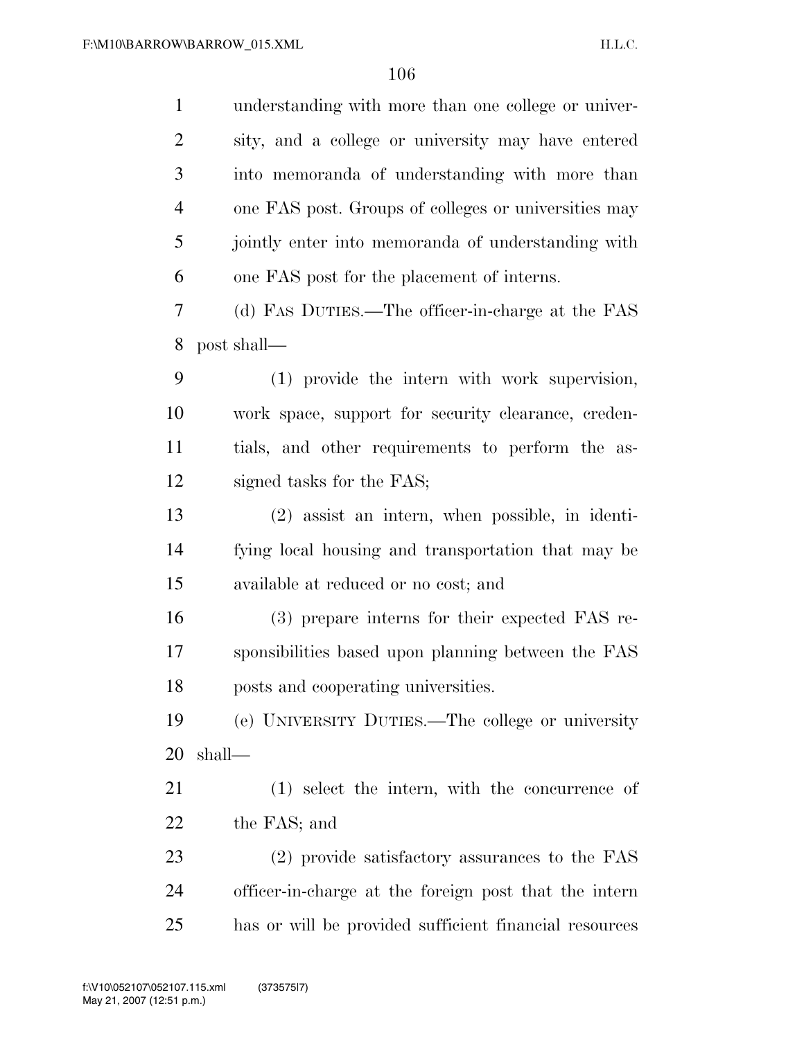understanding with more than one college or university, and a college or university may have entered into memoranda of understanding with more than one FAS post. Groups of colleges or universities may jointly enter into memoranda of understanding with one FAS post for the placement of interns.

(d) FAS DUTIES.—The officer-in-charge at the FAS post shall—

(1) provide the intern with work supervision, work space, support for security clearance, credentials, and other requirements to perform the assigned tasks for the FAS;

(2) assist an intern, when possible, in identifying local housing and transportation that may be available at reduced or no cost; and

(3) prepare interns for their expected FAS responsibilities based upon planning between the FAS posts and cooperating universities.

(e) UNIVERSITY DUTIES.—The college or university shall—

(1) select the intern, with the concurrence of the FAS; and

(2) provide satisfactory assurances to the FAS officer-in-charge at the foreign post that the intern has or will be provided sufficient financial resources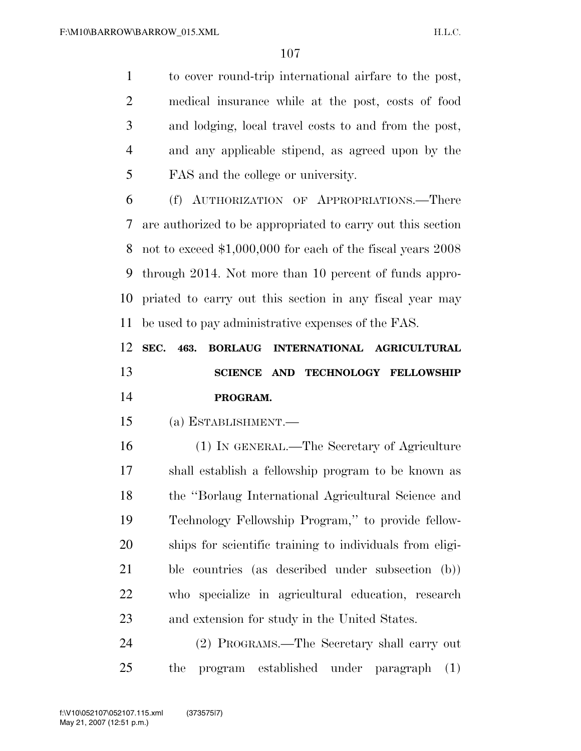to cover round-trip international airfare to the post, medical insurance while at the post, costs of food and lodging, local travel costs to and from the post, and any applicable stipend, as agreed upon by the FAS and the college or university.

(f) AUTHORIZATION OF APPROPRIATIONS.—There are authorized to be appropriated to carry out this section not to exceed $1,000,000 for each of the fiscal years 2008 through 2014. Not more than 10 percent of funds appropriated to carry out this section in any fiscal year may be used to pay administrative expenses of the FAS.

**SEC. 463. BORLAUG INTERNATIONAL AGRICULTURAL SCIENCE AND TECHNOLOGY FELLOWSHIP PROGRAM.**

(a) ESTABLISHMENT.—

(1) IN GENERAL.—The Secretary of Agriculture shall establish a fellowship program to be known as the ''Borlaug International Agricultural Science and Technology Fellowship Program,'' to provide fellowships for scientific training to individuals from eligible countries (as described under subsection (b)) who specialize in agricultural education, research and extension for study in the United States.

(2) PROGRAMS.—The Secretary shall carry out the program established under paragraph (1)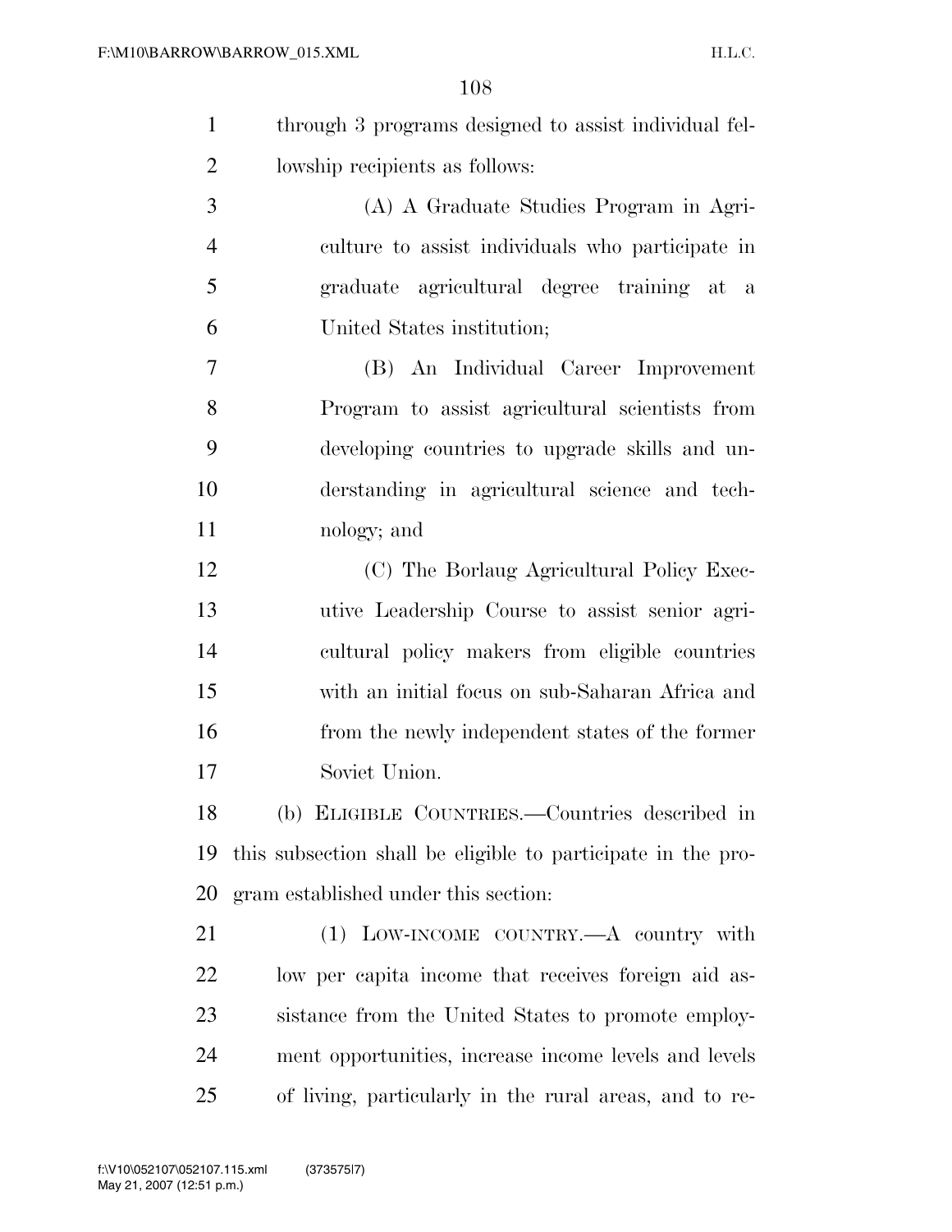through 3 programs designed to assist individual fellowship recipients as follows:

(A) A Graduate Studies Program in Agriculture to assist individuals who participate in graduate agricultural degree training at a United States institution;

(B) An Individual Career Improvement Program to assist agricultural scientists from developing countries to upgrade skills and understanding in agricultural science and technology; and

(C) The Borlaug Agricultural Policy Executive Leadership Course to assist senior agricultural policy makers from eligible countries with an initial focus on sub-Saharan Africa and from the newly independent states of the former Soviet Union.

(b) ELIGIBLE COUNTRIES.—Countries described in this subsection shall be eligible to participate in the program established under this section:

(1) LOW-INCOME COUNTRY.—A country with low per capita income that receives foreign aid assistance from the United States to promote employment opportunities, increase income levels and levels of living, particularly in the rural areas, and to re-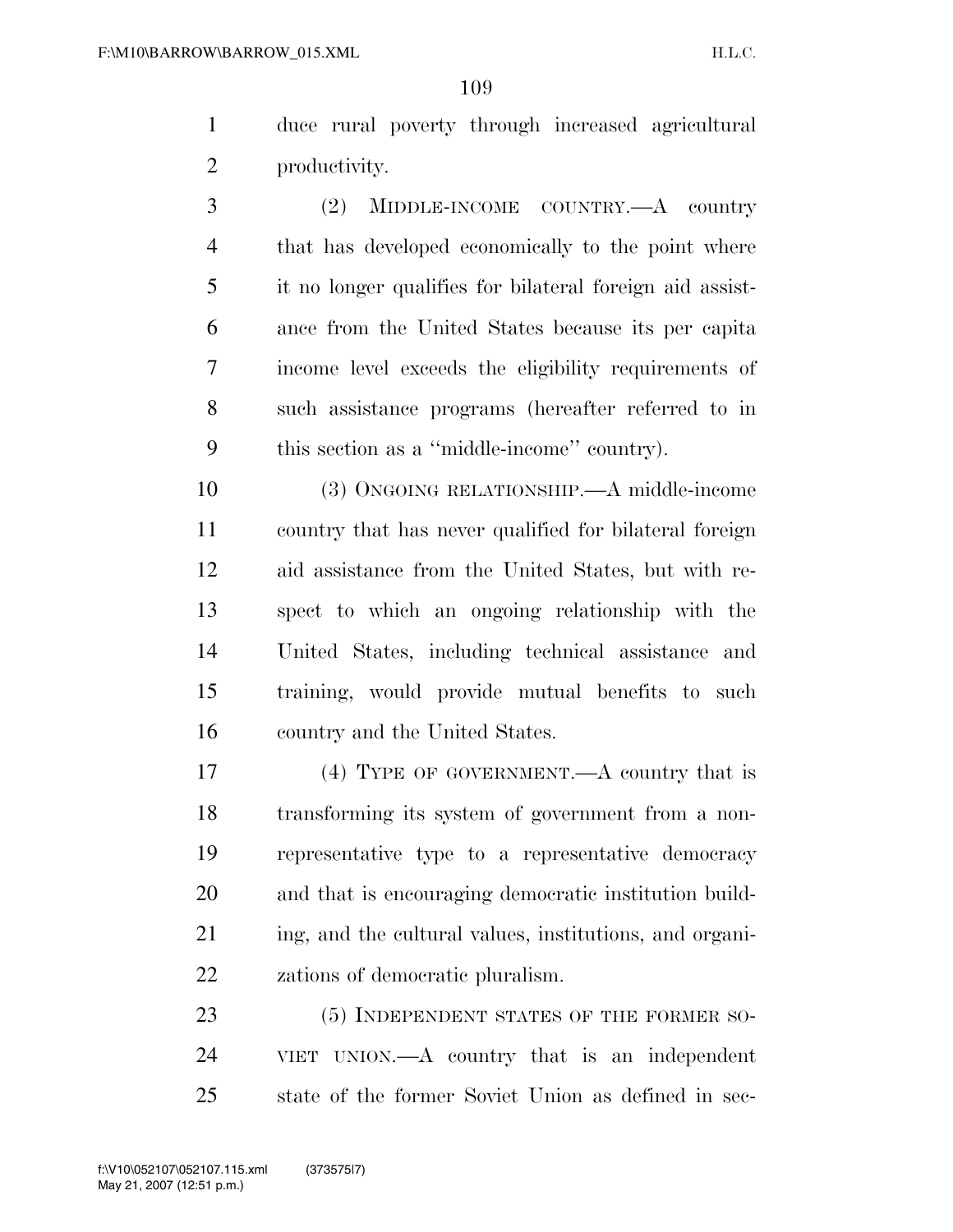duce rural poverty through increased agricultural productivity.

(2) MIDDLE-INCOME COUNTRY.—A country that has developed economically to the point where it no longer qualifies for bilateral foreign aid assistance from the United States because its per capita income level exceeds the eligibility requirements of such assistance programs (hereafter referred to in this section as a ''middle-income'' country).

(3) ONGOING RELATIONSHIP.—A middle-income country that has never qualified for bilateral foreign aid assistance from the United States, but with respect to which an ongoing relationship with the United States, including technical assistance and training, would provide mutual benefits to such country and the United States.

(4) TYPE OF GOVERNMENT.—A country that is transforming its system of government from a non-representative type to a representative democracy and that is encouraging democratic institution building, and the cultural values, institutions, and organizations of democratic pluralism.

(5) INDEPENDENT STATES OF THE FORMER SOVIET UNION.—A country that is an independent state of the former Soviet Union as defined in sec-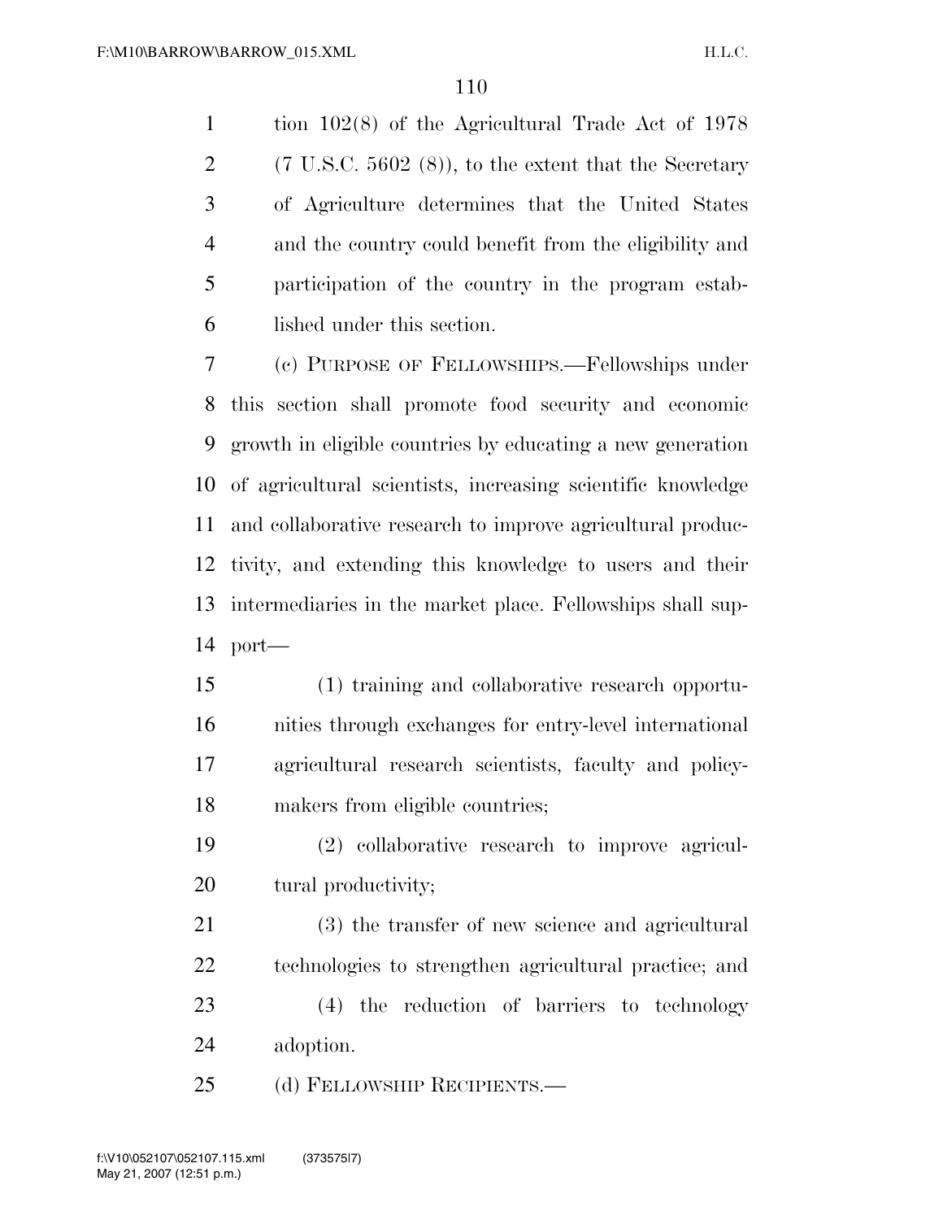tion 102(8) of the Agricultural Trade Act of 1978 (7 U.S.C. 5602 (8)), to the extent that the Secretary of Agriculture determines that the United States and the country could benefit from the eligibility and participation of the country in the program established under this section.

(c) PURPOSE OF FELLOWSHIPS.—Fellowships under this section shall promote food security and economic growth in eligible countries by educating a new generation of agricultural scientists, increasing scientific knowledge and collaborative research to improve agricultural productivity, and extending this knowledge to users and their intermediaries in the market place. Fellowships shall support—

(1) training and collaborative research opportunities through exchanges for entry-level international agricultural research scientists, faculty and policymakers from eligible countries;

(2) collaborative research to improve agricultural productivity;

(3) the transfer of new science and agricultural technologies to strengthen agricultural practice; and

(4) the reduction of barriers to technology adoption.

(d) FELLOWSHIP RECIPIENTS.—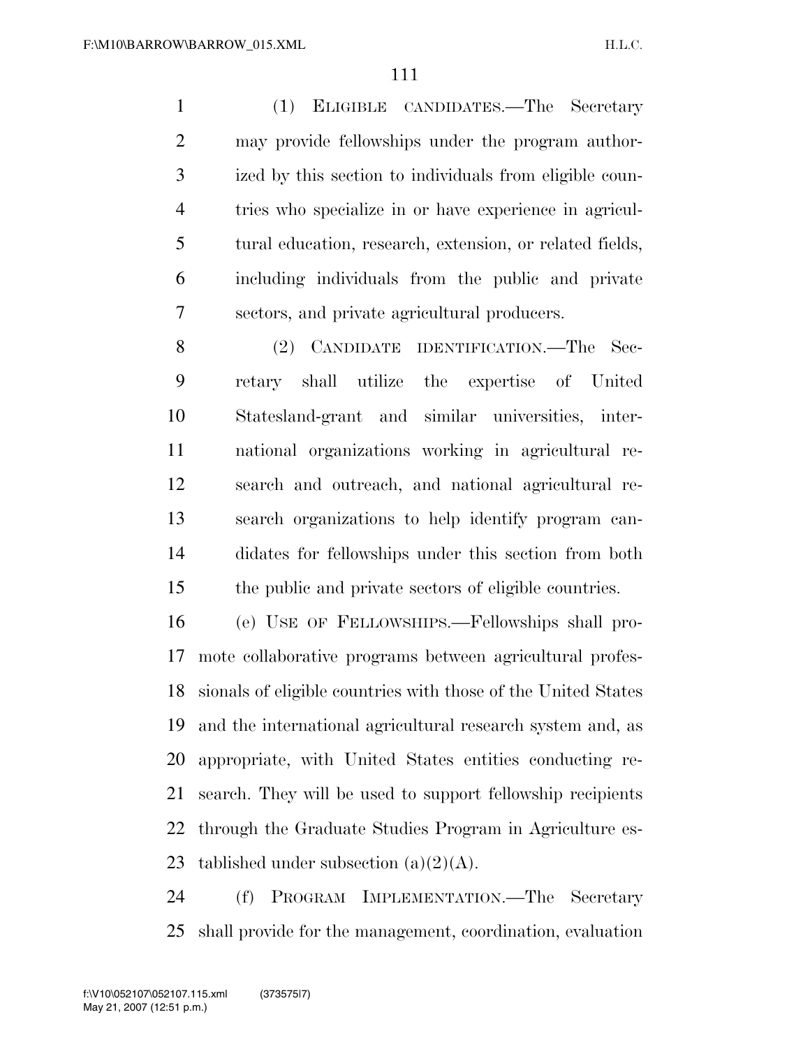(1) ELIGIBLE CANDIDATES.—The Secretary may provide fellowships under the program authorized by this section to individuals from eligible countries who specialize in or have experience in agricultural education, research, extension, or related fields, including individuals from the public and private sectors, and private agricultural producers.

(2) CANDIDATE IDENTIFICATION.—The Secretary shall utilize the expertise of United Statesland-grant and similar universities, international organizations working in agricultural research and outreach, and national agricultural research organizations to help identify program candidates for fellowships under this section from both the public and private sectors of eligible countries.

(e) USE OF FELLOWSHIPS.—Fellowships shall promote collaborative programs between agricultural professionals of eligible countries with those of the United States and the international agricultural research system and, as appropriate, with United States entities conducting research. They will be used to support fellowship recipients through the Graduate Studies Program in Agriculture established under subsection (a)(2)(A).

(f) PROGRAM IMPLEMENTATION.—The Secretary shall provide for the management, coordination, evaluation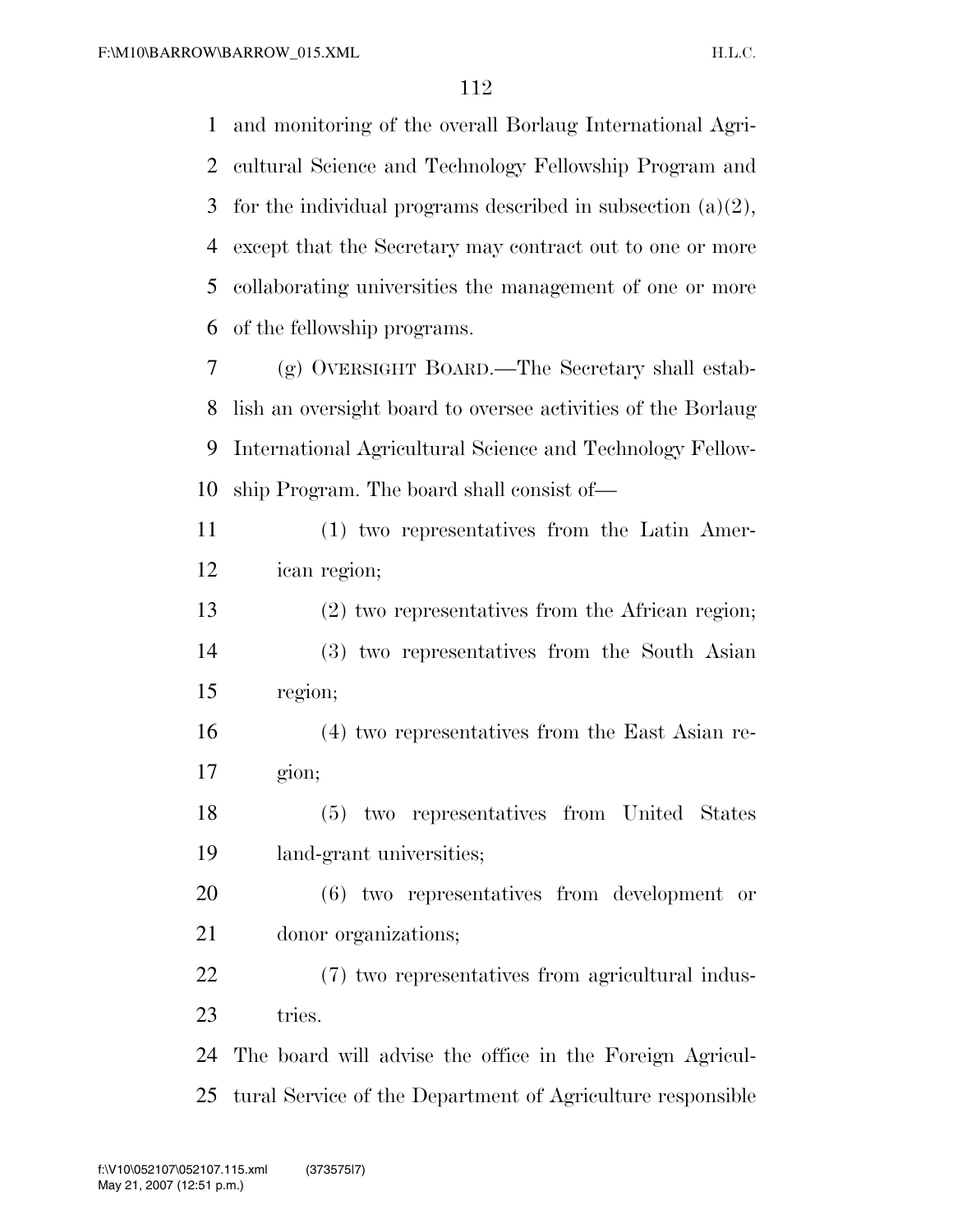and monitoring of the overall Borlaug International Agricultural Science and Technology Fellowship Program and for the individual programs described in subsection (a)(2), except that the Secretary may contract out to one or more collaborating universities the management of one or more of the fellowship programs.

(g) OVERSIGHT BOARD.—The Secretary shall establish an oversight board to oversee activities of the Borlaug International Agricultural Science and Technology Fellowship Program. The board shall consist of—

(1) two representatives from the Latin American region;

(2) two representatives from the African region;

(3) two representatives from the South Asian region;

(4) two representatives from the East Asian region;

(5) two representatives from United States land-grant universities;

(6) two representatives from development or donor organizations;

(7) two representatives from agricultural industries.

The board will advise the office in the Foreign Agricultural Service of the Department of Agriculture responsible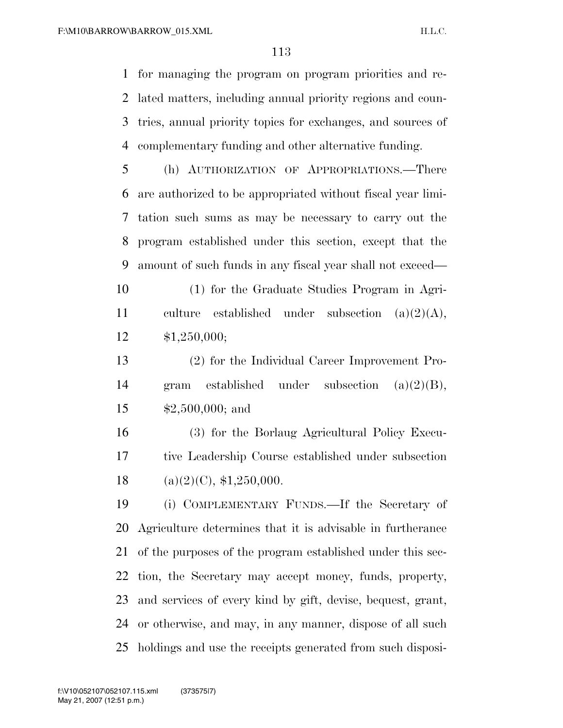for managing the program on program priorities and related matters, including annual priority regions and countries, annual priority topics for exchanges, and sources of complementary funding and other alternative funding.

(h) AUTHORIZATION OF APPROPRIATIONS.—There are authorized to be appropriated without fiscal year limitation such sums as may be necessary to carry out the program established under this section, except that the amount of such funds in any fiscal year shall not exceed—

(1) for the Graduate Studies Program in Agriculture established under subsection (a)(2)(A), $1,250,000;

(2) for the Individual Career Improvement Program established under subsection (a)(2)(B), $2,500,000; and

(3) for the Borlaug Agricultural Policy Executive Leadership Course established under subsection (a)(2)(C), $1,250,000.

(i) COMPLEMENTARY FUNDS.—If the Secretary of Agriculture determines that it is advisable in furtherance of the purposes of the program established under this section, the Secretary may accept money, funds, property, and services of every kind by gift, devise, bequest, grant, or otherwise, and may, in any manner, dispose of all such holdings and use the receipts generated from such disposi-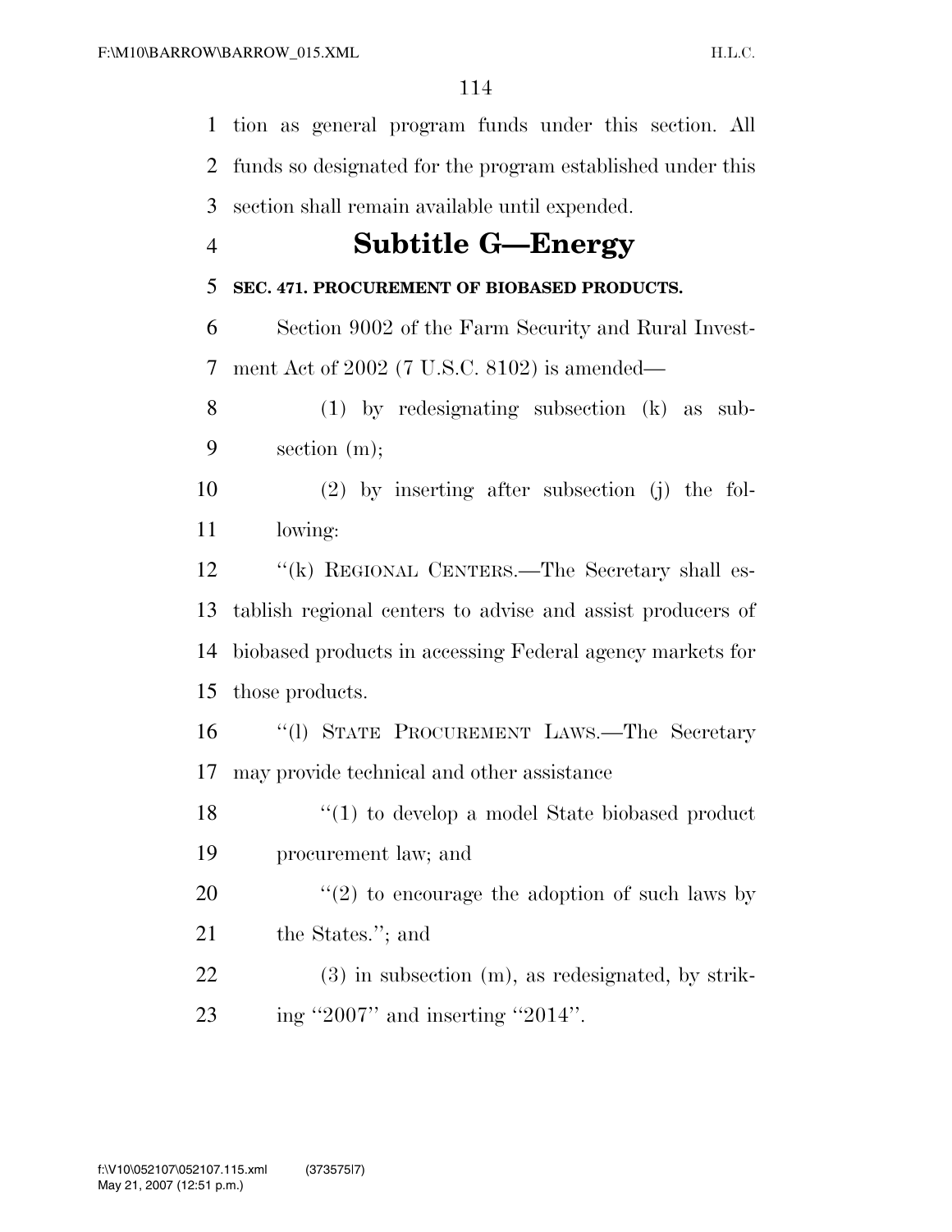tion as general program funds under this section. All funds so designated for the program established under this section shall remain available until expended.

## Subtitle G—Energy

**SEC. 471. PROCUREMENT OF BIOBASED PRODUCTS.**

Section 9002 of the Farm Security and Rural Investment Act of 2002 (7 U.S.C. 8102) is amended—

(1) by redesignating subsection (k) as subsection (m);

(2) by inserting after subsection (j) the following:

"(k) REGIONAL CENTERS.—The Secretary shall establish regional centers to advise and assist producers of biobased products in accessing Federal agency markets for those products.

"(l) STATE PROCUREMENT LAWS.—The Secretary may provide technical and other assistance

"(1) to develop a model State biobased product procurement law; and

"(2) to encourage the adoption of such laws by the States."; and

(3) in subsection (m), as redesignated, by striking "2007" and inserting "2014".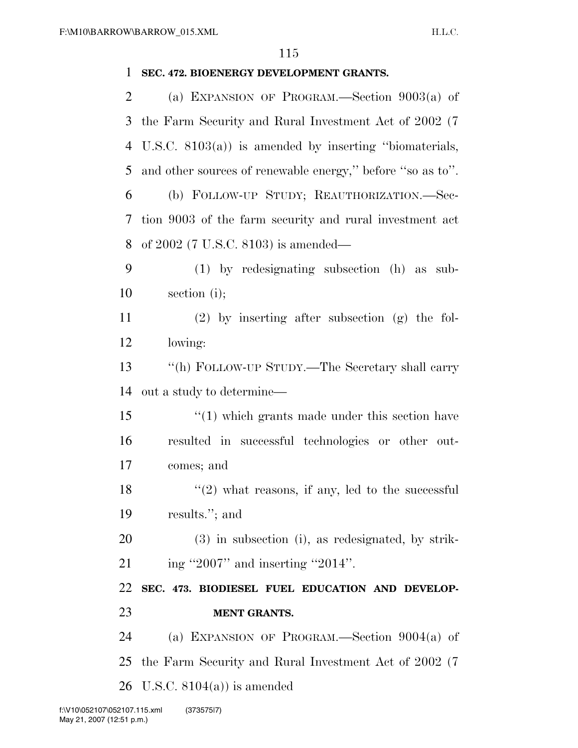**SEC. 472. BIOENERGY DEVELOPMENT GRANTS.**

(a) EXPANSION OF PROGRAM.—Section 9003(a) of the Farm Security and Rural Investment Act of 2002 (7 U.S.C. 8103(a)) is amended by inserting ''biomaterials, and other sources of renewable energy,'' before ''so as to''.

(b) FOLLOW-UP STUDY; REAUTHORIZATION.—Section 9003 of the farm security and rural investment act of 2002 (7 U.S.C. 8103) is amended—

(1) by redesignating subsection (h) as subsection (i);

(2) by inserting after subsection (g) the following:

''(h) FOLLOW-UP STUDY.—The Secretary shall carry out a study to determine—

''(1) which grants made under this section have resulted in successful technologies or other outcomes; and

''(2) what reasons, if any, led to the successful results.''; and

(3) in subsection (i), as redesignated, by striking ''2007'' and inserting ''2014''.

**SEC. 473. BIODIESEL FUEL EDUCATION AND DEVELOPMENT GRANTS.**

(a) EXPANSION OF PROGRAM.—Section 9004(a) of the Farm Security and Rural Investment Act of 2002 (7 U.S.C. 8104(a)) is amended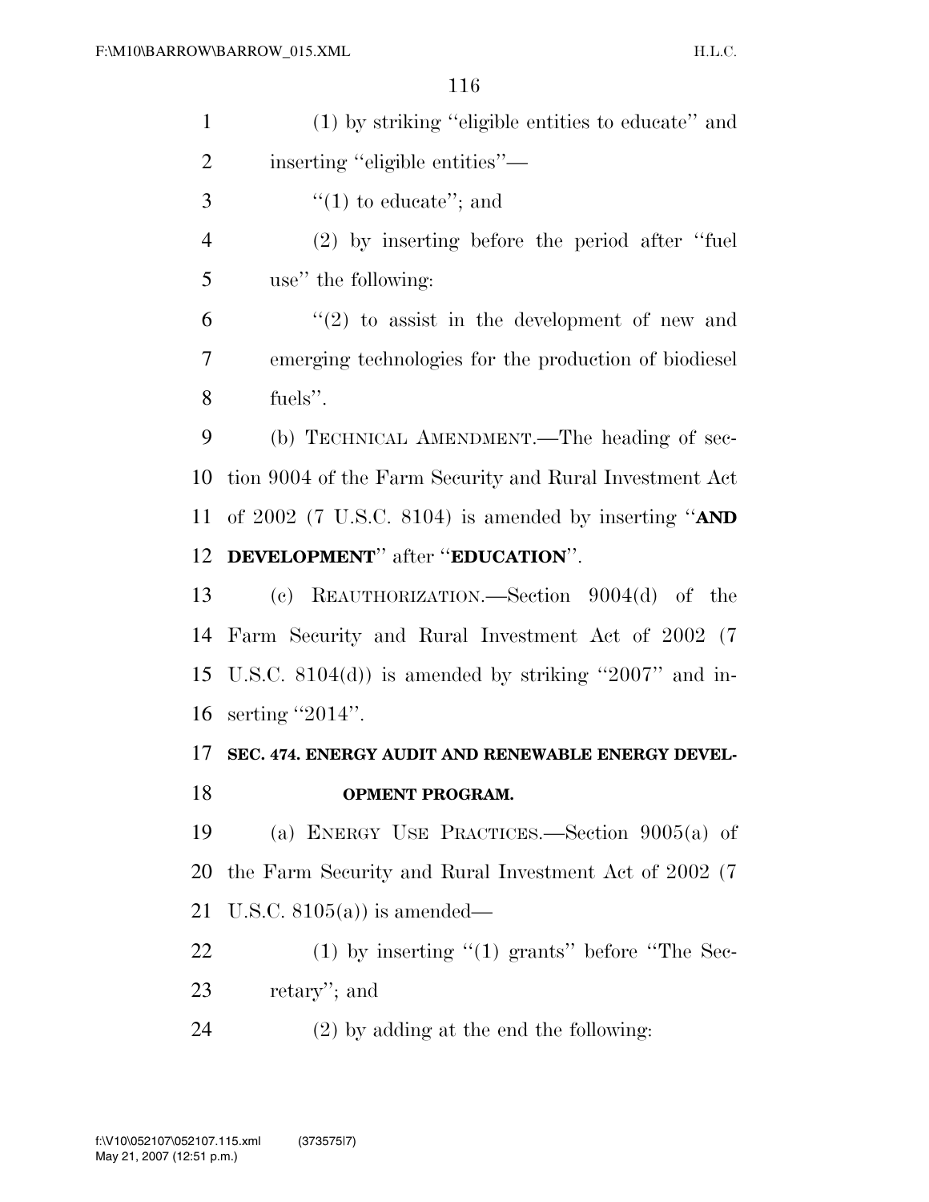(1) by striking "eligible entities to educate" and inserting "eligible entities"—

"(1) to educate"; and

(2) by inserting before the period after "fuel use" the following:

"(2) to assist in the development of new and emerging technologies for the production of biodiesel fuels".

(b) TECHNICAL AMENDMENT.—The heading of section 9004 of the Farm Security and Rural Investment Act of 2002 (7 U.S.C. 8104) is amended by inserting "**AND DEVELOPMENT**" after "**EDUCATION**".

(c) REAUTHORIZATION.—Section 9004(d) of the Farm Security and Rural Investment Act of 2002 (7 U.S.C. 8104(d)) is amended by striking "2007" and inserting "2014".

### SEC. 474. ENERGY AUDIT AND RENEWABLE ENERGY DEVELOPMENT PROGRAM.

(a) ENERGY USE PRACTICES.—Section 9005(a) of the Farm Security and Rural Investment Act of 2002 (7 U.S.C. 8105(a)) is amended—

(1) by inserting "(1) grants" before "The Secretary"; and

(2) by adding at the end the following: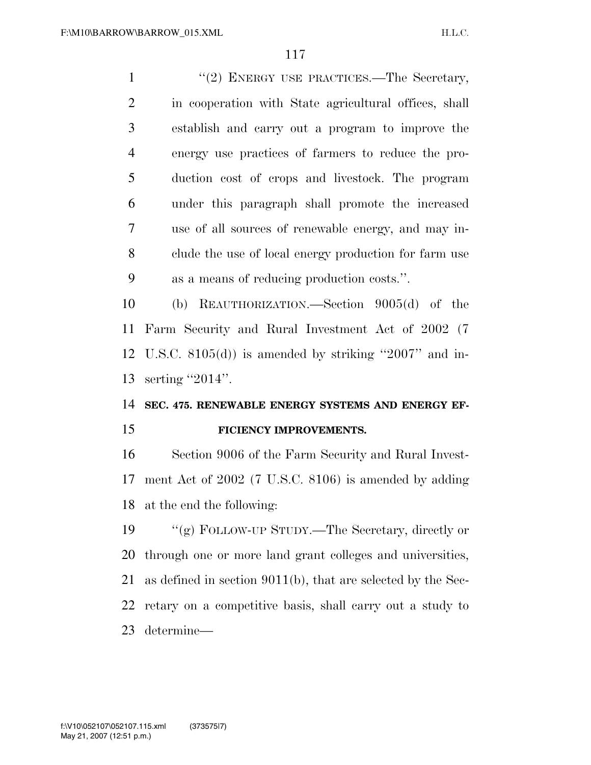"(2) ENERGY USE PRACTICES.—The Secretary, in cooperation with State agricultural offices, shall establish and carry out a program to improve the energy use practices of farmers to reduce the production cost of crops and livestock. The program under this paragraph shall promote the increased use of all sources of renewable energy, and may include the use of local energy production for farm use as a means of reducing production costs.".

(b) REAUTHORIZATION.—Section 9005(d) of the Farm Security and Rural Investment Act of 2002 (7 U.S.C. 8105(d)) is amended by striking "2007" and inserting "2014".

**SEC. 475. RENEWABLE ENERGY SYSTEMS AND ENERGY EFFICIENCY IMPROVEMENTS.**

Section 9006 of the Farm Security and Rural Investment Act of 2002 (7 U.S.C. 8106) is amended by adding at the end the following:

"(g) FOLLOW-UP STUDY.—The Secretary, directly or through one or more land grant colleges and universities, as defined in section 9011(b), that are selected by the Secretary on a competitive basis, shall carry out a study to determine—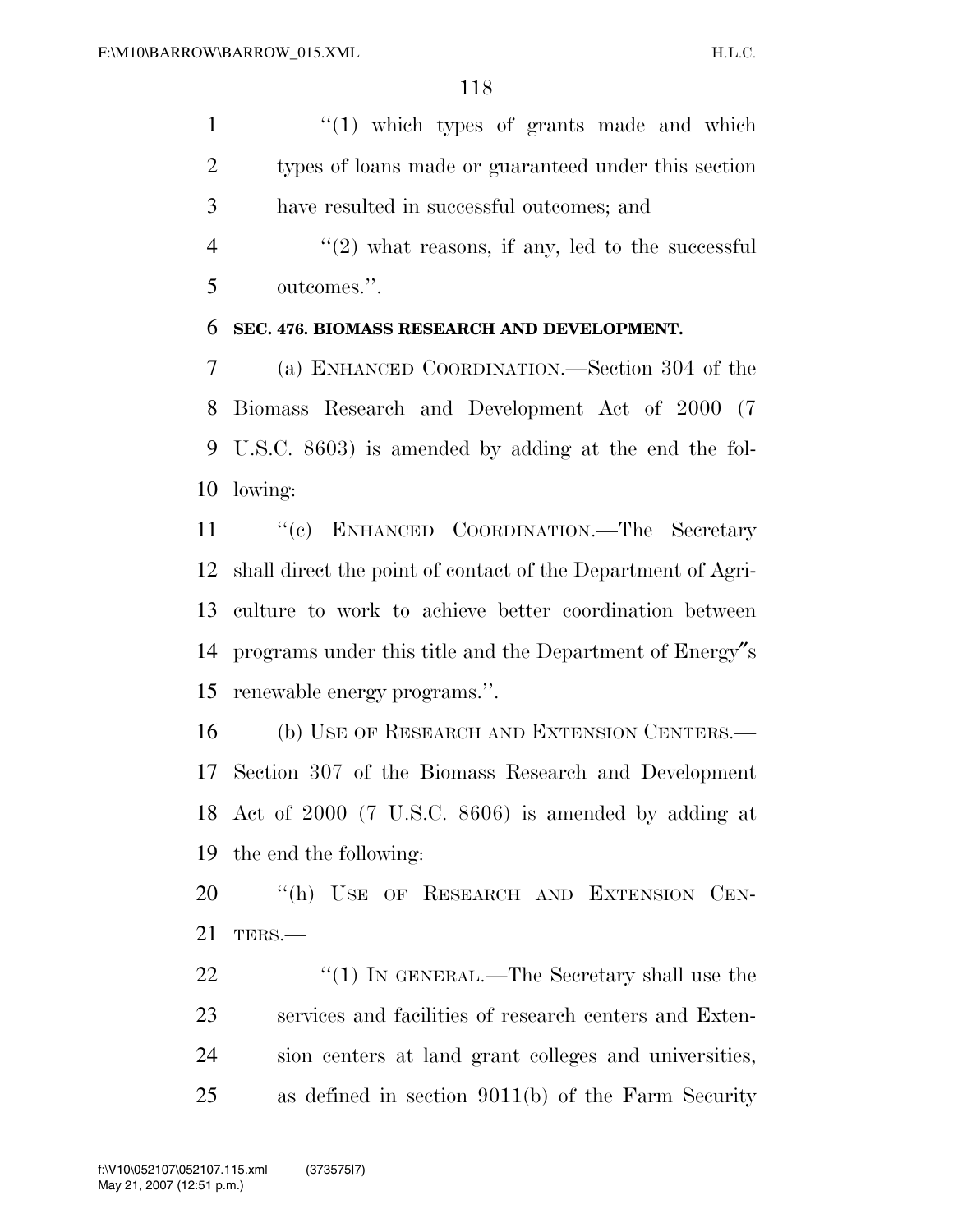"(1) which types of grants made and which types of loans made or guaranteed under this section have resulted in successful outcomes; and

"(2) what reasons, if any, led to the successful outcomes.".

**SEC. 476. BIOMASS RESEARCH AND DEVELOPMENT.**

(a) ENHANCED COORDINATION.—Section 304 of the Biomass Research and Development Act of 2000 (7 U.S.C. 8603) is amended by adding at the end the following:

"(c) ENHANCED COORDINATION.—The Secretary shall direct the point of contact of the Department of Agriculture to work to achieve better coordination between programs under this title and the Department of Energy″s renewable energy programs.".

(b) USE OF RESEARCH AND EXTENSION CENTERS.—Section 307 of the Biomass Research and Development Act of 2000 (7 U.S.C. 8606) is amended by adding at the end the following:

"(h) USE OF RESEARCH AND EXTENSION CENTERS.—

"(1) IN GENERAL.—The Secretary shall use the services and facilities of research centers and Extension centers at land grant colleges and universities, as defined in section 9011(b) of the Farm Security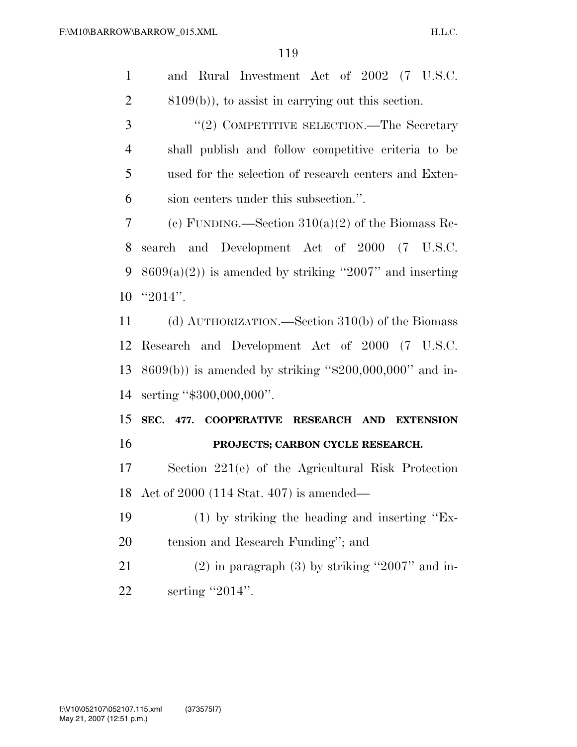and Rural Investment Act of 2002 (7 U.S.C. 8109(b)), to assist in carrying out this section.

''(2) COMPETITIVE SELECTION.—The Secretary shall publish and follow competitive criteria to be used for the selection of research centers and Extension centers under this subsection.''.

(c) FUNDING.—Section 310(a)(2) of the Biomass Research and Development Act of 2000 (7 U.S.C. 8609(a)(2)) is amended by striking ''2007'' and inserting ''2014''.

(d) AUTHORIZATION.—Section 310(b) of the Biomass Research and Development Act of 2000 (7 U.S.C. 8609(b)) is amended by striking ''$200,000,000'' and inserting ''$300,000,000''.

### SEC. 477. COOPERATIVE RESEARCH AND EXTENSION PROJECTS; CARBON CYCLE RESEARCH.

Section 221(e) of the Agricultural Risk Protection Act of 2000 (114 Stat. 407) is amended—

(1) by striking the heading and inserting ''Extension and Research Funding''; and

(2) in paragraph (3) by striking ''2007'' and inserting ''2014''.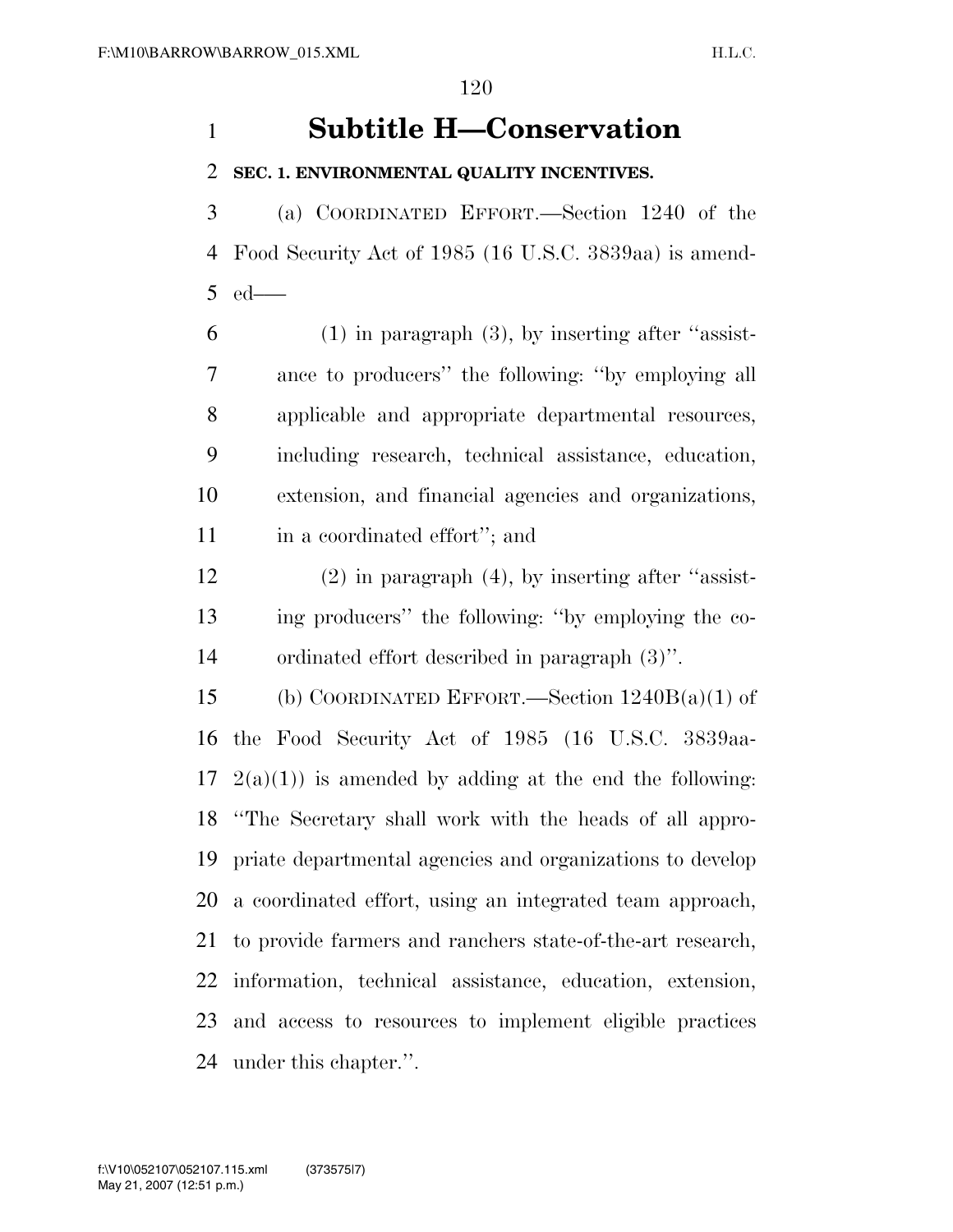# Subtitle H—Conservation

**SEC. 1. ENVIRONMENTAL QUALITY INCENTIVES.**

(a) COORDINATED EFFORT.—Section 1240 of the Food Security Act of 1985 (16 U.S.C. 3839aa) is amended—–

(1) in paragraph (3), by inserting after ''assistance to producers'' the following: ''by employing all applicable and appropriate departmental resources, including research, technical assistance, education, extension, and financial agencies and organizations, in a coordinated effort''; and

(2) in paragraph (4), by inserting after ''assisting producers'' the following: ''by employing the coordinated effort described in paragraph (3)''.

(b) COORDINATED EFFORT.—Section 1240B(a)(1) of the Food Security Act of 1985 (16 U.S.C. 3839aa-2(a)(1)) is amended by adding at the end the following: ''The Secretary shall work with the heads of all appropriate departmental agencies and organizations to develop a coordinated effort, using an integrated team approach, to provide farmers and ranchers state-of-the-art research, information, technical assistance, education, extension, and access to resources to implement eligible practices under this chapter.''.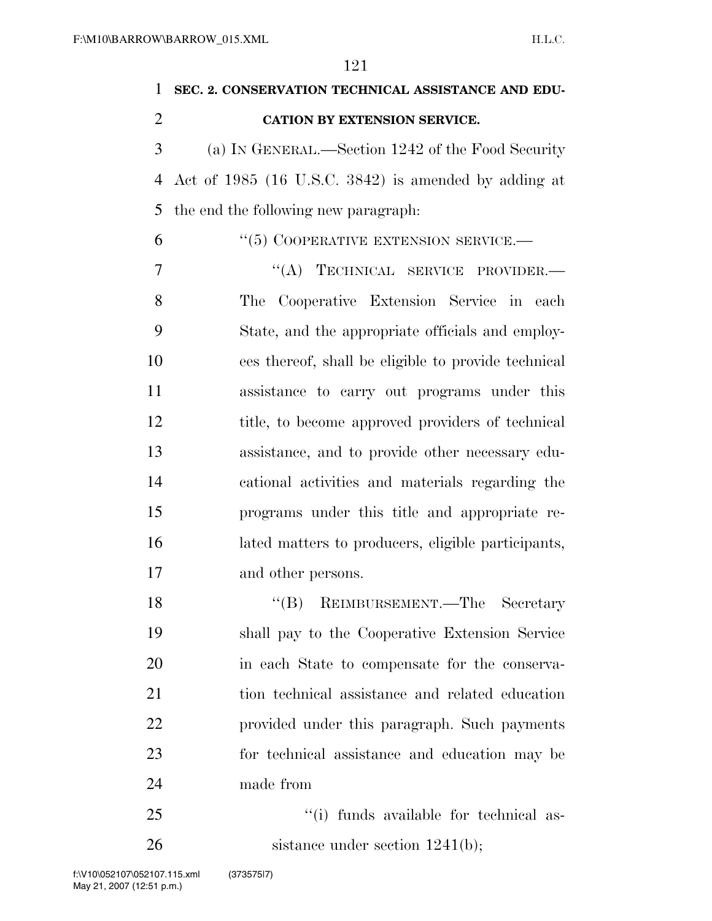**SEC. 2. CONSERVATION TECHNICAL ASSISTANCE AND EDUCATION BY EXTENSION SERVICE.**

(a) IN GENERAL.—Section 1242 of the Food Security Act of 1985 (16 U.S.C. 3842) is amended by adding at the end the following new paragraph:

"(5) COOPERATIVE EXTENSION SERVICE.—

"(A) TECHNICAL SERVICE PROVIDER.—The Cooperative Extension Service in each State, and the appropriate officials and employees thereof, shall be eligible to provide technical assistance to carry out programs under this title, to become approved providers of technical assistance, and to provide other necessary educational activities and materials regarding the programs under this title and appropriate related matters to producers, eligible participants, and other persons.

"(B) REIMBURSEMENT.—The Secretary shall pay to the Cooperative Extension Service in each State to compensate for the conservation technical assistance and related education provided under this paragraph. Such payments for technical assistance and education may be made from

"(i) funds available for technical assistance under section 1241(b);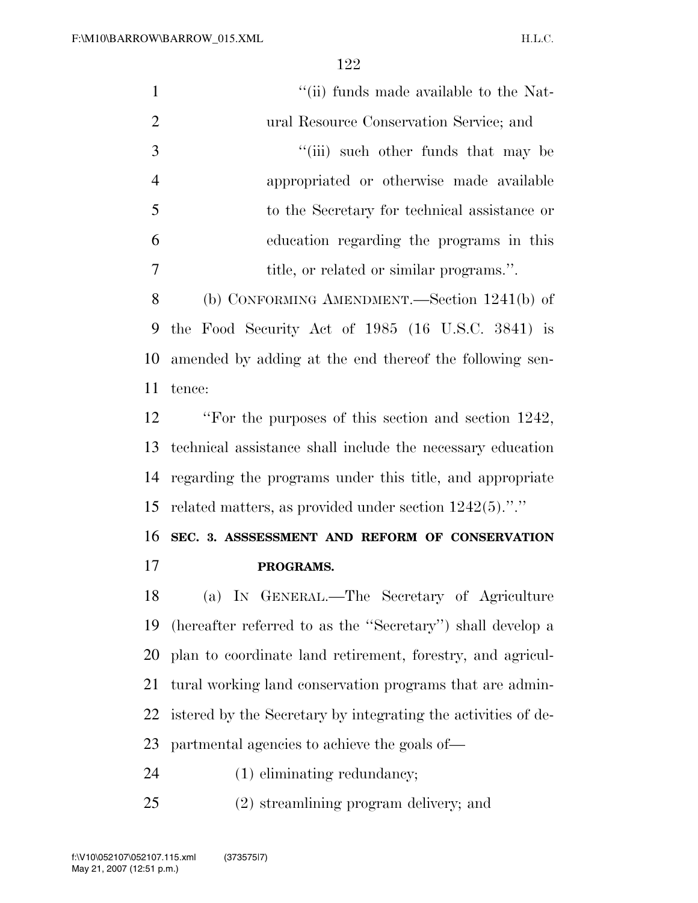"(ii) funds made available to the Natural Resource Conservation Service; and

"(iii) such other funds that may be appropriated or otherwise made available to the Secretary for technical assistance or education regarding the programs in this title, or related or similar programs.".

(b) CONFORMING AMENDMENT.—Section 1241(b) of the Food Security Act of 1985 (16 U.S.C. 3841) is amended by adding at the end thereof the following sentence:

"For the purposes of this section and section 1242, technical assistance shall include the necessary education regarding the programs under this title, and appropriate related matters, as provided under section 1242(5).".''

**SEC. 3. ASSSESSMENT AND REFORM OF CONSERVATION PROGRAMS.**

(a) IN GENERAL.—The Secretary of Agriculture (hereafter referred to as the "Secretary") shall develop a plan to coordinate land retirement, forestry, and agricultural working land conservation programs that are administered by the Secretary by integrating the activities of departmental agencies to achieve the goals of—

(1) eliminating redundancy;

(2) streamlining program delivery; and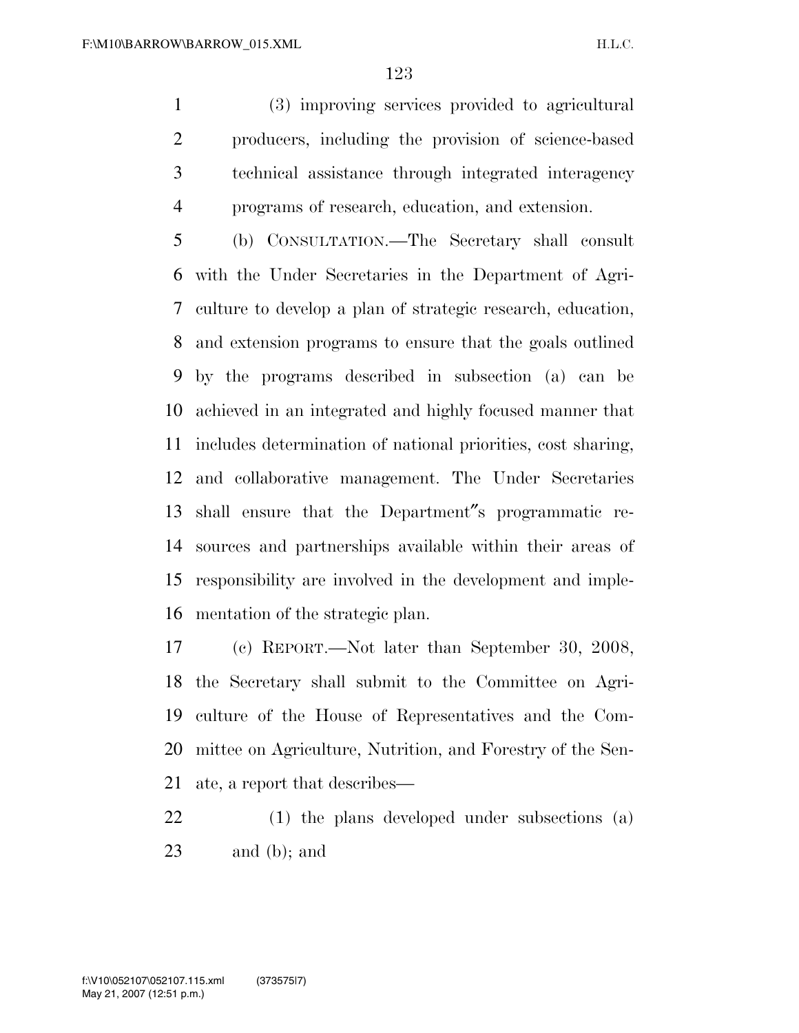(3) improving services provided to agricultural producers, including the provision of science-based technical assistance through integrated interagency programs of research, education, and extension.

(b) CONSULTATION.—The Secretary shall consult with the Under Secretaries in the Department of Agriculture to develop a plan of strategic research, education, and extension programs to ensure that the goals outlined by the programs described in subsection (a) can be achieved in an integrated and highly focused manner that includes determination of national priorities, cost sharing, and collaborative management. The Under Secretaries shall ensure that the Department″s programmatic resources and partnerships available within their areas of responsibility are involved in the development and implementation of the strategic plan.

(c) REPORT.—Not later than September 30, 2008, the Secretary shall submit to the Committee on Agriculture of the House of Representatives and the Committee on Agriculture, Nutrition, and Forestry of the Senate, a report that describes—

(1) the plans developed under subsections (a) and (b); and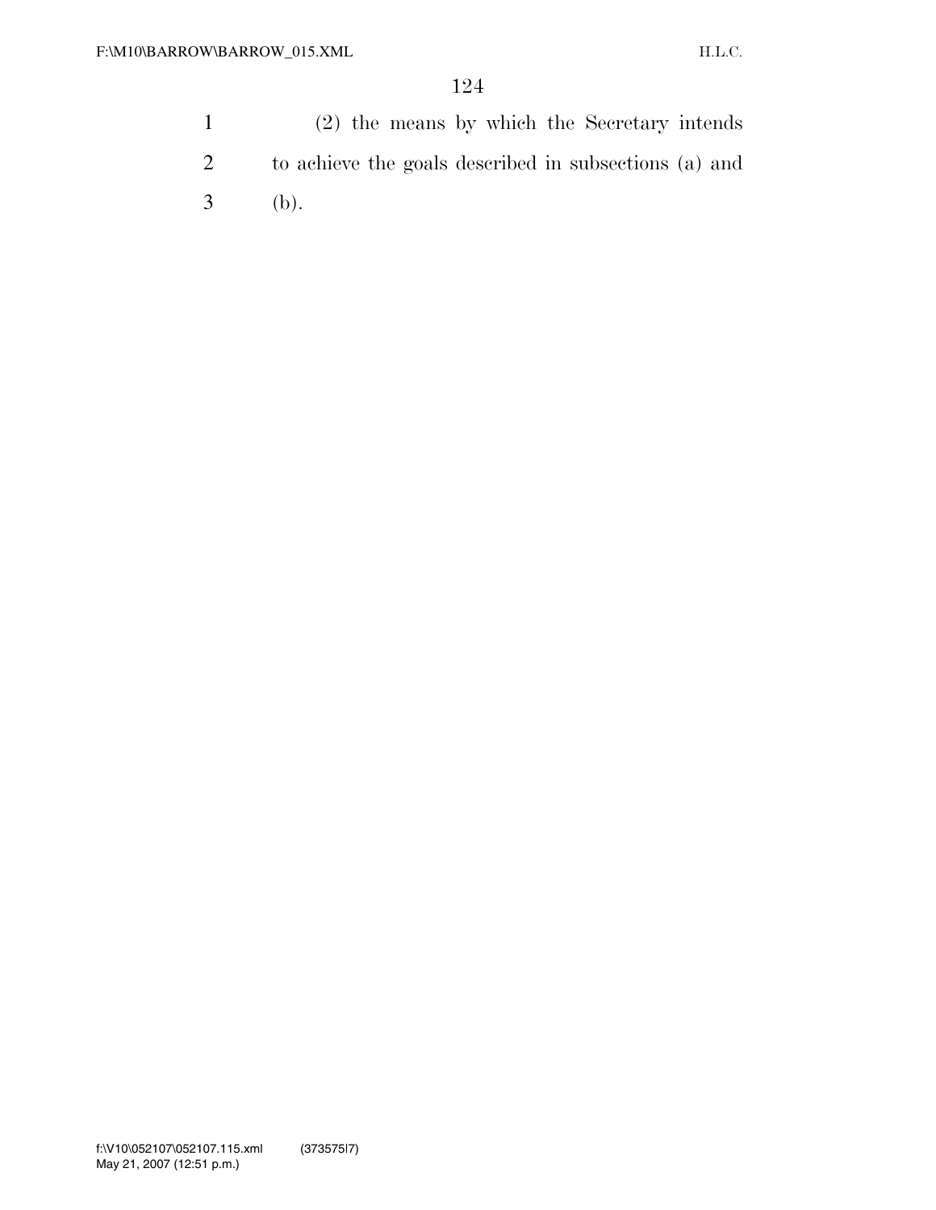(2) the means by which the Secretary intends to achieve the goals described in subsections (a) and (b).